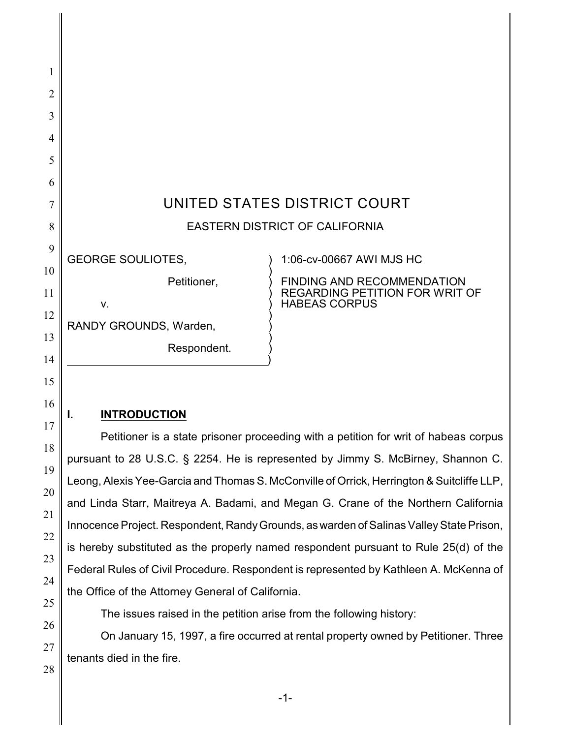# UNITED STATES DISTRICT COURT

## EASTERN DISTRICT OF CALIFORNIA

| | |
|---|---|
| GEORGE SOULIOTES, Petitioner, v. RANDY GROUNDS, Warden, Respondent. | 1:06-cv-00667 AWI MJS HC |
| | FINDING AND RECOMMENDATION REGARDING PETITION FOR WRIT OF HABEAS CORPUS |

## I. INTRODUCTION

Petitioner is a state prisoner proceeding with a petition for writ of habeas corpus pursuant to 28 U.S.C. § 2254. He is represented by Jimmy S. McBirney, Shannon C. Leong, Alexis Yee-Garcia and Thomas S. McConville of Orrick, Herrington & Suitcliffe LLP, and Linda Starr, Maitreya A. Badami, and Megan G. Crane of the Northern California Innocence Project. Respondent, Randy Grounds, as warden of Salinas Valley State Prison, is hereby substituted as the properly named respondent pursuant to Rule 25(d) of the Federal Rules of Civil Procedure. Respondent is represented by Kathleen A. McKenna of the Office of the Attorney General of California.

The issues raised in the petition arise from the following history:

On January 15, 1997, a fire occurred at rental property owned by Petitioner. Three tenants died in the fire.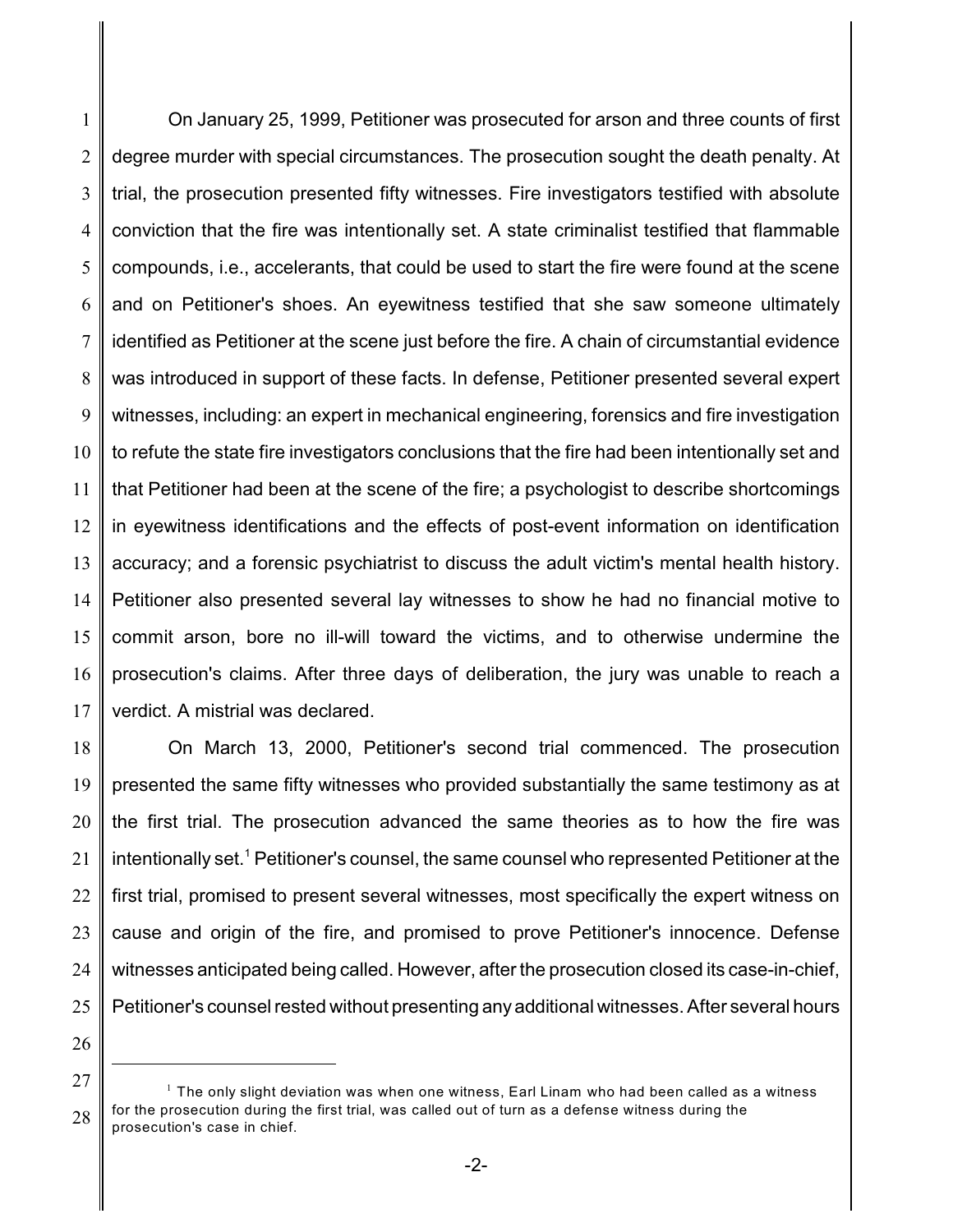On January 25, 1999, Petitioner was prosecuted for arson and three counts of first degree murder with special circumstances. The prosecution sought the death penalty. At trial, the prosecution presented fifty witnesses. Fire investigators testified with absolute conviction that the fire was intentionally set. A state criminalist testified that flammable compounds, i.e., accelerants, that could be used to start the fire were found at the scene and on Petitioner's shoes. An eyewitness testified that she saw someone ultimately identified as Petitioner at the scene just before the fire. A chain of circumstantial evidence was introduced in support of these facts. In defense, Petitioner presented several expert witnesses, including: an expert in mechanical engineering, forensics and fire investigation to refute the state fire investigators conclusions that the fire had been intentionally set and that Petitioner had been at the scene of the fire; a psychologist to describe shortcomings in eyewitness identifications and the effects of post-event information on identification accuracy; and a forensic psychiatrist to discuss the adult victim's mental health history. Petitioner also presented several lay witnesses to show he had no financial motive to commit arson, bore no ill-will toward the victims, and to otherwise undermine the prosecution's claims. After three days of deliberation, the jury was unable to reach a verdict. A mistrial was declared.

On March 13, 2000, Petitioner's second trial commenced. The prosecution presented the same fifty witnesses who provided substantially the same testimony as at the first trial. The prosecution advanced the same theories as to how the fire was intentionally set.[1] Petitioner's counsel, the same counsel who represented Petitioner at the first trial, promised to present several witnesses, most specifically the expert witness on cause and origin of the fire, and promised to prove Petitioner's innocence. Defense witnesses anticipated being called. However, after the prosecution closed its case-in-chief, Petitioner's counsel rested without presenting any additional witnesses. After several hours

---

[1] The only slight deviation was when one witness, Earl Linam who had been called as a witness for the prosecution during the first trial, was called out of turn as a defense witness during the prosecution's case in chief.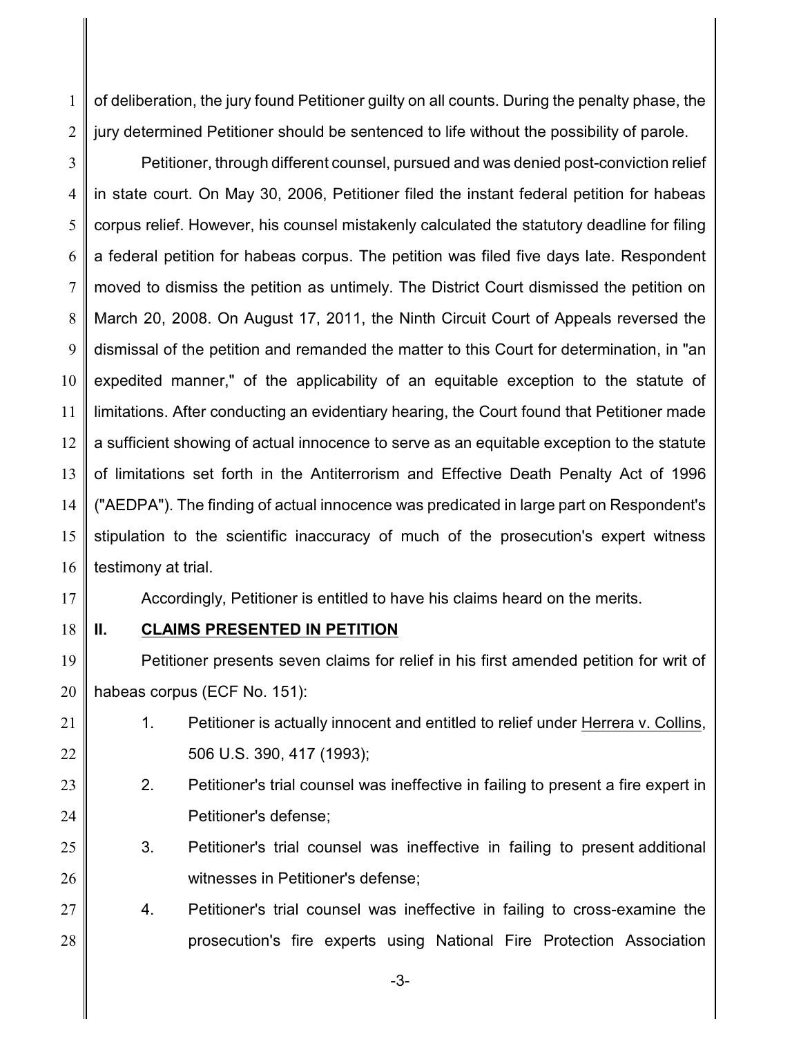of deliberation, the jury found Petitioner guilty on all counts. During the penalty phase, the jury determined Petitioner should be sentenced to life without the possibility of parole.

Petitioner, through different counsel, pursued and was denied post-conviction relief in state court. On May 30, 2006, Petitioner filed the instant federal petition for habeas corpus relief. However, his counsel mistakenly calculated the statutory deadline for filing a federal petition for habeas corpus. The petition was filed five days late. Respondent moved to dismiss the petition as untimely. The District Court dismissed the petition on March 20, 2008. On August 17, 2011, the Ninth Circuit Court of Appeals reversed the dismissal of the petition and remanded the matter to this Court for determination, in "an expedited manner," of the applicability of an equitable exception to the statute of limitations. After conducting an evidentiary hearing, the Court found that Petitioner made a sufficient showing of actual innocence to serve as an equitable exception to the statute of limitations set forth in the Antiterrorism and Effective Death Penalty Act of 1996 ("AEDPA"). The finding of actual innocence was predicated in large part on Respondent's stipulation to the scientific inaccuracy of much of the prosecution's expert witness testimony at trial.

Accordingly, Petitioner is entitled to have his claims heard on the merits.

## II. CLAIMS PRESENTED IN PETITION

Petitioner presents seven claims for relief in his first amended petition for writ of habeas corpus (ECF No. 151):

1. Petitioner is actually innocent and entitled to relief under Herrera v. Collins, 506 U.S. 390, 417 (1993);
2. Petitioner's trial counsel was ineffective in failing to present a fire expert in Petitioner's defense;
3. Petitioner's trial counsel was ineffective in failing to present additional witnesses in Petitioner's defense;
4. Petitioner's trial counsel was ineffective in failing to cross-examine the prosecution's fire experts using National Fire Protection Association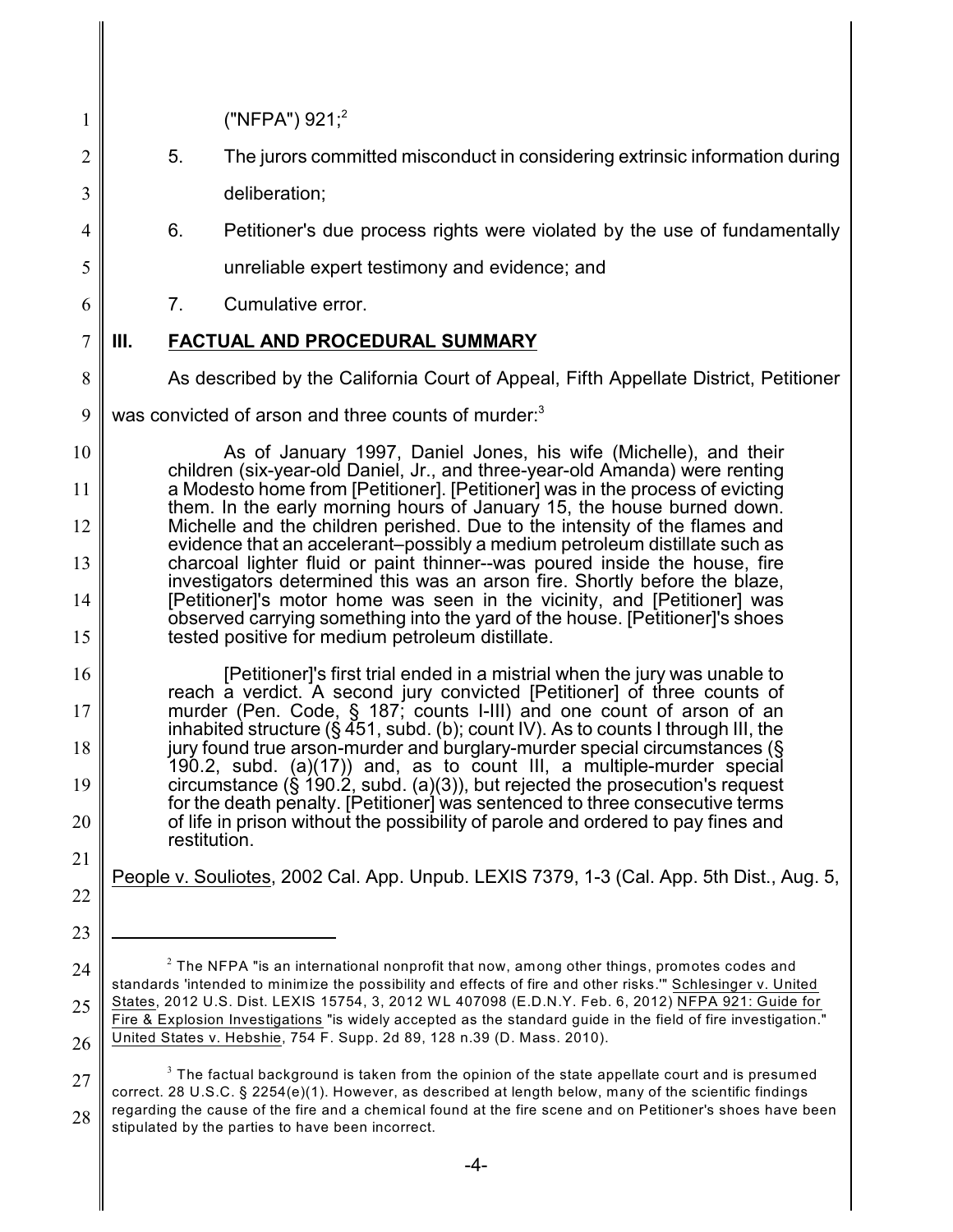("NFPA") 921;[2]

5. The jurors committed misconduct in considering extrinsic information during deliberation;

6. Petitioner's due process rights were violated by the use of fundamentally unreliable expert testimony and evidence; and

7. Cumulative error.

## III. FACTUAL AND PROCEDURAL SUMMARY

As described by the California Court of Appeal, Fifth Appellate District, Petitioner was convicted of arson and three counts of murder:[3]

> As of January 1997, Daniel Jones, his wife (Michelle), and their children (six-year-old Daniel, Jr., and three-year-old Amanda) were renting a Modesto home from [Petitioner]. [Petitioner] was in the process of evicting them. In the early morning hours of January 15, the house burned down. Michelle and the children perished. Due to the intensity of the flames and evidence that an accelerant–possibly a medium petroleum distillate such as charcoal lighter fluid or paint thinner--was poured inside the house, fire investigators determined this was an arson fire. Shortly before the blaze, [Petitioner]'s motor home was seen in the vicinity, and [Petitioner] was observed carrying something into the yard of the house. [Petitioner]'s shoes tested positive for medium petroleum distillate.
>
> [Petitioner]'s first trial ended in a mistrial when the jury was unable to reach a verdict. A second jury convicted [Petitioner] of three counts of murder (Pen. Code, § 187; counts I-III) and one count of arson of an inhabited structure (§ 451, subd. (b); count IV). As to counts I through III, the jury found true arson-murder and burglary-murder special circumstances (§ 190.2, subd. (a)(17)) and, as to count III, a multiple-murder special circumstance (§ 190.2, subd. (a)(3)), but rejected the prosecution's request for the death penalty. [Petitioner] was sentenced to three consecutive terms of life in prison without the possibility of parole and ordered to pay fines and restitution.

<u>People v. Souliotes</u>, 2002 Cal. App. Unpub. LEXIS 7379, 1-3 (Cal. App. 5th Dist., Aug. 5,

---

[2] The NFPA "is an international nonprofit that now, among other things, promotes codes and standards 'intended to minimize the possibility and effects of fire and other risks.'" <u>Schlesinger v. United States</u>, 2012 U.S. Dist. LEXIS 15754, 3, 2012 WL 407098 (E.D.N.Y. Feb. 6, 2012) <u>NFPA 921: Guide for Fire & Explosion Investigations</u> "is widely accepted as the standard guide in the field of fire investigation." <u>United States v. Hebshie</u>, 754 F. Supp. 2d 89, 128 n.39 (D. Mass. 2010).

[3] The factual background is taken from the opinion of the state appellate court and is presumed correct. 28 U.S.C. § 2254(e)(1). However, as described at length below, many of the scientific findings regarding the cause of the fire and a chemical found at the fire scene and on Petitioner's shoes have been stipulated by the parties to have been incorrect.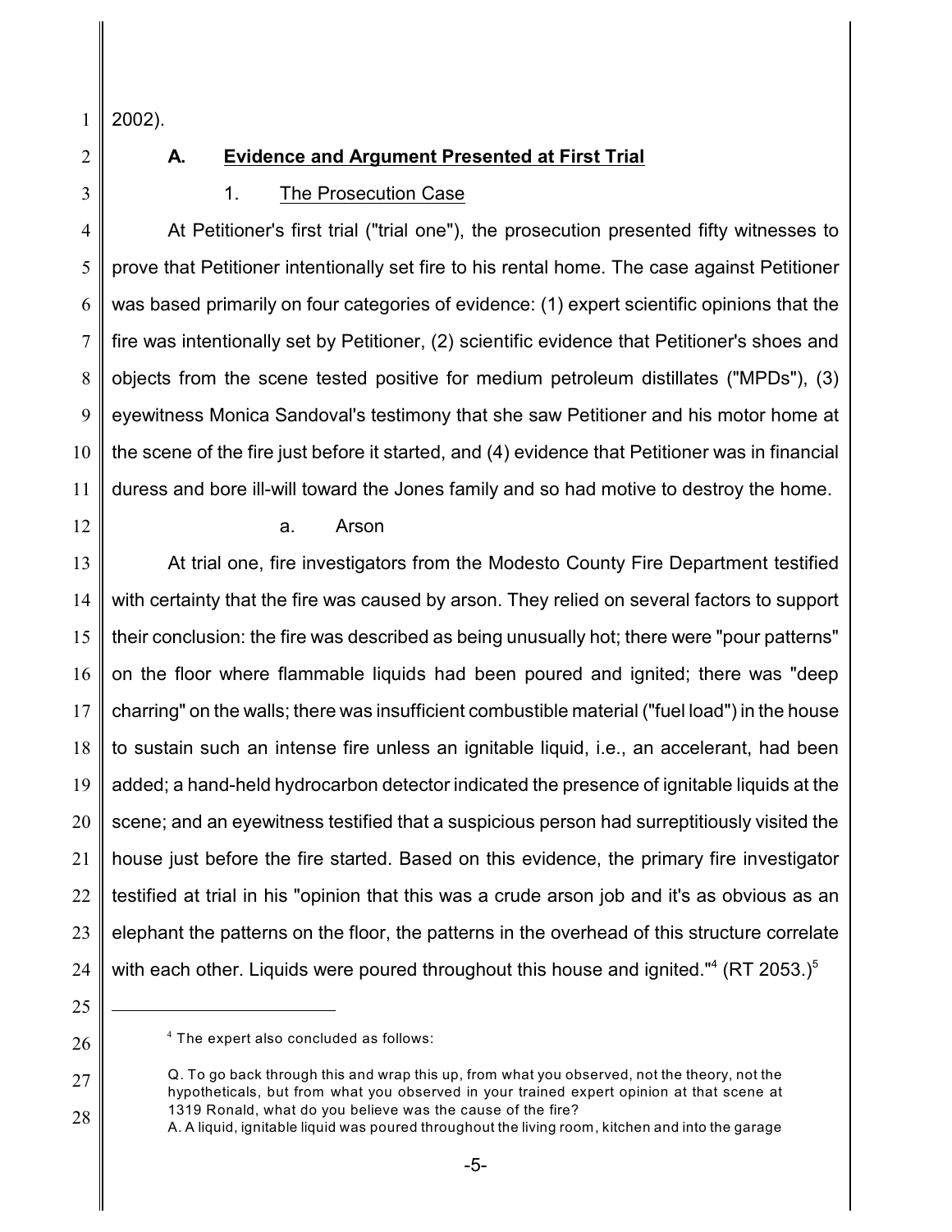2002).

### A. Evidence and Argument Presented at First Trial

#### 1. The Prosecution Case

At Petitioner's first trial ("trial one"), the prosecution presented fifty witnesses to prove that Petitioner intentionally set fire to his rental home. The case against Petitioner was based primarily on four categories of evidence: (1) expert scientific opinions that the fire was intentionally set by Petitioner, (2) scientific evidence that Petitioner's shoes and objects from the scene tested positive for medium petroleum distillates ("MPDs"), (3) eyewitness Monica Sandoval's testimony that she saw Petitioner and his motor home at the scene of the fire just before it started, and (4) evidence that Petitioner was in financial duress and bore ill-will toward the Jones family and so had motive to destroy the home.

##### a. Arson

At trial one, fire investigators from the Modesto County Fire Department testified with certainty that the fire was caused by arson. They relied on several factors to support their conclusion: the fire was described as being unusually hot; there were "pour patterns" on the floor where flammable liquids had been poured and ignited; there was "deep charring" on the walls; there was insufficient combustible material ("fuel load") in the house to sustain such an intense fire unless an ignitable liquid, i.e., an accelerant, had been added; a hand-held hydrocarbon detector indicated the presence of ignitable liquids at the scene; and an eyewitness testified that a suspicious person had surreptitiously visited the house just before the fire started. Based on this evidence, the primary fire investigator testified at trial in his "opinion that this was a crude arson job and it's as obvious as an elephant the patterns on the floor, the patterns in the overhead of this structure correlate with each other. Liquids were poured throughout this house and ignited."[4] (RT 2053.)[5]

---

[4] The expert also concluded as follows:

Q. To go back through this and wrap this up, from what you observed, not the theory, not the hypotheticals, but from what you observed in your trained expert opinion at that scene at 1319 Ronald, what do you believe was the cause of the fire?
A. A liquid, ignitable liquid was poured throughout the living room, kitchen and into the garage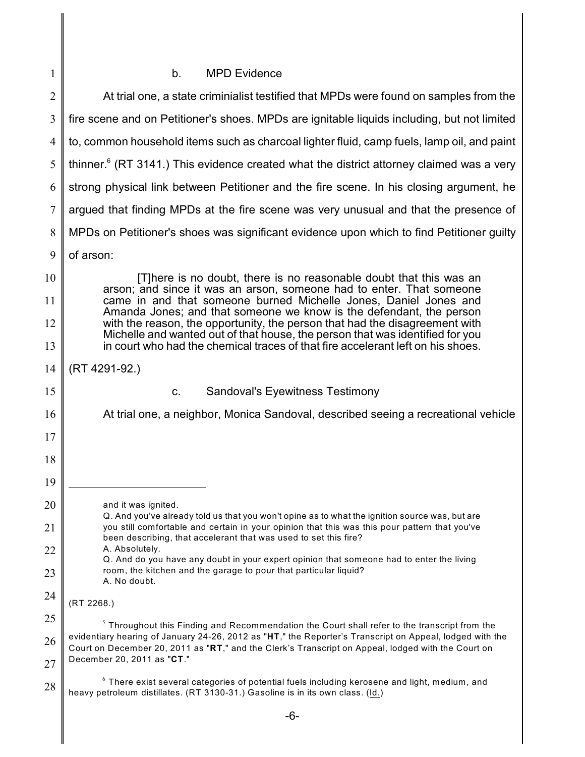b. MPD Evidence

At trial one, a state criminialist testified that MPDs were found on samples from the fire scene and on Petitioner's shoes. MPDs are ignitable liquids including, but not limited to, common household items such as charcoal lighter fluid, camp fuels, lamp oil, and paint thinner.[6] (RT 3141.) This evidence created what the district attorney claimed was a very strong physical link between Petitioner and the fire scene. In his closing argument, he argued that finding MPDs at the fire scene was very unusual and that the presence of MPDs on Petitioner's shoes was significant evidence upon which to find Petitioner guilty of arson:

> [T]here is no doubt, there is no reasonable doubt that this was an arson; and since it was an arson, someone had to enter. That someone came in and that someone burned Michelle Jones, Daniel Jones and Amanda Jones; and that someone we know is the defendant, the person with the reason, the opportunity, the person that had the disagreement with Michelle and wanted out of that house, the person that was identified for you in court who had the chemical traces of that fire accelerant left on his shoes.

(RT 4291-92.)

c. Sandoval's Eyewitness Testimony

At trial one, a neighbor, Monica Sandoval, described seeing a recreational vehicle

---

> and it was ignited.
> Q. And you've already told us that you won't opine as to what the ignition source was, but are you still comfortable and certain in your opinion that this was this pour pattern that you've been describing, that accelerant that was used to set this fire?
> A. Absolutely.
> Q. And do you have any doubt in your expert opinion that someone had to enter the living room, the kitchen and the garage to pour that particular liquid?
> A. No doubt.

(RT 2268.)

[5] Throughout this Finding and Recommendation the Court shall refer to the transcript from the evidentiary hearing of January 24-26, 2012 as "**HT**," the Reporter's Transcript on Appeal, lodged with the Court on December 20, 2011 as "**RT**," and the Clerk's Transcript on Appeal, lodged with the Court on December 20, 2011 as "**CT**."

[6] There exist several categories of potential fuels including kerosene and light, medium, and heavy petroleum distillates. (RT 3130-31.) Gasoline is in its own class. (Id.)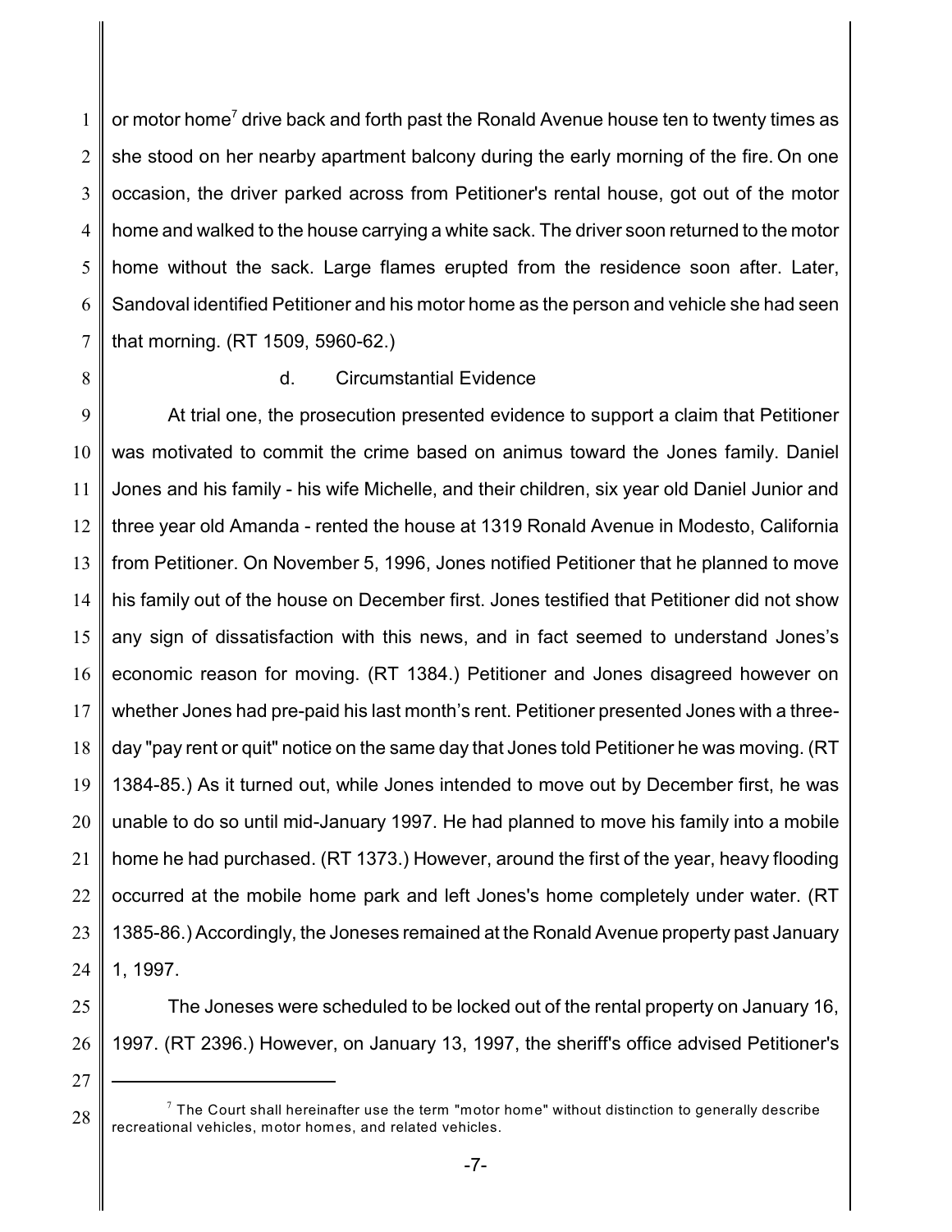or motor home[7] drive back and forth past the Ronald Avenue house ten to twenty times as she stood on her nearby apartment balcony during the early morning of the fire. On one occasion, the driver parked across from Petitioner's rental house, got out of the motor home and walked to the house carrying a white sack. The driver soon returned to the motor home without the sack. Large flames erupted from the residence soon after. Later, Sandoval identified Petitioner and his motor home as the person and vehicle she had seen that morning. (RT 1509, 5960-62.)

d. Circumstantial Evidence

At trial one, the prosecution presented evidence to support a claim that Petitioner was motivated to commit the crime based on animus toward the Jones family. Daniel Jones and his family - his wife Michelle, and their children, six year old Daniel Junior and three year old Amanda - rented the house at 1319 Ronald Avenue in Modesto, California from Petitioner. On November 5, 1996, Jones notified Petitioner that he planned to move his family out of the house on December first. Jones testified that Petitioner did not show any sign of dissatisfaction with this news, and in fact seemed to understand Jones's economic reason for moving. (RT 1384.) Petitioner and Jones disagreed however on whether Jones had pre-paid his last month's rent. Petitioner presented Jones with a three-day "pay rent or quit" notice on the same day that Jones told Petitioner he was moving. (RT 1384-85.) As it turned out, while Jones intended to move out by December first, he was unable to do so until mid-January 1997. He had planned to move his family into a mobile home he had purchased. (RT 1373.) However, around the first of the year, heavy flooding occurred at the mobile home park and left Jones's home completely under water. (RT 1385-86.) Accordingly, the Joneses remained at the Ronald Avenue property past January 1, 1997.

The Joneses were scheduled to be locked out of the rental property on January 16, 1997. (RT 2396.) However, on January 13, 1997, the sheriff's office advised Petitioner's

[7] The Court shall hereinafter use the term "motor home" without distinction to generally describe recreational vehicles, motor homes, and related vehicles.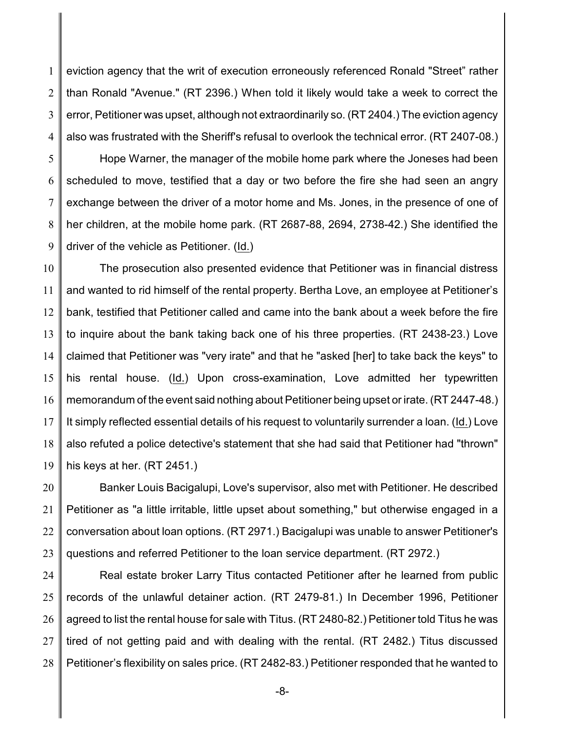eviction agency that the writ of execution erroneously referenced Ronald "Street" rather than Ronald "Avenue." (RT 2396.) When told it likely would take a week to correct the error, Petitioner was upset, although not extraordinarily so. (RT 2404.) The eviction agency also was frustrated with the Sheriff's refusal to overlook the technical error. (RT 2407-08.)

Hope Warner, the manager of the mobile home park where the Joneses had been scheduled to move, testified that a day or two before the fire she had seen an angry exchange between the driver of a motor home and Ms. Jones, in the presence of one of her children, at the mobile home park. (RT 2687-88, 2694, 2738-42.) She identified the driver of the vehicle as Petitioner. (Id.)

The prosecution also presented evidence that Petitioner was in financial distress and wanted to rid himself of the rental property. Bertha Love, an employee at Petitioner's bank, testified that Petitioner called and came into the bank about a week before the fire to inquire about the bank taking back one of his three properties. (RT 2438-23.) Love claimed that Petitioner was "very irate" and that he "asked [her] to take back the keys" to his rental house. (Id.) Upon cross-examination, Love admitted her typewritten memorandum of the event said nothing about Petitioner being upset or irate. (RT 2447-48.) It simply reflected essential details of his request to voluntarily surrender a loan. (Id.) Love also refuted a police detective's statement that she had said that Petitioner had "thrown" his keys at her. (RT 2451.)

Banker Louis Bacigalupi, Love's supervisor, also met with Petitioner. He described Petitioner as "a little irritable, little upset about something," but otherwise engaged in a conversation about loan options. (RT 2971.) Bacigalupi was unable to answer Petitioner's questions and referred Petitioner to the loan service department. (RT 2972.)

Real estate broker Larry Titus contacted Petitioner after he learned from public records of the unlawful detainer action. (RT 2479-81.) In December 1996, Petitioner agreed to list the rental house for sale with Titus. (RT 2480-82.) Petitioner told Titus he was tired of not getting paid and with dealing with the rental. (RT 2482.) Titus discussed Petitioner's flexibility on sales price. (RT 2482-83.) Petitioner responded that he wanted to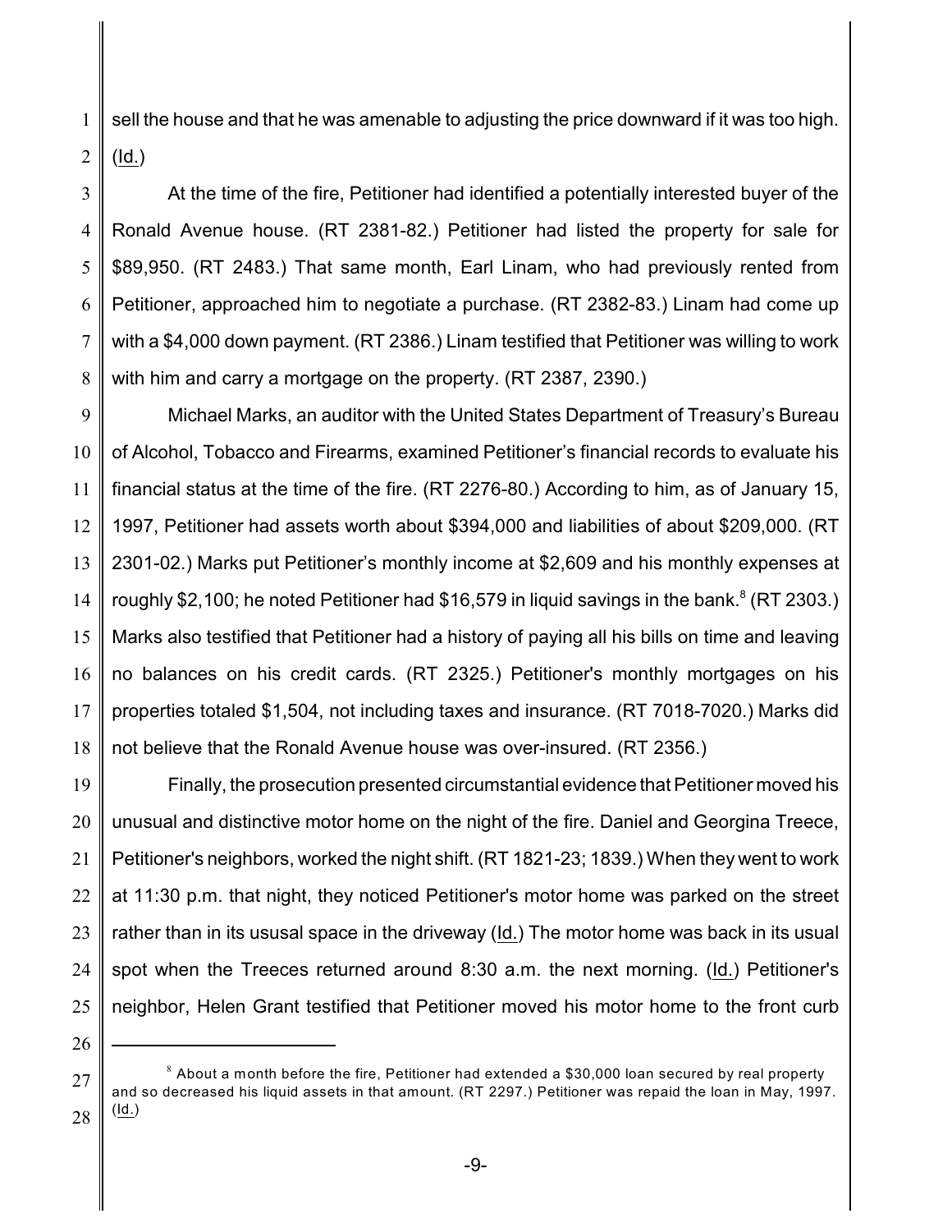sell the house and that he was amenable to adjusting the price downward if it was too high. (Id.)

At the time of the fire, Petitioner had identified a potentially interested buyer of the Ronald Avenue house. (RT 2381-82.) Petitioner had listed the property for sale for $89,950. (RT 2483.) That same month, Earl Linam, who had previously rented from Petitioner, approached him to negotiate a purchase. (RT 2382-83.) Linam had come up with a $4,000 down payment. (RT 2386.) Linam testified that Petitioner was willing to work with him and carry a mortgage on the property. (RT 2387, 2390.)

Michael Marks, an auditor with the United States Department of Treasury's Bureau of Alcohol, Tobacco and Firearms, examined Petitioner's financial records to evaluate his financial status at the time of the fire. (RT 2276-80.) According to him, as of January 15, 1997, Petitioner had assets worth about $394,000 and liabilities of about $209,000. (RT 2301-02.) Marks put Petitioner's monthly income at $2,609 and his monthly expenses at roughly $2,100; he noted Petitioner had $16,579 in liquid savings in the bank.[8] (RT 2303.) Marks also testified that Petitioner had a history of paying all his bills on time and leaving no balances on his credit cards. (RT 2325.) Petitioner's monthly mortgages on his properties totaled $1,504, not including taxes and insurance. (RT 7018-7020.) Marks did not believe that the Ronald Avenue house was over-insured. (RT 2356.)

Finally, the prosecution presented circumstantial evidence that Petitioner moved his unusual and distinctive motor home on the night of the fire. Daniel and Georgina Treece, Petitioner's neighbors, worked the night shift. (RT 1821-23; 1839.) When they went to work at 11:30 p.m. that night, they noticed Petitioner's motor home was parked on the street rather than in its ususal space in the driveway (Id.) The motor home was back in its usual spot when the Treeces returned around 8:30 a.m. the next morning. (Id.) Petitioner's neighbor, Helen Grant testified that Petitioner moved his motor home to the front curb

---

[8] About a month before the fire, Petitioner had extended a $30,000 loan secured by real property and so decreased his liquid assets in that amount. (RT 2297.) Petitioner was repaid the loan in May, 1997. (Id.)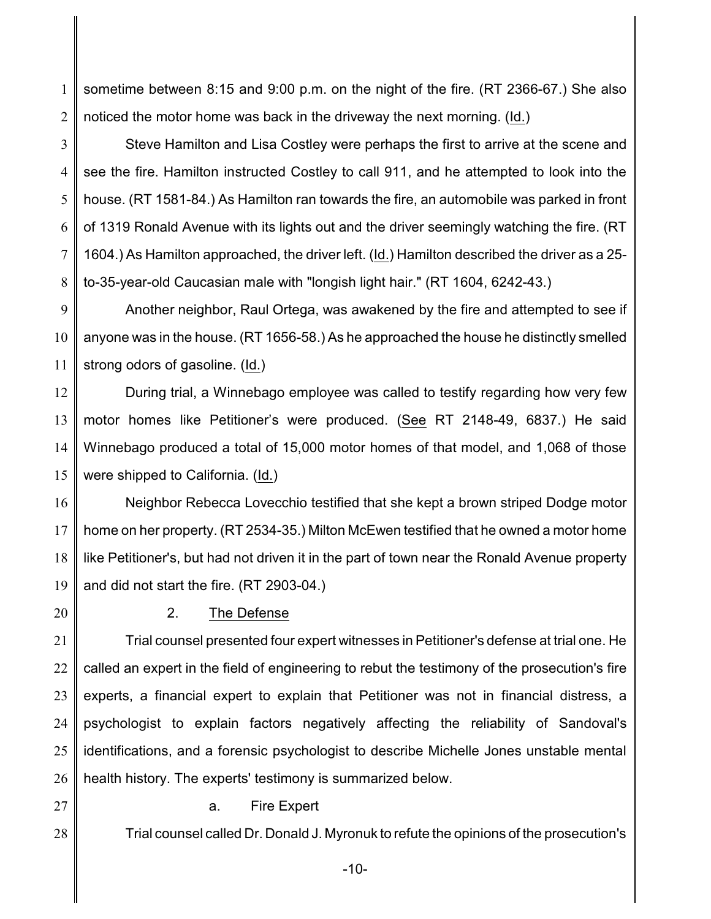sometime between 8:15 and 9:00 p.m. on the night of the fire. (RT 2366-67.) She also noticed the motor home was back in the driveway the next morning. (Id.)

Steve Hamilton and Lisa Costley were perhaps the first to arrive at the scene and see the fire. Hamilton instructed Costley to call 911, and he attempted to look into the house. (RT 1581-84.) As Hamilton ran towards the fire, an automobile was parked in front of 1319 Ronald Avenue with its lights out and the driver seemingly watching the fire. (RT 1604.) As Hamilton approached, the driver left. (Id.) Hamilton described the driver as a 25-to-35-year-old Caucasian male with "longish light hair." (RT 1604, 6242-43.)

Another neighbor, Raul Ortega, was awakened by the fire and attempted to see if anyone was in the house. (RT 1656-58.) As he approached the house he distinctly smelled strong odors of gasoline. (Id.)

During trial, a Winnebago employee was called to testify regarding how very few motor homes like Petitioner's were produced. (See RT 2148-49, 6837.) He said Winnebago produced a total of 15,000 motor homes of that model, and 1,068 of those were shipped to California. (Id.)

Neighbor Rebecca Lovecchio testified that she kept a brown striped Dodge motor home on her property. (RT 2534-35.) Milton McEwen testified that he owned a motor home like Petitioner's, but had not driven it in the part of town near the Ronald Avenue property and did not start the fire. (RT 2903-04.)

### 2. The Defense

Trial counsel presented four expert witnesses in Petitioner's defense at trial one. He called an expert in the field of engineering to rebut the testimony of the prosecution's fire experts, a financial expert to explain that Petitioner was not in financial distress, a psychologist to explain factors negatively affecting the reliability of Sandoval's identifications, and a forensic psychologist to describe Michelle Jones unstable mental health history. The experts' testimony is summarized below.

#### a. Fire Expert

Trial counsel called Dr. Donald J. Myronuk to refute the opinions of the prosecution's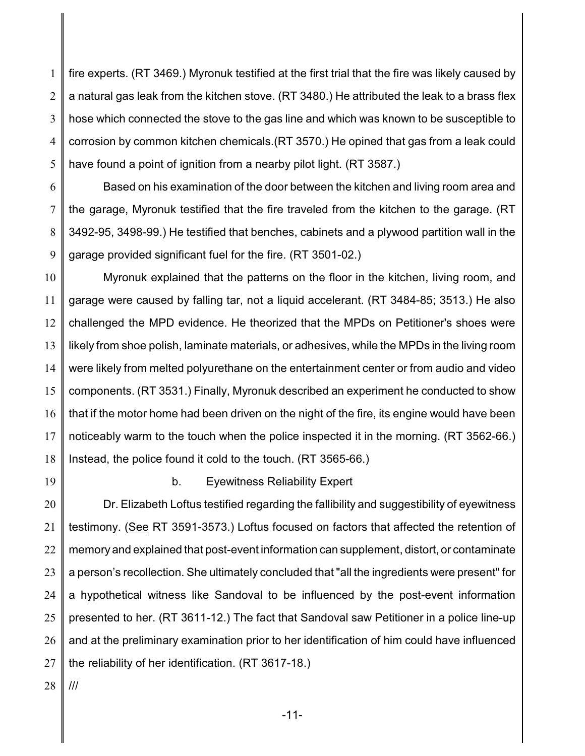fire experts. (RT 3469.) Myronuk testified at the first trial that the fire was likely caused by a natural gas leak from the kitchen stove. (RT 3480.) He attributed the leak to a brass flex hose which connected the stove to the gas line and which was known to be susceptible to corrosion by common kitchen chemicals.(RT 3570.) He opined that gas from a leak could have found a point of ignition from a nearby pilot light. (RT 3587.)

Based on his examination of the door between the kitchen and living room area and the garage, Myronuk testified that the fire traveled from the kitchen to the garage. (RT 3492-95, 3498-99.) He testified that benches, cabinets and a plywood partition wall in the garage provided significant fuel for the fire. (RT 3501-02.)

Myronuk explained that the patterns on the floor in the kitchen, living room, and garage were caused by falling tar, not a liquid accelerant. (RT 3484-85; 3513.) He also challenged the MPD evidence. He theorized that the MPDs on Petitioner's shoes were likely from shoe polish, laminate materials, or adhesives, while the MPDs in the living room were likely from melted polyurethane on the entertainment center or from audio and video components. (RT 3531.) Finally, Myronuk described an experiment he conducted to show that if the motor home had been driven on the night of the fire, its engine would have been noticeably warm to the touch when the police inspected it in the morning. (RT 3562-66.) Instead, the police found it cold to the touch. (RT 3565-66.)

b. Eyewitness Reliability Expert

Dr. Elizabeth Loftus testified regarding the fallibility and suggestibility of eyewitness testimony. (See RT 3591-3573.) Loftus focused on factors that affected the retention of memory and explained that post-event information can supplement, distort, or contaminate a person's recollection. She ultimately concluded that "all the ingredients were present" for a hypothetical witness like Sandoval to be influenced by the post-event information presented to her. (RT 3611-12.) The fact that Sandoval saw Petitioner in a police line-up and at the preliminary examination prior to her identification of him could have influenced the reliability of her identification. (RT 3617-18.)

///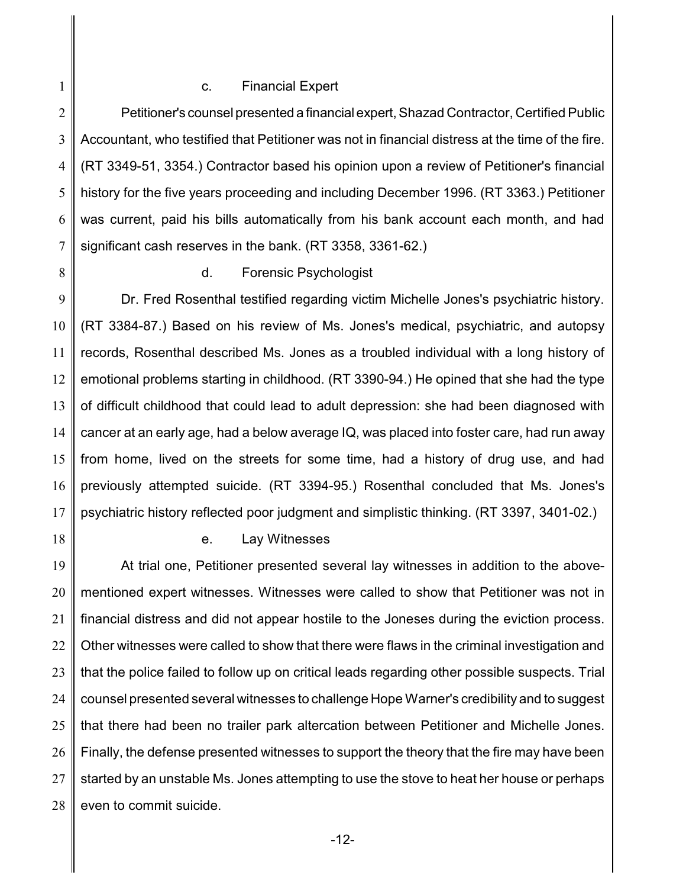c. Financial Expert

Petitioner's counsel presented a financial expert, Shazad Contractor, Certified Public Accountant, who testified that Petitioner was not in financial distress at the time of the fire. (RT 3349-51, 3354.) Contractor based his opinion upon a review of Petitioner's financial history for the five years proceeding and including December 1996. (RT 3363.) Petitioner was current, paid his bills automatically from his bank account each month, and had significant cash reserves in the bank. (RT 3358, 3361-62.)

d. Forensic Psychologist

Dr. Fred Rosenthal testified regarding victim Michelle Jones's psychiatric history. (RT 3384-87.) Based on his review of Ms. Jones's medical, psychiatric, and autopsy records, Rosenthal described Ms. Jones as a troubled individual with a long history of emotional problems starting in childhood. (RT 3390-94.) He opined that she had the type of difficult childhood that could lead to adult depression: she had been diagnosed with cancer at an early age, had a below average IQ, was placed into foster care, had run away from home, lived on the streets for some time, had a history of drug use, and had previously attempted suicide. (RT 3394-95.) Rosenthal concluded that Ms. Jones's psychiatric history reflected poor judgment and simplistic thinking. (RT 3397, 3401-02.)

e. Lay Witnesses

At trial one, Petitioner presented several lay witnesses in addition to the above-mentioned expert witnesses. Witnesses were called to show that Petitioner was not in financial distress and did not appear hostile to the Joneses during the eviction process. Other witnesses were called to show that there were flaws in the criminal investigation and that the police failed to follow up on critical leads regarding other possible suspects. Trial counsel presented several witnesses to challenge Hope Warner's credibility and to suggest that there had been no trailer park altercation between Petitioner and Michelle Jones. Finally, the defense presented witnesses to support the theory that the fire may have been started by an unstable Ms. Jones attempting to use the stove to heat her house or perhaps even to commit suicide.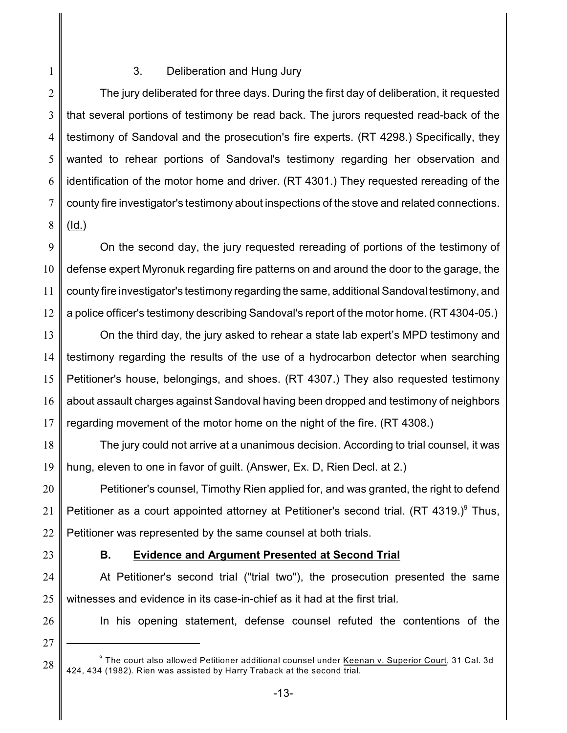### 3. Deliberation and Hung Jury

The jury deliberated for three days. During the first day of deliberation, it requested that several portions of testimony be read back. The jurors requested read-back of the testimony of Sandoval and the prosecution's fire experts. (RT 4298.) Specifically, they wanted to rehear portions of Sandoval's testimony regarding her observation and identification of the motor home and driver. (RT 4301.) They requested rereading of the county fire investigator's testimony about inspections of the stove and related connections. (Id.)

On the second day, the jury requested rereading of portions of the testimony of defense expert Myronuk regarding fire patterns on and around the door to the garage, the county fire investigator's testimony regarding the same, additional Sandoval testimony, and a police officer's testimony describing Sandoval's report of the motor home. (RT 4304-05.)

On the third day, the jury asked to rehear a state lab expert's MPD testimony and testimony regarding the results of the use of a hydrocarbon detector when searching Petitioner's house, belongings, and shoes. (RT 4307.) They also requested testimony about assault charges against Sandoval having been dropped and testimony of neighbors regarding movement of the motor home on the night of the fire. (RT 4308.)

The jury could not arrive at a unanimous decision. According to trial counsel, it was hung, eleven to one in favor of guilt. (Answer, Ex. D, Rien Decl. at 2.)

Petitioner's counsel, Timothy Rien applied for, and was granted, the right to defend Petitioner as a court appointed attorney at Petitioner's second trial. (RT 4319.)[9] Thus, Petitioner was represented by the same counsel at both trials.

## B. Evidence and Argument Presented at Second Trial

At Petitioner's second trial ("trial two"), the prosecution presented the same witnesses and evidence in its case-in-chief as it had at the first trial.

In his opening statement, defense counsel refuted the contentions of the

---

[9] The court also allowed Petitioner additional counsel under Keenan v. Superior Court, 31 Cal. 3d 424, 434 (1982). Rien was assisted by Harry Traback at the second trial.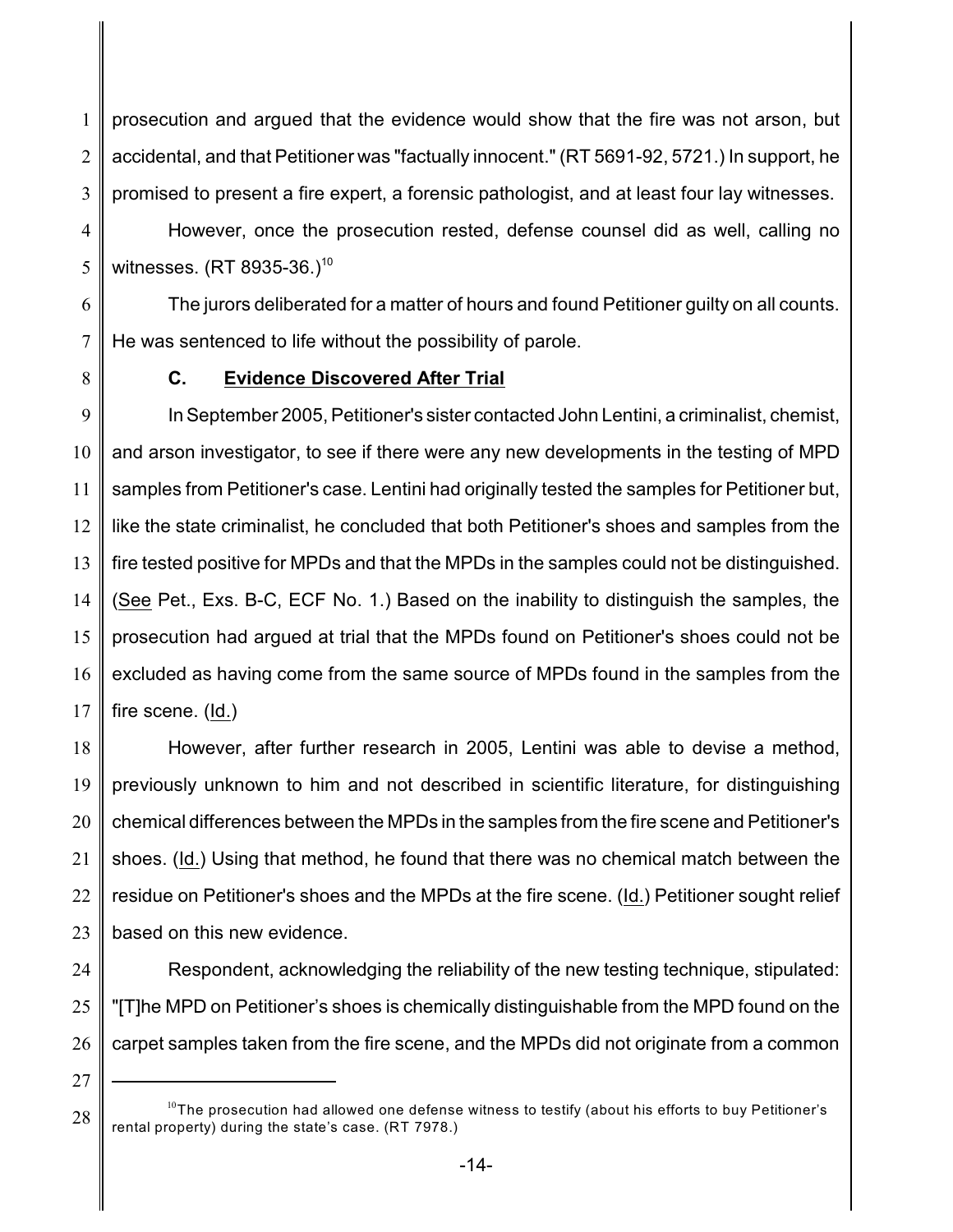prosecution and argued that the evidence would show that the fire was not arson, but accidental, and that Petitioner was "factually innocent." (RT 5691-92, 5721.) In support, he promised to present a fire expert, a forensic pathologist, and at least four lay witnesses.

However, once the prosecution rested, defense counsel did as well, calling no witnesses. (RT 8935-36.)[10]

The jurors deliberated for a matter of hours and found Petitioner guilty on all counts. He was sentenced to life without the possibility of parole.

### C. Evidence Discovered After Trial

In September 2005, Petitioner's sister contacted John Lentini, a criminalist, chemist, and arson investigator, to see if there were any new developments in the testing of MPD samples from Petitioner's case. Lentini had originally tested the samples for Petitioner but, like the state criminalist, he concluded that both Petitioner's shoes and samples from the fire tested positive for MPDs and that the MPDs in the samples could not be distinguished. (See Pet., Exs. B-C, ECF No. 1.) Based on the inability to distinguish the samples, the prosecution had argued at trial that the MPDs found on Petitioner's shoes could not be excluded as having come from the same source of MPDs found in the samples from the fire scene. (Id.)

However, after further research in 2005, Lentini was able to devise a method, previously unknown to him and not described in scientific literature, for distinguishing chemical differences between the MPDs in the samples from the fire scene and Petitioner's shoes. (Id.) Using that method, he found that there was no chemical match between the residue on Petitioner's shoes and the MPDs at the fire scene. (Id.) Petitioner sought relief based on this new evidence.

Respondent, acknowledging the reliability of the new testing technique, stipulated: "[T]he MPD on Petitioner's shoes is chemically distinguishable from the MPD found on the carpet samples taken from the fire scene, and the MPDs did not originate from a common

---

[10] The prosecution had allowed one defense witness to testify (about his efforts to buy Petitioner's rental property) during the state's case. (RT 7978.)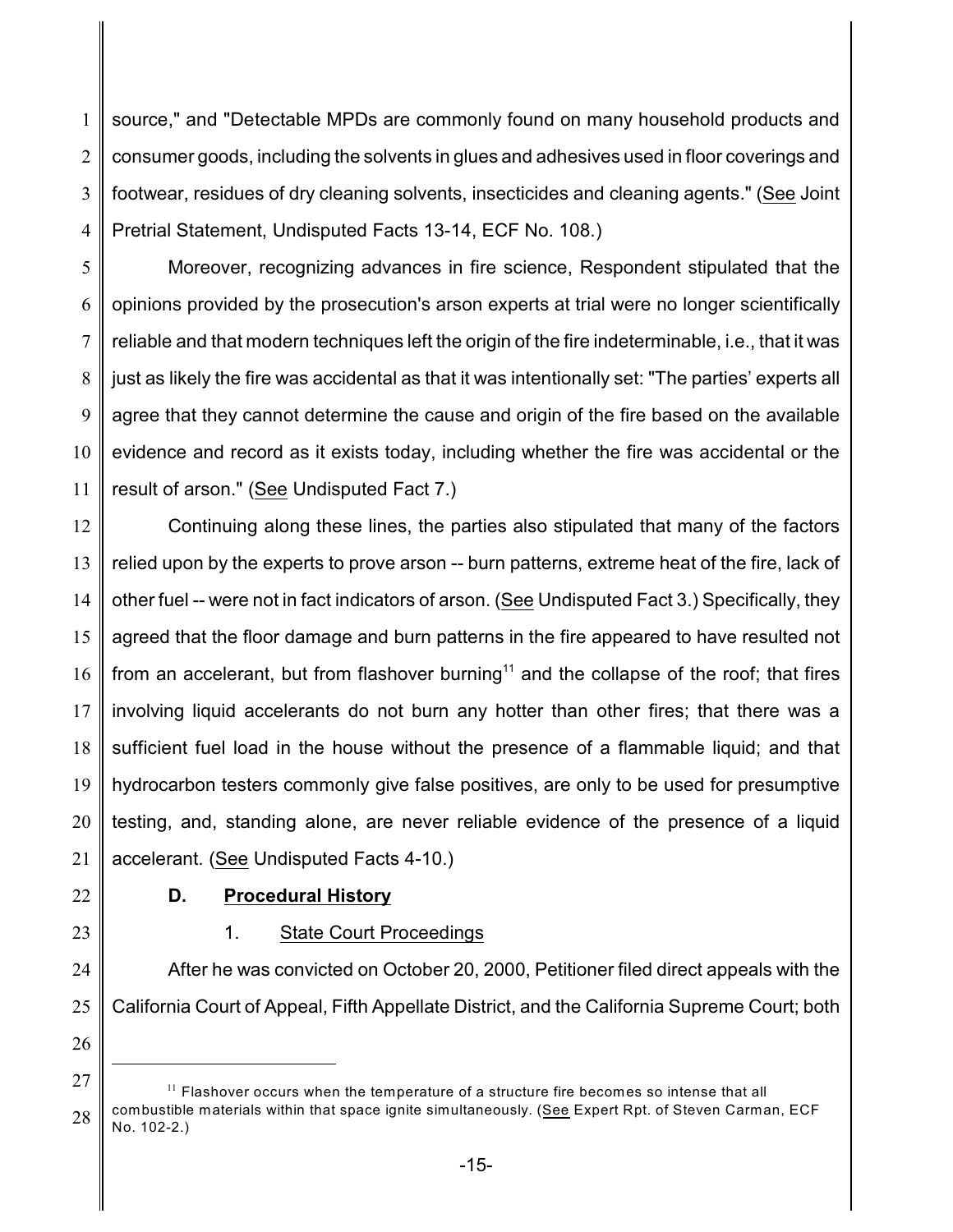source," and "Detectable MPDs are commonly found on many household products and consumer goods, including the solvents in glues and adhesives used in floor coverings and footwear, residues of dry cleaning solvents, insecticides and cleaning agents." (See Joint Pretrial Statement, Undisputed Facts 13-14, ECF No. 108.)

Moreover, recognizing advances in fire science, Respondent stipulated that the opinions provided by the prosecution's arson experts at trial were no longer scientifically reliable and that modern techniques left the origin of the fire indeterminable, i.e., that it was just as likely the fire was accidental as that it was intentionally set: "The parties' experts all agree that they cannot determine the cause and origin of the fire based on the available evidence and record as it exists today, including whether the fire was accidental or the result of arson." (See Undisputed Fact 7.)

Continuing along these lines, the parties also stipulated that many of the factors relied upon by the experts to prove arson -- burn patterns, extreme heat of the fire, lack of other fuel -- were not in fact indicators of arson. (See Undisputed Fact 3.) Specifically, they agreed that the floor damage and burn patterns in the fire appeared to have resulted not from an accelerant, but from flashover burning[11] and the collapse of the roof; that fires involving liquid accelerants do not burn any hotter than other fires; that there was a sufficient fuel load in the house without the presence of a flammable liquid; and that hydrocarbon testers commonly give false positives, are only to be used for presumptive testing, and, standing alone, are never reliable evidence of the presence of a liquid accelerant. (See Undisputed Facts 4-10.)

### D. Procedural History

#### 1. State Court Proceedings

After he was convicted on October 20, 2000, Petitioner filed direct appeals with the California Court of Appeal, Fifth Appellate District, and the California Supreme Court; both

---

[11] Flashover occurs when the temperature of a structure fire becomes so intense that all combustible materials within that space ignite simultaneously. (See Expert Rpt. of Steven Carman, ECF No. 102-2.)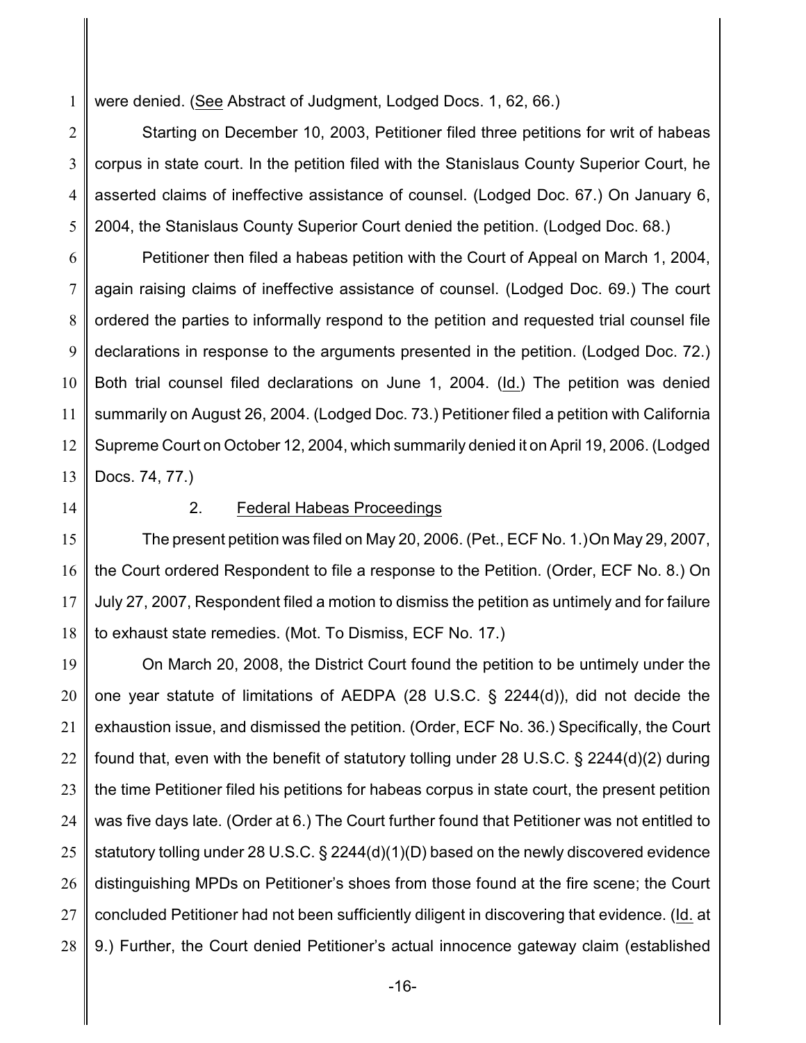were denied. (See Abstract of Judgment, Lodged Docs. 1, 62, 66.)

Starting on December 10, 2003, Petitioner filed three petitions for writ of habeas corpus in state court. In the petition filed with the Stanislaus County Superior Court, he asserted claims of ineffective assistance of counsel. (Lodged Doc. 67.) On January 6, 2004, the Stanislaus County Superior Court denied the petition. (Lodged Doc. 68.)

Petitioner then filed a habeas petition with the Court of Appeal on March 1, 2004, again raising claims of ineffective assistance of counsel. (Lodged Doc. 69.) The court ordered the parties to informally respond to the petition and requested trial counsel file declarations in response to the arguments presented in the petition. (Lodged Doc. 72.) Both trial counsel filed declarations on June 1, 2004. (Id.) The petition was denied summarily on August 26, 2004. (Lodged Doc. 73.) Petitioner filed a petition with California Supreme Court on October 12, 2004, which summarily denied it on April 19, 2006. (Lodged Docs. 74, 77.)

### 2. Federal Habeas Proceedings

The present petition was filed on May 20, 2006. (Pet., ECF No. 1.) On May 29, 2007, the Court ordered Respondent to file a response to the Petition. (Order, ECF No. 8.) On July 27, 2007, Respondent filed a motion to dismiss the petition as untimely and for failure to exhaust state remedies. (Mot. To Dismiss, ECF No. 17.)

On March 20, 2008, the District Court found the petition to be untimely under the one year statute of limitations of AEDPA (28 U.S.C. § 2244(d)), did not decide the exhaustion issue, and dismissed the petition. (Order, ECF No. 36.) Specifically, the Court found that, even with the benefit of statutory tolling under 28 U.S.C. § 2244(d)(2) during the time Petitioner filed his petitions for habeas corpus in state court, the present petition was five days late. (Order at 6.) The Court further found that Petitioner was not entitled to statutory tolling under 28 U.S.C. § 2244(d)(1)(D) based on the newly discovered evidence distinguishing MPDs on Petitioner's shoes from those found at the fire scene; the Court concluded Petitioner had not been sufficiently diligent in discovering that evidence. (Id. at 9.) Further, the Court denied Petitioner's actual innocence gateway claim (established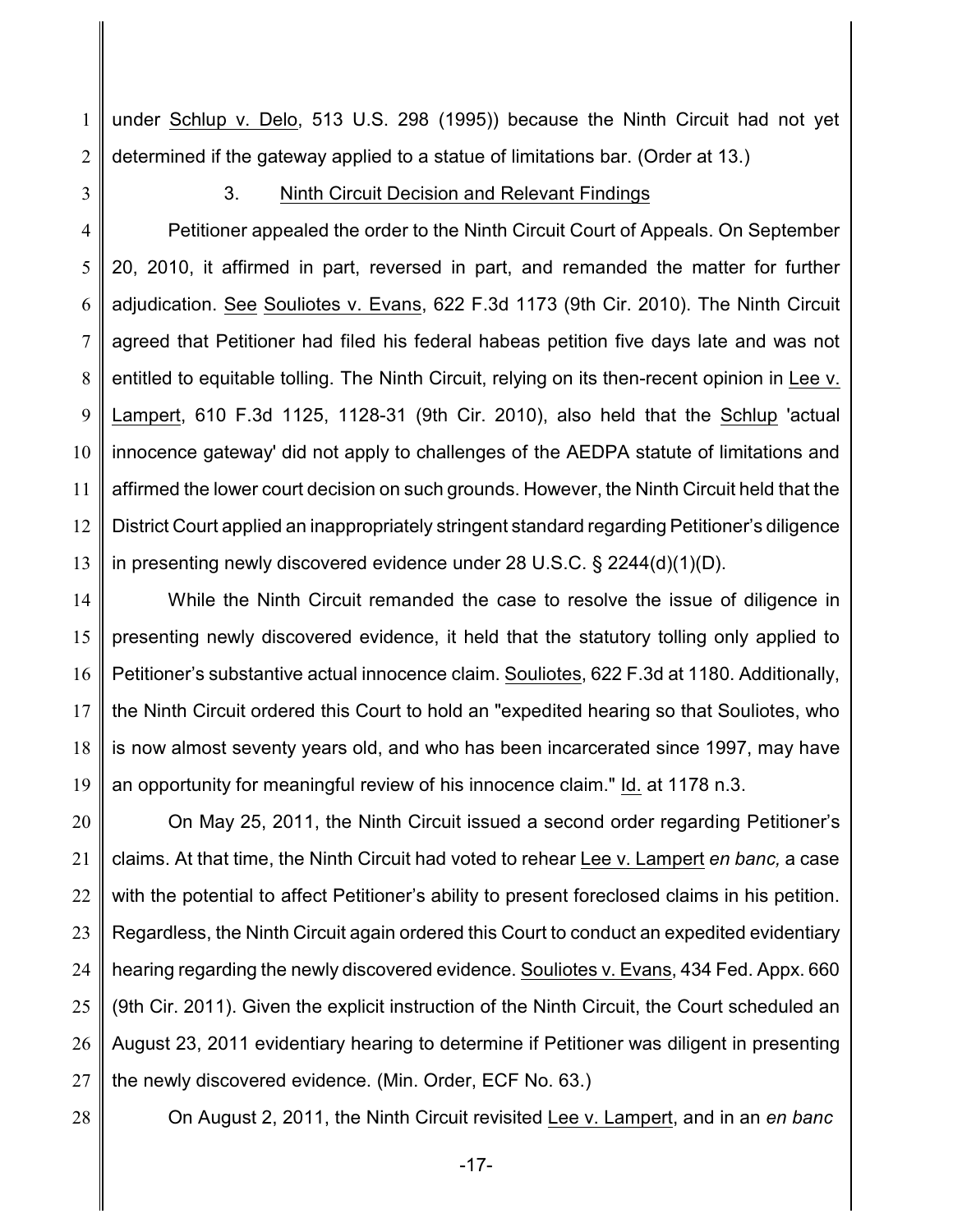under Schlup v. Delo, 513 U.S. 298 (1995)) because the Ninth Circuit had not yet determined if the gateway applied to a statue of limitations bar. (Order at 13.)

### 3. Ninth Circuit Decision and Relevant Findings

Petitioner appealed the order to the Ninth Circuit Court of Appeals. On September 20, 2010, it affirmed in part, reversed in part, and remanded the matter for further adjudication. See Souliotes v. Evans, 622 F.3d 1173 (9th Cir. 2010). The Ninth Circuit agreed that Petitioner had filed his federal habeas petition five days late and was not entitled to equitable tolling. The Ninth Circuit, relying on its then-recent opinion in Lee v. Lampert, 610 F.3d 1125, 1128-31 (9th Cir. 2010), also held that the Schlup 'actual innocence gateway' did not apply to challenges of the AEDPA statute of limitations and affirmed the lower court decision on such grounds. However, the Ninth Circuit held that the District Court applied an inappropriately stringent standard regarding Petitioner's diligence in presenting newly discovered evidence under 28 U.S.C. § 2244(d)(1)(D).

While the Ninth Circuit remanded the case to resolve the issue of diligence in presenting newly discovered evidence, it held that the statutory tolling only applied to Petitioner's substantive actual innocence claim. Souliotes, 622 F.3d at 1180. Additionally, the Ninth Circuit ordered this Court to hold an "expedited hearing so that Souliotes, who is now almost seventy years old, and who has been incarcerated since 1997, may have an opportunity for meaningful review of his innocence claim." Id. at 1178 n.3.

On May 25, 2011, the Ninth Circuit issued a second order regarding Petitioner's claims. At that time, the Ninth Circuit had voted to rehear Lee v. Lampert *en banc,* a case with the potential to affect Petitioner's ability to present foreclosed claims in his petition. Regardless, the Ninth Circuit again ordered this Court to conduct an expedited evidentiary hearing regarding the newly discovered evidence. Souliotes v. Evans, 434 Fed. Appx. 660 (9th Cir. 2011). Given the explicit instruction of the Ninth Circuit, the Court scheduled an August 23, 2011 evidentiary hearing to determine if Petitioner was diligent in presenting the newly discovered evidence. (Min. Order, ECF No. 63.)

On August 2, 2011, the Ninth Circuit revisited Lee v. Lampert, and in an *en banc*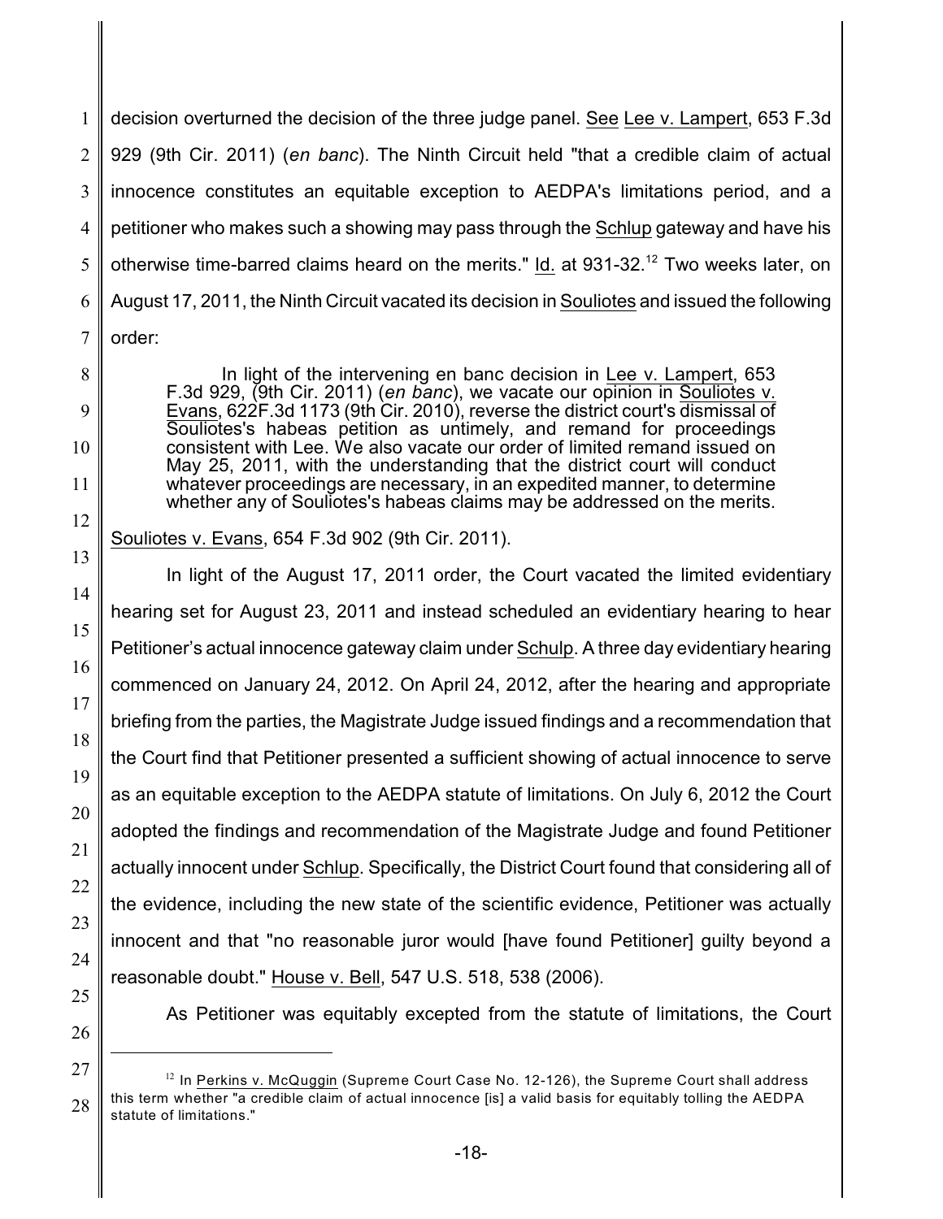decision overturned the decision of the three judge panel. See Lee v. Lampert, 653 F.3d 929 (9th Cir. 2011) (*en banc*). The Ninth Circuit held "that a credible claim of actual innocence constitutes an equitable exception to AEDPA's limitations period, and a petitioner who makes such a showing may pass through the Schlup gateway and have his otherwise time-barred claims heard on the merits." Id. at 931-32.[12] Two weeks later, on August 17, 2011, the Ninth Circuit vacated its decision in Souliotes and issued the following order:

> In light of the intervening en banc decision in Lee v. Lampert, 653 F.3d 929, (9th Cir. 2011) (*en banc*), we vacate our opinion in Souliotes v. Evans, 622F.3d 1173 (9th Cir. 2010), reverse the district court's dismissal of Souliotes's habeas petition as untimely, and remand for proceedings consistent with Lee. We also vacate our order of limited remand issued on May 25, 2011, with the understanding that the district court will conduct whatever proceedings are necessary, in an expedited manner, to determine whether any of Souliotes's habeas claims may be addressed on the merits.

Souliotes v. Evans, 654 F.3d 902 (9th Cir. 2011).

In light of the August 17, 2011 order, the Court vacated the limited evidentiary hearing set for August 23, 2011 and instead scheduled an evidentiary hearing to hear Petitioner's actual innocence gateway claim under Schulp. A three day evidentiary hearing commenced on January 24, 2012. On April 24, 2012, after the hearing and appropriate briefing from the parties, the Magistrate Judge issued findings and a recommendation that the Court find that Petitioner presented a sufficient showing of actual innocence to serve as an equitable exception to the AEDPA statute of limitations. On July 6, 2012 the Court adopted the findings and recommendation of the Magistrate Judge and found Petitioner actually innocent under Schlup. Specifically, the District Court found that considering all of the evidence, including the new state of the scientific evidence, Petitioner was actually innocent and that "no reasonable juror would [have found Petitioner] guilty beyond a reasonable doubt." House v. Bell, 547 U.S. 518, 538 (2006).

As Petitioner was equitably excepted from the statute of limitations, the Court

---

[12] In Perkins v. McQuggin (Supreme Court Case No. 12-126), the Supreme Court shall address this term whether "a credible claim of actual innocence [is] a valid basis for equitably tolling the AEDPA statute of limitations."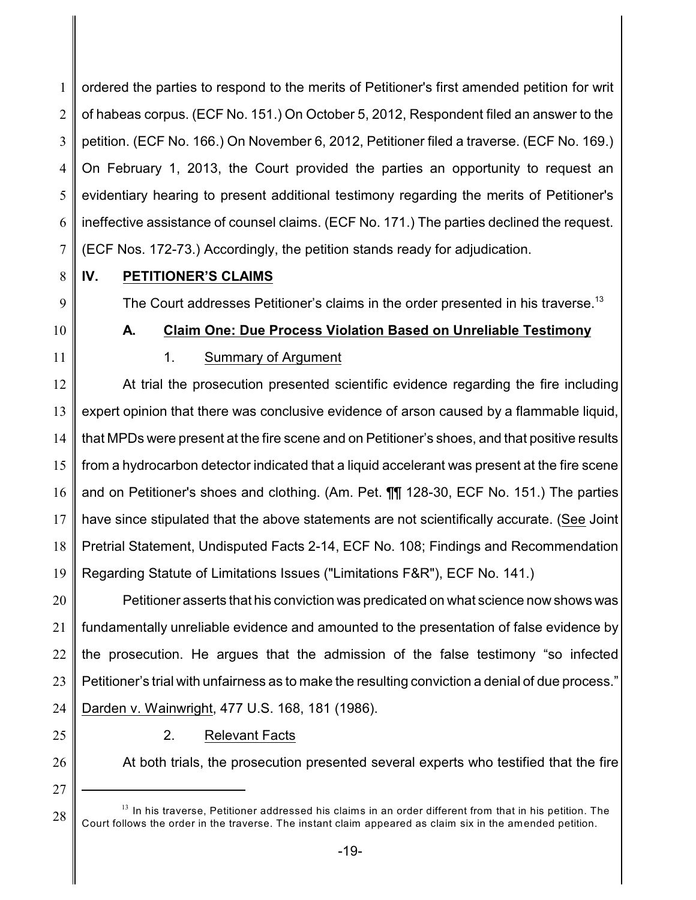ordered the parties to respond to the merits of Petitioner's first amended petition for writ of habeas corpus. (ECF No. 151.) On October 5, 2012, Respondent filed an answer to the petition. (ECF No. 166.) On November 6, 2012, Petitioner filed a traverse. (ECF No. 169.) On February 1, 2013, the Court provided the parties an opportunity to request an evidentiary hearing to present additional testimony regarding the merits of Petitioner's ineffective assistance of counsel claims. (ECF No. 171.) The parties declined the request. (ECF Nos. 172-73.) Accordingly, the petition stands ready for adjudication.

## IV. PETITIONER'S CLAIMS

The Court addresses Petitioner's claims in the order presented in his traverse.[13]

### A. Claim One: Due Process Violation Based on Unreliable Testimony

#### 1. Summary of Argument

At trial the prosecution presented scientific evidence regarding the fire including expert opinion that there was conclusive evidence of arson caused by a flammable liquid, that MPDs were present at the fire scene and on Petitioner's shoes, and that positive results from a hydrocarbon detector indicated that a liquid accelerant was present at the fire scene and on Petitioner's shoes and clothing. (Am. Pet. ¶¶ 128-30, ECF No. 151.) The parties have since stipulated that the above statements are not scientifically accurate. (See Joint Pretrial Statement, Undisputed Facts 2-14, ECF No. 108; Findings and Recommendation Regarding Statute of Limitations Issues ("Limitations F&R"), ECF No. 141.)

Petitioner asserts that his conviction was predicated on what science now shows was fundamentally unreliable evidence and amounted to the presentation of false evidence by the prosecution. He argues that the admission of the false testimony "so infected Petitioner's trial with unfairness as to make the resulting conviction a denial of due process." Darden v. Wainwright, 477 U.S. 168, 181 (1986).

#### 2. Relevant Facts

At both trials, the prosecution presented several experts who testified that the fire

---

[13] In his traverse, Petitioner addressed his claims in an order different from that in his petition. The Court follows the order in the traverse. The instant claim appeared as claim six in the amended petition.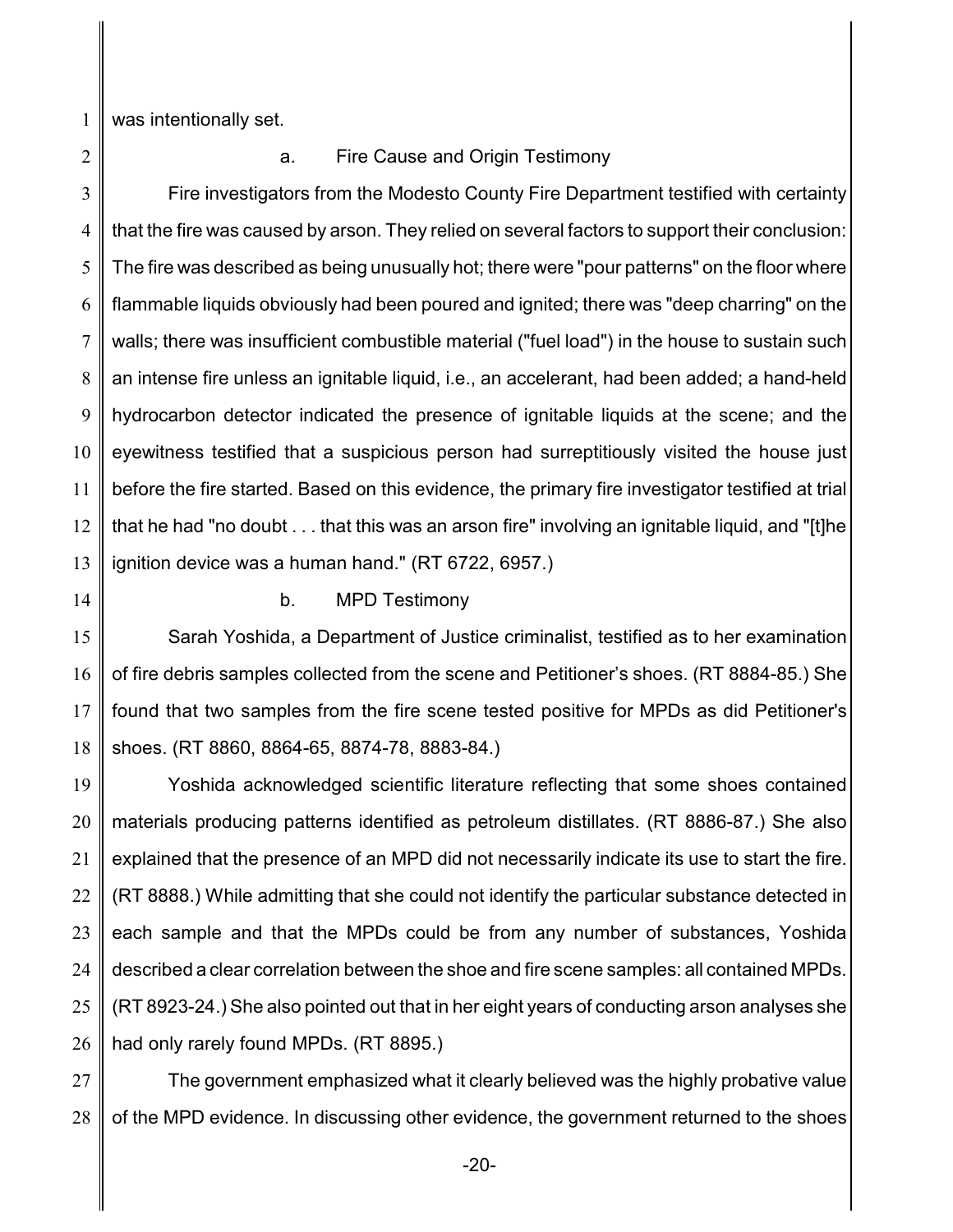was intentionally set.

a. Fire Cause and Origin Testimony

Fire investigators from the Modesto County Fire Department testified with certainty that the fire was caused by arson. They relied on several factors to support their conclusion: The fire was described as being unusually hot; there were "pour patterns" on the floor where flammable liquids obviously had been poured and ignited; there was "deep charring" on the walls; there was insufficient combustible material ("fuel load") in the house to sustain such an intense fire unless an ignitable liquid, i.e., an accelerant, had been added; a hand-held hydrocarbon detector indicated the presence of ignitable liquids at the scene; and the eyewitness testified that a suspicious person had surreptitiously visited the house just before the fire started. Based on this evidence, the primary fire investigator testified at trial that he had "no doubt . . . that this was an arson fire" involving an ignitable liquid, and "[t]he ignition device was a human hand." (RT 6722, 6957.)

b. MPD Testimony

Sarah Yoshida, a Department of Justice criminalist, testified as to her examination of fire debris samples collected from the scene and Petitioner's shoes. (RT 8884-85.) She found that two samples from the fire scene tested positive for MPDs as did Petitioner's shoes. (RT 8860, 8864-65, 8874-78, 8883-84.)

Yoshida acknowledged scientific literature reflecting that some shoes contained materials producing patterns identified as petroleum distillates. (RT 8886-87.) She also explained that the presence of an MPD did not necessarily indicate its use to start the fire. (RT 8888.) While admitting that she could not identify the particular substance detected in each sample and that the MPDs could be from any number of substances, Yoshida described a clear correlation between the shoe and fire scene samples: all contained MPDs. (RT 8923-24.) She also pointed out that in her eight years of conducting arson analyses she had only rarely found MPDs. (RT 8895.)

The government emphasized what it clearly believed was the highly probative value of the MPD evidence. In discussing other evidence, the government returned to the shoes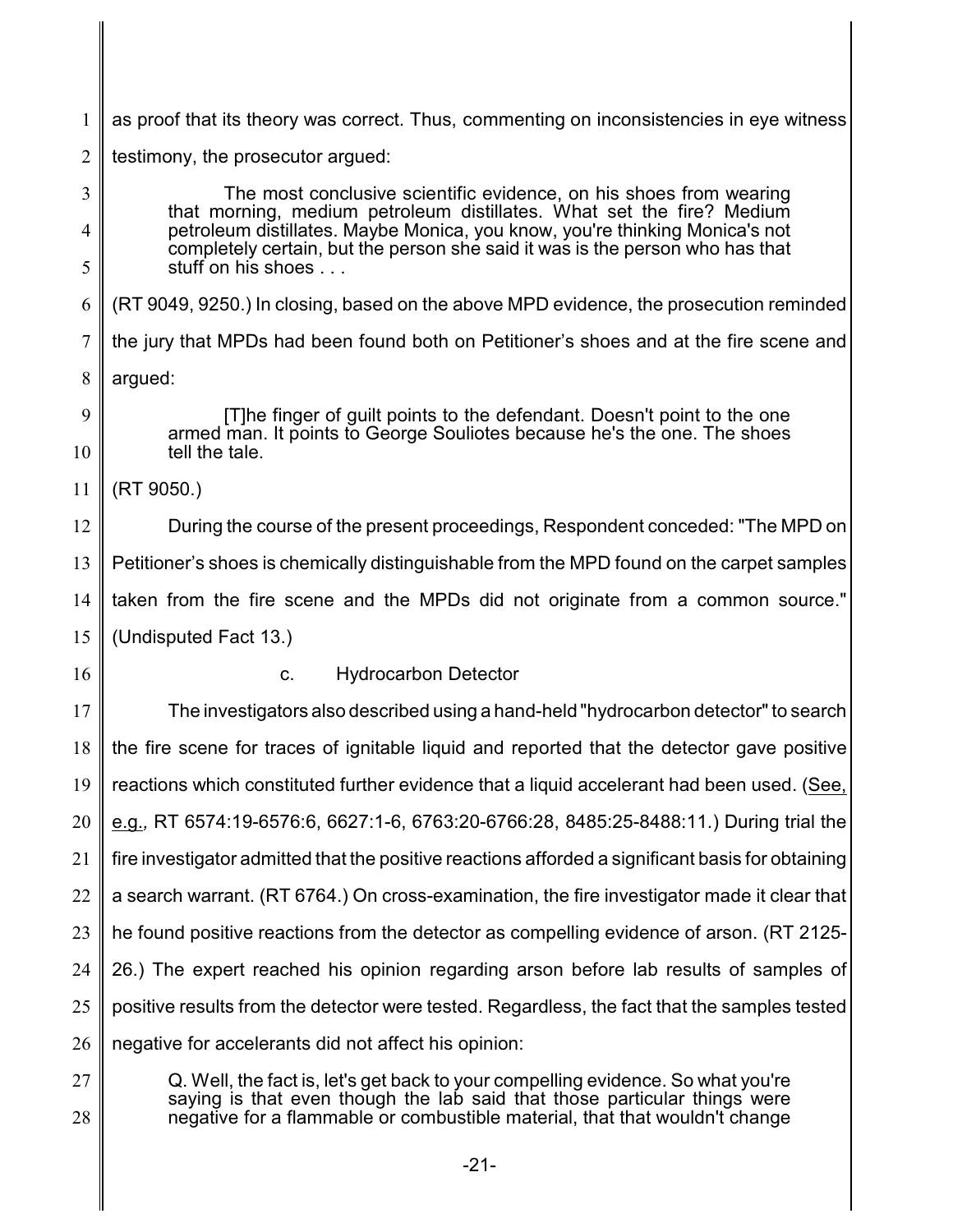as proof that its theory was correct. Thus, commenting on inconsistencies in eye witness testimony, the prosecutor argued:

> The most conclusive scientific evidence, on his shoes from wearing that morning, medium petroleum distillates. What set the fire? Medium petroleum distillates. Maybe Monica, you know, you're thinking Monica's not completely certain, but the person she said it was is the person who has that stuff on his shoes . . .

(RT 9049, 9250.) In closing, based on the above MPD evidence, the prosecution reminded the jury that MPDs had been found both on Petitioner's shoes and at the fire scene and argued:

> [T]he finger of guilt points to the defendant. Doesn't point to the one armed man. It points to George Souliotes because he's the one. The shoes tell the tale.

(RT 9050.)

During the course of the present proceedings, Respondent conceded: "The MPD on Petitioner's shoes is chemically distinguishable from the MPD found on the carpet samples taken from the fire scene and the MPDs did not originate from a common source." (Undisputed Fact 13.)

c. Hydrocarbon Detector

The investigators also described using a hand-held "hydrocarbon detector" to search the fire scene for traces of ignitable liquid and reported that the detector gave positive reactions which constituted further evidence that a liquid accelerant had been used. (See, e.g., RT 6574:19-6576:6, 6627:1-6, 6763:20-6766:28, 8485:25-8488:11.) During trial the fire investigator admitted that the positive reactions afforded a significant basis for obtaining a search warrant. (RT 6764.) On cross-examination, the fire investigator made it clear that he found positive reactions from the detector as compelling evidence of arson. (RT 2125-26.) The expert reached his opinion regarding arson before lab results of samples of positive results from the detector were tested. Regardless, the fact that the samples tested negative for accelerants did not affect his opinion:

> Q. Well, the fact is, let's get back to your compelling evidence. So what you're saying is that even though the lab said that those particular things were negative for a flammable or combustible material, that that wouldn't change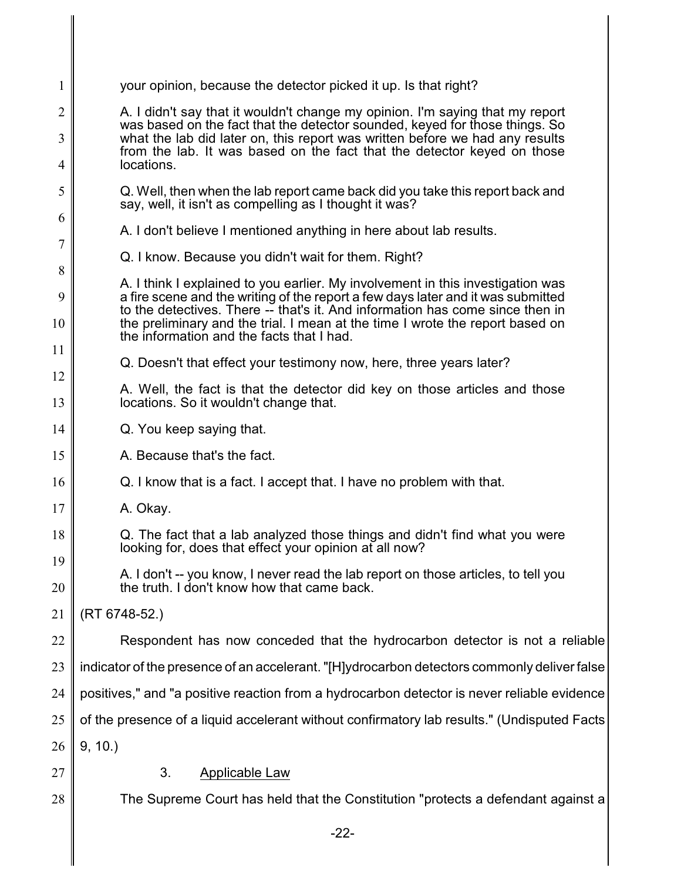your opinion, because the detector picked it up. Is that right?

A. I didn't say that it wouldn't change my opinion. I'm saying that my report was based on the fact that the detector sounded, keyed for those things. So what the lab did later on, this report was written before we had any results from the lab. It was based on the fact that the detector keyed on those locations.

Q. Well, then when the lab report came back did you take this report back and say, well, it isn't as compelling as I thought it was?

A. I don't believe I mentioned anything in here about lab results.

Q. I know. Because you didn't wait for them. Right?

A. I think I explained to you earlier. My involvement in this investigation was a fire scene and the writing of the report a few days later and it was submitted to the detectives. There -- that's it. And information has come since then in the preliminary and the trial. I mean at the time I wrote the report based on the information and the facts that I had.

Q. Doesn't that effect your testimony now, here, three years later?

A. Well, the fact is that the detector did key on those articles and those locations. So it wouldn't change that.

Q. You keep saying that.

A. Because that's the fact.

Q. I know that is a fact. I accept that. I have no problem with that.

A. Okay.

Q. The fact that a lab analyzed those things and didn't find what you were looking for, does that effect your opinion at all now?

A. I don't -- you know, I never read the lab report on those articles, to tell you the truth. I don't know how that came back.

(RT 6748-52.)

Respondent has now conceded that the hydrocarbon detector is not a reliable indicator of the presence of an accelerant. "[H]ydrocarbon detectors commonly deliver false positives," and "a positive reaction from a hydrocarbon detector is never reliable evidence of the presence of a liquid accelerant without confirmatory lab results." (Undisputed Facts 9, 10.)

### 3. Applicable Law

The Supreme Court has held that the Constitution "protects a defendant against a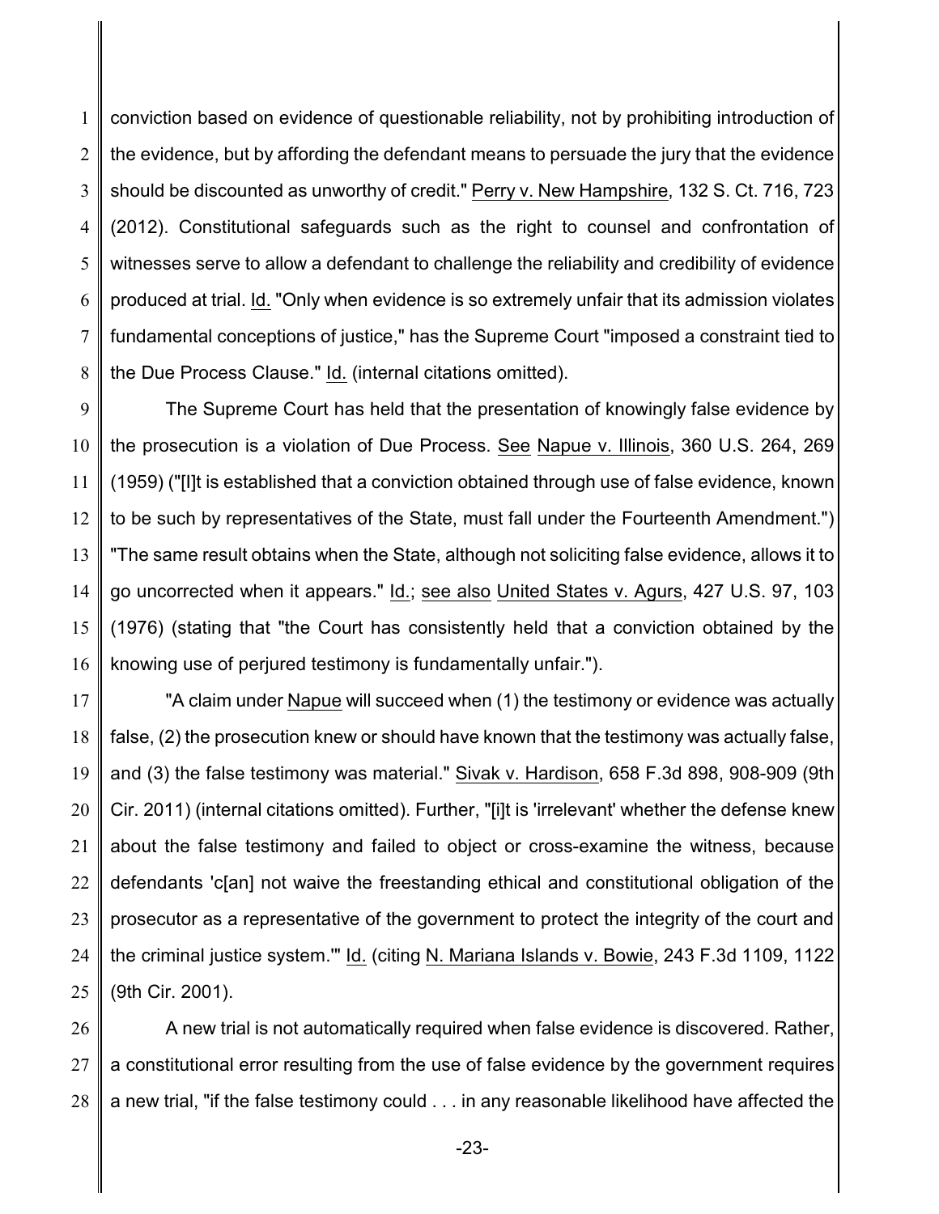conviction based on evidence of questionable reliability, not by prohibiting introduction of the evidence, but by affording the defendant means to persuade the jury that the evidence should be discounted as unworthy of credit." Perry v. New Hampshire, 132 S. Ct. 716, 723 (2012). Constitutional safeguards such as the right to counsel and confrontation of witnesses serve to allow a defendant to challenge the reliability and credibility of evidence produced at trial. Id. "Only when evidence is so extremely unfair that its admission violates fundamental conceptions of justice," has the Supreme Court "imposed a constraint tied to the Due Process Clause." Id. (internal citations omitted).

The Supreme Court has held that the presentation of knowingly false evidence by the prosecution is a violation of Due Process. See Napue v. Illinois, 360 U.S. 264, 269 (1959) ("[I]t is established that a conviction obtained through use of false evidence, known to be such by representatives of the State, must fall under the Fourteenth Amendment.") "The same result obtains when the State, although not soliciting false evidence, allows it to go uncorrected when it appears." Id.; see also United States v. Agurs, 427 U.S. 97, 103 (1976) (stating that "the Court has consistently held that a conviction obtained by the knowing use of perjured testimony is fundamentally unfair.").

"A claim under Napue will succeed when (1) the testimony or evidence was actually false, (2) the prosecution knew or should have known that the testimony was actually false, and (3) the false testimony was material." Sivak v. Hardison, 658 F.3d 898, 908-909 (9th Cir. 2011) (internal citations omitted). Further, "[i]t is 'irrelevant' whether the defense knew about the false testimony and failed to object or cross-examine the witness, because defendants 'c[an] not waive the freestanding ethical and constitutional obligation of the prosecutor as a representative of the government to protect the integrity of the court and the criminal justice system.'" Id. (citing N. Mariana Islands v. Bowie, 243 F.3d 1109, 1122 (9th Cir. 2001).

A new trial is not automatically required when false evidence is discovered. Rather, a constitutional error resulting from the use of false evidence by the government requires a new trial, "if the false testimony could . . . in any reasonable likelihood have affected the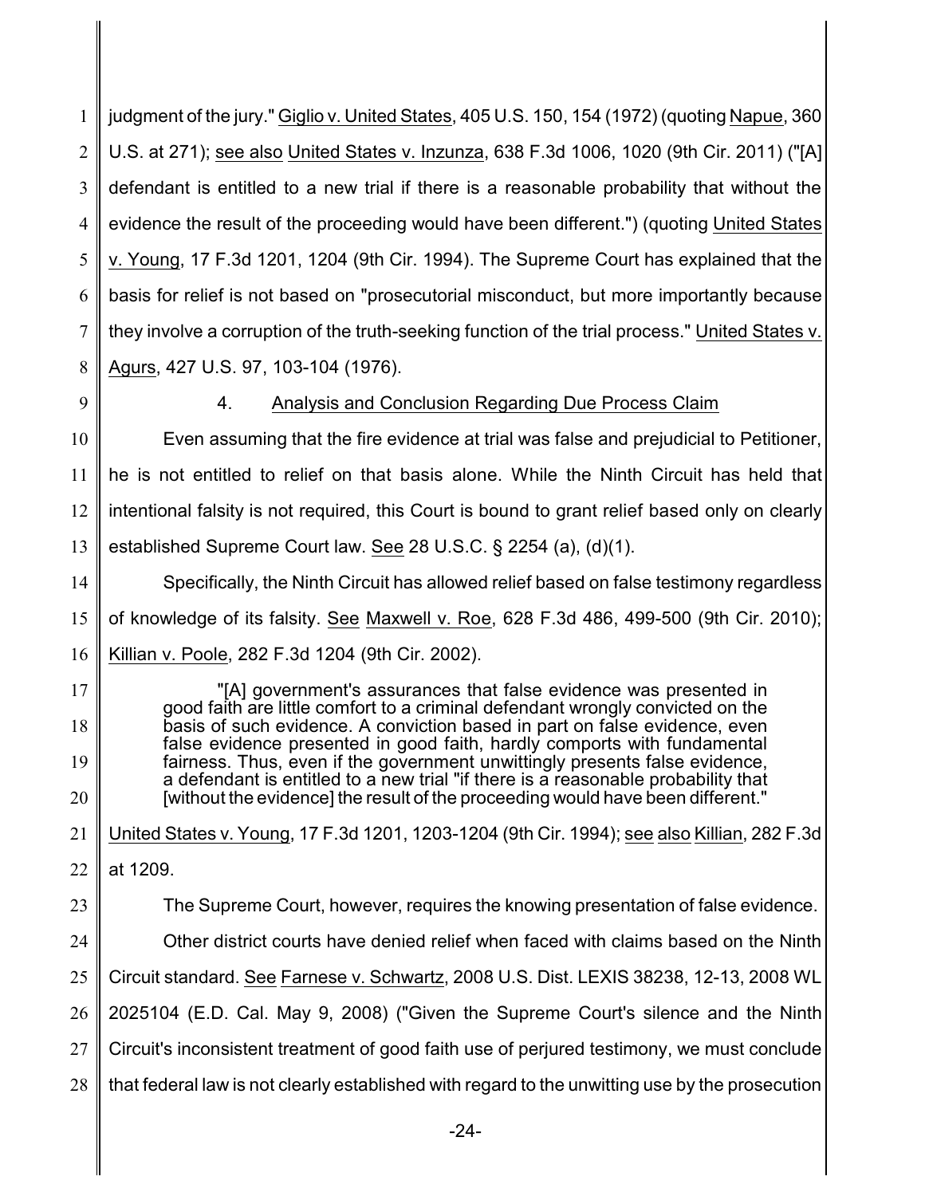judgment of the jury." Giglio v. United States, 405 U.S. 150, 154 (1972) (quoting Napue, 360 U.S. at 271); see also United States v. Inzunza, 638 F.3d 1006, 1020 (9th Cir. 2011) ("[A] defendant is entitled to a new trial if there is a reasonable probability that without the evidence the result of the proceeding would have been different.") (quoting United States v. Young, 17 F.3d 1201, 1204 (9th Cir. 1994). The Supreme Court has explained that the basis for relief is not based on "prosecutorial misconduct, but more importantly because they involve a corruption of the truth-seeking function of the trial process." United States v. Agurs, 427 U.S. 97, 103-104 (1976).

### 4. Analysis and Conclusion Regarding Due Process Claim

Even assuming that the fire evidence at trial was false and prejudicial to Petitioner, he is not entitled to relief on that basis alone. While the Ninth Circuit has held that intentional falsity is not required, this Court is bound to grant relief based only on clearly established Supreme Court law. See 28 U.S.C. § 2254 (a), (d)(1).

Specifically, the Ninth Circuit has allowed relief based on false testimony regardless of knowledge of its falsity. See Maxwell v. Roe, 628 F.3d 486, 499-500 (9th Cir. 2010); Killian v. Poole, 282 F.3d 1204 (9th Cir. 2002).

> "[A] government's assurances that false evidence was presented in good faith are little comfort to a criminal defendant wrongly convicted on the basis of such evidence. A conviction based in part on false evidence, even false evidence presented in good faith, hardly comports with fundamental fairness. Thus, even if the government unwittingly presents false evidence, a defendant is entitled to a new trial "if there is a reasonable probability that [without the evidence] the result of the proceeding would have been different."

United States v. Young, 17 F.3d 1201, 1203-1204 (9th Cir. 1994); see also Killian, 282 F.3d at 1209.

The Supreme Court, however, requires the knowing presentation of false evidence.

Other district courts have denied relief when faced with claims based on the Ninth Circuit standard. See Farnese v. Schwartz, 2008 U.S. Dist. LEXIS 38238, 12-13, 2008 WL 2025104 (E.D. Cal. May 9, 2008) ("Given the Supreme Court's silence and the Ninth Circuit's inconsistent treatment of good faith use of perjured testimony, we must conclude that federal law is not clearly established with regard to the unwitting use by the prosecution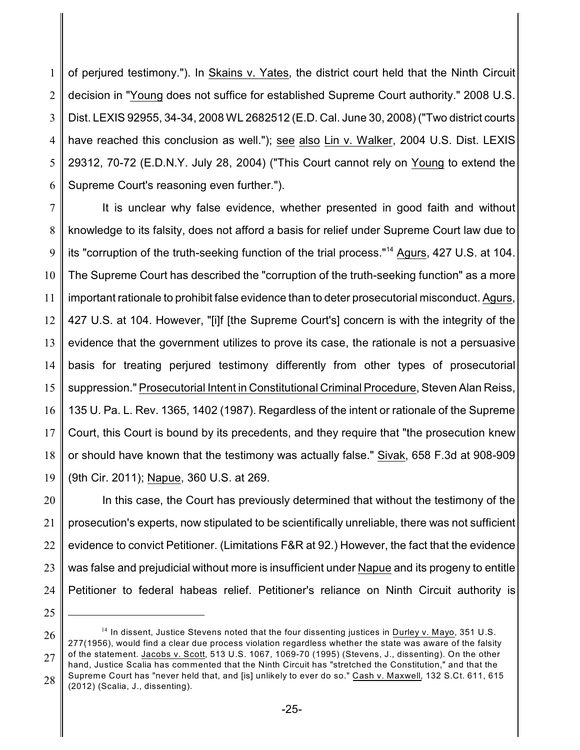of perjured testimony."). In Skains v. Yates, the district court held that the Ninth Circuit decision in "Young does not suffice for established Supreme Court authority." 2008 U.S. Dist. LEXIS 92955, 34-34, 2008 WL 2682512 (E.D. Cal. June 30, 2008) ("Two district courts have reached this conclusion as well."); see also Lin v. Walker, 2004 U.S. Dist. LEXIS 29312, 70-72 (E.D.N.Y. July 28, 2004) ("This Court cannot rely on Young to extend the Supreme Court's reasoning even further.").

It is unclear why false evidence, whether presented in good faith and without knowledge to its falsity, does not afford a basis for relief under Supreme Court law due to its "corruption of the truth-seeking function of the trial process."[14] Agurs, 427 U.S. at 104. The Supreme Court has described the "corruption of the truth-seeking function" as a more important rationale to prohibit false evidence than to deter prosecutorial misconduct. Agurs, 427 U.S. at 104. However, "[i]f [the Supreme Court's] concern is with the integrity of the evidence that the government utilizes to prove its case, the rationale is not a persuasive basis for treating perjured testimony differently from other types of prosecutorial suppression." Prosecutorial Intent in Constitutional Criminal Procedure, Steven Alan Reiss, 135 U. Pa. L. Rev. 1365, 1402 (1987). Regardless of the intent or rationale of the Supreme Court, this Court is bound by its precedents, and they require that "the prosecution knew or should have known that the testimony was actually false." Sivak, 658 F.3d at 908-909 (9th Cir. 2011); Napue, 360 U.S. at 269.

In this case, the Court has previously determined that without the testimony of the prosecution's experts, now stipulated to be scientifically unreliable, there was not sufficient evidence to convict Petitioner. (Limitations F&R at 92.) However, the fact that the evidence was false and prejudicial without more is insufficient under Napue and its progeny to entitle Petitioner to federal habeas relief. Petitioner's reliance on Ninth Circuit authority is

---

[14] In dissent, Justice Stevens noted that the four dissenting justices in Durley v. Mayo, 351 U.S. 277(1956), would find a clear due process violation regardless whether the state was aware of the falsity of the statement. Jacobs v. Scott, 513 U.S. 1067, 1069-70 (1995) (Stevens, J., dissenting). On the other hand, Justice Scalia has commented that the Ninth Circuit has "stretched the Constitution," and that the Supreme Court has "never held that, and [is] unlikely to ever do so." Cash v. Maxwell, 132 S.Ct. 611, 615 (2012) (Scalia, J., dissenting).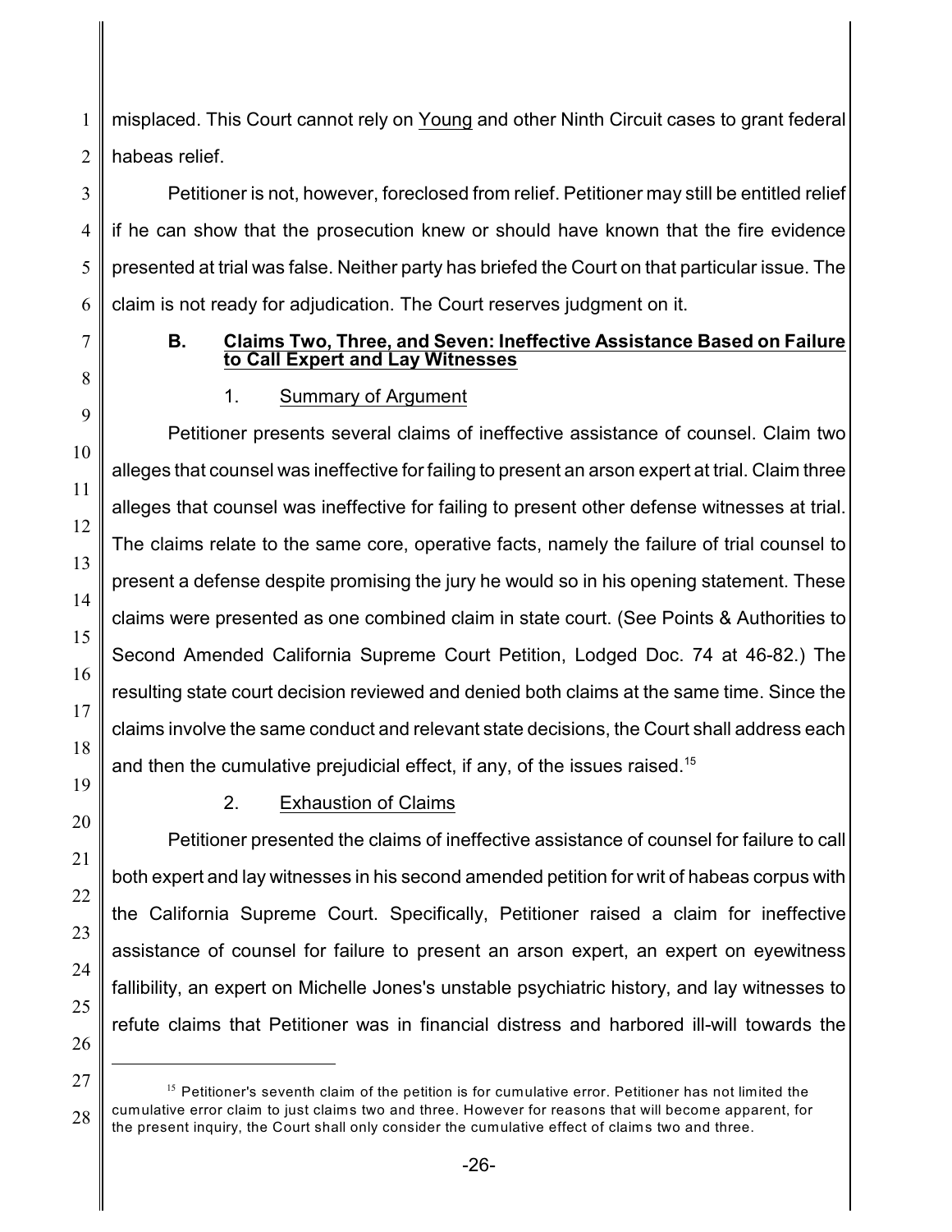misplaced. This Court cannot rely on Young and other Ninth Circuit cases to grant federal habeas relief.

Petitioner is not, however, foreclosed from relief. Petitioner may still be entitled relief if he can show that the prosecution knew or should have known that the fire evidence presented at trial was false. Neither party has briefed the Court on that particular issue. The claim is not ready for adjudication. The Court reserves judgment on it.

### B. Claims Two, Three, and Seven: Ineffective Assistance Based on Failure to Call Expert and Lay Witnesses

#### 1. Summary of Argument

Petitioner presents several claims of ineffective assistance of counsel. Claim two alleges that counsel was ineffective for failing to present an arson expert at trial. Claim three alleges that counsel was ineffective for failing to present other defense witnesses at trial. The claims relate to the same core, operative facts, namely the failure of trial counsel to present a defense despite promising the jury he would so in his opening statement. These claims were presented as one combined claim in state court. (See Points & Authorities to Second Amended California Supreme Court Petition, Lodged Doc. 74 at 46-82.) The resulting state court decision reviewed and denied both claims at the same time. Since the claims involve the same conduct and relevant state decisions, the Court shall address each and then the cumulative prejudicial effect, if any, of the issues raised.[15]

#### 2. Exhaustion of Claims

Petitioner presented the claims of ineffective assistance of counsel for failure to call both expert and lay witnesses in his second amended petition for writ of habeas corpus with the California Supreme Court. Specifically, Petitioner raised a claim for ineffective assistance of counsel for failure to present an arson expert, an expert on eyewitness fallibility, an expert on Michelle Jones's unstable psychiatric history, and lay witnesses to refute claims that Petitioner was in financial distress and harbored ill-will towards the

---

[15] Petitioner's seventh claim of the petition is for cumulative error. Petitioner has not limited the cumulative error claim to just claims two and three. However for reasons that will become apparent, for the present inquiry, the Court shall only consider the cumulative effect of claims two and three.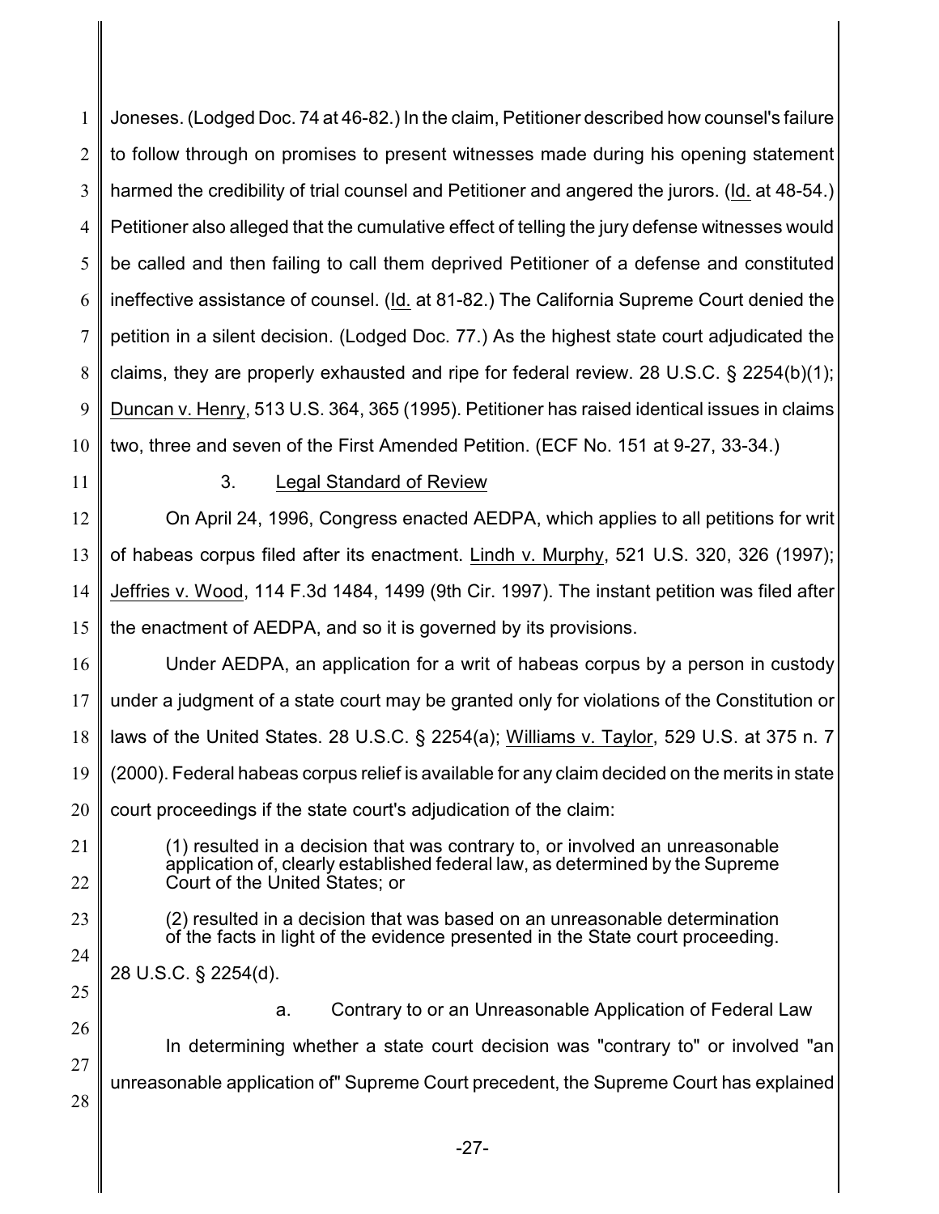Joneses. (Lodged Doc. 74 at 46-82.) In the claim, Petitioner described how counsel's failure to follow through on promises to present witnesses made during his opening statement harmed the credibility of trial counsel and Petitioner and angered the jurors. (Id. at 48-54.) Petitioner also alleged that the cumulative effect of telling the jury defense witnesses would be called and then failing to call them deprived Petitioner of a defense and constituted ineffective assistance of counsel. (Id. at 81-82.) The California Supreme Court denied the petition in a silent decision. (Lodged Doc. 77.) As the highest state court adjudicated the claims, they are properly exhausted and ripe for federal review. 28 U.S.C. § 2254(b)(1); Duncan v. Henry, 513 U.S. 364, 365 (1995). Petitioner has raised identical issues in claims two, three and seven of the First Amended Petition. (ECF No. 151 at 9-27, 33-34.)

### 3. Legal Standard of Review

On April 24, 1996, Congress enacted AEDPA, which applies to all petitions for writ of habeas corpus filed after its enactment. Lindh v. Murphy, 521 U.S. 320, 326 (1997); Jeffries v. Wood, 114 F.3d 1484, 1499 (9th Cir. 1997). The instant petition was filed after the enactment of AEDPA, and so it is governed by its provisions.

Under AEDPA, an application for a writ of habeas corpus by a person in custody under a judgment of a state court may be granted only for violations of the Constitution or laws of the United States. 28 U.S.C. § 2254(a); Williams v. Taylor, 529 U.S. at 375 n. 7 (2000). Federal habeas corpus relief is available for any claim decided on the merits in state court proceedings if the state court's adjudication of the claim:

> (1) resulted in a decision that was contrary to, or involved an unreasonable application of, clearly established federal law, as determined by the Supreme Court of the United States; or
>
> (2) resulted in a decision that was based on an unreasonable determination of the facts in light of the evidence presented in the State court proceeding.

28 U.S.C. § 2254(d).

#### a. Contrary to or an Unreasonable Application of Federal Law

In determining whether a state court decision was "contrary to" or involved "an unreasonable application of" Supreme Court precedent, the Supreme Court has explained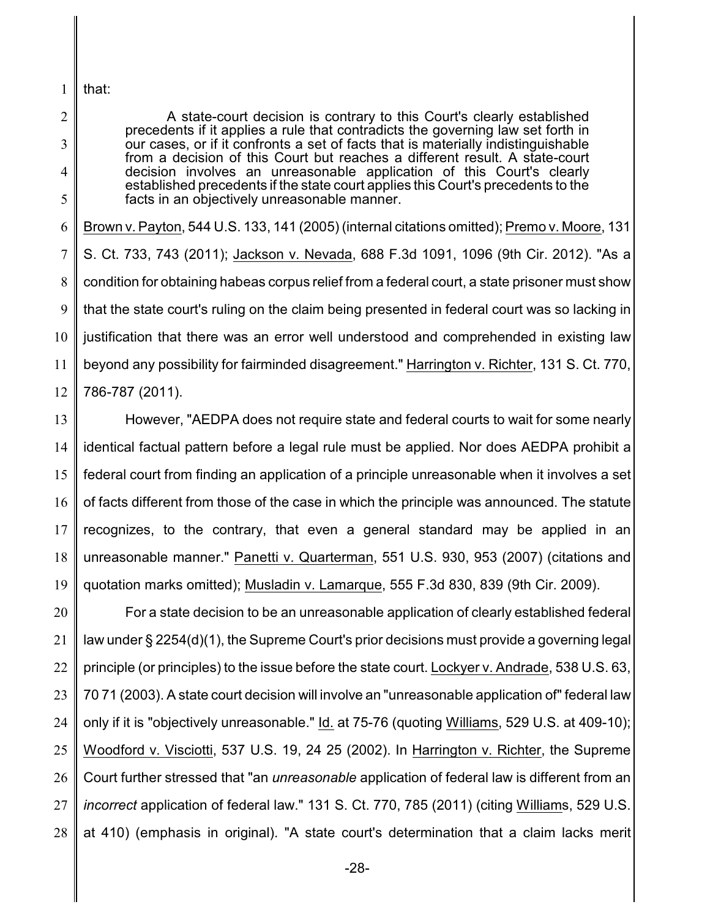that:

> A state-court decision is contrary to this Court's clearly established precedents if it applies a rule that contradicts the governing law set forth in our cases, or if it confronts a set of facts that is materially indistinguishable from a decision of this Court but reaches a different result. A state-court decision involves an unreasonable application of this Court's clearly established precedents if the state court applies this Court's precedents to the facts in an objectively unreasonable manner.

Brown v. Payton, 544 U.S. 133, 141 (2005) (internal citations omitted); Premo v. Moore, 131 S. Ct. 733, 743 (2011); Jackson v. Nevada, 688 F.3d 1091, 1096 (9th Cir. 2012). "As a condition for obtaining habeas corpus relief from a federal court, a state prisoner must show that the state court's ruling on the claim being presented in federal court was so lacking in justification that there was an error well understood and comprehended in existing law beyond any possibility for fairminded disagreement." Harrington v. Richter, 131 S. Ct. 770, 786-787 (2011).

However, "AEDPA does not require state and federal courts to wait for some nearly identical factual pattern before a legal rule must be applied. Nor does AEDPA prohibit a federal court from finding an application of a principle unreasonable when it involves a set of facts different from those of the case in which the principle was announced. The statute recognizes, to the contrary, that even a general standard may be applied in an unreasonable manner." Panetti v. Quarterman, 551 U.S. 930, 953 (2007) (citations and quotation marks omitted); Musladin v. Lamarque, 555 F.3d 830, 839 (9th Cir. 2009).

For a state decision to be an unreasonable application of clearly established federal law under § 2254(d)(1), the Supreme Court's prior decisions must provide a governing legal principle (or principles) to the issue before the state court. Lockyer v. Andrade, 538 U.S. 63, 70 71 (2003). A state court decision will involve an "unreasonable application of" federal law only if it is "objectively unreasonable." Id. at 75-76 (quoting Williams, 529 U.S. at 409-10); Woodford v. Visciotti, 537 U.S. 19, 24 25 (2002). In Harrington v. Richter, the Supreme Court further stressed that "an *unreasonable* application of federal law is different from an *incorrect* application of federal law." 131 S. Ct. 770, 785 (2011) (citing Williams, 529 U.S. at 410) (emphasis in original). "A state court's determination that a claim lacks merit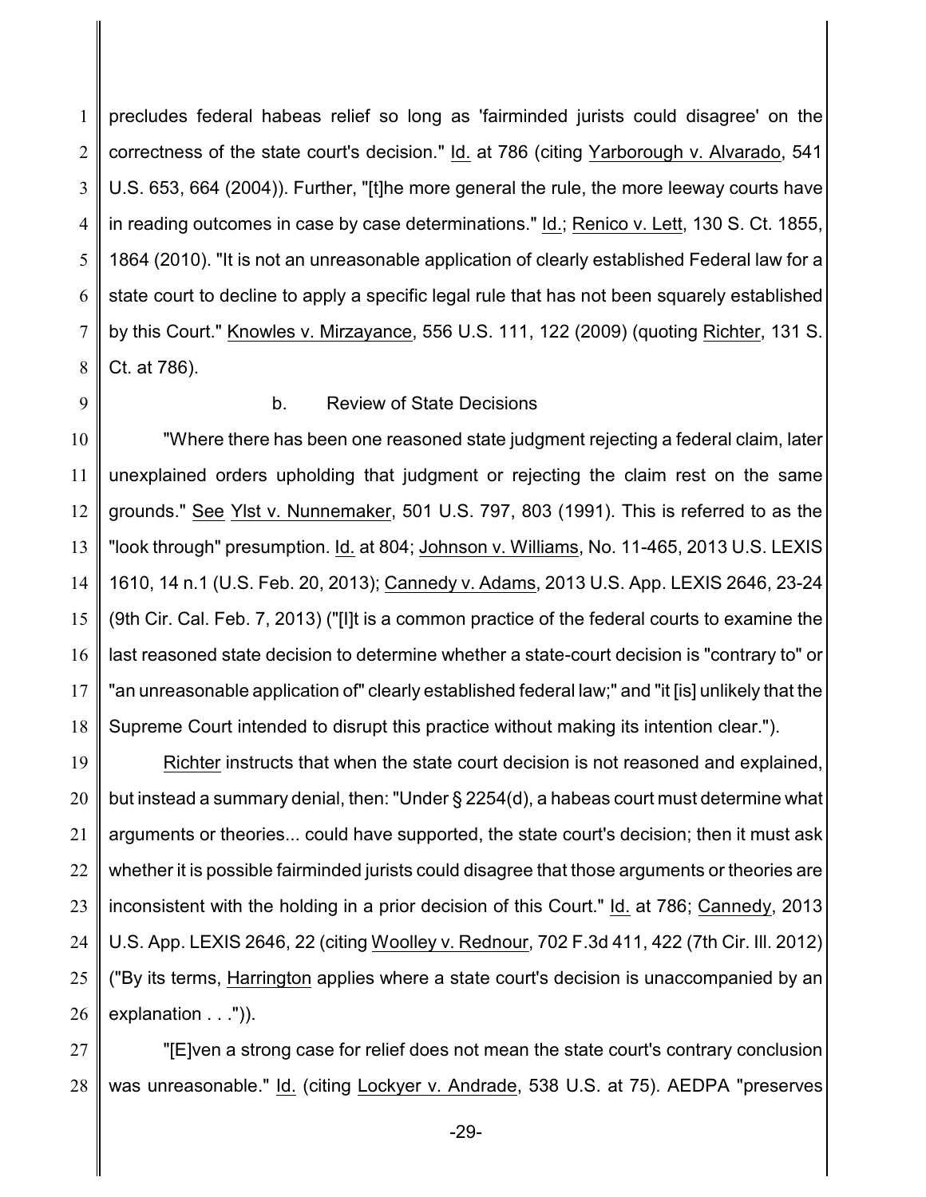precludes federal habeas relief so long as 'fairminded jurists could disagree' on the correctness of the state court's decision." Id. at 786 (citing Yarborough v. Alvarado, 541 U.S. 653, 664 (2004)). Further, "[t]he more general the rule, the more leeway courts have in reading outcomes in case by case determinations." Id.; Renico v. Lett, 130 S. Ct. 1855, 1864 (2010). "It is not an unreasonable application of clearly established Federal law for a state court to decline to apply a specific legal rule that has not been squarely established by this Court." Knowles v. Mirzayance, 556 U.S. 111, 122 (2009) (quoting Richter, 131 S. Ct. at 786).

b. Review of State Decisions

"Where there has been one reasoned state judgment rejecting a federal claim, later unexplained orders upholding that judgment or rejecting the claim rest on the same grounds." See Ylst v. Nunnemaker, 501 U.S. 797, 803 (1991). This is referred to as the "look through" presumption. Id. at 804; Johnson v. Williams, No. 11-465, 2013 U.S. LEXIS 1610, 14 n.1 (U.S. Feb. 20, 2013); Cannedy v. Adams, 2013 U.S. App. LEXIS 2646, 23-24 (9th Cir. Cal. Feb. 7, 2013) ("[I]t is a common practice of the federal courts to examine the last reasoned state decision to determine whether a state-court decision is "contrary to" or "an unreasonable application of" clearly established federal law;" and "it [is] unlikely that the Supreme Court intended to disrupt this practice without making its intention clear.").

Richter instructs that when the state court decision is not reasoned and explained, but instead a summary denial, then: "Under § 2254(d), a habeas court must determine what arguments or theories... could have supported, the state court's decision; then it must ask whether it is possible fairminded jurists could disagree that those arguments or theories are inconsistent with the holding in a prior decision of this Court." Id. at 786; Cannedy, 2013 U.S. App. LEXIS 2646, 22 (citing Woolley v. Rednour, 702 F.3d 411, 422 (7th Cir. Ill. 2012) ("By its terms, Harrington applies where a state court's decision is unaccompanied by an explanation . . .")).

"[E]ven a strong case for relief does not mean the state court's contrary conclusion was unreasonable." Id. (citing Lockyer v. Andrade, 538 U.S. at 75). AEDPA "preserves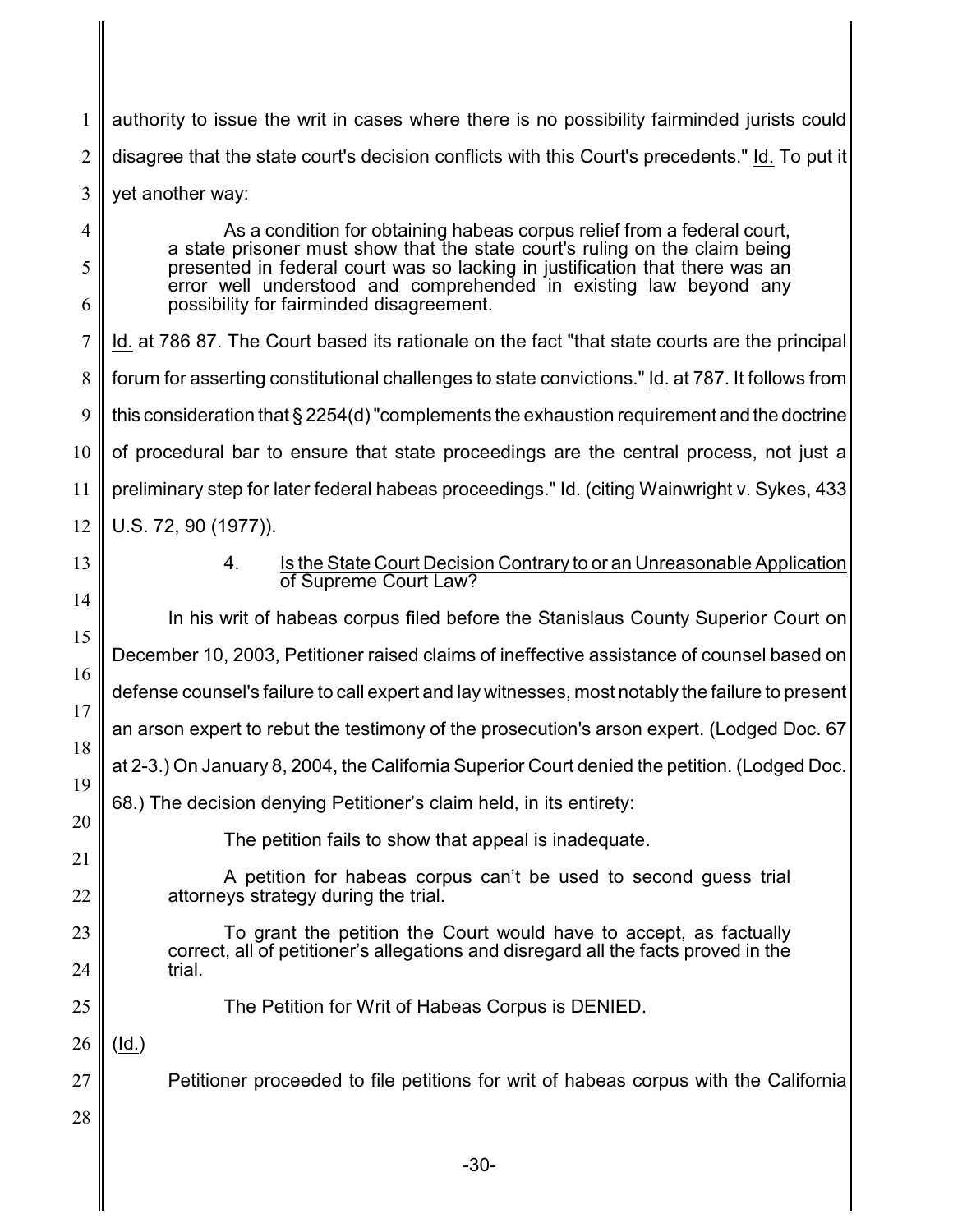authority to issue the writ in cases where there is no possibility fairminded jurists could disagree that the state court's decision conflicts with this Court's precedents." Id. To put it yet another way:

> As a condition for obtaining habeas corpus relief from a federal court, a state prisoner must show that the state court's ruling on the claim being presented in federal court was so lacking in justification that there was an error well understood and comprehended in existing law beyond any possibility for fairminded disagreement.

Id. at 786 87. The Court based its rationale on the fact "that state courts are the principal forum for asserting constitutional challenges to state convictions." Id. at 787. It follows from this consideration that § 2254(d) "complements the exhaustion requirement and the doctrine of procedural bar to ensure that state proceedings are the central process, not just a preliminary step for later federal habeas proceedings." Id. (citing Wainwright v. Sykes, 433 U.S. 72, 90 (1977)).

### 4. Is the State Court Decision Contrary to or an Unreasonable Application of Supreme Court Law?

In his writ of habeas corpus filed before the Stanislaus County Superior Court on December 10, 2003, Petitioner raised claims of ineffective assistance of counsel based on defense counsel's failure to call expert and lay witnesses, most notably the failure to present an arson expert to rebut the testimony of the prosecution's arson expert. (Lodged Doc. 67 at 2-3.) On January 8, 2004, the California Superior Court denied the petition. (Lodged Doc. 68.) The decision denying Petitioner's claim held, in its entirety:

> The petition fails to show that appeal is inadequate.
>
> A petition for habeas corpus can't be used to second guess trial attorneys strategy during the trial.
>
> To grant the petition the Court would have to accept, as factually correct, all of petitioner's allegations and disregard all the facts proved in the trial.
>
> The Petition for Writ of Habeas Corpus is DENIED.

(Id.)

Petitioner proceeded to file petitions for writ of habeas corpus with the California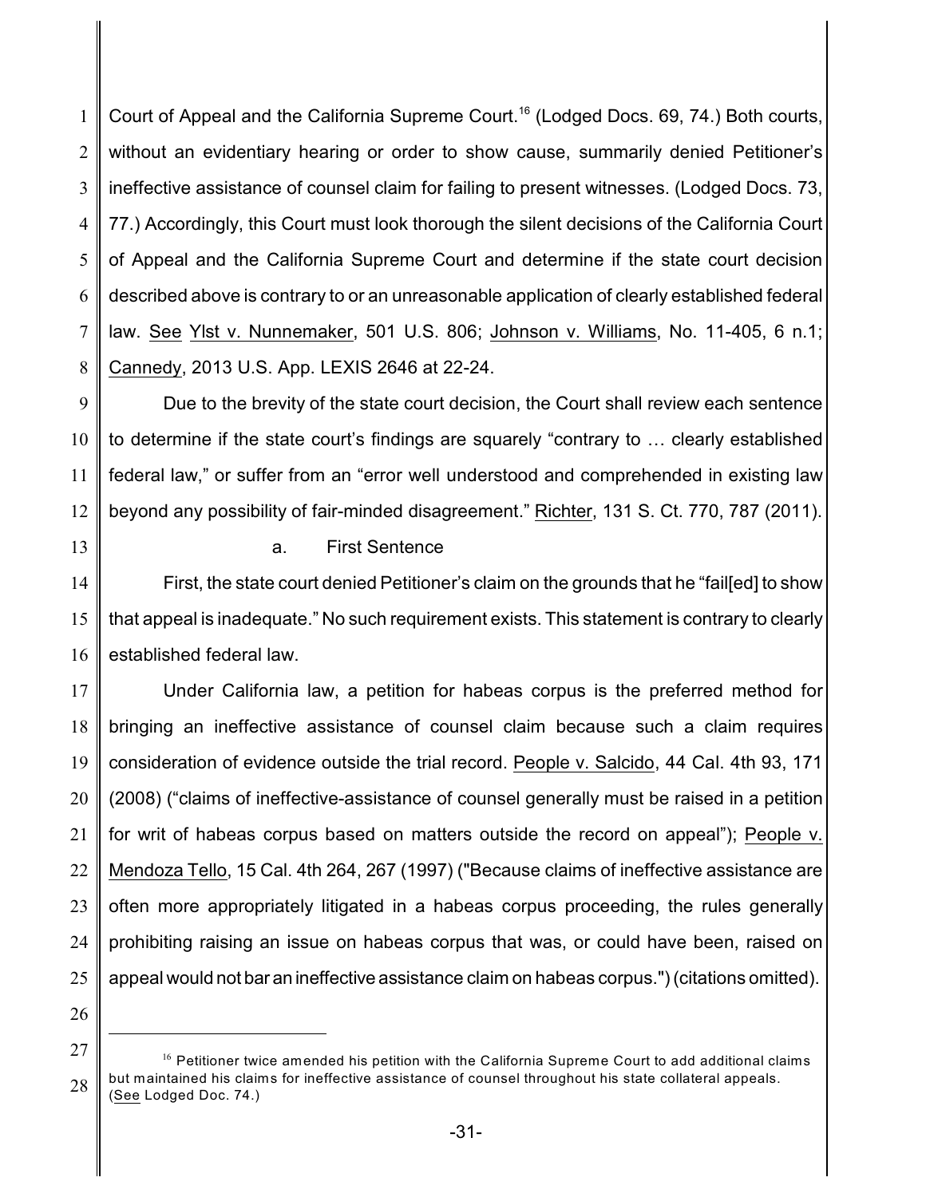Court of Appeal and the California Supreme Court.[16] (Lodged Docs. 69, 74.) Both courts, without an evidentiary hearing or order to show cause, summarily denied Petitioner's ineffective assistance of counsel claim for failing to present witnesses. (Lodged Docs. 73, 77.) Accordingly, this Court must look thorough the silent decisions of the California Court of Appeal and the California Supreme Court and determine if the state court decision described above is contrary to or an unreasonable application of clearly established federal law. See Ylst v. Nunnemaker, 501 U.S. 806; Johnson v. Williams, No. 11-405, 6 n.1; Cannedy, 2013 U.S. App. LEXIS 2646 at 22-24.

Due to the brevity of the state court decision, the Court shall review each sentence to determine if the state court's findings are squarely "contrary to … clearly established federal law," or suffer from an "error well understood and comprehended in existing law beyond any possibility of fair-minded disagreement." Richter, 131 S. Ct. 770, 787 (2011).

a. First Sentence

First, the state court denied Petitioner's claim on the grounds that he "fail[ed] to show that appeal is inadequate." No such requirement exists. This statement is contrary to clearly established federal law.

Under California law, a petition for habeas corpus is the preferred method for bringing an ineffective assistance of counsel claim because such a claim requires consideration of evidence outside the trial record. People v. Salcido, 44 Cal. 4th 93, 171 (2008) ("claims of ineffective-assistance of counsel generally must be raised in a petition for writ of habeas corpus based on matters outside the record on appeal"); People v. Mendoza Tello, 15 Cal. 4th 264, 267 (1997) ("Because claims of ineffective assistance are often more appropriately litigated in a habeas corpus proceeding, the rules generally prohibiting raising an issue on habeas corpus that was, or could have been, raised on appeal would not bar an ineffective assistance claim on habeas corpus.") (citations omitted).

---

[16] Petitioner twice amended his petition with the California Supreme Court to add additional claims but maintained his claims for ineffective assistance of counsel throughout his state collateral appeals. (See Lodged Doc. 74.)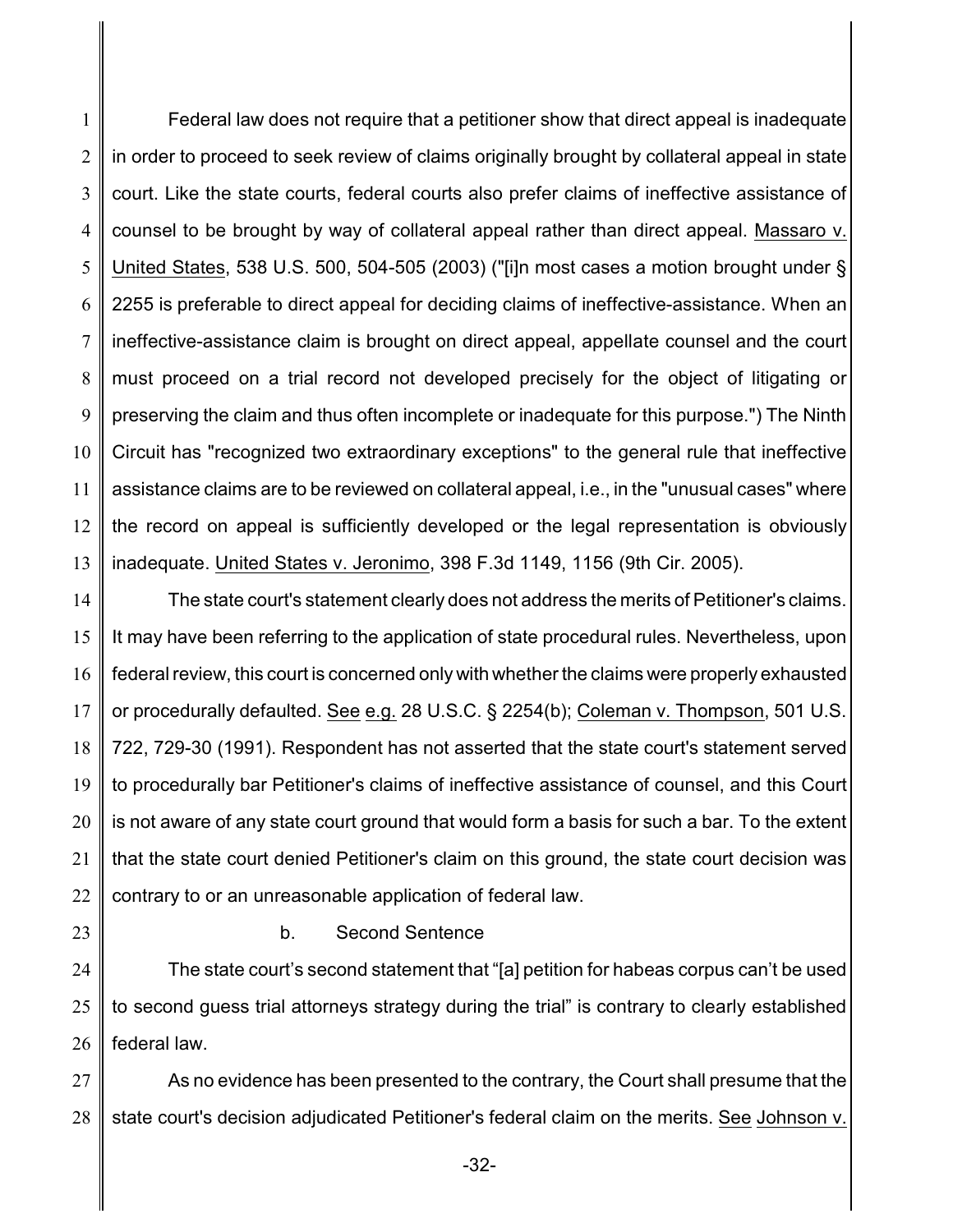Federal law does not require that a petitioner show that direct appeal is inadequate in order to proceed to seek review of claims originally brought by collateral appeal in state court. Like the state courts, federal courts also prefer claims of ineffective assistance of counsel to be brought by way of collateral appeal rather than direct appeal. Massaro v. United States, 538 U.S. 500, 504-505 (2003) ("[i]n most cases a motion brought under § 2255 is preferable to direct appeal for deciding claims of ineffective-assistance. When an ineffective-assistance claim is brought on direct appeal, appellate counsel and the court must proceed on a trial record not developed precisely for the object of litigating or preserving the claim and thus often incomplete or inadequate for this purpose.") The Ninth Circuit has "recognized two extraordinary exceptions" to the general rule that ineffective assistance claims are to be reviewed on collateral appeal, i.e., in the "unusual cases" where the record on appeal is sufficiently developed or the legal representation is obviously inadequate. United States v. Jeronimo, 398 F.3d 1149, 1156 (9th Cir. 2005).

The state court's statement clearly does not address the merits of Petitioner's claims. It may have been referring to the application of state procedural rules. Nevertheless, upon federal review, this court is concerned only with whether the claims were properly exhausted or procedurally defaulted. See e.g. 28 U.S.C. § 2254(b); Coleman v. Thompson, 501 U.S. 722, 729-30 (1991). Respondent has not asserted that the state court's statement served to procedurally bar Petitioner's claims of ineffective assistance of counsel, and this Court is not aware of any state court ground that would form a basis for such a bar. To the extent that the state court denied Petitioner's claim on this ground, the state court decision was contrary to or an unreasonable application of federal law.

b. Second Sentence

The state court's second statement that "[a] petition for habeas corpus can't be used to second guess trial attorneys strategy during the trial" is contrary to clearly established federal law.

As no evidence has been presented to the contrary, the Court shall presume that the state court's decision adjudicated Petitioner's federal claim on the merits. See Johnson v.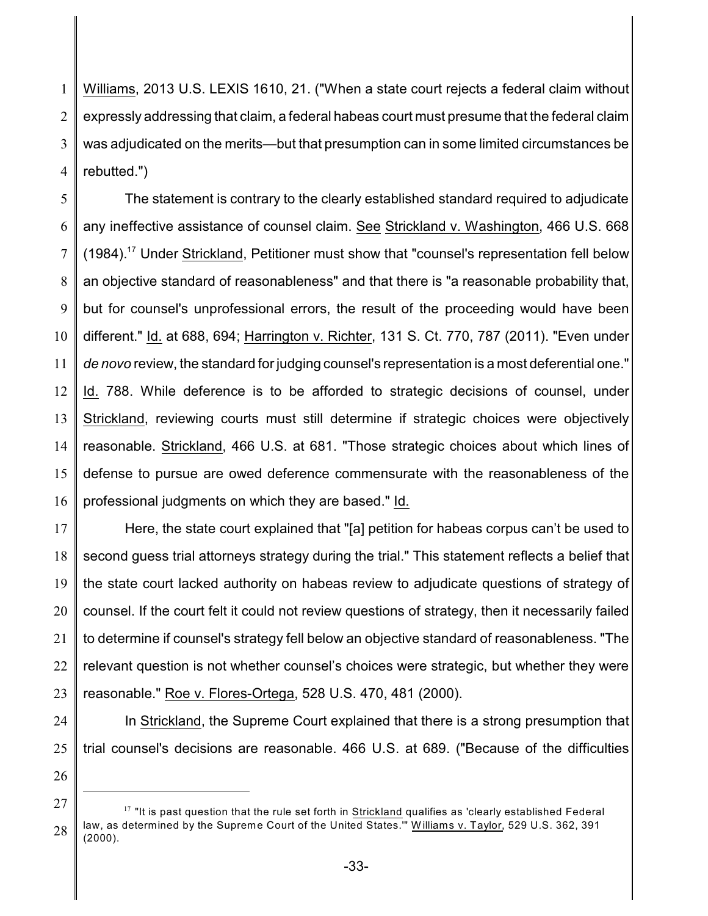Williams, 2013 U.S. LEXIS 1610, 21. ("When a state court rejects a federal claim without expressly addressing that claim, a federal habeas court must presume that the federal claim was adjudicated on the merits—but that presumption can in some limited circumstances be rebutted.")

The statement is contrary to the clearly established standard required to adjudicate any ineffective assistance of counsel claim. See Strickland v. Washington, 466 U.S. 668 (1984).[17] Under Strickland, Petitioner must show that "counsel's representation fell below an objective standard of reasonableness" and that there is "a reasonable probability that, but for counsel's unprofessional errors, the result of the proceeding would have been different." Id. at 688, 694; Harrington v. Richter, 131 S. Ct. 770, 787 (2011). "Even under *de novo* review, the standard for judging counsel's representation is a most deferential one." Id. 788. While deference is to be afforded to strategic decisions of counsel, under Strickland, reviewing courts must still determine if strategic choices were objectively reasonable. Strickland, 466 U.S. at 681. "Those strategic choices about which lines of defense to pursue are owed deference commensurate with the reasonableness of the professional judgments on which they are based." Id.

Here, the state court explained that "[a] petition for habeas corpus can't be used to second guess trial attorneys strategy during the trial." This statement reflects a belief that the state court lacked authority on habeas review to adjudicate questions of strategy of counsel. If the court felt it could not review questions of strategy, then it necessarily failed to determine if counsel's strategy fell below an objective standard of reasonableness. "The relevant question is not whether counsel's choices were strategic, but whether they were reasonable." Roe v. Flores-Ortega, 528 U.S. 470, 481 (2000).

In Strickland, the Supreme Court explained that there is a strong presumption that trial counsel's decisions are reasonable. 466 U.S. at 689. ("Because of the difficulties

---

[17] "It is past question that the rule set forth in Strickland qualifies as 'clearly established Federal law, as determined by the Supreme Court of the United States.'" Williams v. Taylor, 529 U.S. 362, 391 (2000).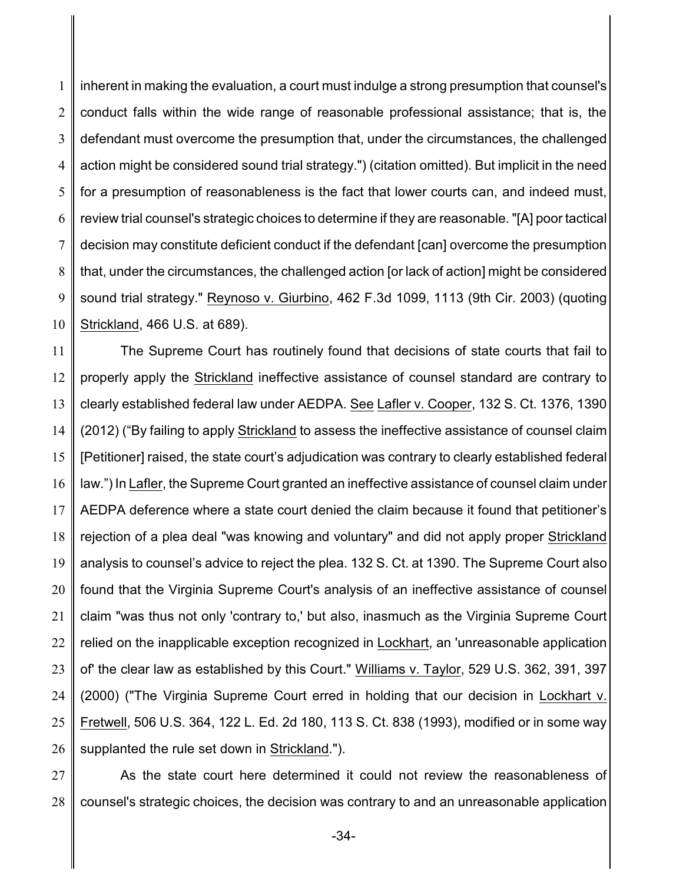inherent in making the evaluation, a court must indulge a strong presumption that counsel's conduct falls within the wide range of reasonable professional assistance; that is, the defendant must overcome the presumption that, under the circumstances, the challenged action might be considered sound trial strategy.") (citation omitted). But implicit in the need for a presumption of reasonableness is the fact that lower courts can, and indeed must, review trial counsel's strategic choices to determine if they are reasonable. "[A] poor tactical decision may constitute deficient conduct if the defendant [can] overcome the presumption that, under the circumstances, the challenged action [or lack of action] might be considered sound trial strategy." Reynoso v. Giurbino, 462 F.3d 1099, 1113 (9th Cir. 2003) (quoting Strickland, 466 U.S. at 689).

The Supreme Court has routinely found that decisions of state courts that fail to properly apply the Strickland ineffective assistance of counsel standard are contrary to clearly established federal law under AEDPA. See Lafler v. Cooper, 132 S. Ct. 1376, 1390 (2012) ("By failing to apply Strickland to assess the ineffective assistance of counsel claim [Petitioner] raised, the state court's adjudication was contrary to clearly established federal law.") In Lafler, the Supreme Court granted an ineffective assistance of counsel claim under AEDPA deference where a state court denied the claim because it found that petitioner's rejection of a plea deal "was knowing and voluntary" and did not apply proper Strickland analysis to counsel's advice to reject the plea. 132 S. Ct. at 1390. The Supreme Court also found that the Virginia Supreme Court's analysis of an ineffective assistance of counsel claim "was thus not only 'contrary to,' but also, inasmuch as the Virginia Supreme Court relied on the inapplicable exception recognized in Lockhart, an 'unreasonable application of' the clear law as established by this Court." Williams v. Taylor, 529 U.S. 362, 391, 397 (2000) ("The Virginia Supreme Court erred in holding that our decision in Lockhart v. Fretwell, 506 U.S. 364, 122 L. Ed. 2d 180, 113 S. Ct. 838 (1993), modified or in some way supplanted the rule set down in Strickland.").

As the state court here determined it could not review the reasonableness of counsel's strategic choices, the decision was contrary to and an unreasonable application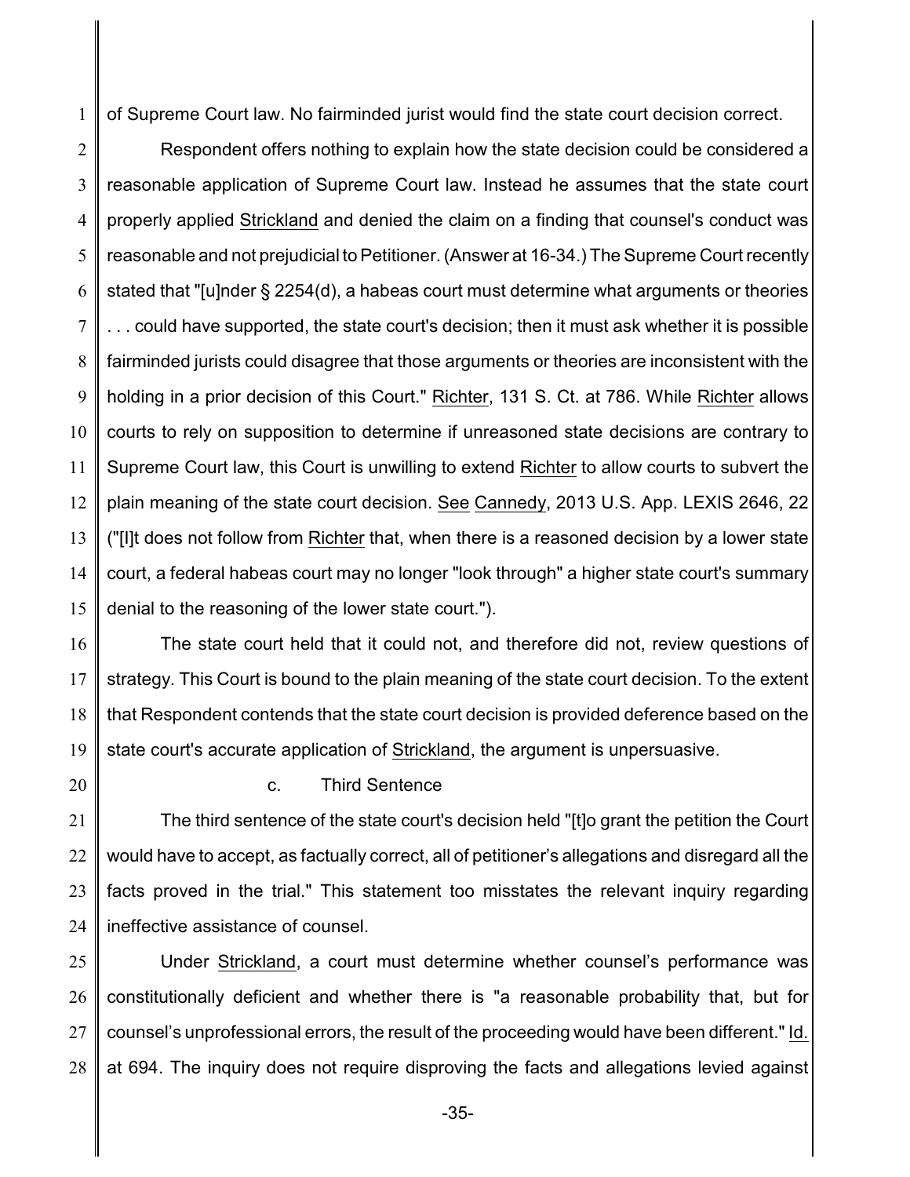of Supreme Court law. No fairminded jurist would find the state court decision correct.

Respondent offers nothing to explain how the state decision could be considered a reasonable application of Supreme Court law. Instead he assumes that the state court properly applied Strickland and denied the claim on a finding that counsel's conduct was reasonable and not prejudicial to Petitioner. (Answer at 16-34.) The Supreme Court recently stated that "[u]nder § 2254(d), a habeas court must determine what arguments or theories . . . could have supported, the state court's decision; then it must ask whether it is possible fairminded jurists could disagree that those arguments or theories are inconsistent with the holding in a prior decision of this Court." Richter, 131 S. Ct. at 786. While Richter allows courts to rely on supposition to determine if unreasoned state decisions are contrary to Supreme Court law, this Court is unwilling to extend Richter to allow courts to subvert the plain meaning of the state court decision. See Cannedy, 2013 U.S. App. LEXIS 2646, 22 ("[I]t does not follow from Richter that, when there is a reasoned decision by a lower state court, a federal habeas court may no longer "look through" a higher state court's summary denial to the reasoning of the lower state court.").

The state court held that it could not, and therefore did not, review questions of strategy. This Court is bound to the plain meaning of the state court decision. To the extent that Respondent contends that the state court decision is provided deference based on the state court's accurate application of Strickland, the argument is unpersuasive.

c. Third Sentence

The third sentence of the state court's decision held "[t]o grant the petition the Court would have to accept, as factually correct, all of petitioner's allegations and disregard all the facts proved in the trial." This statement too misstates the relevant inquiry regarding ineffective assistance of counsel.

Under Strickland, a court must determine whether counsel's performance was constitutionally deficient and whether there is "a reasonable probability that, but for counsel's unprofessional errors, the result of the proceeding would have been different." Id. at 694. The inquiry does not require disproving the facts and allegations levied against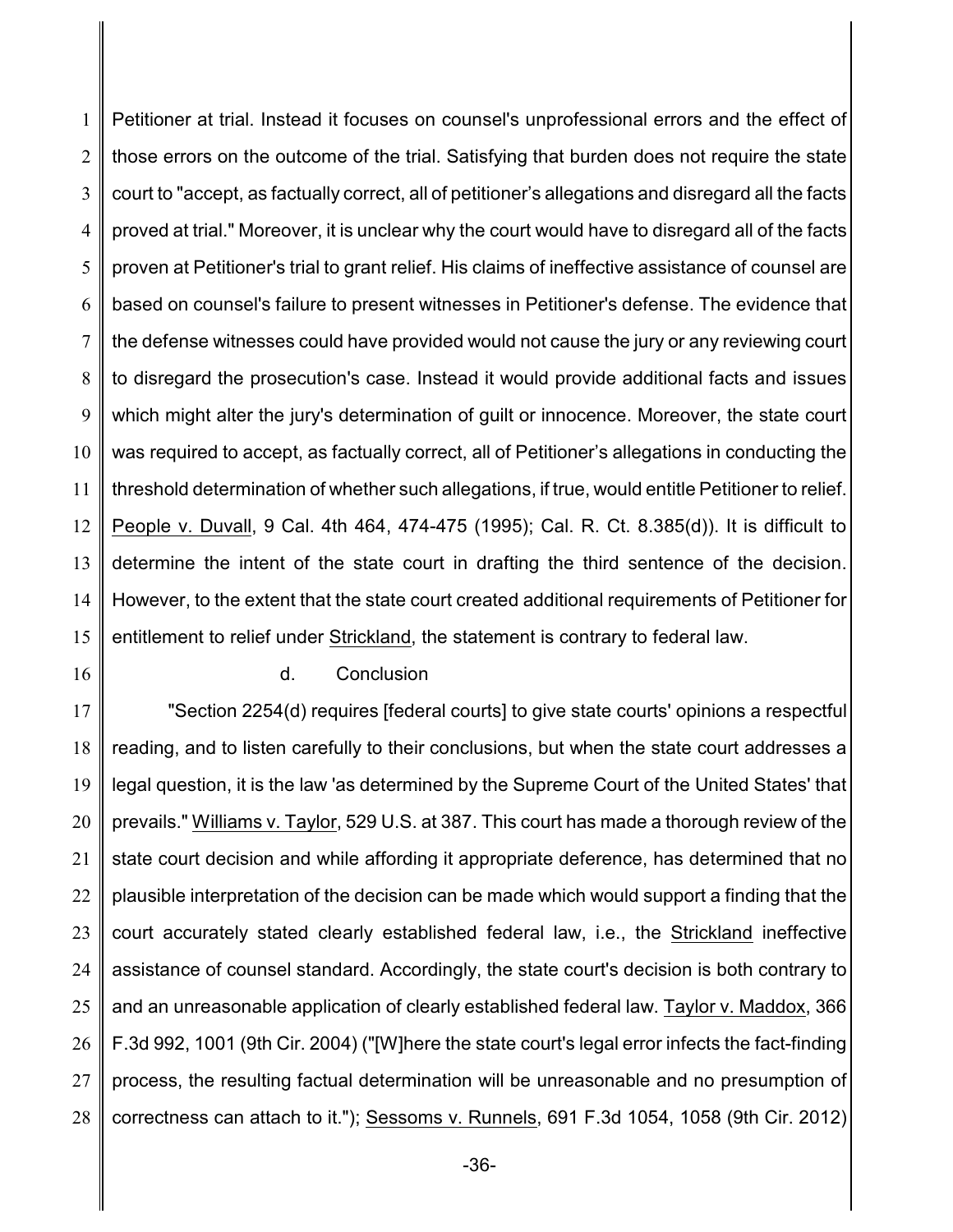Petitioner at trial. Instead it focuses on counsel's unprofessional errors and the effect of those errors on the outcome of the trial. Satisfying that burden does not require the state court to "accept, as factually correct, all of petitioner's allegations and disregard all the facts proved at trial." Moreover, it is unclear why the court would have to disregard all of the facts proven at Petitioner's trial to grant relief. His claims of ineffective assistance of counsel are based on counsel's failure to present witnesses in Petitioner's defense. The evidence that the defense witnesses could have provided would not cause the jury or any reviewing court to disregard the prosecution's case. Instead it would provide additional facts and issues which might alter the jury's determination of guilt or innocence. Moreover, the state court was required to accept, as factually correct, all of Petitioner's allegations in conducting the threshold determination of whether such allegations, if true, would entitle Petitioner to relief. People v. Duvall, 9 Cal. 4th 464, 474-475 (1995); Cal. R. Ct. 8.385(d)). It is difficult to determine the intent of the state court in drafting the third sentence of the decision. However, to the extent that the state court created additional requirements of Petitioner for entitlement to relief under Strickland, the statement is contrary to federal law.

d. Conclusion

"Section 2254(d) requires [federal courts] to give state courts' opinions a respectful reading, and to listen carefully to their conclusions, but when the state court addresses a legal question, it is the law 'as determined by the Supreme Court of the United States' that prevails." Williams v. Taylor, 529 U.S. at 387. This court has made a thorough review of the state court decision and while affording it appropriate deference, has determined that no plausible interpretation of the decision can be made which would support a finding that the court accurately stated clearly established federal law, i.e., the Strickland ineffective assistance of counsel standard. Accordingly, the state court's decision is both contrary to and an unreasonable application of clearly established federal law. Taylor v. Maddox, 366 F.3d 992, 1001 (9th Cir. 2004) ("[W]here the state court's legal error infects the fact-finding process, the resulting factual determination will be unreasonable and no presumption of correctness can attach to it."); Sessoms v. Runnels, 691 F.3d 1054, 1058 (9th Cir. 2012)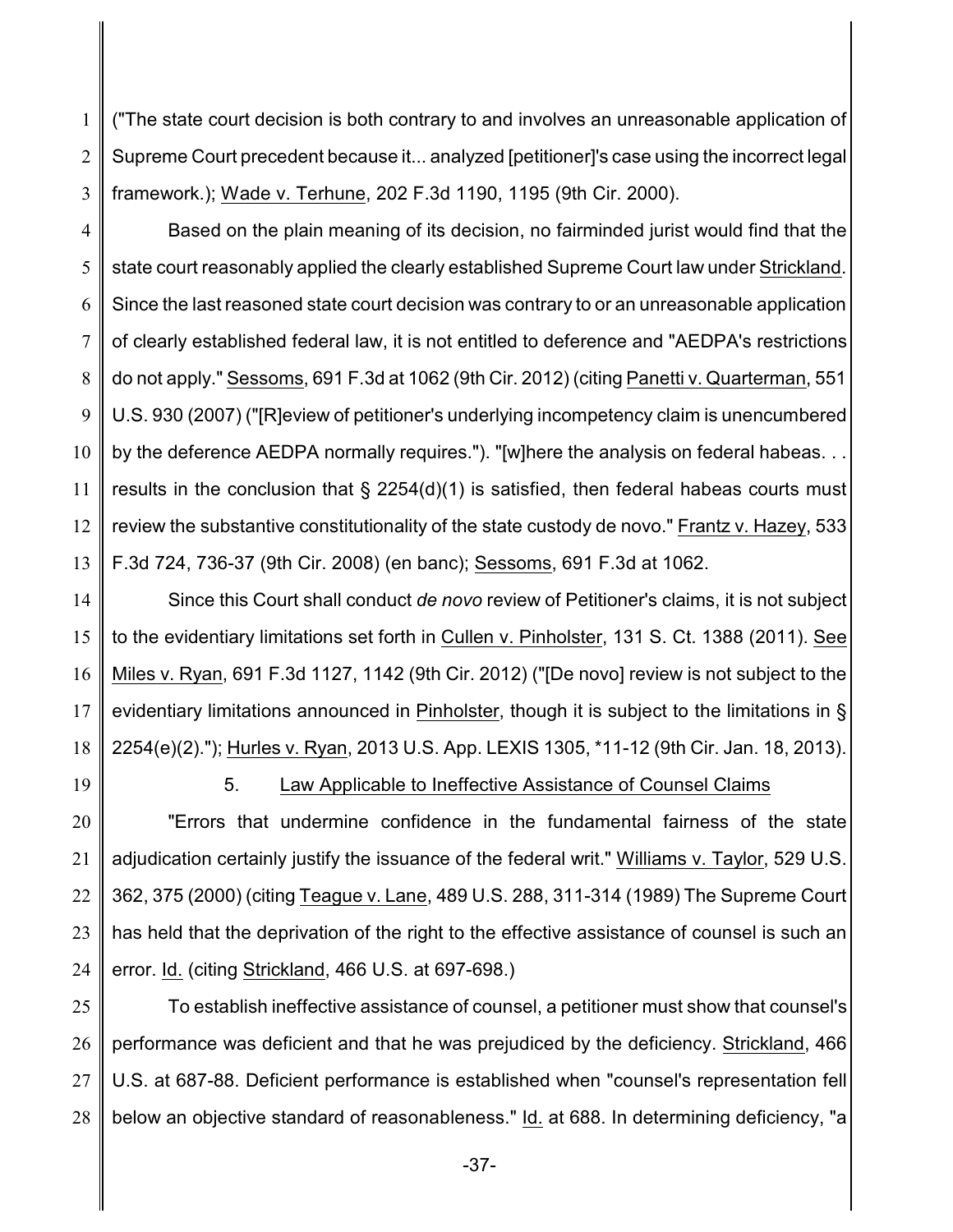("The state court decision is both contrary to and involves an unreasonable application of Supreme Court precedent because it... analyzed [petitioner]'s case using the incorrect legal framework.); Wade v. Terhune, 202 F.3d 1190, 1195 (9th Cir. 2000).

Based on the plain meaning of its decision, no fairminded jurist would find that the state court reasonably applied the clearly established Supreme Court law under Strickland. Since the last reasoned state court decision was contrary to or an unreasonable application of clearly established federal law, it is not entitled to deference and "AEDPA's restrictions do not apply." Sessoms, 691 F.3d at 1062 (9th Cir. 2012) (citing Panetti v. Quarterman, 551 U.S. 930 (2007) ("[R]eview of petitioner's underlying incompetency claim is unencumbered by the deference AEDPA normally requires."). "[w]here the analysis on federal habeas. . . results in the conclusion that § 2254(d)(1) is satisfied, then federal habeas courts must review the substantive constitutionality of the state custody de novo." Frantz v. Hazey, 533 F.3d 724, 736-37 (9th Cir. 2008) (en banc); Sessoms, 691 F.3d at 1062.

Since this Court shall conduct *de novo* review of Petitioner's claims, it is not subject to the evidentiary limitations set forth in Cullen v. Pinholster, 131 S. Ct. 1388 (2011). See Miles v. Ryan, 691 F.3d 1127, 1142 (9th Cir. 2012) ("[De novo] review is not subject to the evidentiary limitations announced in Pinholster, though it is subject to the limitations in § 2254(e)(2)."); Hurles v. Ryan, 2013 U.S. App. LEXIS 1305, *11-12 (9th Cir. Jan. 18, 2013).

### 5. Law Applicable to Ineffective Assistance of Counsel Claims

"Errors that undermine confidence in the fundamental fairness of the state adjudication certainly justify the issuance of the federal writ." Williams v. Taylor, 529 U.S. 362, 375 (2000) (citing Teague v. Lane, 489 U.S. 288, 311-314 (1989) The Supreme Court has held that the deprivation of the right to the effective assistance of counsel is such an error. Id. (citing Strickland, 466 U.S. at 697-698.)

To establish ineffective assistance of counsel, a petitioner must show that counsel's performance was deficient and that he was prejudiced by the deficiency. Strickland, 466 U.S. at 687-88. Deficient performance is established when "counsel's representation fell below an objective standard of reasonableness." Id. at 688. In determining deficiency, "a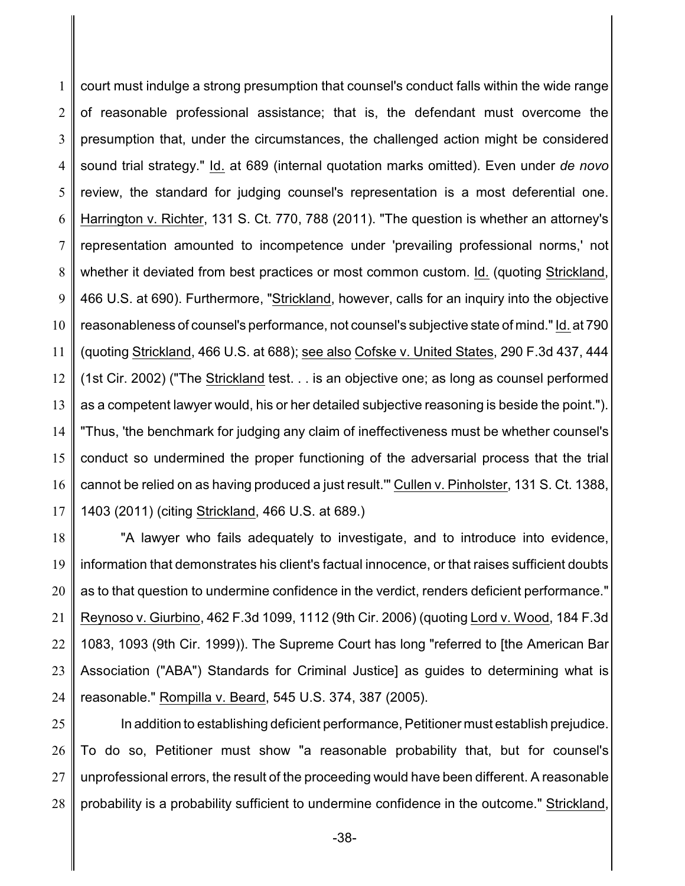court must indulge a strong presumption that counsel's conduct falls within the wide range of reasonable professional assistance; that is, the defendant must overcome the presumption that, under the circumstances, the challenged action might be considered sound trial strategy." Id. at 689 (internal quotation marks omitted). Even under *de novo* review, the standard for judging counsel's representation is a most deferential one. Harrington v. Richter, 131 S. Ct. 770, 788 (2011). "The question is whether an attorney's representation amounted to incompetence under 'prevailing professional norms,' not whether it deviated from best practices or most common custom. Id. (quoting Strickland, 466 U.S. at 690). Furthermore, "Strickland, however, calls for an inquiry into the objective reasonableness of counsel's performance, not counsel's subjective state of mind." Id. at 790 (quoting Strickland, 466 U.S. at 688); see also Cofske v. United States, 290 F.3d 437, 444 (1st Cir. 2002) ("The Strickland test. . . is an objective one; as long as counsel performed as a competent lawyer would, his or her detailed subjective reasoning is beside the point."). "Thus, 'the benchmark for judging any claim of ineffectiveness must be whether counsel's conduct so undermined the proper functioning of the adversarial process that the trial cannot be relied on as having produced a just result.'" Cullen v. Pinholster, 131 S. Ct. 1388, 1403 (2011) (citing Strickland, 466 U.S. at 689.)

"A lawyer who fails adequately to investigate, and to introduce into evidence, information that demonstrates his client's factual innocence, or that raises sufficient doubts as to that question to undermine confidence in the verdict, renders deficient performance." Reynoso v. Giurbino, 462 F.3d 1099, 1112 (9th Cir. 2006) (quoting Lord v. Wood, 184 F.3d 1083, 1093 (9th Cir. 1999)). The Supreme Court has long "referred to [the American Bar Association ("ABA") Standards for Criminal Justice] as guides to determining what is reasonable." Rompilla v. Beard, 545 U.S. 374, 387 (2005).

In addition to establishing deficient performance, Petitioner must establish prejudice. To do so, Petitioner must show "a reasonable probability that, but for counsel's unprofessional errors, the result of the proceeding would have been different. A reasonable probability is a probability sufficient to undermine confidence in the outcome." Strickland,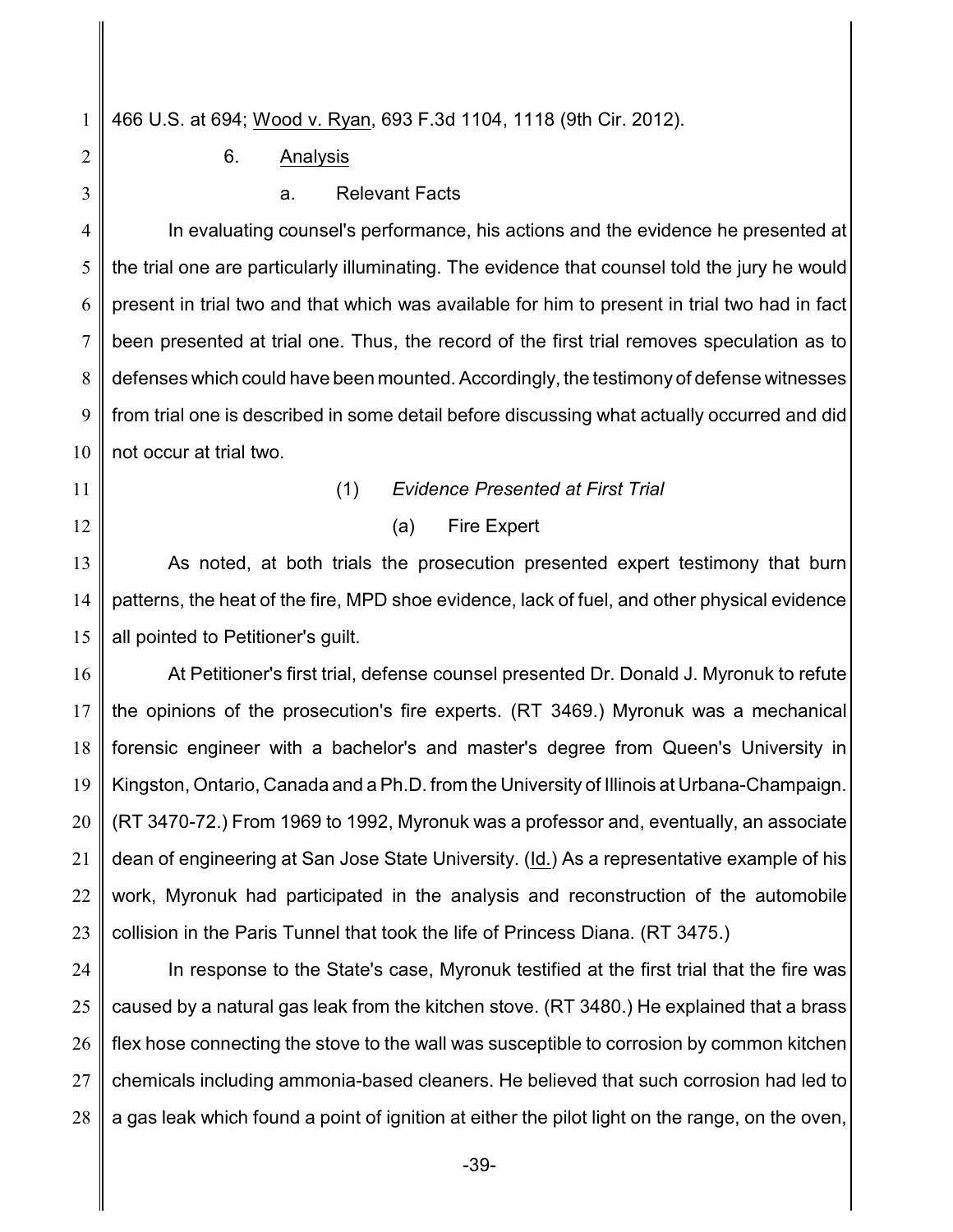466 U.S. at 694; Wood v. Ryan, 693 F.3d 1104, 1118 (9th Cir. 2012).

6. Analysis

a. Relevant Facts

In evaluating counsel's performance, his actions and the evidence he presented at the trial one are particularly illuminating. The evidence that counsel told the jury he would present in trial two and that which was available for him to present in trial two had in fact been presented at trial one. Thus, the record of the first trial removes speculation as to defenses which could have been mounted. Accordingly, the testimony of defense witnesses from trial one is described in some detail before discussing what actually occurred and did not occur at trial two.

(1) *Evidence Presented at First Trial*

(a) Fire Expert

As noted, at both trials the prosecution presented expert testimony that burn patterns, the heat of the fire, MPD shoe evidence, lack of fuel, and other physical evidence all pointed to Petitioner's guilt.

At Petitioner's first trial, defense counsel presented Dr. Donald J. Myronuk to refute the opinions of the prosecution's fire experts. (RT 3469.) Myronuk was a mechanical forensic engineer with a bachelor's and master's degree from Queen's University in Kingston, Ontario, Canada and a Ph.D. from the University of Illinois at Urbana-Champaign. (RT 3470-72.) From 1969 to 1992, Myronuk was a professor and, eventually, an associate dean of engineering at San Jose State University. (Id.) As a representative example of his work, Myronuk had participated in the analysis and reconstruction of the automobile collision in the Paris Tunnel that took the life of Princess Diana. (RT 3475.)

In response to the State's case, Myronuk testified at the first trial that the fire was caused by a natural gas leak from the kitchen stove. (RT 3480.) He explained that a brass flex hose connecting the stove to the wall was susceptible to corrosion by common kitchen chemicals including ammonia-based cleaners. He believed that such corrosion had led to a gas leak which found a point of ignition at either the pilot light on the range, on the oven,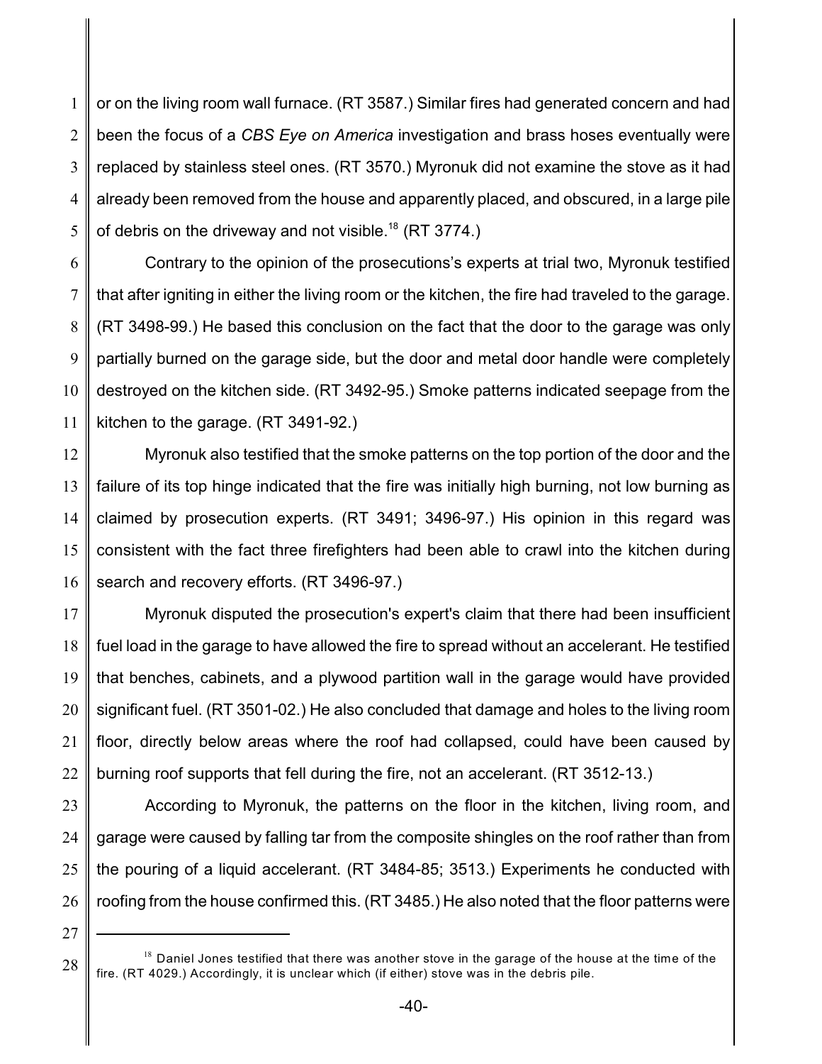or on the living room wall furnace. (RT 3587.) Similar fires had generated concern and had been the focus of a *CBS Eye on America* investigation and brass hoses eventually were replaced by stainless steel ones. (RT 3570.) Myronuk did not examine the stove as it had already been removed from the house and apparently placed, and obscured, in a large pile of debris on the driveway and not visible.[18] (RT 3774.)

Contrary to the opinion of the prosecutions's experts at trial two, Myronuk testified that after igniting in either the living room or the kitchen, the fire had traveled to the garage. (RT 3498-99.) He based this conclusion on the fact that the door to the garage was only partially burned on the garage side, but the door and metal door handle were completely destroyed on the kitchen side. (RT 3492-95.) Smoke patterns indicated seepage from the kitchen to the garage. (RT 3491-92.)

Myronuk also testified that the smoke patterns on the top portion of the door and the failure of its top hinge indicated that the fire was initially high burning, not low burning as claimed by prosecution experts. (RT 3491; 3496-97.) His opinion in this regard was consistent with the fact three firefighters had been able to crawl into the kitchen during search and recovery efforts. (RT 3496-97.)

Myronuk disputed the prosecution's expert's claim that there had been insufficient fuel load in the garage to have allowed the fire to spread without an accelerant. He testified that benches, cabinets, and a plywood partition wall in the garage would have provided significant fuel. (RT 3501-02.) He also concluded that damage and holes to the living room floor, directly below areas where the roof had collapsed, could have been caused by burning roof supports that fell during the fire, not an accelerant. (RT 3512-13.)

According to Myronuk, the patterns on the floor in the kitchen, living room, and garage were caused by falling tar from the composite shingles on the roof rather than from the pouring of a liquid accelerant. (RT 3484-85; 3513.) Experiments he conducted with roofing from the house confirmed this. (RT 3485.) He also noted that the floor patterns were

---

[18] Daniel Jones testified that there was another stove in the garage of the house at the time of the fire. (RT 4029.) Accordingly, it is unclear which (if either) stove was in the debris pile.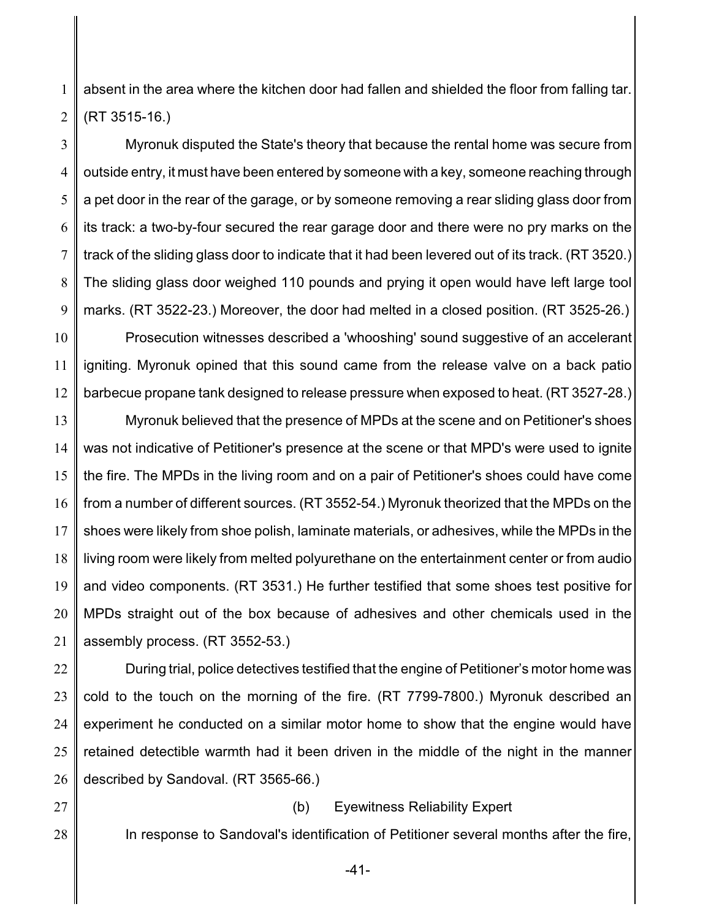absent in the area where the kitchen door had fallen and shielded the floor from falling tar. (RT 3515-16.)

Myronuk disputed the State's theory that because the rental home was secure from outside entry, it must have been entered by someone with a key, someone reaching through a pet door in the rear of the garage, or by someone removing a rear sliding glass door from its track: a two-by-four secured the rear garage door and there were no pry marks on the track of the sliding glass door to indicate that it had been levered out of its track. (RT 3520.) The sliding glass door weighed 110 pounds and prying it open would have left large tool marks. (RT 3522-23.) Moreover, the door had melted in a closed position. (RT 3525-26.)

Prosecution witnesses described a 'whooshing' sound suggestive of an accelerant igniting. Myronuk opined that this sound came from the release valve on a back patio barbecue propane tank designed to release pressure when exposed to heat. (RT 3527-28.)

Myronuk believed that the presence of MPDs at the scene and on Petitioner's shoes was not indicative of Petitioner's presence at the scene or that MPD's were used to ignite the fire. The MPDs in the living room and on a pair of Petitioner's shoes could have come from a number of different sources. (RT 3552-54.) Myronuk theorized that the MPDs on the shoes were likely from shoe polish, laminate materials, or adhesives, while the MPDs in the living room were likely from melted polyurethane on the entertainment center or from audio and video components. (RT 3531.) He further testified that some shoes test positive for MPDs straight out of the box because of adhesives and other chemicals used in the assembly process. (RT 3552-53.)

During trial, police detectives testified that the engine of Petitioner's motor home was cold to the touch on the morning of the fire. (RT 7799-7800.) Myronuk described an experiment he conducted on a similar motor home to show that the engine would have retained detectible warmth had it been driven in the middle of the night in the manner described by Sandoval. (RT 3565-66.)

(b) Eyewitness Reliability Expert

In response to Sandoval's identification of Petitioner several months after the fire,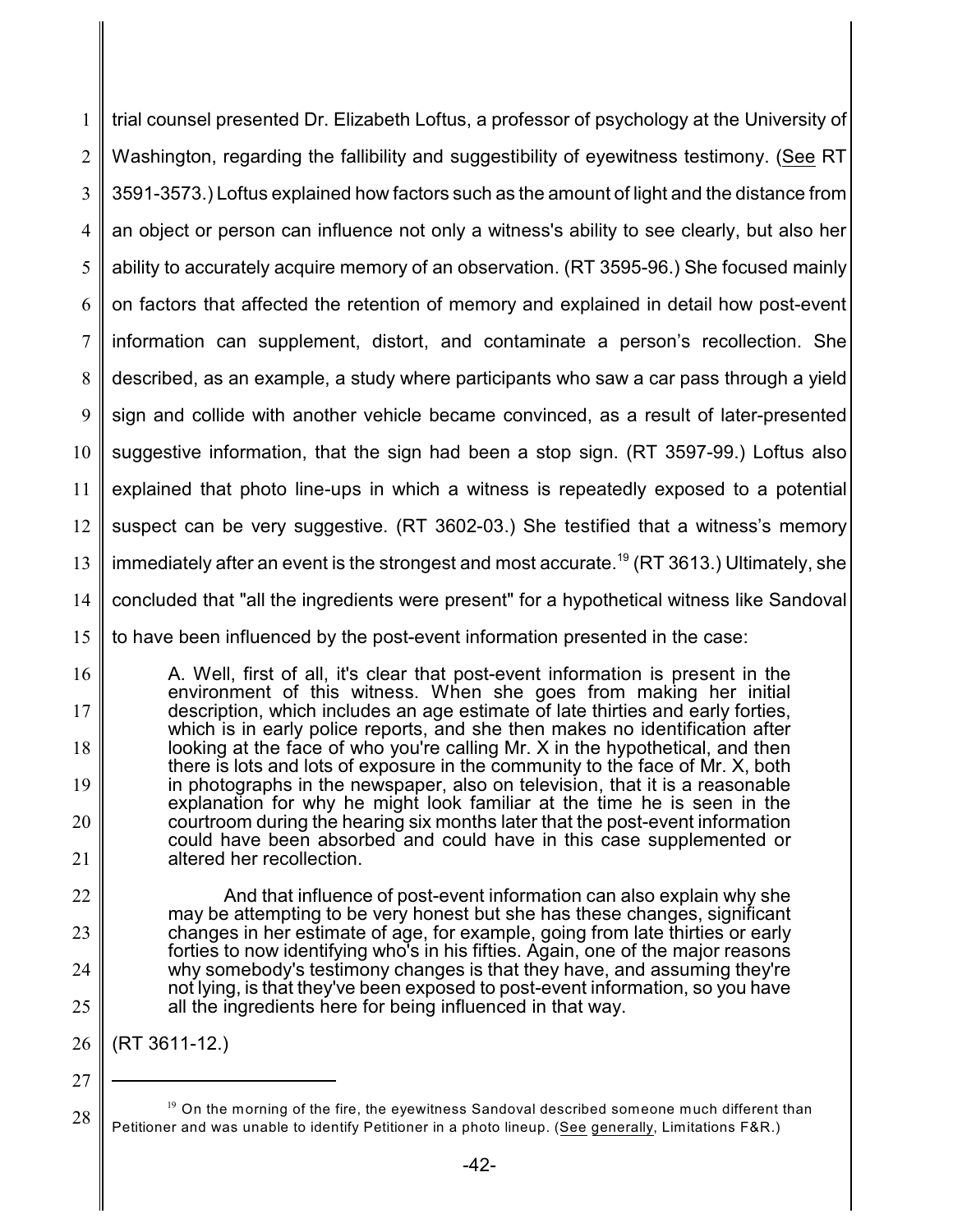trial counsel presented Dr. Elizabeth Loftus, a professor of psychology at the University of Washington, regarding the fallibility and suggestibility of eyewitness testimony. (See RT 3591-3573.) Loftus explained how factors such as the amount of light and the distance from an object or person can influence not only a witness's ability to see clearly, but also her ability to accurately acquire memory of an observation. (RT 3595-96.) She focused mainly on factors that affected the retention of memory and explained in detail how post-event information can supplement, distort, and contaminate a person's recollection. She described, as an example, a study where participants who saw a car pass through a yield sign and collide with another vehicle became convinced, as a result of later-presented suggestive information, that the sign had been a stop sign. (RT 3597-99.) Loftus also explained that photo line-ups in which a witness is repeatedly exposed to a potential suspect can be very suggestive. (RT 3602-03.) She testified that a witness's memory immediately after an event is the strongest and most accurate.[19] (RT 3613.) Ultimately, she concluded that "all the ingredients were present" for a hypothetical witness like Sandoval to have been influenced by the post-event information presented in the case:

> A. Well, first of all, it's clear that post-event information is present in the environment of this witness. When she goes from making her initial description, which includes an age estimate of late thirties and early forties, which is in early police reports, and she then makes no identification after looking at the face of who you're calling Mr. X in the hypothetical, and then there is lots and lots of exposure in the community to the face of Mr. X, both in photographs in the newspaper, also on television, that it is a reasonable explanation for why he might look familiar at the time he is seen in the courtroom during the hearing six months later that the post-event information could have been absorbed and could have in this case supplemented or altered her recollection.
>
> And that influence of post-event information can also explain why she may be attempting to be very honest but she has these changes, significant changes in her estimate of age, for example, going from late thirties or early forties to now identifying who's in his fifties. Again, one of the major reasons why somebody's testimony changes is that they have, and assuming they're not lying, is that they've been exposed to post-event information, so you have all the ingredients here for being influenced in that way.

(RT 3611-12.)

---

[19] On the morning of the fire, the eyewitness Sandoval described someone much different than Petitioner and was unable to identify Petitioner in a photo lineup. (See generally, Limitations F&R.)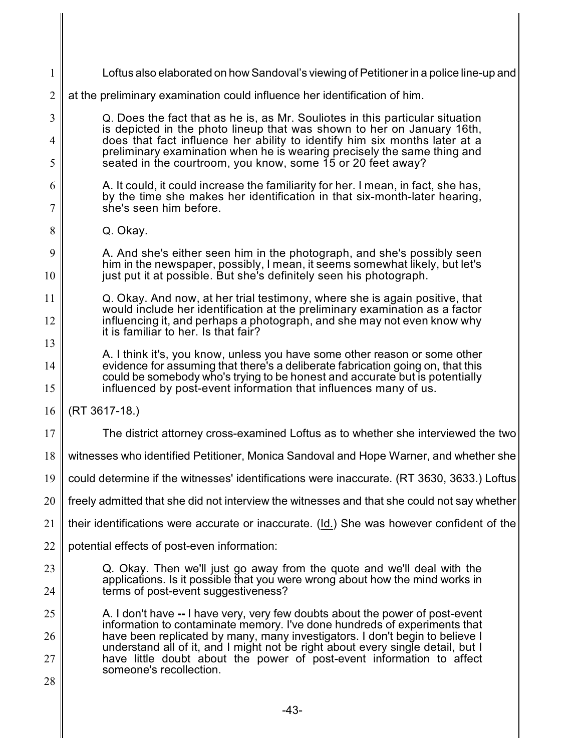Loftus also elaborated on how Sandoval's viewing of Petitioner in a police line-up and at the preliminary examination could influence her identification of him.

> Q. Does the fact that as he is, as Mr. Souliotes in this particular situation is depicted in the photo lineup that was shown to her on January 16th, does that fact influence her ability to identify him six months later at a preliminary examination when he is wearing precisely the same thing and seated in the courtroom, you know, some 15 or 20 feet away?
>
> A. It could, it could increase the familiarity for her. I mean, in fact, she has, by the time she makes her identification in that six-month-later hearing, she's seen him before.
>
> Q. Okay.
>
> A. And she's either seen him in the photograph, and she's possibly seen him in the newspaper, possibly, I mean, it seems somewhat likely, but let's just put it at possible. But she's definitely seen his photograph.
>
> Q. Okay. And now, at her trial testimony, where she is again positive, that would include her identification at the preliminary examination as a factor influencing it, and perhaps a photograph, and she may not even know why it is familiar to her. Is that fair?
>
> A. I think it's, you know, unless you have some other reason or some other evidence for assuming that there's a deliberate fabrication going on, that this could be somebody who's trying to be honest and accurate but is potentially influenced by post-event information that influences many of us.

(RT 3617-18.)

The district attorney cross-examined Loftus as to whether she interviewed the two witnesses who identified Petitioner, Monica Sandoval and Hope Warner, and whether she could determine if the witnesses' identifications were inaccurate. (RT 3630, 3633.) Loftus freely admitted that she did not interview the witnesses and that she could not say whether their identifications were accurate or inaccurate. (Id.) She was however confident of the potential effects of post-even information:

> Q. Okay. Then we'll just go away from the quote and we'll deal with the applications. Is it possible that you were wrong about how the mind works in terms of post-event suggestiveness?
>
> A. I don't have **--** I have very, very few doubts about the power of post-event information to contaminate memory. I've done hundreds of experiments that have been replicated by many, many investigators. I don't begin to believe I understand all of it, and I might not be right about every single detail, but I have little doubt about the power of post-event information to affect someone's recollection.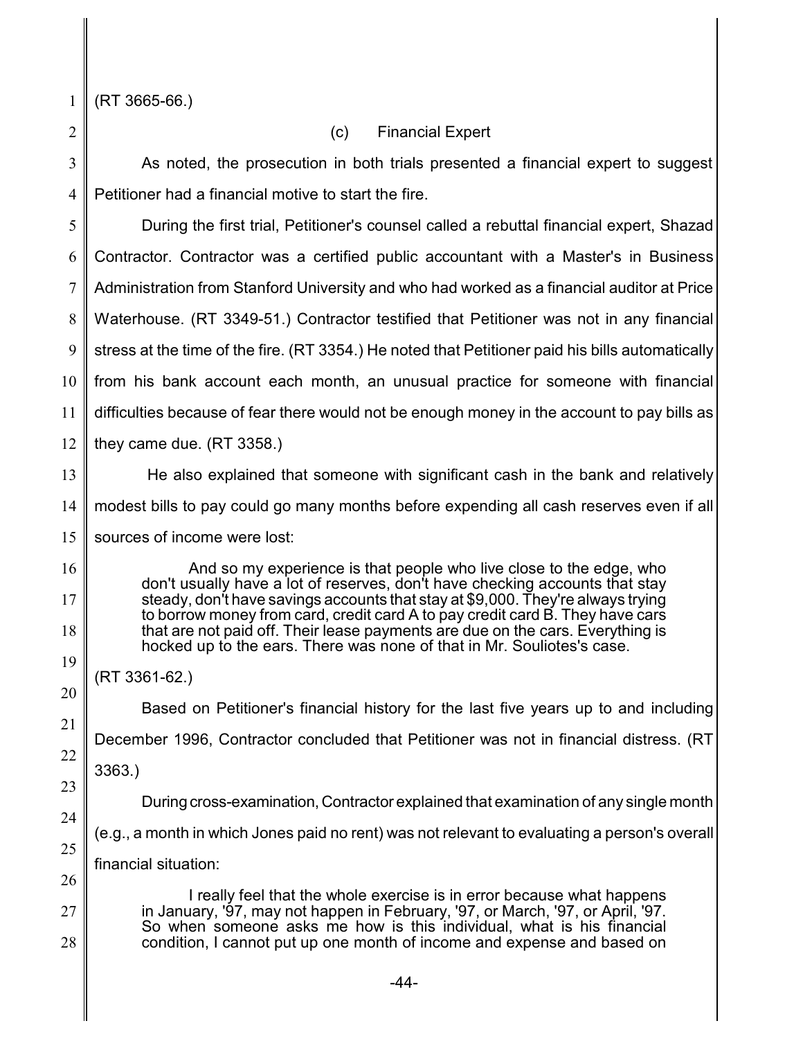(RT 3665-66.)

### (c) Financial Expert

As noted, the prosecution in both trials presented a financial expert to suggest Petitioner had a financial motive to start the fire.

During the first trial, Petitioner's counsel called a rebuttal financial expert, Shazad Contractor. Contractor was a certified public accountant with a Master's in Business Administration from Stanford University and who had worked as a financial auditor at Price Waterhouse. (RT 3349-51.) Contractor testified that Petitioner was not in any financial stress at the time of the fire. (RT 3354.) He noted that Petitioner paid his bills automatically from his bank account each month, an unusual practice for someone with financial difficulties because of fear there would not be enough money in the account to pay bills as they came due. (RT 3358.)

He also explained that someone with significant cash in the bank and relatively modest bills to pay could go many months before expending all cash reserves even if all sources of income were lost:

> And so my experience is that people who live close to the edge, who don't usually have a lot of reserves, don't have checking accounts that stay steady, don't have savings accounts that stay at $9,000. They're always trying to borrow money from card, credit card A to pay credit card B. They have cars that are not paid off. Their lease payments are due on the cars. Everything is hocked up to the ears. There was none of that in Mr. Souliotes's case.

(RT 3361-62.)

Based on Petitioner's financial history for the last five years up to and including December 1996, Contractor concluded that Petitioner was not in financial distress. (RT 3363.)

During cross-examination, Contractor explained that examination of any single month (e.g., a month in which Jones paid no rent) was not relevant to evaluating a person's overall financial situation:

> I really feel that the whole exercise is in error because what happens in January, '97, may not happen in February, '97, or March, '97, or April, '97. So when someone asks me how is this individual, what is his financial condition, I cannot put up one month of income and expense and based on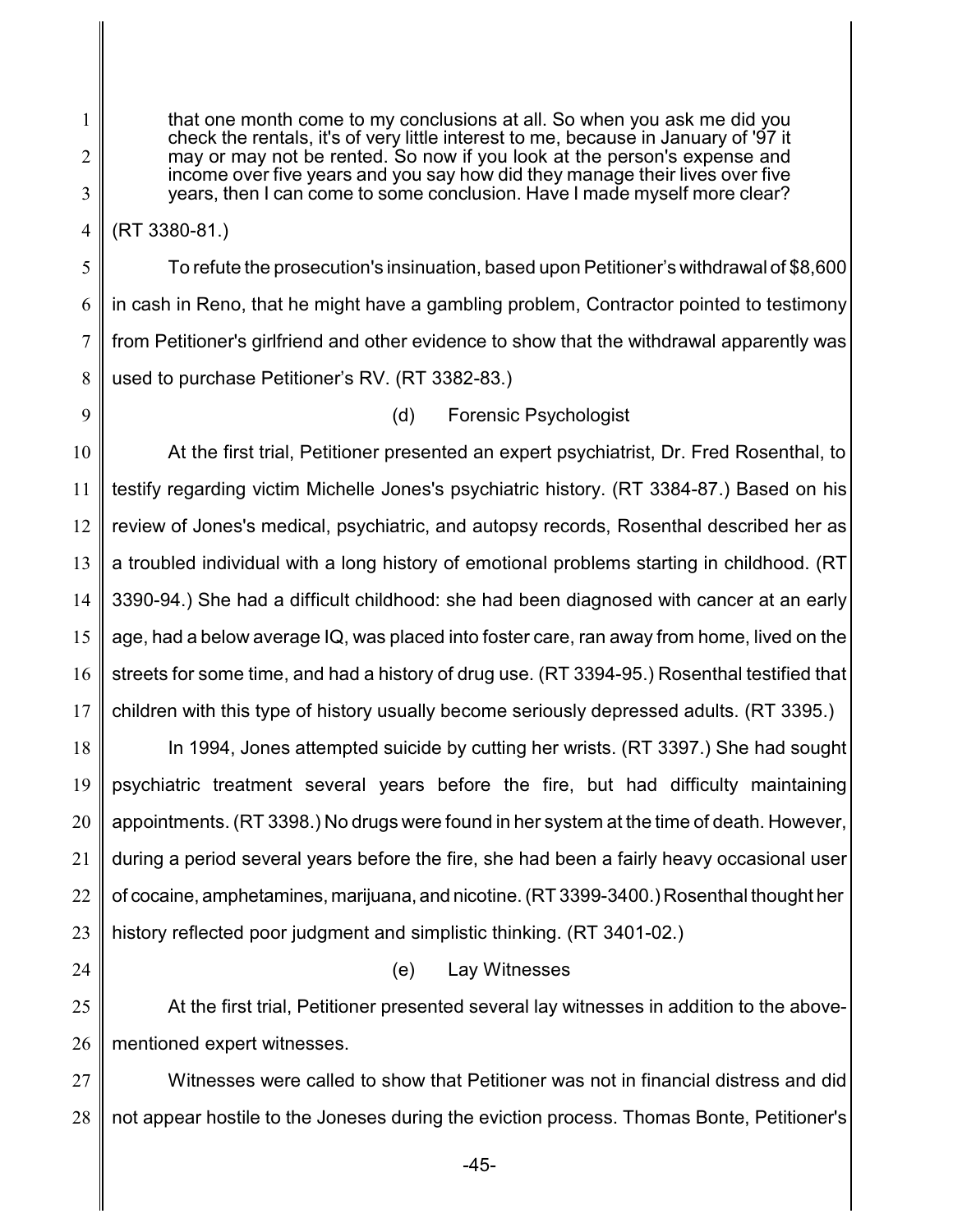> that one month come to my conclusions at all. So when you ask me did you check the rentals, it's of very little interest to me, because in January of '97 it may or may not be rented. So now if you look at the person's expense and income over five years and you say how did they manage their lives over five years, then I can come to some conclusion. Have I made myself more clear?

(RT 3380-81.)

To refute the prosecution's insinuation, based upon Petitioner's withdrawal of $8,600 in cash in Reno, that he might have a gambling problem, Contractor pointed to testimony from Petitioner's girlfriend and other evidence to show that the withdrawal apparently was used to purchase Petitioner's RV. (RT 3382-83.)

(d) Forensic Psychologist

At the first trial, Petitioner presented an expert psychiatrist, Dr. Fred Rosenthal, to testify regarding victim Michelle Jones's psychiatric history. (RT 3384-87.) Based on his review of Jones's medical, psychiatric, and autopsy records, Rosenthal described her as a troubled individual with a long history of emotional problems starting in childhood. (RT 3390-94.) She had a difficult childhood: she had been diagnosed with cancer at an early age, had a below average IQ, was placed into foster care, ran away from home, lived on the streets for some time, and had a history of drug use. (RT 3394-95.) Rosenthal testified that children with this type of history usually become seriously depressed adults. (RT 3395.)

In 1994, Jones attempted suicide by cutting her wrists. (RT 3397.) She had sought psychiatric treatment several years before the fire, but had difficulty maintaining appointments. (RT 3398.) No drugs were found in her system at the time of death. However, during a period several years before the fire, she had been a fairly heavy occasional user of cocaine, amphetamines, marijuana, and nicotine. (RT 3399-3400.) Rosenthal thought her history reflected poor judgment and simplistic thinking. (RT 3401-02.)

(e) Lay Witnesses

At the first trial, Petitioner presented several lay witnesses in addition to the above-mentioned expert witnesses.

Witnesses were called to show that Petitioner was not in financial distress and did not appear hostile to the Joneses during the eviction process. Thomas Bonte, Petitioner's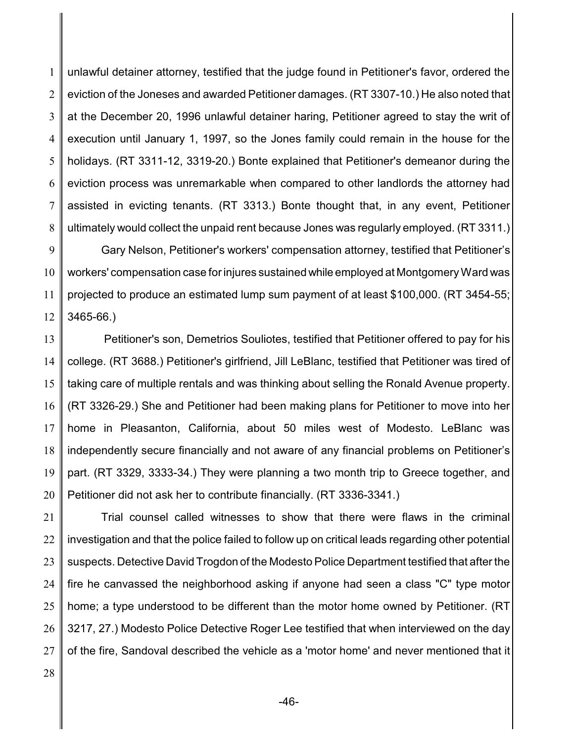unlawful detainer attorney, testified that the judge found in Petitioner's favor, ordered the eviction of the Joneses and awarded Petitioner damages. (RT 3307-10.) He also noted that at the December 20, 1996 unlawful detainer haring, Petitioner agreed to stay the writ of execution until January 1, 1997, so the Jones family could remain in the house for the holidays. (RT 3311-12, 3319-20.) Bonte explained that Petitioner's demeanor during the eviction process was unremarkable when compared to other landlords the attorney had assisted in evicting tenants. (RT 3313.) Bonte thought that, in any event, Petitioner ultimately would collect the unpaid rent because Jones was regularly employed. (RT 3311.)

Gary Nelson, Petitioner's workers' compensation attorney, testified that Petitioner's workers' compensation case for injures sustained while employed at Montgomery Ward was projected to produce an estimated lump sum payment of at least $100,000. (RT 3454-55; 3465-66.)

Petitioner's son, Demetrios Souliotes, testified that Petitioner offered to pay for his college. (RT 3688.) Petitioner's girlfriend, Jill LeBlanc, testified that Petitioner was tired of taking care of multiple rentals and was thinking about selling the Ronald Avenue property. (RT 3326-29.) She and Petitioner had been making plans for Petitioner to move into her home in Pleasanton, California, about 50 miles west of Modesto. LeBlanc was independently secure financially and not aware of any financial problems on Petitioner's part. (RT 3329, 3333-34.) They were planning a two month trip to Greece together, and Petitioner did not ask her to contribute financially. (RT 3336-3341.)

Trial counsel called witnesses to show that there were flaws in the criminal investigation and that the police failed to follow up on critical leads regarding other potential suspects. Detective David Trogdon of the Modesto Police Department testified that after the fire he canvassed the neighborhood asking if anyone had seen a class "C" type motor home; a type understood to be different than the motor home owned by Petitioner. (RT 3217, 27.) Modesto Police Detective Roger Lee testified that when interviewed on the day of the fire, Sandoval described the vehicle as a 'motor home' and never mentioned that it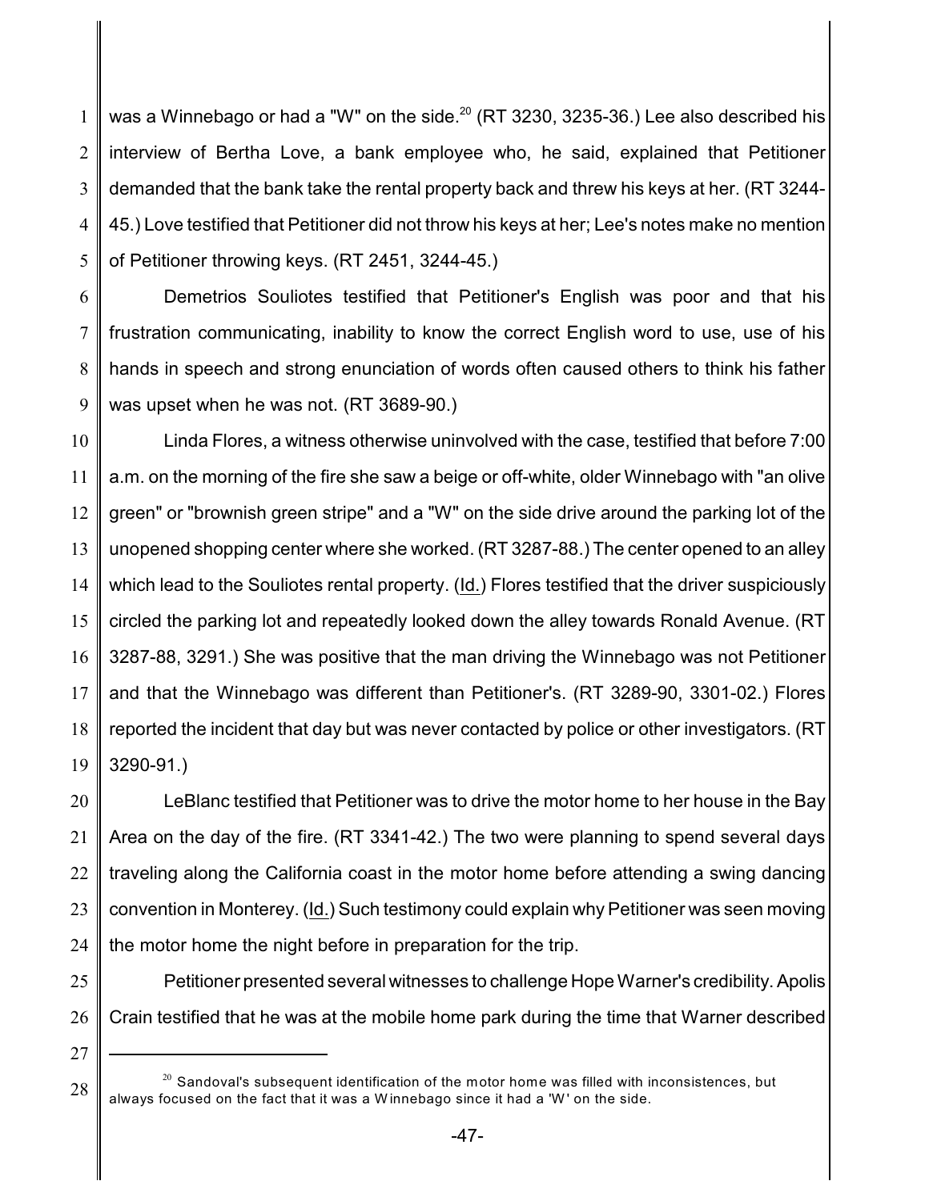was a Winnebago or had a "W" on the side.[20] (RT 3230, 3235-36.) Lee also described his interview of Bertha Love, a bank employee who, he said, explained that Petitioner demanded that the bank take the rental property back and threw his keys at her. (RT 3244-45.) Love testified that Petitioner did not throw his keys at her; Lee's notes make no mention of Petitioner throwing keys. (RT 2451, 3244-45.)

Demetrios Souliotes testified that Petitioner's English was poor and that his frustration communicating, inability to know the correct English word to use, use of his hands in speech and strong enunciation of words often caused others to think his father was upset when he was not. (RT 3689-90.)

Linda Flores, a witness otherwise uninvolved with the case, testified that before 7:00 a.m. on the morning of the fire she saw a beige or off-white, older Winnebago with "an olive green" or "brownish green stripe" and a "W" on the side drive around the parking lot of the unopened shopping center where she worked. (RT 3287-88.) The center opened to an alley which lead to the Souliotes rental property. (Id.) Flores testified that the driver suspiciously circled the parking lot and repeatedly looked down the alley towards Ronald Avenue. (RT 3287-88, 3291.) She was positive that the man driving the Winnebago was not Petitioner and that the Winnebago was different than Petitioner's. (RT 3289-90, 3301-02.) Flores reported the incident that day but was never contacted by police or other investigators. (RT 3290-91.)

LeBlanc testified that Petitioner was to drive the motor home to her house in the Bay Area on the day of the fire. (RT 3341-42.) The two were planning to spend several days traveling along the California coast in the motor home before attending a swing dancing convention in Monterey. (Id.) Such testimony could explain why Petitioner was seen moving the motor home the night before in preparation for the trip.

Petitioner presented several witnesses to challenge Hope Warner's credibility. Apolis Crain testified that he was at the mobile home park during the time that Warner described

---

[20] Sandoval's subsequent identification of the motor home was filled with inconsistences, but always focused on the fact that it was a Winnebago since it had a 'W' on the side.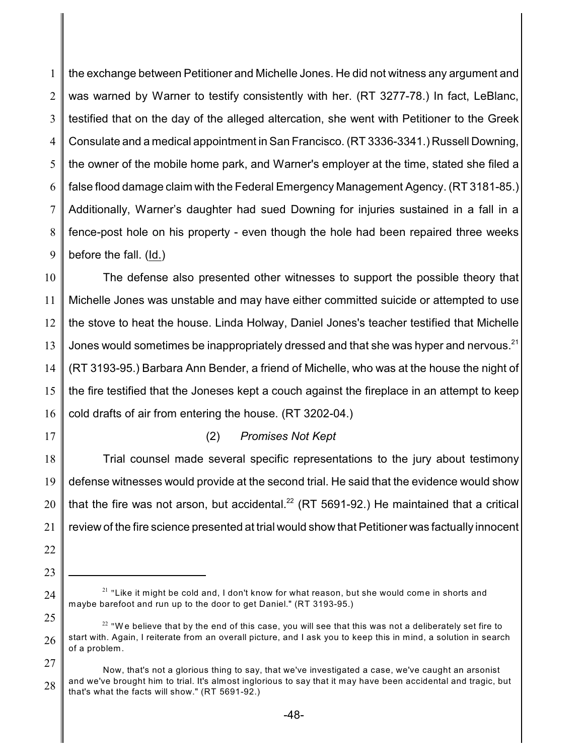the exchange between Petitioner and Michelle Jones. He did not witness any argument and was warned by Warner to testify consistently with her. (RT 3277-78.) In fact, LeBlanc, testified that on the day of the alleged altercation, she went with Petitioner to the Greek Consulate and a medical appointment in San Francisco. (RT 3336-3341.) Russell Downing, the owner of the mobile home park, and Warner's employer at the time, stated she filed a false flood damage claim with the Federal Emergency Management Agency. (RT 3181-85.) Additionally, Warner's daughter had sued Downing for injuries sustained in a fall in a fence-post hole on his property - even though the hole had been repaired three weeks before the fall. (Id.)

The defense also presented other witnesses to support the possible theory that Michelle Jones was unstable and may have either committed suicide or attempted to use the stove to heat the house. Linda Holway, Daniel Jones's teacher testified that Michelle Jones would sometimes be inappropriately dressed and that she was hyper and nervous.[21] (RT 3193-95.) Barbara Ann Bender, a friend of Michelle, who was at the house the night of the fire testified that the Joneses kept a couch against the fireplace in an attempt to keep cold drafts of air from entering the house. (RT 3202-04.)

(2) *Promises Not Kept*

Trial counsel made several specific representations to the jury about testimony defense witnesses would provide at the second trial. He said that the evidence would show that the fire was not arson, but accidental.[22] (RT 5691-92.) He maintained that a critical review of the fire science presented at trial would show that Petitioner was factually innocent

---

[21] "Like it might be cold and, I don't know for what reason, but she would come in shorts and maybe barefoot and run up to the door to get Daniel." (RT 3193-95.)

[22] "We believe that by the end of this case, you will see that this was not a deliberately set fire to start with. Again, I reiterate from an overall picture, and I ask you to keep this in mind, a solution in search of a problem.

Now, that's not a glorious thing to say, that we've investigated a case, we've caught an arsonist and we've brought him to trial. It's almost inglorious to say that it may have been accidental and tragic, but that's what the facts will show." (RT 5691-92.)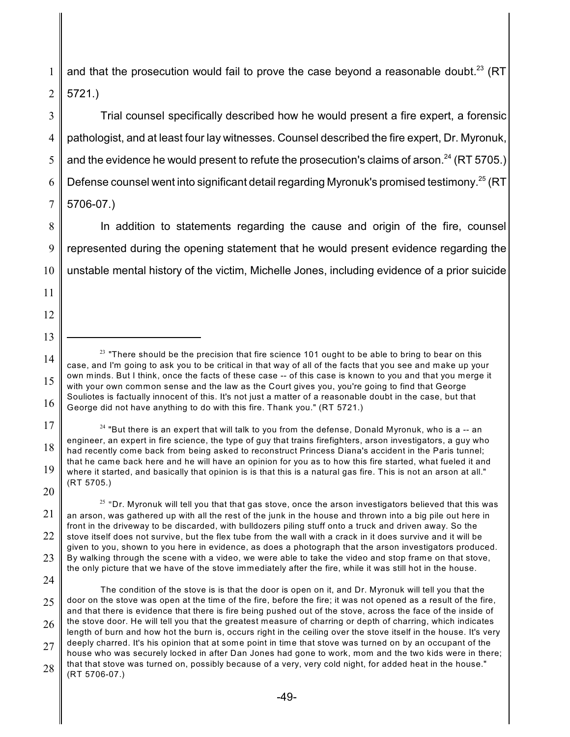and that the prosecution would fail to prove the case beyond a reasonable doubt.[23] (RT 5721.)

Trial counsel specifically described how he would present a fire expert, a forensic pathologist, and at least four lay witnesses. Counsel described the fire expert, Dr. Myronuk, and the evidence he would present to refute the prosecution's claims of arson.[24] (RT 5705.) Defense counsel went into significant detail regarding Myronuk's promised testimony.[25] (RT 5706-07.)

In addition to statements regarding the cause and origin of the fire, counsel represented during the opening statement that he would present evidence regarding the unstable mental history of the victim, Michelle Jones, including evidence of a prior suicide

---

[23] "There should be the precision that fire science 101 ought to be able to bring to bear on this case, and I'm going to ask you to be critical in that way of all of the facts that you see and make up your own minds. But I think, once the facts of these case -- of this case is known to you and that you merge it with your own common sense and the law as the Court gives you, you're going to find that George Souliotes is factually innocent of this. It's not just a matter of a reasonable doubt in the case, but that George did not have anything to do with this fire. Thank you." (RT 5721.)

[24] "But there is an expert that will talk to you from the defense, Donald Myronuk, who is a -- an engineer, an expert in fire science, the type of guy that trains firefighters, arson investigators, a guy who had recently come back from being asked to reconstruct Princess Diana's accident in the Paris tunnel; that he came back here and he will have an opinion for you as to how this fire started, what fueled it and where it started, and basically that opinion is is that this is a natural gas fire. This is not an arson at all." (RT 5705.)

[25] "Dr. Myronuk will tell you that that gas stove, once the arson investigators believed that this was an arson, was gathered up with all the rest of the junk in the house and thrown into a big pile out here in front in the driveway to be discarded, with bulldozers piling stuff onto a truck and driven away. So the stove itself does not survive, but the flex tube from the wall with a crack in it does survive and it will be given to you, shown to you here in evidence, as does a photograph that the arson investigators produced. By walking through the scene with a video, we were able to take the video and stop frame on that stove, the only picture that we have of the stove immediately after the fire, while it was still hot in the house.

The condition of the stove is is that the door is open on it, and Dr. Myronuk will tell you that the door on the stove was open at the time of the fire, before the fire; it was not opened as a result of the fire, and that there is evidence that there is fire being pushed out of the stove, across the face of the inside of the stove door. He will tell you that the greatest measure of charring or depth of charring, which indicates length of burn and how hot the burn is, occurs right in the ceiling over the stove itself in the house. It's very deeply charred. It's his opinion that at some point in time that stove was turned on by an occupant of the house who was securely locked in after Dan Jones had gone to work, mom and the two kids were in there; that that stove was turned on, possibly because of a very, very cold night, for added heat in the house." (RT 5706-07.)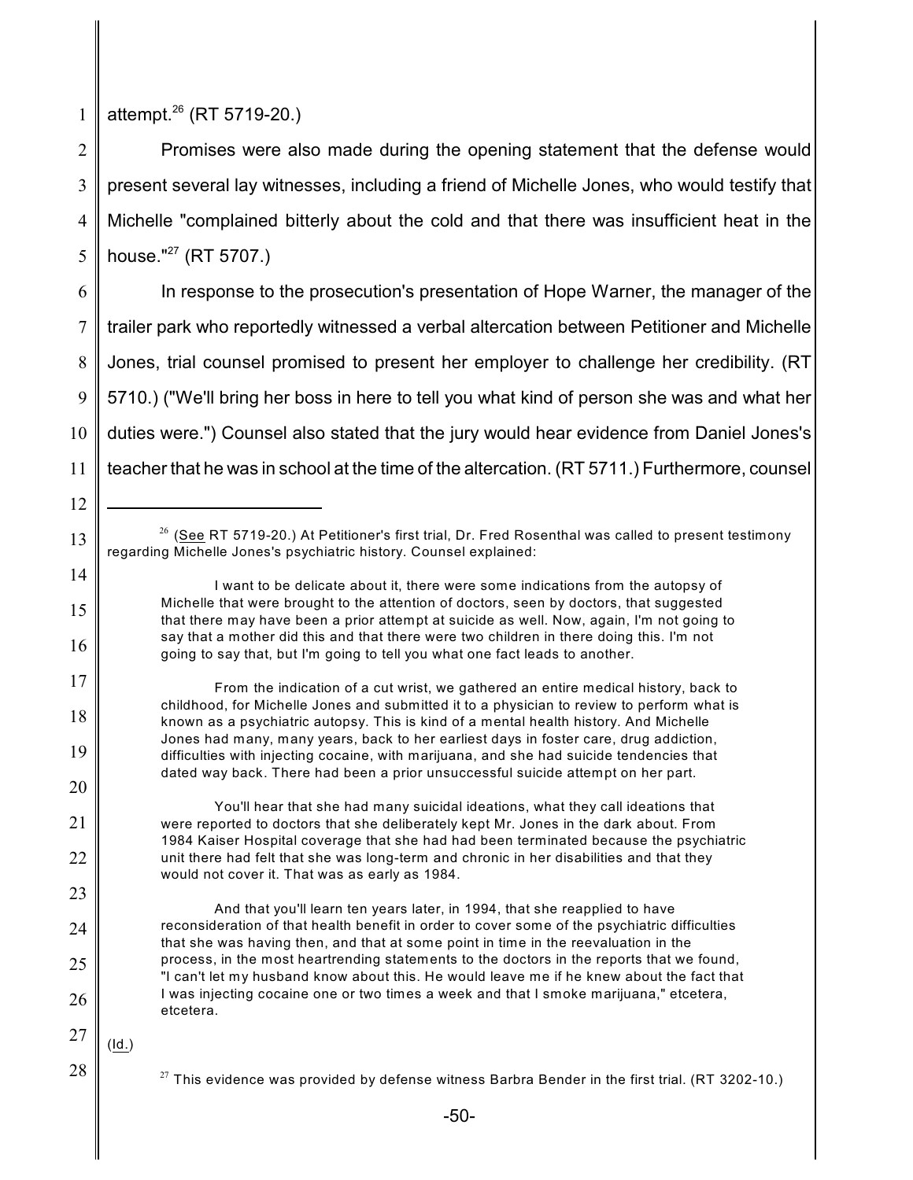attempt.[26] (RT 5719-20.)

Promises were also made during the opening statement that the defense would present several lay witnesses, including a friend of Michelle Jones, who would testify that Michelle "complained bitterly about the cold and that there was insufficient heat in the house."[27] (RT 5707.)

In response to the prosecution's presentation of Hope Warner, the manager of the trailer park who reportedly witnessed a verbal altercation between Petitioner and Michelle Jones, trial counsel promised to present her employer to challenge her credibility. (RT 5710.) ("We'll bring her boss in here to tell you what kind of person she was and what her duties were.") Counsel also stated that the jury would hear evidence from Daniel Jones's teacher that he was in school at the time of the altercation. (RT 5711.) Furthermore, counsel

---

[26] (See RT 5719-20.) At Petitioner's first trial, Dr. Fred Rosenthal was called to present testimony regarding Michelle Jones's psychiatric history. Counsel explained:

> I want to be delicate about it, there were some indications from the autopsy of Michelle that were brought to the attention of doctors, seen by doctors, that suggested that there may have been a prior attempt at suicide as well. Now, again, I'm not going to say that a mother did this and that there were two children in there doing this. I'm not going to say that, but I'm going to tell you what one fact leads to another.
>
> From the indication of a cut wrist, we gathered an entire medical history, back to childhood, for Michelle Jones and submitted it to a physician to review to perform what is known as a psychiatric autopsy. This is kind of a mental health history. And Michelle Jones had many, many years, back to her earliest days in foster care, drug addiction, difficulties with injecting cocaine, with marijuana, and she had suicide tendencies that dated way back. There had been a prior unsuccessful suicide attempt on her part.
>
> You'll hear that she had many suicidal ideations, what they call ideations that were reported to doctors that she deliberately kept Mr. Jones in the dark about. From 1984 Kaiser Hospital coverage that she had had been terminated because the psychiatric unit there had felt that she was long-term and chronic in her disabilities and that they would not cover it. That was as early as 1984.
>
> And that you'll learn ten years later, in 1994, that she reapplied to have reconsideration of that health benefit in order to cover some of the psychiatric difficulties that she was having then, and that at some point in time in the reevaluation in the process, in the most heartrending statements to the doctors in the reports that we found, "I can't let my husband know about this. He would leave me if he knew about the fact that I was injecting cocaine one or two times a week and that I smoke marijuana," etcetera, etcetera.

(Id.)

[27] This evidence was provided by defense witness Barbra Bender in the first trial. (RT 3202-10.)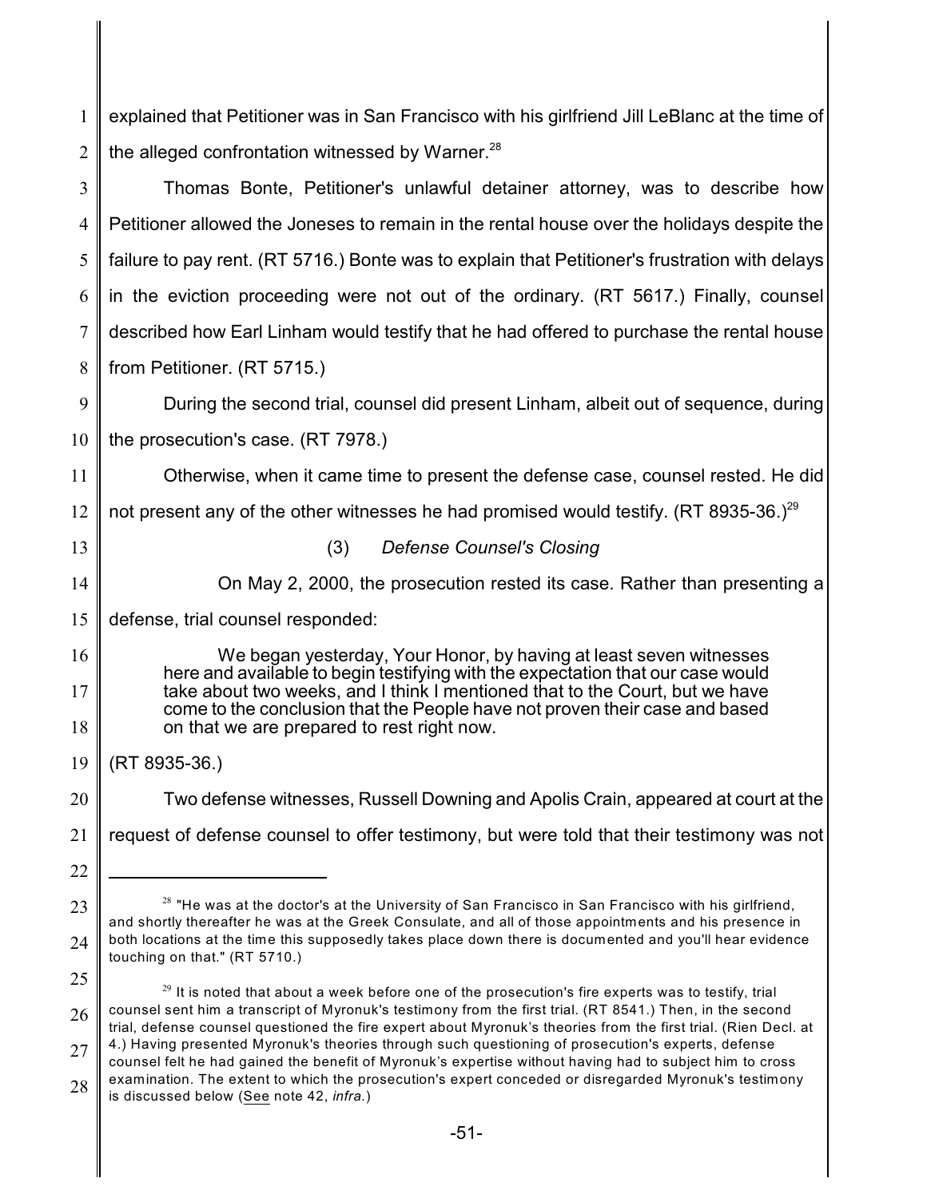explained that Petitioner was in San Francisco with his girlfriend Jill LeBlanc at the time of the alleged confrontation witnessed by Warner.[28]

Thomas Bonte, Petitioner's unlawful detainer attorney, was to describe how Petitioner allowed the Joneses to remain in the rental house over the holidays despite the failure to pay rent. (RT 5716.) Bonte was to explain that Petitioner's frustration with delays in the eviction proceeding were not out of the ordinary. (RT 5617.) Finally, counsel described how Earl Linham would testify that he had offered to purchase the rental house from Petitioner. (RT 5715.)

During the second trial, counsel did present Linham, albeit out of sequence, during the prosecution's case. (RT 7978.)

Otherwise, when it came time to present the defense case, counsel rested. He did not present any of the other witnesses he had promised would testify. (RT 8935-36.)[29]

(3) *Defense Counsel's Closing*

On May 2, 2000, the prosecution rested its case. Rather than presenting a defense, trial counsel responded:

> We began yesterday, Your Honor, by having at least seven witnesses here and available to begin testifying with the expectation that our case would take about two weeks, and I think I mentioned that to the Court, but we have come to the conclusion that the People have not proven their case and based on that we are prepared to rest right now.

(RT 8935-36.)

Two defense witnesses, Russell Downing and Apolis Crain, appeared at court at the request of defense counsel to offer testimony, but were told that their testimony was not

---

[28] "He was at the doctor's at the University of San Francisco in San Francisco with his girlfriend, and shortly thereafter he was at the Greek Consulate, and all of those appointments and his presence in both locations at the time this supposedly takes place down there is documented and you'll hear evidence touching on that." (RT 5710.)

[29] It is noted that about a week before one of the prosecution's fire experts was to testify, trial counsel sent him a transcript of Myronuk's testimony from the first trial. (RT 8541.) Then, in the second trial, defense counsel questioned the fire expert about Myronuk's theories from the first trial. (Rien Decl. at 4.) Having presented Myronuk's theories through such questioning of prosecution's experts, defense counsel felt he had gained the benefit of Myronuk's expertise without having had to subject him to cross examination. The extent to which the prosecution's expert conceded or disregarded Myronuk's testimony is discussed below (See note 42, *infra.*)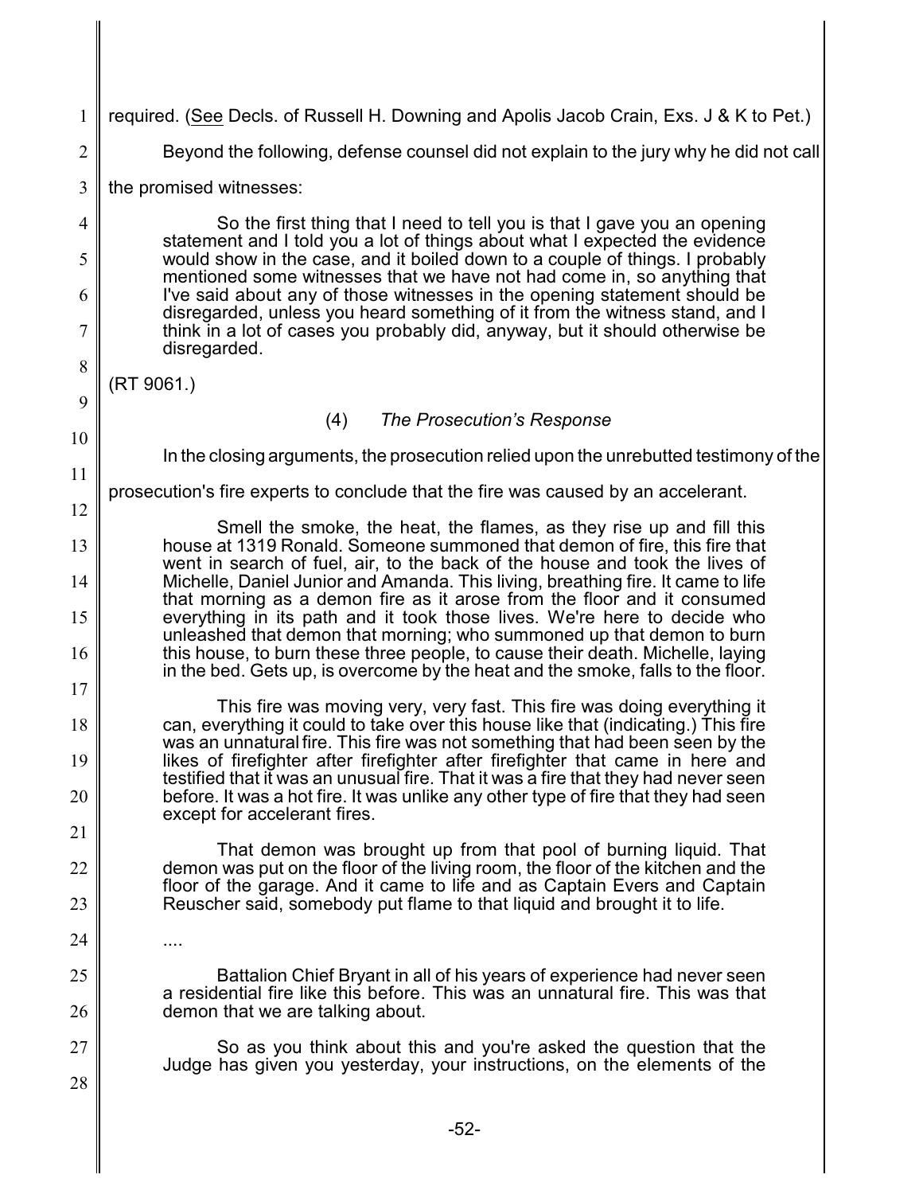required. (See Decls. of Russell H. Downing and Apolis Jacob Crain, Exs. J & K to Pet.)

Beyond the following, defense counsel did not explain to the jury why he did not call the promised witnesses:

> So the first thing that I need to tell you is that I gave you an opening statement and I told you a lot of things about what I expected the evidence would show in the case, and it boiled down to a couple of things. I probably mentioned some witnesses that we have not had come in, so anything that I've said about any of those witnesses in the opening statement should be disregarded, unless you heard something of it from the witness stand, and I think in a lot of cases you probably did, anyway, but it should otherwise be disregarded.

(RT 9061.)

### (4) *The Prosecution's Response*

In the closing arguments, the prosecution relied upon the unrebutted testimony of the prosecution's fire experts to conclude that the fire was caused by an accelerant.

> Smell the smoke, the heat, the flames, as they rise up and fill this house at 1319 Ronald. Someone summoned that demon of fire, this fire that went in search of fuel, air, to the back of the house and took the lives of Michelle, Daniel Junior and Amanda. This living, breathing fire. It came to life that morning as a demon fire as it arose from the floor and it consumed everything in its path and it took those lives. We're here to decide who unleashed that demon that morning; who summoned up that demon to burn this house, to burn these three people, to cause their death. Michelle, laying in the bed. Gets up, is overcome by the heat and the smoke, falls to the floor.
>
> This fire was moving very, very fast. This fire was doing everything it can, everything it could to take over this house like that (indicating.) This fire was an unnatural fire. This fire was not something that had been seen by the likes of firefighter after firefighter after firefighter that came in here and testified that it was an unusual fire. That it was a fire that they had never seen before. It was a hot fire. It was unlike any other type of fire that they had seen except for accelerant fires.
>
> That demon was brought up from that pool of burning liquid. That demon was put on the floor of the living room, the floor of the kitchen and the floor of the garage. And it came to life and as Captain Evers and Captain Reuscher said, somebody put flame to that liquid and brought it to life.
>
> ....
>
> Battalion Chief Bryant in all of his years of experience had never seen a residential fire like this before. This was an unnatural fire. This was that demon that we are talking about.
>
> So as you think about this and you're asked the question that the Judge has given you yesterday, your instructions, on the elements of the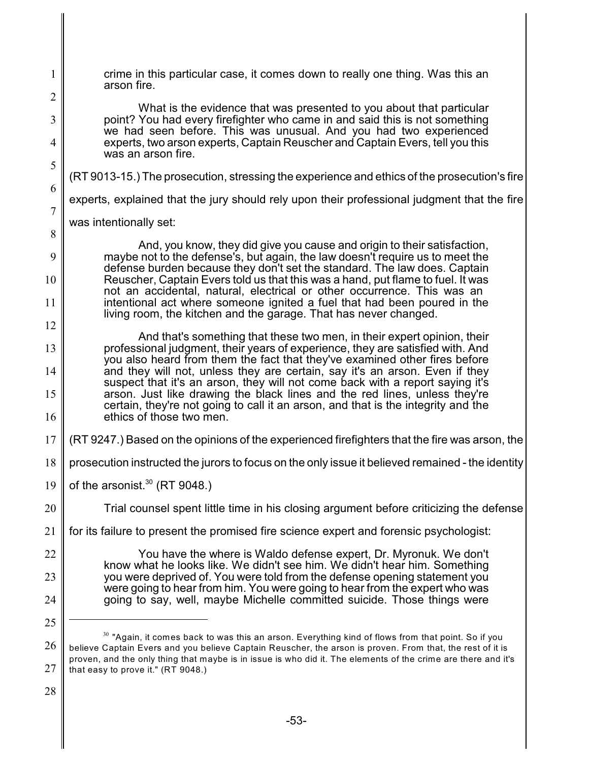> crime in this particular case, it comes down to really one thing. Was this an arson fire.
>
> What is the evidence that was presented to you about that particular point? You had every firefighter who came in and said this is not something we had seen before. This was unusual. And you had two experienced experts, two arson experts, Captain Reuscher and Captain Evers, tell you this was an arson fire.

(RT 9013-15.) The prosecution, stressing the experience and ethics of the prosecution's fire experts, explained that the jury should rely upon their professional judgment that the fire was intentionally set:

> And, you know, they did give you cause and origin to their satisfaction, maybe not to the defense's, but again, the law doesn't require us to meet the defense burden because they don't set the standard. The law does. Captain Reuscher, Captain Evers told us that this was a hand, put flame to fuel. It was not an accidental, natural, electrical or other occurrence. This was an intentional act where someone ignited a fuel that had been poured in the living room, the kitchen and the garage. That has never changed.
>
> And that's something that these two men, in their expert opinion, their professional judgment, their years of experience, they are satisfied with. And you also heard from them the fact that they've examined other fires before and they will not, unless they are certain, say it's an arson. Even if they suspect that it's an arson, they will not come back with a report saying it's arson. Just like drawing the black lines and the red lines, unless they're certain, they're not going to call it an arson, and that is the integrity and the ethics of those two men.

(RT 9247.) Based on the opinions of the experienced firefighters that the fire was arson, the prosecution instructed the jurors to focus on the only issue it believed remained - the identity of the arsonist.[30] (RT 9048.)

Trial counsel spent little time in his closing argument before criticizing the defense for its failure to present the promised fire science expert and forensic psychologist:

> You have the where is Waldo defense expert, Dr. Myronuk. We don't know what he looks like. We didn't see him. We didn't hear him. Something you were deprived of. You were told from the defense opening statement you were going to hear from him. You were going to hear from the expert who was going to say, well, maybe Michelle committed suicide. Those things were

---

[30] "Again, it comes back to was this an arson. Everything kind of flows from that point. So if you believe Captain Evers and you believe Captain Reuscher, the arson is proven. From that, the rest of it is proven, and the only thing that maybe is in issue is who did it. The elements of the crime are there and it's that easy to prove it." (RT 9048.)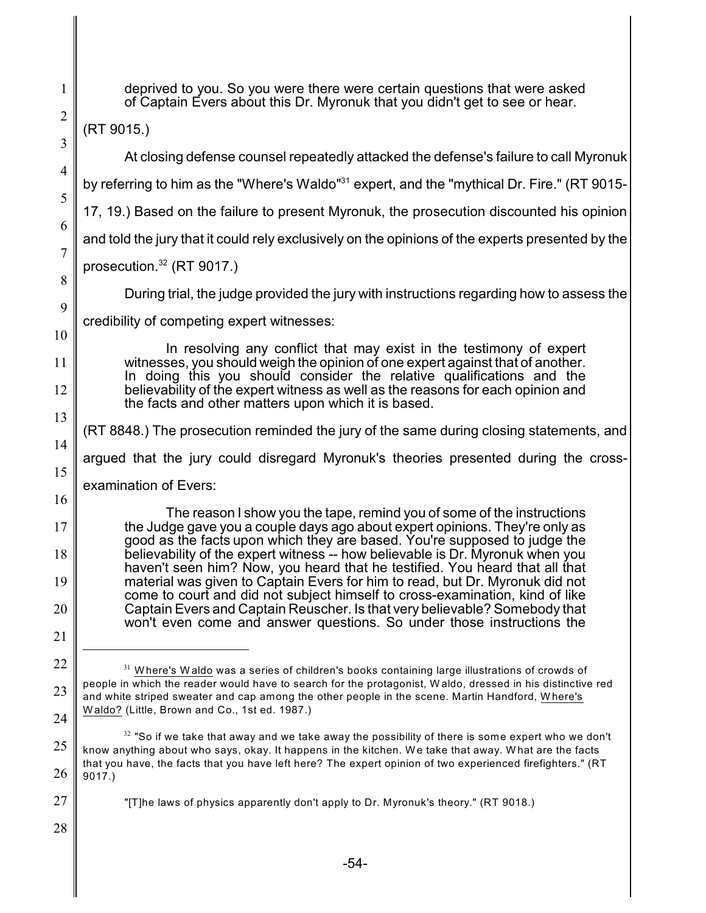> deprived to you. So you were there were certain questions that were asked of Captain Evers about this Dr. Myronuk that you didn't get to see or hear.

(RT 9015.)

At closing defense counsel repeatedly attacked the defense's failure to call Myronuk by referring to him as the "Where's Waldo"[31] expert, and the "mythical Dr. Fire." (RT 9015-17, 19.) Based on the failure to present Myronuk, the prosecution discounted his opinion and told the jury that it could rely exclusively on the opinions of the experts presented by the prosecution.[32] (RT 9017.)

During trial, the judge provided the jury with instructions regarding how to assess the credibility of competing expert witnesses:

> In resolving any conflict that may exist in the testimony of expert witnesses, you should weigh the opinion of one expert against that of another. In doing this you should consider the relative qualifications and the believability of the expert witness as well as the reasons for each opinion and the facts and other matters upon which it is based.

(RT 8848.) The prosecution reminded the jury of the same during closing statements, and argued that the jury could disregard Myronuk's theories presented during the cross-examination of Evers:

> The reason I show you the tape, remind you of some of the instructions the Judge gave you a couple days ago about expert opinions. They're only as good as the facts upon which they are based. You're supposed to judge the believability of the expert witness -- how believable is Dr. Myronuk when you haven't seen him? Now, you heard that he testified. You heard that all that material was given to Captain Evers for him to read, but Dr. Myronuk did not come to court and did not subject himself to cross-examination, kind of like Captain Evers and Captain Reuscher. Is that very believable? Somebody that won't even come and answer questions. So under those instructions the

---

[31] Where's Waldo was a series of children's books containing large illustrations of crowds of people in which the reader would have to search for the protagonist, Waldo, dressed in his distinctive red and white striped sweater and cap among the other people in the scene. Martin Handford, Where's Waldo? (Little, Brown and Co., 1st ed. 1987.)

[32] "So if we take that away and we take away the possibility of there is some expert who we don't know anything about who says, okay. It happens in the kitchen. We take that away. What are the facts that you have, the facts that you have left here? The expert opinion of two experienced firefighters." (RT 9017.)

"[T]he laws of physics apparently don't apply to Dr. Myronuk's theory." (RT 9018.)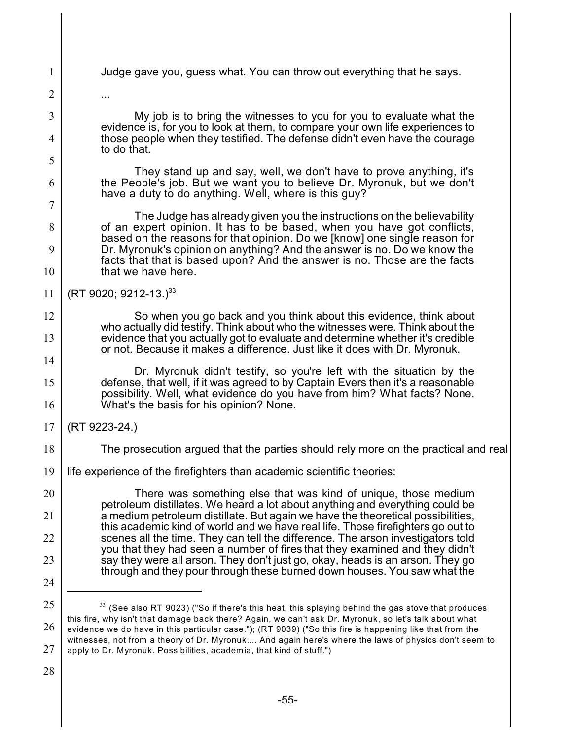> Judge gave you, guess what. You can throw out everything that he says.
>
> ...
>
> My job is to bring the witnesses to you for you to evaluate what the evidence is, for you to look at them, to compare your own life experiences to those people when they testified. The defense didn't even have the courage to do that.
>
> They stand up and say, well, we don't have to prove anything, it's the People's job. But we want you to believe Dr. Myronuk, but we don't have a duty to do anything. Well, where is this guy?
>
> The Judge has already given you the instructions on the believability of an expert opinion. It has to be based, when you have got conflicts, based on the reasons for that opinion. Do we [know] one single reason for Dr. Myronuk's opinion on anything? And the answer is no. Do we know the facts that that is based upon? And the answer is no. Those are the facts that we have here.

(RT 9020; 9212-13.)[33]

> So when you go back and you think about this evidence, think about who actually did testify. Think about who the witnesses were. Think about the evidence that you actually got to evaluate and determine whether it's credible or not. Because it makes a difference. Just like it does with Dr. Myronuk.
>
> Dr. Myronuk didn't testify, so you're left with the situation by the defense, that well, if it was agreed to by Captain Evers then it's a reasonable possibility. Well, what evidence do you have from him? What facts? None. What's the basis for his opinion? None.

(RT 9223-24.)

The prosecution argued that the parties should rely more on the practical and real life experience of the firefighters than academic scientific theories:

> There was something else that was kind of unique, those medium petroleum distillates. We heard a lot about anything and everything could be a medium petroleum distillate. But again we have the theoretical possibilities, this academic kind of world and we have real life. Those firefighters go out to scenes all the time. They can tell the difference. The arson investigators told you that they had seen a number of fires that they examined and they didn't say they were all arson. They don't just go, okay, heads is an arson. They go through and they pour through these burned down houses. You saw what the

---

[33] (See also RT 9023) ("So if there's this heat, this splaying behind the gas stove that produces this fire, why isn't that damage back there? Again, we can't ask Dr. Myronuk, so let's talk about what evidence we do have in this particular case."); (RT 9039) ("So this fire is happening like that from the witnesses, not from a theory of Dr. Myronuk.... And again here's where the laws of physics don't seem to apply to Dr. Myronuk. Possibilities, academia, that kind of stuff.")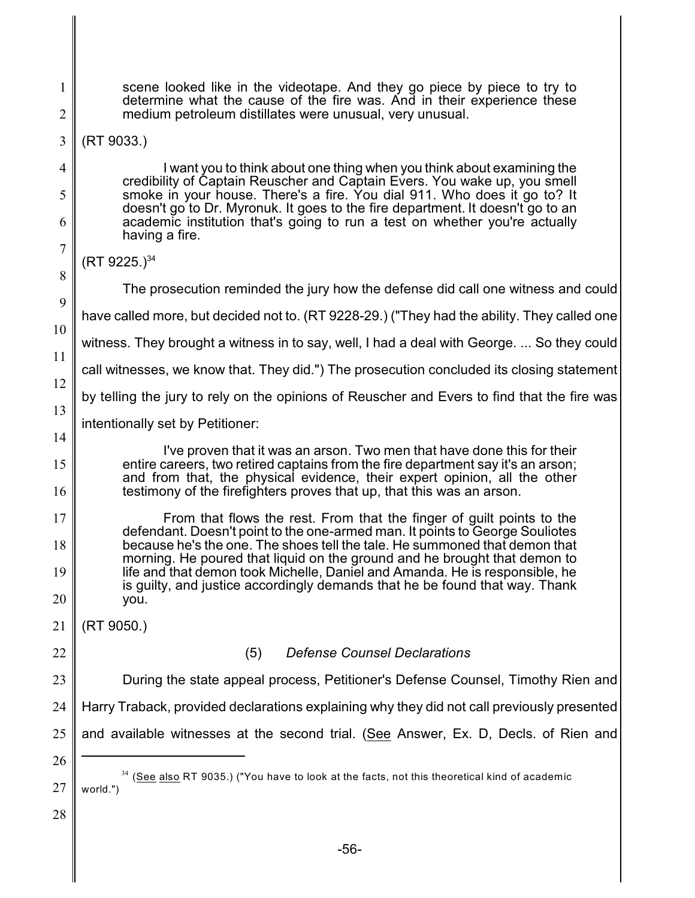> scene looked like in the videotape. And they go piece by piece to try to determine what the cause of the fire was. And in their experience these medium petroleum distillates were unusual, very unusual.

(RT 9033.)

> I want you to think about one thing when you think about examining the credibility of Captain Reuscher and Captain Evers. You wake up, you smell smoke in your house. There's a fire. You dial 911. Who does it go to? It doesn't go to Dr. Myronuk. It goes to the fire department. It doesn't go to an academic institution that's going to run a test on whether you're actually having a fire.

(RT 9225.)[34]

The prosecution reminded the jury how the defense did call one witness and could have called more, but decided not to. (RT 9228-29.) ("They had the ability. They called one witness. They brought a witness in to say, well, I had a deal with George. ... So they could call witnesses, we know that. They did.") The prosecution concluded its closing statement by telling the jury to rely on the opinions of Reuscher and Evers to find that the fire was intentionally set by Petitioner:

> I've proven that it was an arson. Two men that have done this for their entire careers, two retired captains from the fire department say it's an arson; and from that, the physical evidence, their expert opinion, all the other testimony of the firefighters proves that up, that this was an arson.
>
> From that flows the rest. From that the finger of guilt points to the defendant. Doesn't point to the one-armed man. It points to George Souliotes because he's the one. The shoes tell the tale. He summoned that demon that morning. He poured that liquid on the ground and he brought that demon to life and that demon took Michelle, Daniel and Amanda. He is responsible, he is guilty, and justice accordingly demands that he be found that way. Thank you.

(RT 9050.)

(5) *Defense Counsel Declarations*

During the state appeal process, Petitioner's Defense Counsel, Timothy Rien and Harry Traback, provided declarations explaining why they did not call previously presented and available witnesses at the second trial. (See Answer, Ex. D, Decls. of Rien and

---

[34] (See also RT 9035.) ("You have to look at the facts, not this theoretical kind of academic world.")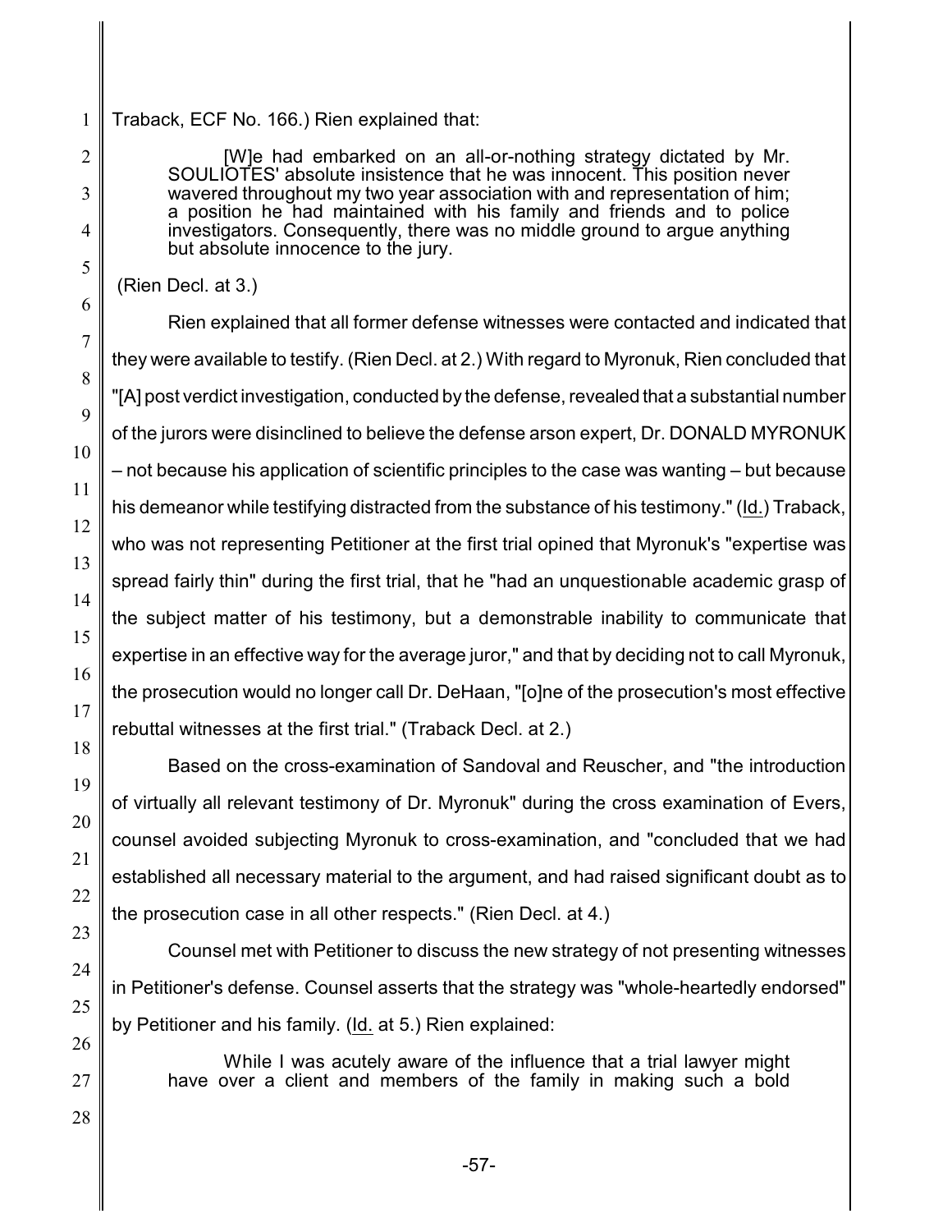Traback, ECF No. 166.) Rien explained that:

> [W]e had embarked on an all-or-nothing strategy dictated by Mr. SOULIOTES' absolute insistence that he was innocent. This position never wavered throughout my two year association with and representation of him; a position he had maintained with his family and friends and to police investigators. Consequently, there was no middle ground to argue anything but absolute innocence to the jury.

(Rien Decl. at 3.)

Rien explained that all former defense witnesses were contacted and indicated that they were available to testify. (Rien Decl. at 2.) With regard to Myronuk, Rien concluded that "[A] post verdict investigation, conducted by the defense, revealed that a substantial number of the jurors were disinclined to believe the defense arson expert, Dr. DONALD MYRONUK – not because his application of scientific principles to the case was wanting – but because his demeanor while testifying distracted from the substance of his testimony." (Id.) Traback, who was not representing Petitioner at the first trial opined that Myronuk's "expertise was spread fairly thin" during the first trial, that he "had an unquestionable academic grasp of the subject matter of his testimony, but a demonstrable inability to communicate that expertise in an effective way for the average juror," and that by deciding not to call Myronuk, the prosecution would no longer call Dr. DeHaan, "[o]ne of the prosecution's most effective rebuttal witnesses at the first trial." (Traback Decl. at 2.)

Based on the cross-examination of Sandoval and Reuscher, and "the introduction of virtually all relevant testimony of Dr. Myronuk" during the cross examination of Evers, counsel avoided subjecting Myronuk to cross-examination, and "concluded that we had established all necessary material to the argument, and had raised significant doubt as to the prosecution case in all other respects." (Rien Decl. at 4.)

Counsel met with Petitioner to discuss the new strategy of not presenting witnesses in Petitioner's defense. Counsel asserts that the strategy was "whole-heartedly endorsed" by Petitioner and his family. (Id. at 5.) Rien explained:

> While I was acutely aware of the influence that a trial lawyer might have over a client and members of the family in making such a bold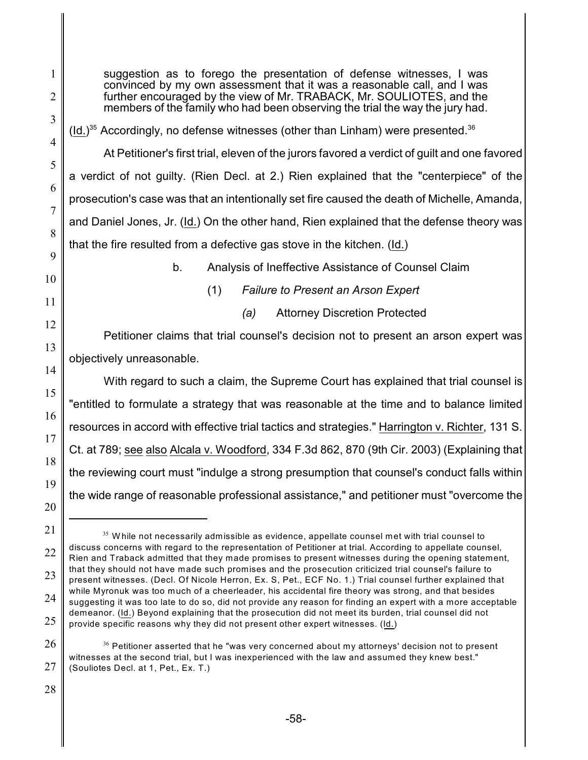> suggestion as to forego the presentation of defense witnesses, I was convinced by my own assessment that it was a reasonable call, and I was further encouraged by the view of Mr. TRABACK, Mr. SOULIOTES, and the members of the family who had been observing the trial the way the jury had.

(Id.)[35] Accordingly, no defense witnesses (other than Linham) were presented.[36]

At Petitioner's first trial, eleven of the jurors favored a verdict of guilt and one favored a verdict of not guilty. (Rien Decl. at 2.) Rien explained that the "centerpiece" of the prosecution's case was that an intentionally set fire caused the death of Michelle, Amanda, and Daniel Jones, Jr. (Id.) On the other hand, Rien explained that the defense theory was that the fire resulted from a defective gas stove in the kitchen. (Id.)

b. Analysis of Ineffective Assistance of Counsel Claim

(1) *Failure to Present an Arson Expert*

*(a)* Attorney Discretion Protected

Petitioner claims that trial counsel's decision not to present an arson expert was objectively unreasonable.

With regard to such a claim, the Supreme Court has explained that trial counsel is "entitled to formulate a strategy that was reasonable at the time and to balance limited resources in accord with effective trial tactics and strategies." Harrington v. Richter, 131 S. Ct. at 789; see also Alcala v. Woodford, 334 F.3d 862, 870 (9th Cir. 2003) (Explaining that the reviewing court must "indulge a strong presumption that counsel's conduct falls within the wide range of reasonable professional assistance," and petitioner must "overcome the

---

[35] While not necessarily admissible as evidence, appellate counsel met with trial counsel to discuss concerns with regard to the representation of Petitioner at trial. According to appellate counsel, Rien and Traback admitted that they made promises to present witnesses during the opening statement, that they should not have made such promises and the prosecution criticized trial counsel's failure to present witnesses. (Decl. Of Nicole Herron, Ex. S, Pet., ECF No. 1.) Trial counsel further explained that while Myronuk was too much of a cheerleader, his accidental fire theory was strong, and that besides suggesting it was too late to do so, did not provide any reason for finding an expert with a more acceptable demeanor. (Id.) Beyond explaining that the prosecution did not meet its burden, trial counsel did not provide specific reasons why they did not present other expert witnesses. (Id.)

[36] Petitioner asserted that he "was very concerned about my attorneys' decision not to present witnesses at the second trial, but I was inexperienced with the law and assumed they knew best." (Souliotes Decl. at 1, Pet., Ex. T.)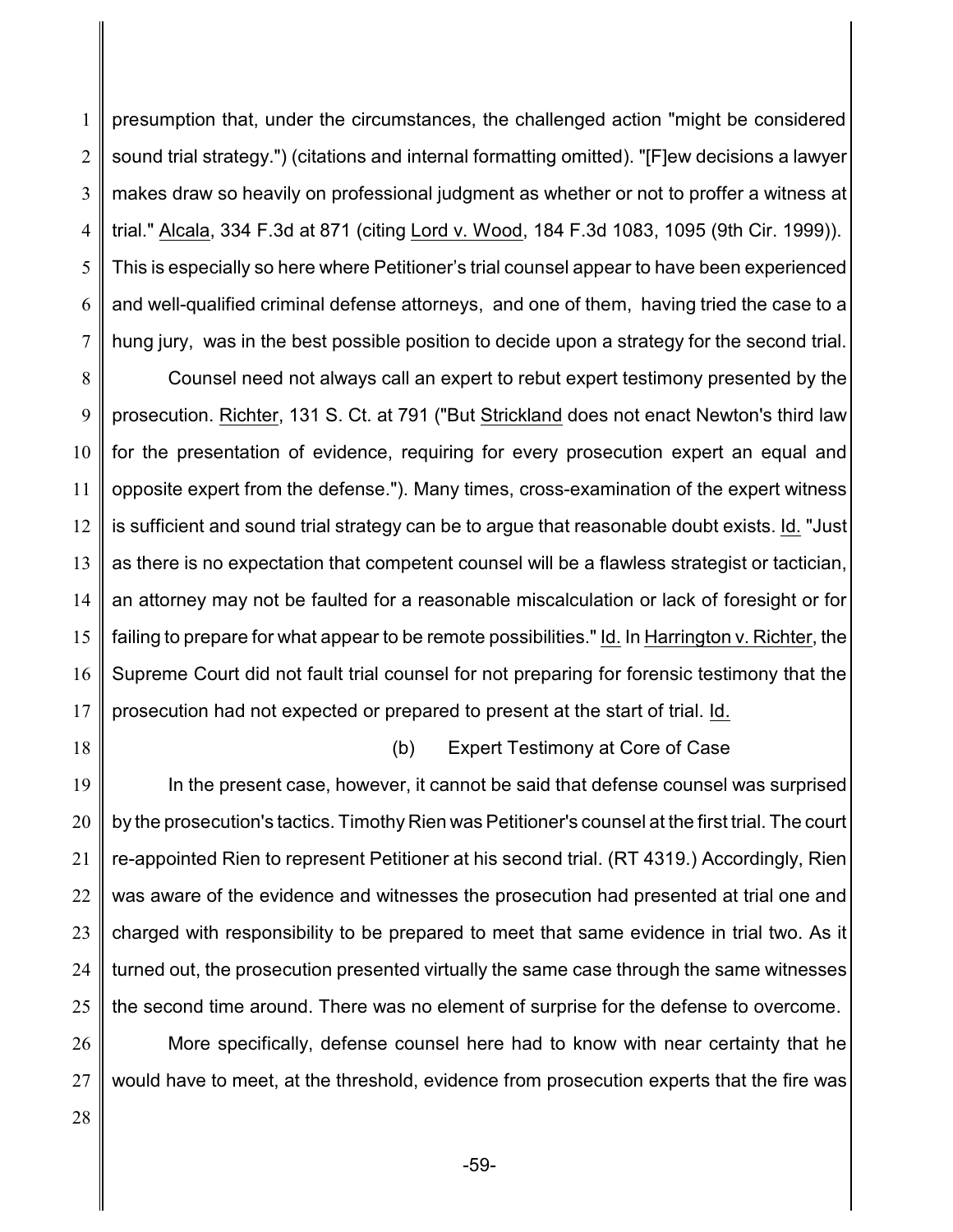presumption that, under the circumstances, the challenged action "might be considered sound trial strategy.") (citations and internal formatting omitted). "[F]ew decisions a lawyer makes draw so heavily on professional judgment as whether or not to proffer a witness at trial." Alcala, 334 F.3d at 871 (citing Lord v. Wood, 184 F.3d 1083, 1095 (9th Cir. 1999)). This is especially so here where Petitioner's trial counsel appear to have been experienced and well-qualified criminal defense attorneys, and one of them, having tried the case to a hung jury, was in the best possible position to decide upon a strategy for the second trial.

Counsel need not always call an expert to rebut expert testimony presented by the prosecution. Richter, 131 S. Ct. at 791 ("But Strickland does not enact Newton's third law for the presentation of evidence, requiring for every prosecution expert an equal and opposite expert from the defense."). Many times, cross-examination of the expert witness is sufficient and sound trial strategy can be to argue that reasonable doubt exists. Id. "Just as there is no expectation that competent counsel will be a flawless strategist or tactician, an attorney may not be faulted for a reasonable miscalculation or lack of foresight or for failing to prepare for what appear to be remote possibilities." Id. In Harrington v. Richter, the Supreme Court did not fault trial counsel for not preparing for forensic testimony that the prosecution had not expected or prepared to present at the start of trial. Id.

(b) Expert Testimony at Core of Case

In the present case, however, it cannot be said that defense counsel was surprised by the prosecution's tactics. Timothy Rien was Petitioner's counsel at the first trial. The court re-appointed Rien to represent Petitioner at his second trial. (RT 4319.) Accordingly, Rien was aware of the evidence and witnesses the prosecution had presented at trial one and charged with responsibility to be prepared to meet that same evidence in trial two. As it turned out, the prosecution presented virtually the same case through the same witnesses the second time around. There was no element of surprise for the defense to overcome.

More specifically, defense counsel here had to know with near certainty that he would have to meet, at the threshold, evidence from prosecution experts that the fire was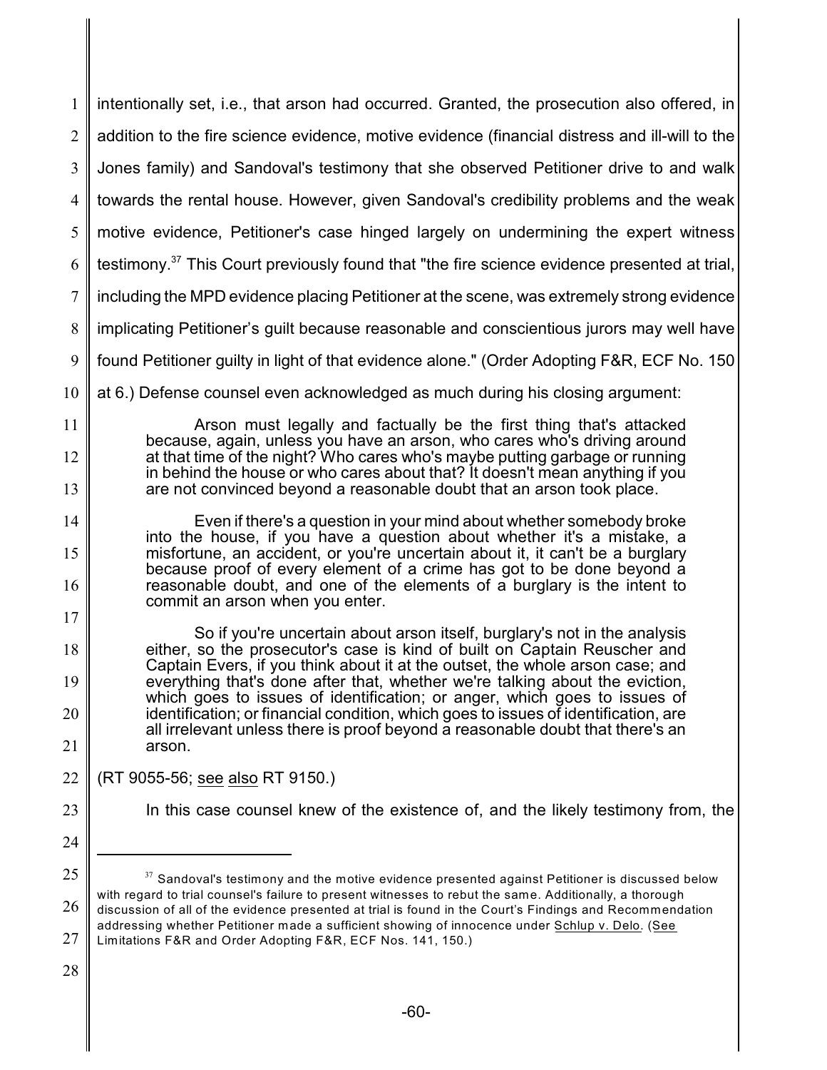intentionally set, i.e., that arson had occurred. Granted, the prosecution also offered, in addition to the fire science evidence, motive evidence (financial distress and ill-will to the Jones family) and Sandoval's testimony that she observed Petitioner drive to and walk towards the rental house. However, given Sandoval's credibility problems and the weak motive evidence, Petitioner's case hinged largely on undermining the expert witness testimony.[37] This Court previously found that "the fire science evidence presented at trial, including the MPD evidence placing Petitioner at the scene, was extremely strong evidence implicating Petitioner's guilt because reasonable and conscientious jurors may well have found Petitioner guilty in light of that evidence alone." (Order Adopting F&R, ECF No. 150 at 6.) Defense counsel even acknowledged as much during his closing argument:

> Arson must legally and factually be the first thing that's attacked because, again, unless you have an arson, who cares who's driving around at that time of the night? Who cares who's maybe putting garbage or running in behind the house or who cares about that? It doesn't mean anything if you are not convinced beyond a reasonable doubt that an arson took place.
>
> Even if there's a question in your mind about whether somebody broke into the house, if you have a question about whether it's a mistake, a misfortune, an accident, or you're uncertain about it, it can't be a burglary because proof of every element of a crime has got to be done beyond a reasonable doubt, and one of the elements of a burglary is the intent to commit an arson when you enter.
>
> So if you're uncertain about arson itself, burglary's not in the analysis either, so the prosecutor's case is kind of built on Captain Reuscher and Captain Evers, if you think about it at the outset, the whole arson case; and everything that's done after that, whether we're talking about the eviction, which goes to issues of identification; or anger, which goes to issues of identification; or financial condition, which goes to issues of identification, are all irrelevant unless there is proof beyond a reasonable doubt that there's an arson.

(RT 9055-56; see also RT 9150.)

In this case counsel knew of the existence of, and the likely testimony from, the

---

[37] Sandoval's testimony and the motive evidence presented against Petitioner is discussed below with regard to trial counsel's failure to present witnesses to rebut the same. Additionally, a thorough discussion of all of the evidence presented at trial is found in the Court's Findings and Recommendation addressing whether Petitioner made a sufficient showing of innocence under Schlup v. Delo. (See Limitations F&R and Order Adopting F&R, ECF Nos. 141, 150.)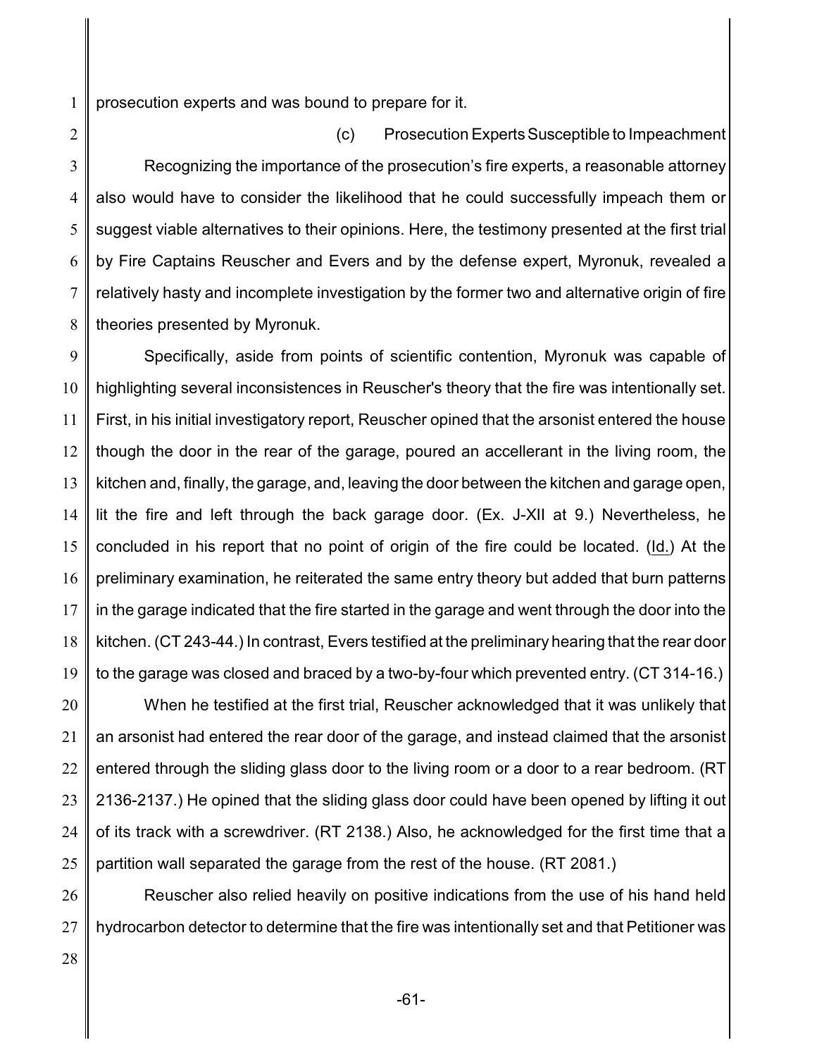prosecution experts and was bound to prepare for it.

(c) Prosecution Experts Susceptible to Impeachment

Recognizing the importance of the prosecution's fire experts, a reasonable attorney also would have to consider the likelihood that he could successfully impeach them or suggest viable alternatives to their opinions. Here, the testimony presented at the first trial by Fire Captains Reuscher and Evers and by the defense expert, Myronuk, revealed a relatively hasty and incomplete investigation by the former two and alternative origin of fire theories presented by Myronuk.

Specifically, aside from points of scientific contention, Myronuk was capable of highlighting several inconsistences in Reuscher's theory that the fire was intentionally set. First, in his initial investigatory report, Reuscher opined that the arsonist entered the house though the door in the rear of the garage, poured an accellerant in the living room, the kitchen and, finally, the garage, and, leaving the door between the kitchen and garage open, lit the fire and left through the back garage door. (Ex. J-XII at 9.) Nevertheless, he concluded in his report that no point of origin of the fire could be located. (Id.) At the preliminary examination, he reiterated the same entry theory but added that burn patterns in the garage indicated that the fire started in the garage and went through the door into the kitchen. (CT 243-44.) In contrast, Evers testified at the preliminary hearing that the rear door to the garage was closed and braced by a two-by-four which prevented entry. (CT 314-16.)

When he testified at the first trial, Reuscher acknowledged that it was unlikely that an arsonist had entered the rear door of the garage, and instead claimed that the arsonist entered through the sliding glass door to the living room or a door to a rear bedroom. (RT 2136-2137.) He opined that the sliding glass door could have been opened by lifting it out of its track with a screwdriver. (RT 2138.) Also, he acknowledged for the first time that a partition wall separated the garage from the rest of the house. (RT 2081.)

Reuscher also relied heavily on positive indications from the use of his hand held hydrocarbon detector to determine that the fire was intentionally set and that Petitioner was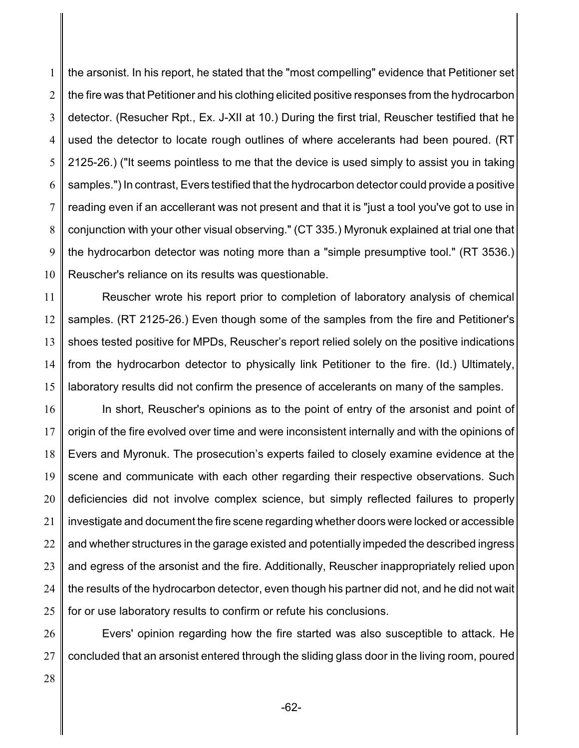the arsonist. In his report, he stated that the "most compelling" evidence that Petitioner set the fire was that Petitioner and his clothing elicited positive responses from the hydrocarbon detector. (Resucher Rpt., Ex. J-XII at 10.) During the first trial, Reuscher testified that he used the detector to locate rough outlines of where accelerants had been poured. (RT 2125-26.) ("It seems pointless to me that the device is used simply to assist you in taking samples.") In contrast, Evers testified that the hydrocarbon detector could provide a positive reading even if an accellerant was not present and that it is "just a tool you've got to use in conjunction with your other visual observing." (CT 335.) Myronuk explained at trial one that the hydrocarbon detector was noting more than a "simple presumptive tool." (RT 3536.) Reuscher's reliance on its results was questionable.

Reuscher wrote his report prior to completion of laboratory analysis of chemical samples. (RT 2125-26.) Even though some of the samples from the fire and Petitioner's shoes tested positive for MPDs, Reuscher's report relied solely on the positive indications from the hydrocarbon detector to physically link Petitioner to the fire. (Id.) Ultimately, laboratory results did not confirm the presence of accelerants on many of the samples.

In short, Reuscher's opinions as to the point of entry of the arsonist and point of origin of the fire evolved over time and were inconsistent internally and with the opinions of Evers and Myronuk. The prosecution's experts failed to closely examine evidence at the scene and communicate with each other regarding their respective observations. Such deficiencies did not involve complex science, but simply reflected failures to properly investigate and document the fire scene regarding whether doors were locked or accessible and whether structures in the garage existed and potentially impeded the described ingress and egress of the arsonist and the fire. Additionally, Reuscher inappropriately relied upon the results of the hydrocarbon detector, even though his partner did not, and he did not wait for or use laboratory results to confirm or refute his conclusions.

Evers' opinion regarding how the fire started was also susceptible to attack. He concluded that an arsonist entered through the sliding glass door in the living room, poured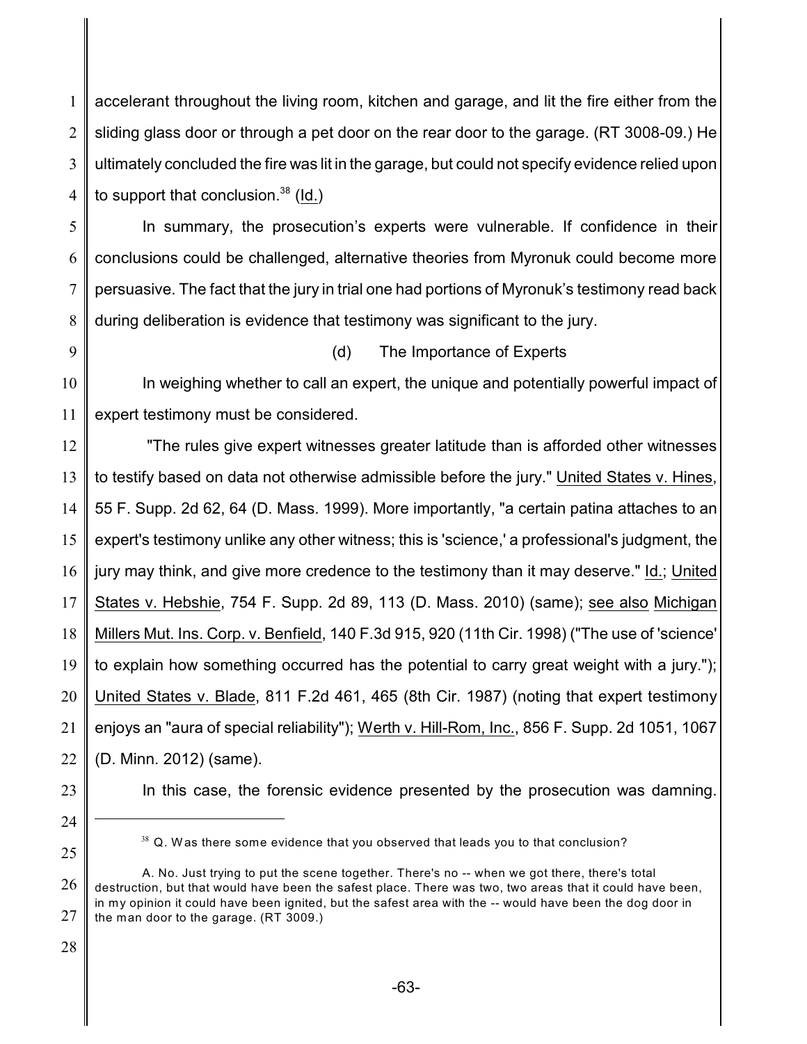accelerant throughout the living room, kitchen and garage, and lit the fire either from the sliding glass door or through a pet door on the rear door to the garage. (RT 3008-09.) He ultimately concluded the fire was lit in the garage, but could not specify evidence relied upon to support that conclusion.[38] (Id.)

In summary, the prosecution's experts were vulnerable. If confidence in their conclusions could be challenged, alternative theories from Myronuk could become more persuasive. The fact that the jury in trial one had portions of Myronuk's testimony read back during deliberation is evidence that testimony was significant to the jury.

(d) The Importance of Experts

In weighing whether to call an expert, the unique and potentially powerful impact of expert testimony must be considered.

"The rules give expert witnesses greater latitude than is afforded other witnesses to testify based on data not otherwise admissible before the jury." United States v. Hines, 55 F. Supp. 2d 62, 64 (D. Mass. 1999). More importantly, "a certain patina attaches to an expert's testimony unlike any other witness; this is 'science,' a professional's judgment, the jury may think, and give more credence to the testimony than it may deserve." Id.; United States v. Hebshie, 754 F. Supp. 2d 89, 113 (D. Mass. 2010) (same); see also Michigan Millers Mut. Ins. Corp. v. Benfield, 140 F.3d 915, 920 (11th Cir. 1998) ("The use of 'science' to explain how something occurred has the potential to carry great weight with a jury."); United States v. Blade, 811 F.2d 461, 465 (8th Cir. 1987) (noting that expert testimony enjoys an "aura of special reliability"); Werth v. Hill-Rom, Inc., 856 F. Supp. 2d 1051, 1067 (D. Minn. 2012) (same).

In this case, the forensic evidence presented by the prosecution was damning.

---

[38] Q. Was there some evidence that you observed that leads you to that conclusion?

A. No. Just trying to put the scene together. There's no -- when we got there, there's total destruction, but that would have been the safest place. There was two, two areas that it could have been, in my opinion it could have been ignited, but the safest area with the -- would have been the dog door in the man door to the garage. (RT 3009.)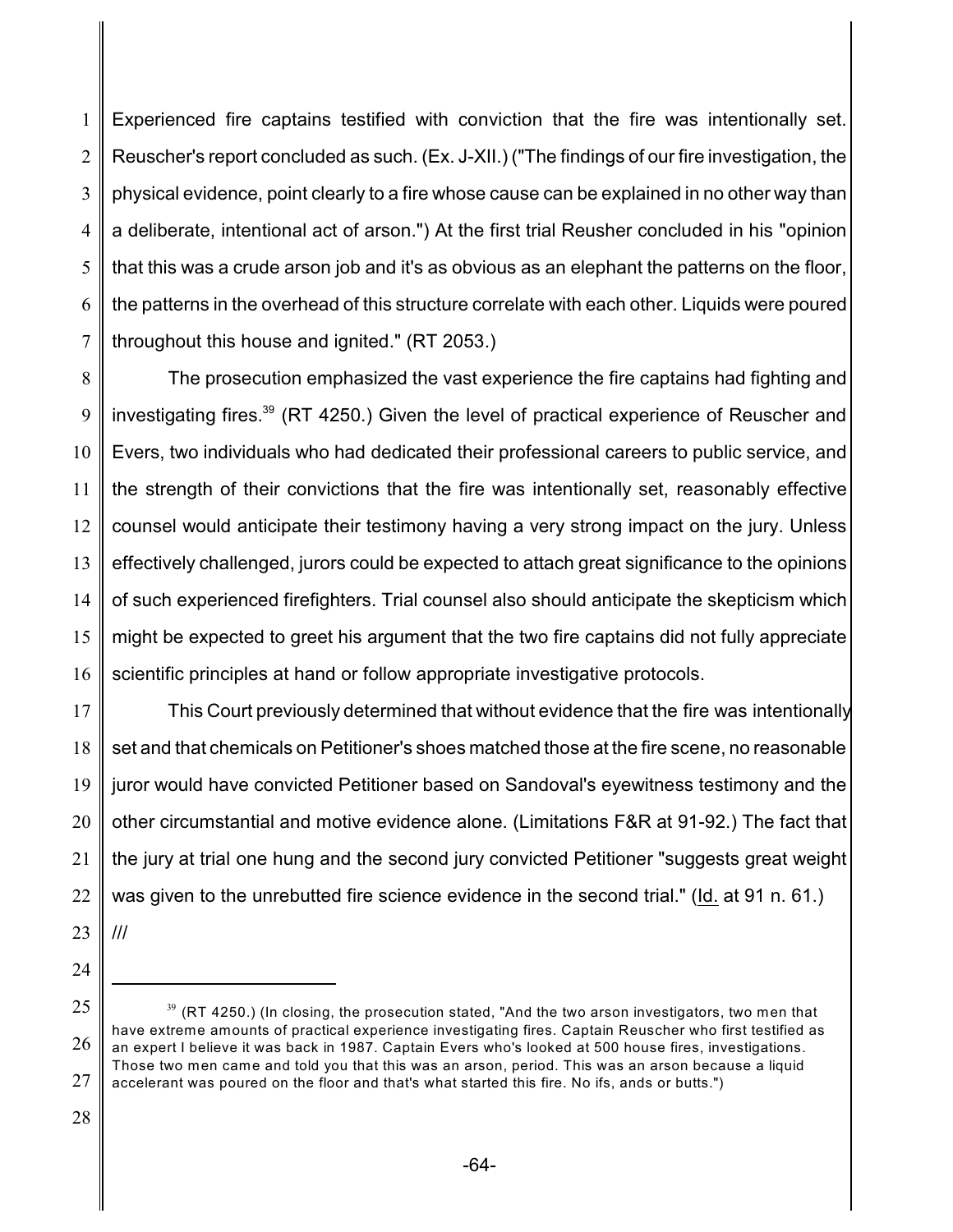Experienced fire captains testified with conviction that the fire was intentionally set. Reuscher's report concluded as such. (Ex. J-XII.) ("The findings of our fire investigation, the physical evidence, point clearly to a fire whose cause can be explained in no other way than a deliberate, intentional act of arson.") At the first trial Reusher concluded in his "opinion that this was a crude arson job and it's as obvious as an elephant the patterns on the floor, the patterns in the overhead of this structure correlate with each other. Liquids were poured throughout this house and ignited." (RT 2053.)

The prosecution emphasized the vast experience the fire captains had fighting and investigating fires.[39] (RT 4250.) Given the level of practical experience of Reuscher and Evers, two individuals who had dedicated their professional careers to public service, and the strength of their convictions that the fire was intentionally set, reasonably effective counsel would anticipate their testimony having a very strong impact on the jury. Unless effectively challenged, jurors could be expected to attach great significance to the opinions of such experienced firefighters. Trial counsel also should anticipate the skepticism which might be expected to greet his argument that the two fire captains did not fully appreciate scientific principles at hand or follow appropriate investigative protocols.

This Court previously determined that without evidence that the fire was intentionally set and that chemicals on Petitioner's shoes matched those at the fire scene, no reasonable juror would have convicted Petitioner based on Sandoval's eyewitness testimony and the other circumstantial and motive evidence alone. (Limitations F&R at 91-92.) The fact that the jury at trial one hung and the second jury convicted Petitioner "suggests great weight was given to the unrebutted fire science evidence in the second trial." (Id. at 91 n. 61.)

///

[39] (RT 4250.) (In closing, the prosecution stated, "And the two arson investigators, two men that have extreme amounts of practical experience investigating fires. Captain Reuscher who first testified as an expert I believe it was back in 1987. Captain Evers who's looked at 500 house fires, investigations. Those two men came and told you that this was an arson, period. This was an arson because a liquid accelerant was poured on the floor and that's what started this fire. No ifs, ands or butts.")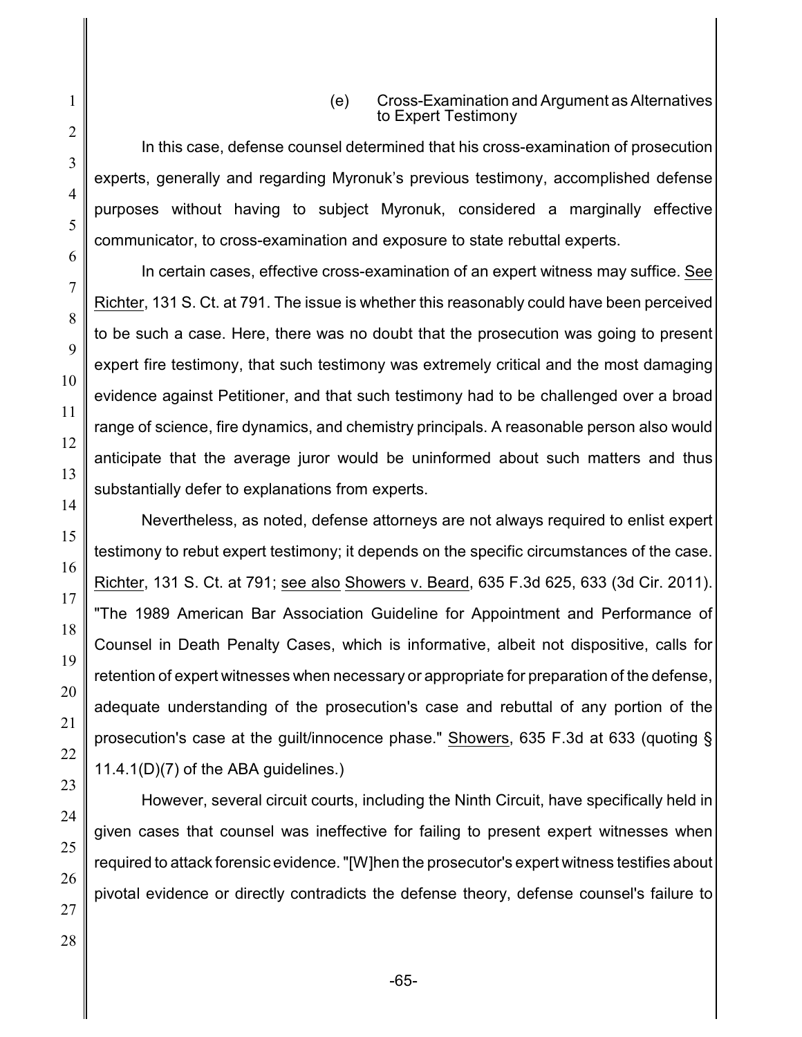#### (e) Cross-Examination and Argument as Alternatives to Expert Testimony

In this case, defense counsel determined that his cross-examination of prosecution experts, generally and regarding Myronuk's previous testimony, accomplished defense purposes without having to subject Myronuk, considered a marginally effective communicator, to cross-examination and exposure to state rebuttal experts.

In certain cases, effective cross-examination of an expert witness may suffice. See Richter, 131 S. Ct. at 791. The issue is whether this reasonably could have been perceived to be such a case. Here, there was no doubt that the prosecution was going to present expert fire testimony, that such testimony was extremely critical and the most damaging evidence against Petitioner, and that such testimony had to be challenged over a broad range of science, fire dynamics, and chemistry principals. A reasonable person also would anticipate that the average juror would be uninformed about such matters and thus substantially defer to explanations from experts.

Nevertheless, as noted, defense attorneys are not always required to enlist expert testimony to rebut expert testimony; it depends on the specific circumstances of the case. Richter, 131 S. Ct. at 791; see also Showers v. Beard, 635 F.3d 625, 633 (3d Cir. 2011). "The 1989 American Bar Association Guideline for Appointment and Performance of Counsel in Death Penalty Cases, which is informative, albeit not dispositive, calls for retention of expert witnesses when necessary or appropriate for preparation of the defense, adequate understanding of the prosecution's case and rebuttal of any portion of the prosecution's case at the guilt/innocence phase." Showers, 635 F.3d at 633 (quoting § 11.4.1(D)(7) of the ABA guidelines.)

However, several circuit courts, including the Ninth Circuit, have specifically held in given cases that counsel was ineffective for failing to present expert witnesses when required to attack forensic evidence. "[W]hen the prosecutor's expert witness testifies about pivotal evidence or directly contradicts the defense theory, defense counsel's failure to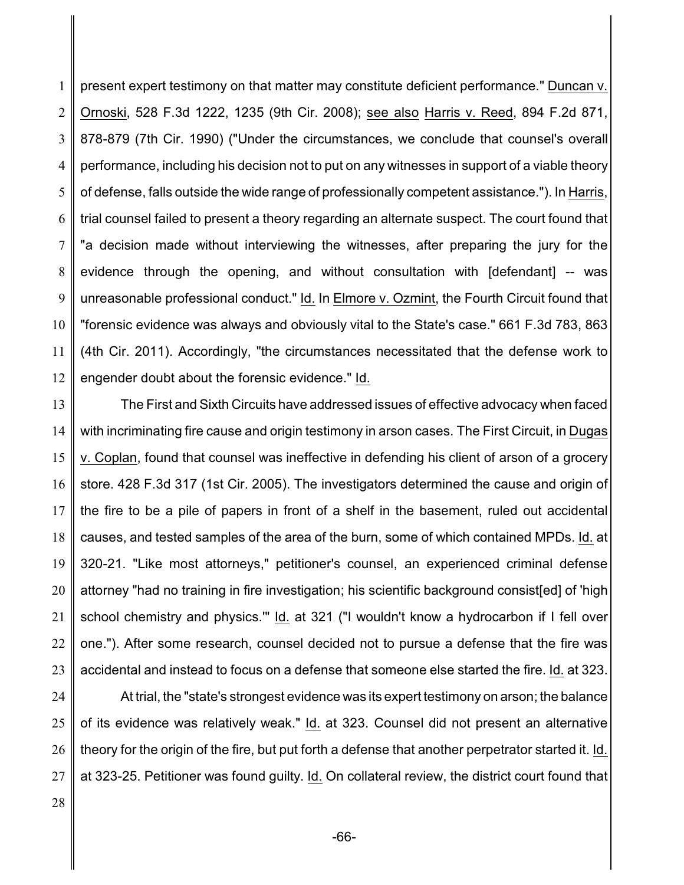present expert testimony on that matter may constitute deficient performance." Duncan v. Ornoski, 528 F.3d 1222, 1235 (9th Cir. 2008); see also Harris v. Reed, 894 F.2d 871, 878-879 (7th Cir. 1990) ("Under the circumstances, we conclude that counsel's overall performance, including his decision not to put on any witnesses in support of a viable theory of defense, falls outside the wide range of professionally competent assistance."). In Harris, trial counsel failed to present a theory regarding an alternate suspect. The court found that "a decision made without interviewing the witnesses, after preparing the jury for the evidence through the opening, and without consultation with [defendant] -- was unreasonable professional conduct." Id. In Elmore v. Ozmint, the Fourth Circuit found that "forensic evidence was always and obviously vital to the State's case." 661 F.3d 783, 863 (4th Cir. 2011). Accordingly, "the circumstances necessitated that the defense work to engender doubt about the forensic evidence." Id.

The First and Sixth Circuits have addressed issues of effective advocacy when faced with incriminating fire cause and origin testimony in arson cases. The First Circuit, in Dugas v. Coplan, found that counsel was ineffective in defending his client of arson of a grocery store. 428 F.3d 317 (1st Cir. 2005). The investigators determined the cause and origin of the fire to be a pile of papers in front of a shelf in the basement, ruled out accidental causes, and tested samples of the area of the burn, some of which contained MPDs. Id. at 320-21. "Like most attorneys," petitioner's counsel, an experienced criminal defense attorney "had no training in fire investigation; his scientific background consist[ed] of 'high school chemistry and physics.'" Id. at 321 ("I wouldn't know a hydrocarbon if I fell over one."). After some research, counsel decided not to pursue a defense that the fire was accidental and instead to focus on a defense that someone else started the fire. Id. at 323.

At trial, the "state's strongest evidence was its expert testimony on arson; the balance of its evidence was relatively weak." Id. at 323. Counsel did not present an alternative theory for the origin of the fire, but put forth a defense that another perpetrator started it. Id. at 323-25. Petitioner was found guilty. Id. On collateral review, the district court found that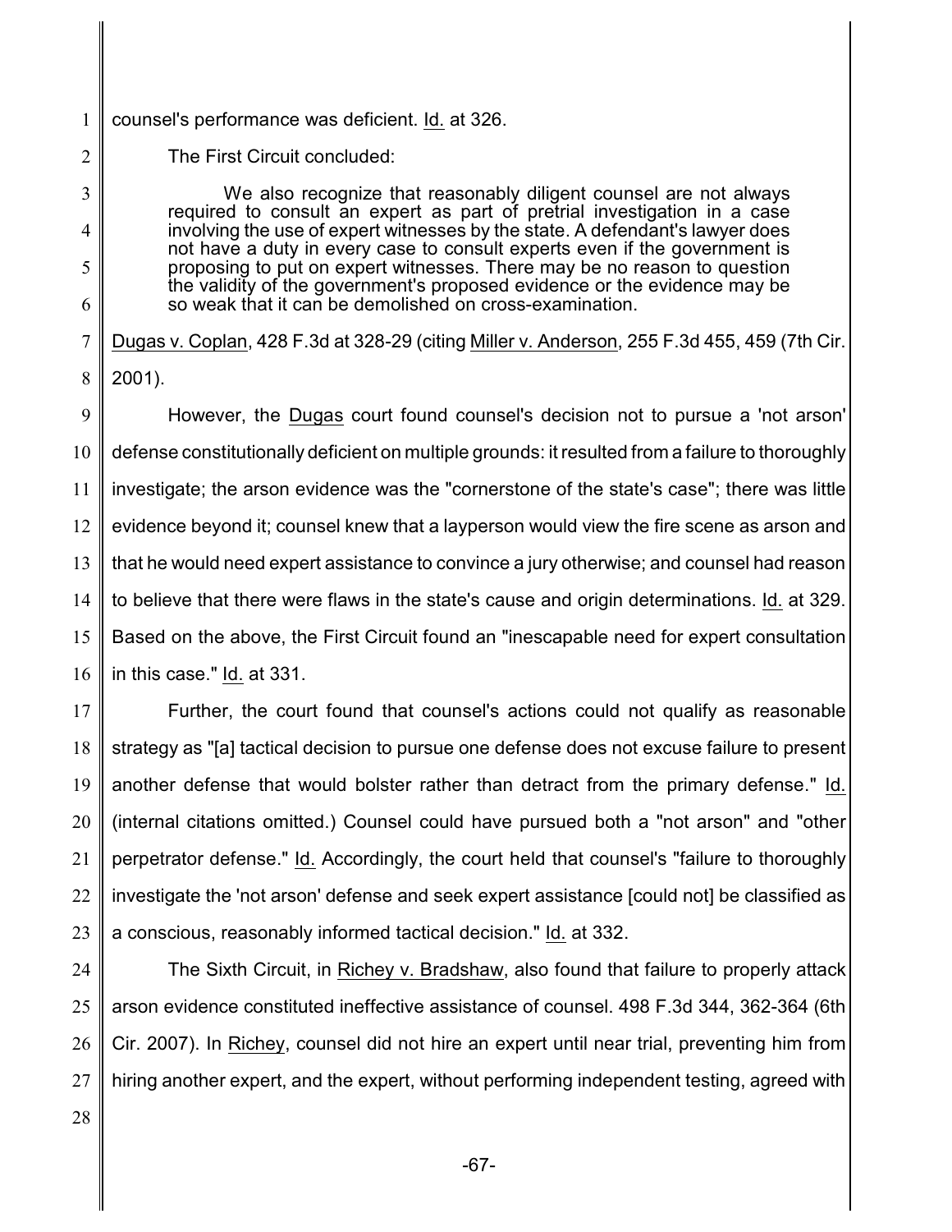counsel's performance was deficient. Id. at 326.

The First Circuit concluded:

> We also recognize that reasonably diligent counsel are not always required to consult an expert as part of pretrial investigation in a case involving the use of expert witnesses by the state. A defendant's lawyer does not have a duty in every case to consult experts even if the government is proposing to put on expert witnesses. There may be no reason to question the validity of the government's proposed evidence or the evidence may be so weak that it can be demolished on cross-examination.

Dugas v. Coplan, 428 F.3d at 328-29 (citing Miller v. Anderson, 255 F.3d 455, 459 (7th Cir. 2001).

However, the Dugas court found counsel's decision not to pursue a 'not arson' defense constitutionally deficient on multiple grounds: it resulted from a failure to thoroughly investigate; the arson evidence was the "cornerstone of the state's case"; there was little evidence beyond it; counsel knew that a layperson would view the fire scene as arson and that he would need expert assistance to convince a jury otherwise; and counsel had reason to believe that there were flaws in the state's cause and origin determinations. Id. at 329. Based on the above, the First Circuit found an "inescapable need for expert consultation in this case." Id. at 331.

Further, the court found that counsel's actions could not qualify as reasonable strategy as "[a] tactical decision to pursue one defense does not excuse failure to present another defense that would bolster rather than detract from the primary defense." Id. (internal citations omitted.) Counsel could have pursued both a "not arson" and "other perpetrator defense." Id. Accordingly, the court held that counsel's "failure to thoroughly investigate the 'not arson' defense and seek expert assistance [could not] be classified as a conscious, reasonably informed tactical decision." Id. at 332.

The Sixth Circuit, in Richey v. Bradshaw, also found that failure to properly attack arson evidence constituted ineffective assistance of counsel. 498 F.3d 344, 362-364 (6th Cir. 2007). In Richey, counsel did not hire an expert until near trial, preventing him from hiring another expert, and the expert, without performing independent testing, agreed with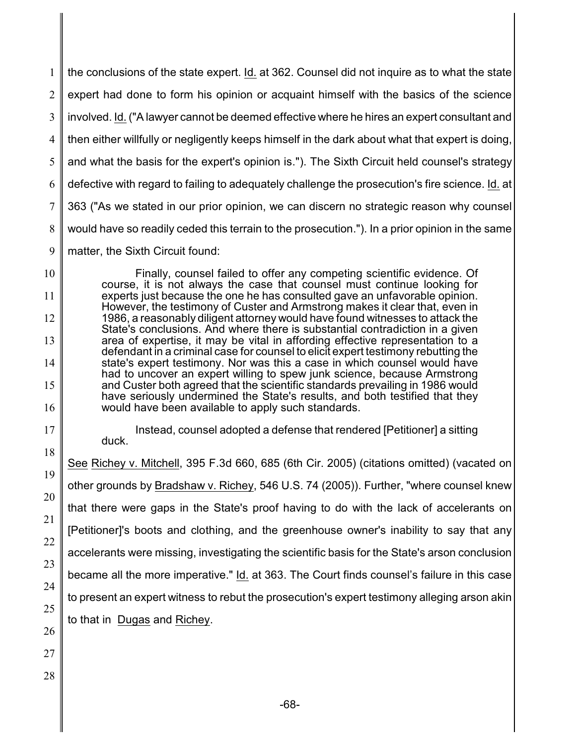the conclusions of the state expert. Id. at 362. Counsel did not inquire as to what the state expert had done to form his opinion or acquaint himself with the basics of the science involved. Id. ("A lawyer cannot be deemed effective where he hires an expert consultant and then either willfully or negligently keeps himself in the dark about what that expert is doing, and what the basis for the expert's opinion is."). The Sixth Circuit held counsel's strategy defective with regard to failing to adequately challenge the prosecution's fire science. Id. at 363 ("As we stated in our prior opinion, we can discern no strategic reason why counsel would have so readily ceded this terrain to the prosecution."). In a prior opinion in the same matter, the Sixth Circuit found:

> Finally, counsel failed to offer any competing scientific evidence. Of course, it is not always the case that counsel must continue looking for experts just because the one he has consulted gave an unfavorable opinion. However, the testimony of Custer and Armstrong makes it clear that, even in 1986, a reasonably diligent attorney would have found witnesses to attack the State's conclusions. And where there is substantial contradiction in a given area of expertise, it may be vital in affording effective representation to a defendant in a criminal case for counsel to elicit expert testimony rebutting the state's expert testimony. Nor was this a case in which counsel would have had to uncover an expert willing to spew junk science, because Armstrong and Custer both agreed that the scientific standards prevailing in 1986 would have seriously undermined the State's results, and both testified that they would have been available to apply such standards.
>
> Instead, counsel adopted a defense that rendered [Petitioner] a sitting duck.

See Richey v. Mitchell, 395 F.3d 660, 685 (6th Cir. 2005) (citations omitted) (vacated on other grounds by Bradshaw v. Richey, 546 U.S. 74 (2005)). Further, "where counsel knew that there were gaps in the State's proof having to do with the lack of accelerants on [Petitioner]'s boots and clothing, and the greenhouse owner's inability to say that any accelerants were missing, investigating the scientific basis for the State's arson conclusion became all the more imperative." Id. at 363. The Court finds counsel's failure in this case to present an expert witness to rebut the prosecution's expert testimony alleging arson akin to that in Dugas and Richey.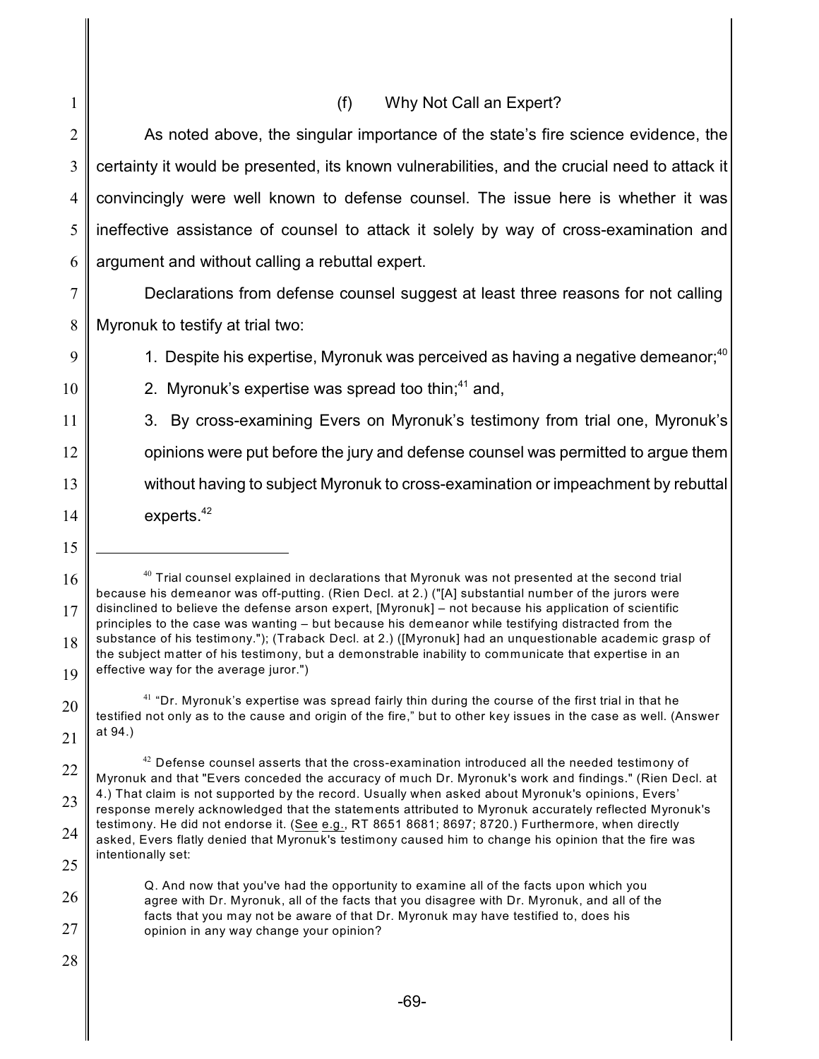### (f) Why Not Call an Expert?

As noted above, the singular importance of the state's fire science evidence, the certainty it would be presented, its known vulnerabilities, and the crucial need to attack it convincingly were well known to defense counsel. The issue here is whether it was ineffective assistance of counsel to attack it solely by way of cross-examination and argument and without calling a rebuttal expert.

Declarations from defense counsel suggest at least three reasons for not calling Myronuk to testify at trial two:

1. Despite his expertise, Myronuk was perceived as having a negative demeanor;[40]
2. Myronuk's expertise was spread too thin;[41] and,
3. By cross-examining Evers on Myronuk's testimony from trial one, Myronuk's opinions were put before the jury and defense counsel was permitted to argue them without having to subject Myronuk to cross-examination or impeachment by rebuttal experts.[42]

---

[40] Trial counsel explained in declarations that Myronuk was not presented at the second trial because his demeanor was off-putting. (Rien Decl. at 2.) ("[A] substantial number of the jurors were disinclined to believe the defense arson expert, [Myronuk] – not because his application of scientific principles to the case was wanting – but because his demeanor while testifying distracted from the substance of his testimony."); (Traback Decl. at 2.) ([Myronuk] had an unquestionable academic grasp of the subject matter of his testimony, but a demonstrable inability to communicate that expertise in an effective way for the average juror.")

[41] "Dr. Myronuk's expertise was spread fairly thin during the course of the first trial in that he testified not only as to the cause and origin of the fire," but to other key issues in the case as well. (Answer at 94.)

[42] Defense counsel asserts that the cross-examination introduced all the needed testimony of Myronuk and that "Evers conceded the accuracy of much Dr. Myronuk's work and findings." (Rien Decl. at 4.) That claim is not supported by the record. Usually when asked about Myronuk's opinions, Evers' response merely acknowledged that the statements attributed to Myronuk accurately reflected Myronuk's testimony. He did not endorse it. (<u>See</u> <u>e.g.</u>, RT 8651 8681; 8697; 8720.) Furthermore, when directly asked, Evers flatly denied that Myronuk's testimony caused him to change his opinion that the fire was intentionally set:

> Q. And now that you've had the opportunity to examine all of the facts upon which you agree with Dr. Myronuk, all of the facts that you disagree with Dr. Myronuk, and all of the facts that you may not be aware of that Dr. Myronuk may have testified to, does his opinion in any way change your opinion?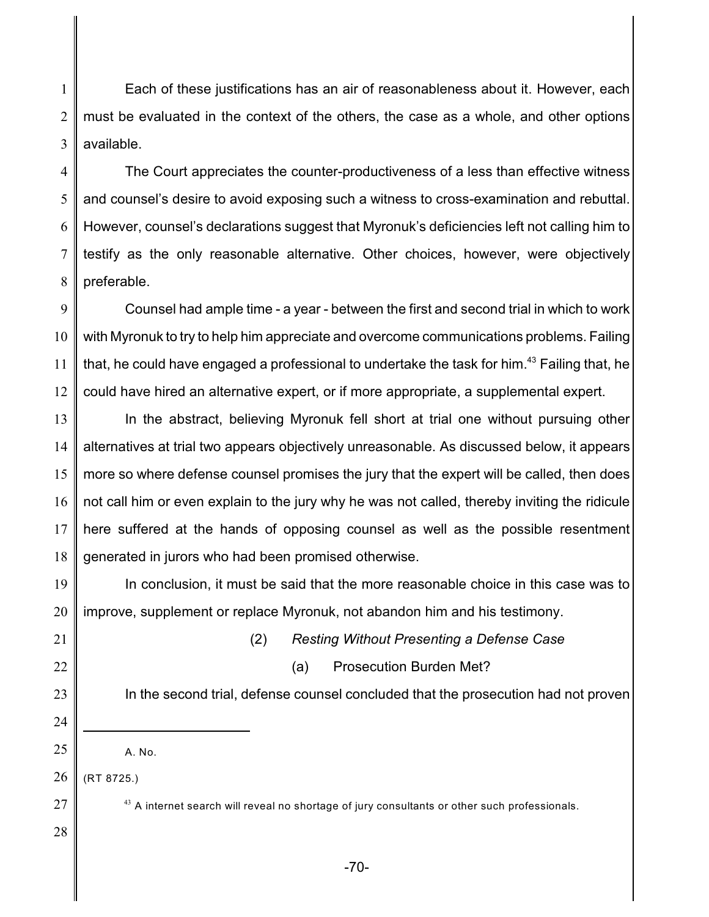Each of these justifications has an air of reasonableness about it. However, each must be evaluated in the context of the others, the case as a whole, and other options available.

The Court appreciates the counter-productiveness of a less than effective witness and counsel's desire to avoid exposing such a witness to cross-examination and rebuttal. However, counsel's declarations suggest that Myronuk's deficiencies left not calling him to testify as the only reasonable alternative. Other choices, however, were objectively preferable.

Counsel had ample time - a year - between the first and second trial in which to work with Myronuk to try to help him appreciate and overcome communications problems. Failing that, he could have engaged a professional to undertake the task for him.[43] Failing that, he could have hired an alternative expert, or if more appropriate, a supplemental expert.

In the abstract, believing Myronuk fell short at trial one without pursuing other alternatives at trial two appears objectively unreasonable. As discussed below, it appears more so where defense counsel promises the jury that the expert will be called, then does not call him or even explain to the jury why he was not called, thereby inviting the ridicule here suffered at the hands of opposing counsel as well as the possible resentment generated in jurors who had been promised otherwise.

In conclusion, it must be said that the more reasonable choice in this case was to improve, supplement or replace Myronuk, not abandon him and his testimony.

(2) *Resting Without Presenting a Defense Case*

(a) Prosecution Burden Met?

In the second trial, defense counsel concluded that the prosecution had not proven

---

A. No.

(RT 8725.)

[43] A internet search will reveal no shortage of jury consultants or other such professionals.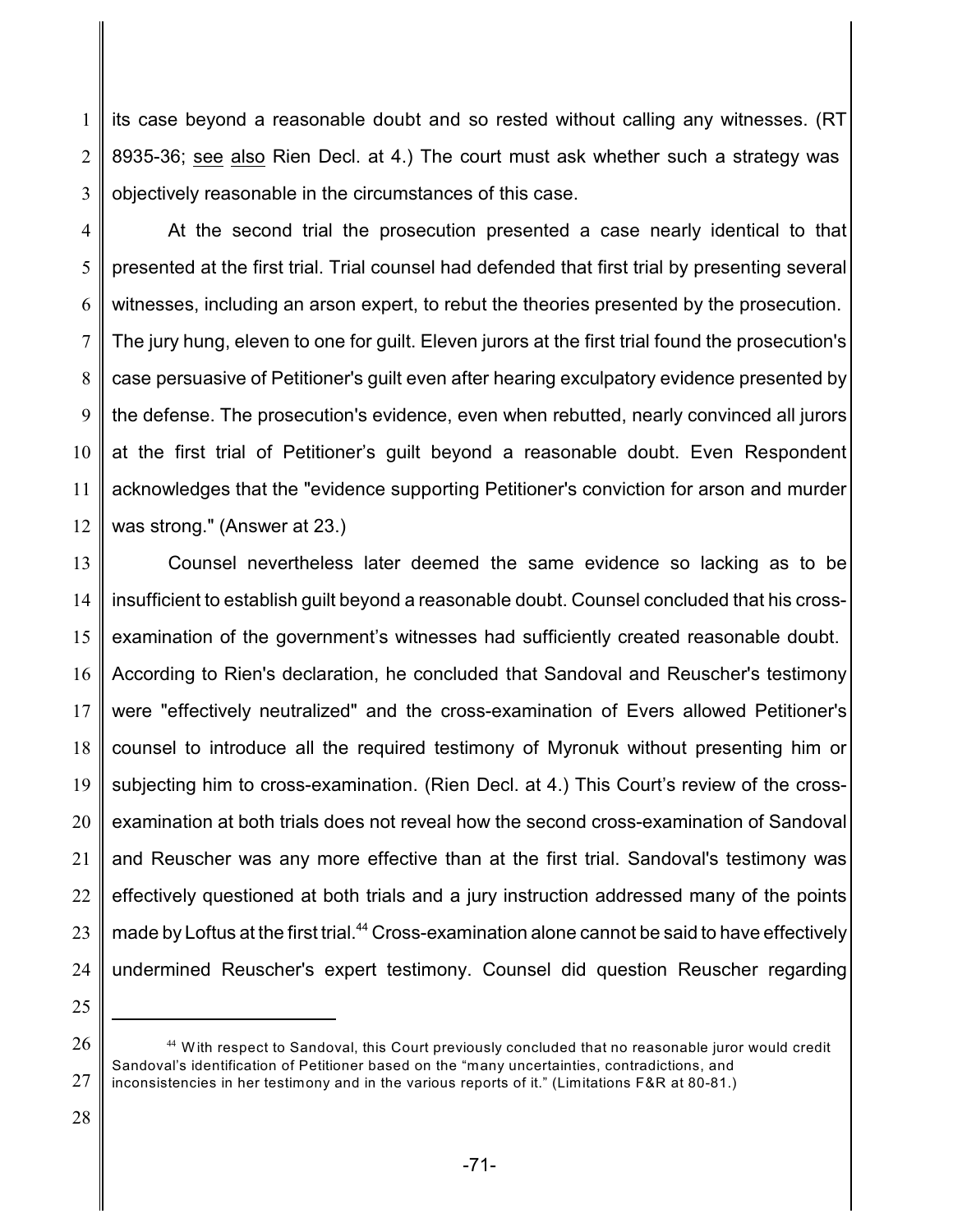its case beyond a reasonable doubt and so rested without calling any witnesses. (RT 8935-36; see also Rien Decl. at 4.) The court must ask whether such a strategy was objectively reasonable in the circumstances of this case.

At the second trial the prosecution presented a case nearly identical to that presented at the first trial. Trial counsel had defended that first trial by presenting several witnesses, including an arson expert, to rebut the theories presented by the prosecution. The jury hung, eleven to one for guilt. Eleven jurors at the first trial found the prosecution's case persuasive of Petitioner's guilt even after hearing exculpatory evidence presented by the defense. The prosecution's evidence, even when rebutted, nearly convinced all jurors at the first trial of Petitioner's guilt beyond a reasonable doubt. Even Respondent acknowledges that the "evidence supporting Petitioner's conviction for arson and murder was strong." (Answer at 23.)

Counsel nevertheless later deemed the same evidence so lacking as to be insufficient to establish guilt beyond a reasonable doubt. Counsel concluded that his cross-examination of the government's witnesses had sufficiently created reasonable doubt. According to Rien's declaration, he concluded that Sandoval and Reuscher's testimony were "effectively neutralized" and the cross-examination of Evers allowed Petitioner's counsel to introduce all the required testimony of Myronuk without presenting him or subjecting him to cross-examination. (Rien Decl. at 4.) This Court's review of the cross-examination at both trials does not reveal how the second cross-examination of Sandoval and Reuscher was any more effective than at the first trial. Sandoval's testimony was effectively questioned at both trials and a jury instruction addressed many of the points made by Loftus at the first trial.[44] Cross-examination alone cannot be said to have effectively undermined Reuscher's expert testimony. Counsel did question Reuscher regarding

---

[44] With respect to Sandoval, this Court previously concluded that no reasonable juror would credit Sandoval's identification of Petitioner based on the "many uncertainties, contradictions, and inconsistencies in her testimony and in the various reports of it." (Limitations F&R at 80-81.)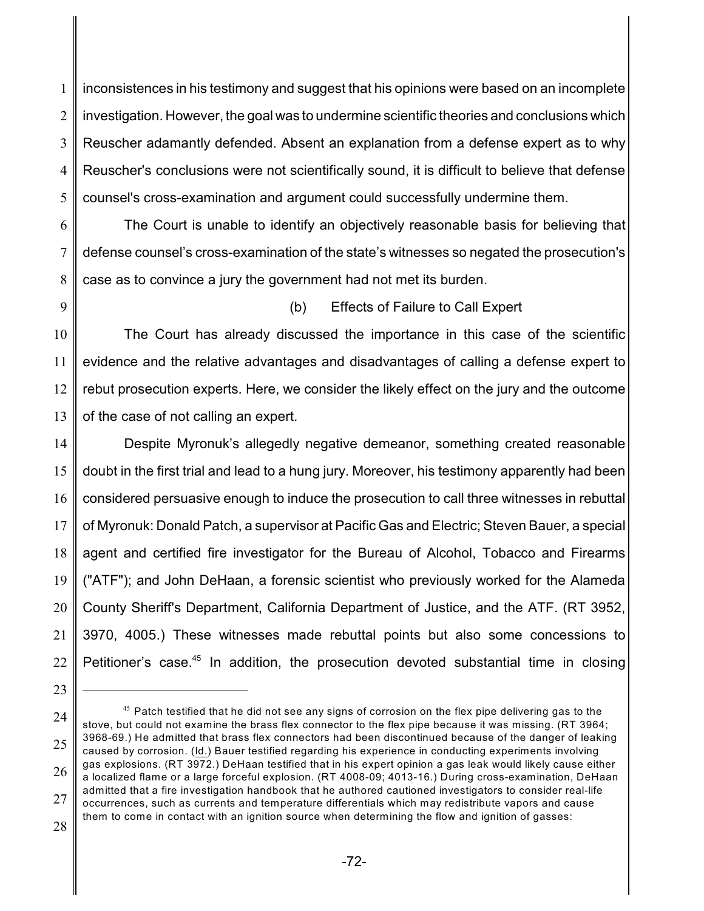inconsistences in his testimony and suggest that his opinions were based on an incomplete investigation. However, the goal was to undermine scientific theories and conclusions which Reuscher adamantly defended. Absent an explanation from a defense expert as to why Reuscher's conclusions were not scientifically sound, it is difficult to believe that defense counsel's cross-examination and argument could successfully undermine them.

The Court is unable to identify an objectively reasonable basis for believing that defense counsel's cross-examination of the state's witnesses so negated the prosecution's case as to convince a jury the government had not met its burden.

(b) Effects of Failure to Call Expert

The Court has already discussed the importance in this case of the scientific evidence and the relative advantages and disadvantages of calling a defense expert to rebut prosecution experts. Here, we consider the likely effect on the jury and the outcome of the case of not calling an expert.

Despite Myronuk's allegedly negative demeanor, something created reasonable doubt in the first trial and lead to a hung jury. Moreover, his testimony apparently had been considered persuasive enough to induce the prosecution to call three witnesses in rebuttal of Myronuk: Donald Patch, a supervisor at Pacific Gas and Electric; Steven Bauer, a special agent and certified fire investigator for the Bureau of Alcohol, Tobacco and Firearms ("ATF"); and John DeHaan, a forensic scientist who previously worked for the Alameda County Sheriff's Department, California Department of Justice, and the ATF. (RT 3952, 3970, 4005.) These witnesses made rebuttal points but also some concessions to Petitioner's case.[45] In addition, the prosecution devoted substantial time in closing

---

[45] Patch testified that he did not see any signs of corrosion on the flex pipe delivering gas to the stove, but could not examine the brass flex connector to the flex pipe because it was missing. (RT 3964; 3968-69.) He admitted that brass flex connectors had been discontinued because of the danger of leaking caused by corrosion. (Id.) Bauer testified regarding his experience in conducting experiments involving gas explosions. (RT 3972.) DeHaan testified that in his expert opinion a gas leak would likely cause either a localized flame or a large forceful explosion. (RT 4008-09; 4013-16.) During cross-examination, DeHaan admitted that a fire investigation handbook that he authored cautioned investigators to consider real-life occurrences, such as currents and temperature differentials which may redistribute vapors and cause them to come in contact with an ignition source when determining the flow and ignition of gasses: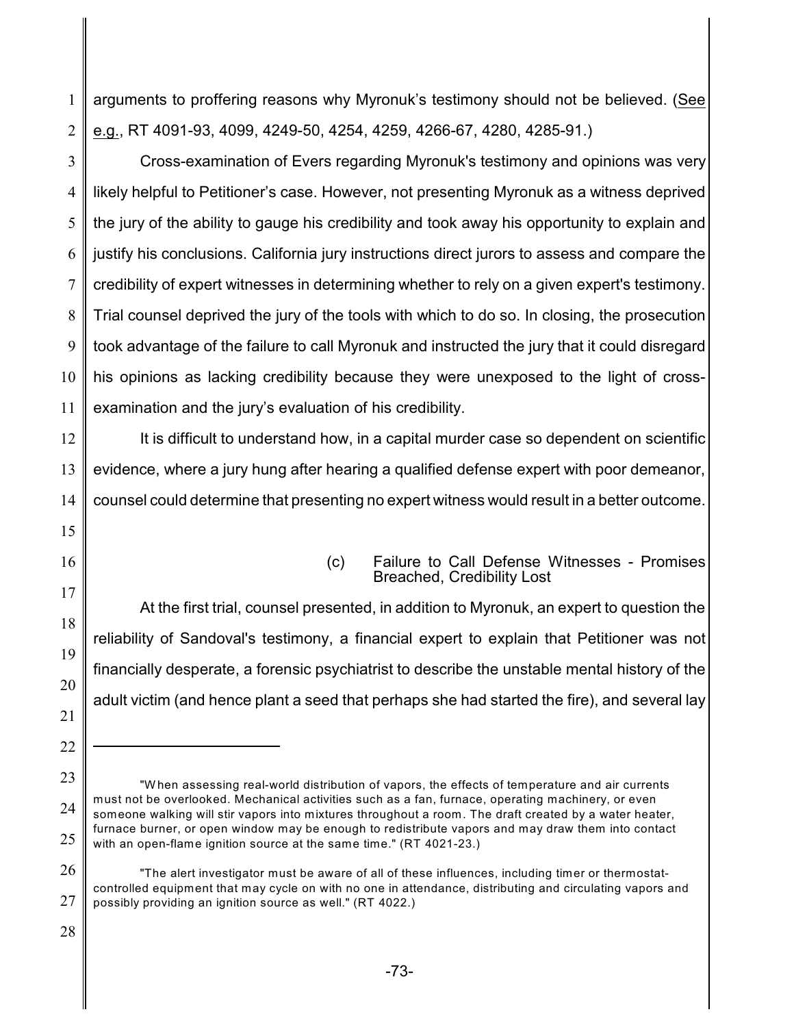arguments to proffering reasons why Myronuk's testimony should not be believed. (See e.g., RT 4091-93, 4099, 4249-50, 4254, 4259, 4266-67, 4280, 4285-91.)

Cross-examination of Evers regarding Myronuk's testimony and opinions was very likely helpful to Petitioner's case. However, not presenting Myronuk as a witness deprived the jury of the ability to gauge his credibility and took away his opportunity to explain and justify his conclusions. California jury instructions direct jurors to assess and compare the credibility of expert witnesses in determining whether to rely on a given expert's testimony. Trial counsel deprived the jury of the tools with which to do so. In closing, the prosecution took advantage of the failure to call Myronuk and instructed the jury that it could disregard his opinions as lacking credibility because they were unexposed to the light of cross-examination and the jury's evaluation of his credibility.

It is difficult to understand how, in a capital murder case so dependent on scientific evidence, where a jury hung after hearing a qualified defense expert with poor demeanor, counsel could determine that presenting no expert witness would result in a better outcome.

(c) Failure to Call Defense Witnesses - Promises Breached, Credibility Lost

At the first trial, counsel presented, in addition to Myronuk, an expert to question the reliability of Sandoval's testimony, a financial expert to explain that Petitioner was not financially desperate, a forensic psychiatrist to describe the unstable mental history of the adult victim (and hence plant a seed that perhaps she had started the fire), and several lay

---

"When assessing real-world distribution of vapors, the effects of temperature and air currents must not be overlooked. Mechanical activities such as a fan, furnace, operating machinery, or even someone walking will stir vapors into mixtures throughout a room. The draft created by a water heater, furnace burner, or open window may be enough to redistribute vapors and may draw them into contact with an open-flame ignition source at the same time." (RT 4021-23.)

"The alert investigator must be aware of all of these influences, including timer or thermostat-controlled equipment that may cycle on with no one in attendance, distributing and circulating vapors and possibly providing an ignition source as well." (RT 4022.)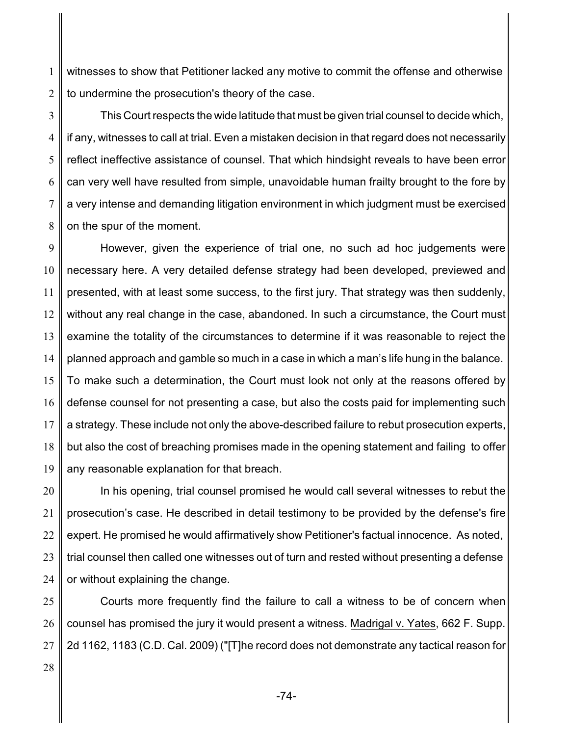witnesses to show that Petitioner lacked any motive to commit the offense and otherwise to undermine the prosecution's theory of the case.

This Court respects the wide latitude that must be given trial counsel to decide which, if any, witnesses to call at trial. Even a mistaken decision in that regard does not necessarily reflect ineffective assistance of counsel. That which hindsight reveals to have been error can very well have resulted from simple, unavoidable human frailty brought to the fore by a very intense and demanding litigation environment in which judgment must be exercised on the spur of the moment.

However, given the experience of trial one, no such ad hoc judgements were necessary here. A very detailed defense strategy had been developed, previewed and presented, with at least some success, to the first jury. That strategy was then suddenly, without any real change in the case, abandoned. In such a circumstance, the Court must examine the totality of the circumstances to determine if it was reasonable to reject the planned approach and gamble so much in a case in which a man's life hung in the balance. To make such a determination, the Court must look not only at the reasons offered by defense counsel for not presenting a case, but also the costs paid for implementing such a strategy. These include not only the above-described failure to rebut prosecution experts, but also the cost of breaching promises made in the opening statement and failing to offer any reasonable explanation for that breach.

In his opening, trial counsel promised he would call several witnesses to rebut the prosecution's case. He described in detail testimony to be provided by the defense's fire expert. He promised he would affirmatively show Petitioner's factual innocence. As noted, trial counsel then called one witnesses out of turn and rested without presenting a defense or without explaining the change.

Courts more frequently find the failure to call a witness to be of concern when counsel has promised the jury it would present a witness. Madrigal v. Yates, 662 F. Supp. 2d 1162, 1183 (C.D. Cal. 2009) ("[T]he record does not demonstrate any tactical reason for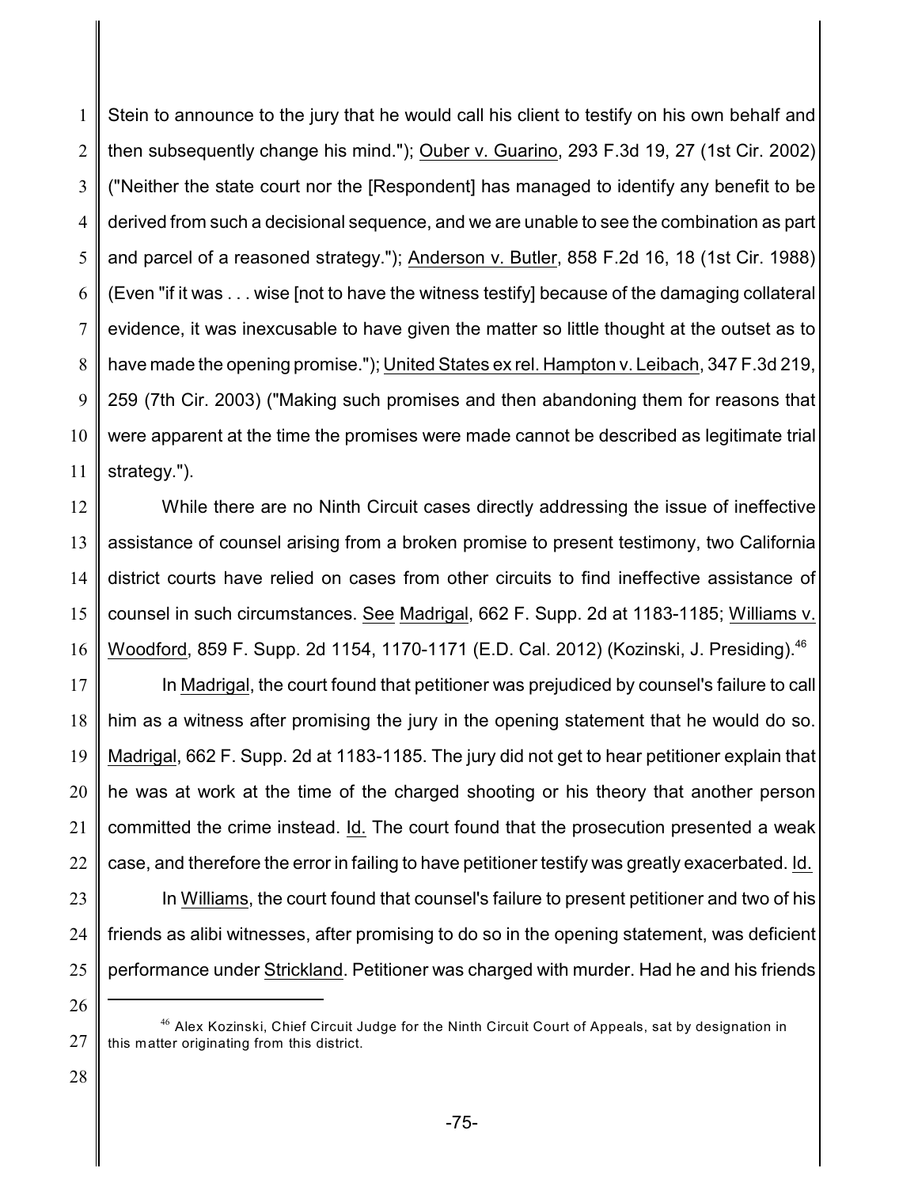Stein to announce to the jury that he would call his client to testify on his own behalf and then subsequently change his mind."); Ouber v. Guarino, 293 F.3d 19, 27 (1st Cir. 2002) ("Neither the state court nor the [Respondent] has managed to identify any benefit to be derived from such a decisional sequence, and we are unable to see the combination as part and parcel of a reasoned strategy."); Anderson v. Butler, 858 F.2d 16, 18 (1st Cir. 1988) (Even "if it was . . . wise [not to have the witness testify] because of the damaging collateral evidence, it was inexcusable to have given the matter so little thought at the outset as to have made the opening promise."); United States ex rel. Hampton v. Leibach, 347 F.3d 219, 259 (7th Cir. 2003) ("Making such promises and then abandoning them for reasons that were apparent at the time the promises were made cannot be described as legitimate trial strategy.").

While there are no Ninth Circuit cases directly addressing the issue of ineffective assistance of counsel arising from a broken promise to present testimony, two California district courts have relied on cases from other circuits to find ineffective assistance of counsel in such circumstances. See Madrigal, 662 F. Supp. 2d at 1183-1185; Williams v. Woodford, 859 F. Supp. 2d 1154, 1170-1171 (E.D. Cal. 2012) (Kozinski, J. Presiding).[46]

In Madrigal, the court found that petitioner was prejudiced by counsel's failure to call him as a witness after promising the jury in the opening statement that he would do so. Madrigal, 662 F. Supp. 2d at 1183-1185. The jury did not get to hear petitioner explain that he was at work at the time of the charged shooting or his theory that another person committed the crime instead. Id. The court found that the prosecution presented a weak case, and therefore the error in failing to have petitioner testify was greatly exacerbated. Id.

In Williams, the court found that counsel's failure to present petitioner and two of his friends as alibi witnesses, after promising to do so in the opening statement, was deficient performance under Strickland. Petitioner was charged with murder. Had he and his friends

---

[46] Alex Kozinski, Chief Circuit Judge for the Ninth Circuit Court of Appeals, sat by designation in this matter originating from this district.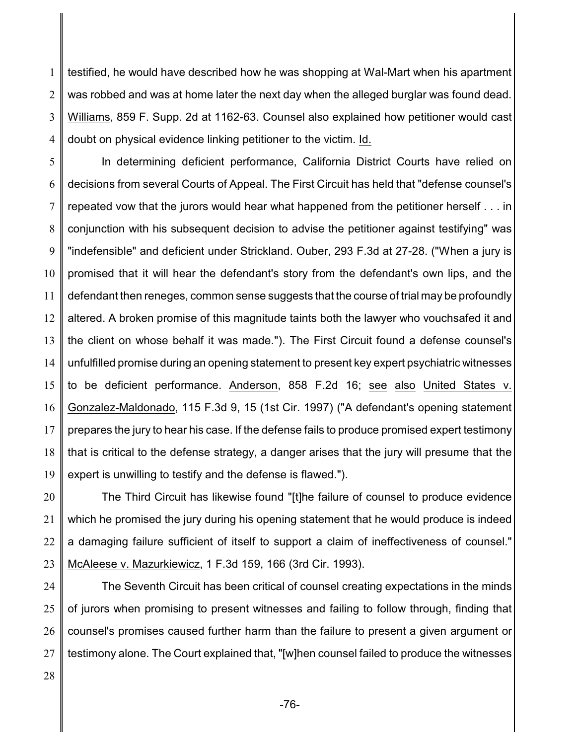testified, he would have described how he was shopping at Wal-Mart when his apartment was robbed and was at home later the next day when the alleged burglar was found dead. Williams, 859 F. Supp. 2d at 1162-63. Counsel also explained how petitioner would cast doubt on physical evidence linking petitioner to the victim. Id.

In determining deficient performance, California District Courts have relied on decisions from several Courts of Appeal. The First Circuit has held that "defense counsel's repeated vow that the jurors would hear what happened from the petitioner herself . . . in conjunction with his subsequent decision to advise the petitioner against testifying" was "indefensible" and deficient under Strickland. Ouber, 293 F.3d at 27-28. ("When a jury is promised that it will hear the defendant's story from the defendant's own lips, and the defendant then reneges, common sense suggests that the course of trial may be profoundly altered. A broken promise of this magnitude taints both the lawyer who vouchsafed it and the client on whose behalf it was made."). The First Circuit found a defense counsel's unfulfilled promise during an opening statement to present key expert psychiatric witnesses to be deficient performance. Anderson, 858 F.2d 16; see also United States v. Gonzalez-Maldonado, 115 F.3d 9, 15 (1st Cir. 1997) ("A defendant's opening statement prepares the jury to hear his case. If the defense fails to produce promised expert testimony that is critical to the defense strategy, a danger arises that the jury will presume that the expert is unwilling to testify and the defense is flawed.").

The Third Circuit has likewise found "[t]he failure of counsel to produce evidence which he promised the jury during his opening statement that he would produce is indeed a damaging failure sufficient of itself to support a claim of ineffectiveness of counsel." McAleese v. Mazurkiewicz, 1 F.3d 159, 166 (3rd Cir. 1993).

The Seventh Circuit has been critical of counsel creating expectations in the minds of jurors when promising to present witnesses and failing to follow through, finding that counsel's promises caused further harm than the failure to present a given argument or testimony alone. The Court explained that, "[w]hen counsel failed to produce the witnesses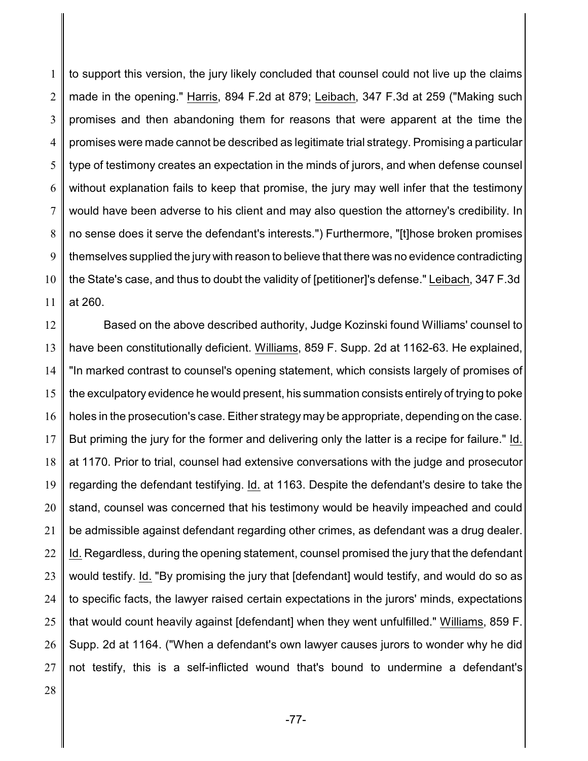to support this version, the jury likely concluded that counsel could not live up the claims made in the opening." Harris, 894 F.2d at 879; Leibach, 347 F.3d at 259 ("Making such promises and then abandoning them for reasons that were apparent at the time the promises were made cannot be described as legitimate trial strategy. Promising a particular type of testimony creates an expectation in the minds of jurors, and when defense counsel without explanation fails to keep that promise, the jury may well infer that the testimony would have been adverse to his client and may also question the attorney's credibility. In no sense does it serve the defendant's interests.") Furthermore, "[t]hose broken promises themselves supplied the jury with reason to believe that there was no evidence contradicting the State's case, and thus to doubt the validity of [petitioner]'s defense." Leibach, 347 F.3d at 260.

Based on the above described authority, Judge Kozinski found Williams' counsel to have been constitutionally deficient. Williams, 859 F. Supp. 2d at 1162-63. He explained, "In marked contrast to counsel's opening statement, which consists largely of promises of the exculpatory evidence he would present, his summation consists entirely of trying to poke holes in the prosecution's case. Either strategy may be appropriate, depending on the case. But priming the jury for the former and delivering only the latter is a recipe for failure." Id. at 1170. Prior to trial, counsel had extensive conversations with the judge and prosecutor regarding the defendant testifying. Id. at 1163. Despite the defendant's desire to take the stand, counsel was concerned that his testimony would be heavily impeached and could be admissible against defendant regarding other crimes, as defendant was a drug dealer. Id. Regardless, during the opening statement, counsel promised the jury that the defendant would testify. Id. "By promising the jury that [defendant] would testify, and would do so as to specific facts, the lawyer raised certain expectations in the jurors' minds, expectations that would count heavily against [defendant] when they went unfulfilled." Williams, 859 F. Supp. 2d at 1164. ("When a defendant's own lawyer causes jurors to wonder why he did not testify, this is a self-inflicted wound that's bound to undermine a defendant's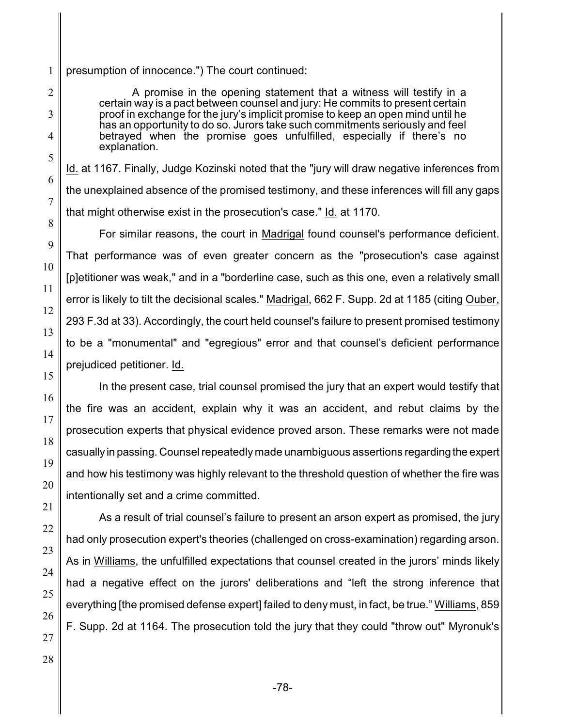presumption of innocence.") The court continued:

> A promise in the opening statement that a witness will testify in a certain way is a pact between counsel and jury: He commits to present certain proof in exchange for the jury's implicit promise to keep an open mind until he has an opportunity to do so. Jurors take such commitments seriously and feel betrayed when the promise goes unfulfilled, especially if there's no explanation.

Id. at 1167. Finally, Judge Kozinski noted that the "jury will draw negative inferences from the unexplained absence of the promised testimony, and these inferences will fill any gaps that might otherwise exist in the prosecution's case." Id. at 1170.

For similar reasons, the court in Madrigal found counsel's performance deficient. That performance was of even greater concern as the "prosecution's case against [p]etitioner was weak," and in a "borderline case, such as this one, even a relatively small error is likely to tilt the decisional scales." Madrigal, 662 F. Supp. 2d at 1185 (citing Ouber, 293 F.3d at 33). Accordingly, the court held counsel's failure to present promised testimony to be a "monumental" and "egregious" error and that counsel's deficient performance prejudiced petitioner. Id.

In the present case, trial counsel promised the jury that an expert would testify that the fire was an accident, explain why it was an accident, and rebut claims by the prosecution experts that physical evidence proved arson. These remarks were not made casually in passing. Counsel repeatedly made unambiguous assertions regarding the expert and how his testimony was highly relevant to the threshold question of whether the fire was intentionally set and a crime committed.

As a result of trial counsel's failure to present an arson expert as promised, the jury had only prosecution expert's theories (challenged on cross-examination) regarding arson. As in Williams, the unfulfilled expectations that counsel created in the jurors' minds likely had a negative effect on the jurors' deliberations and "left the strong inference that everything [the promised defense expert] failed to deny must, in fact, be true." Williams, 859 F. Supp. 2d at 1164. The prosecution told the jury that they could "throw out" Myronuk's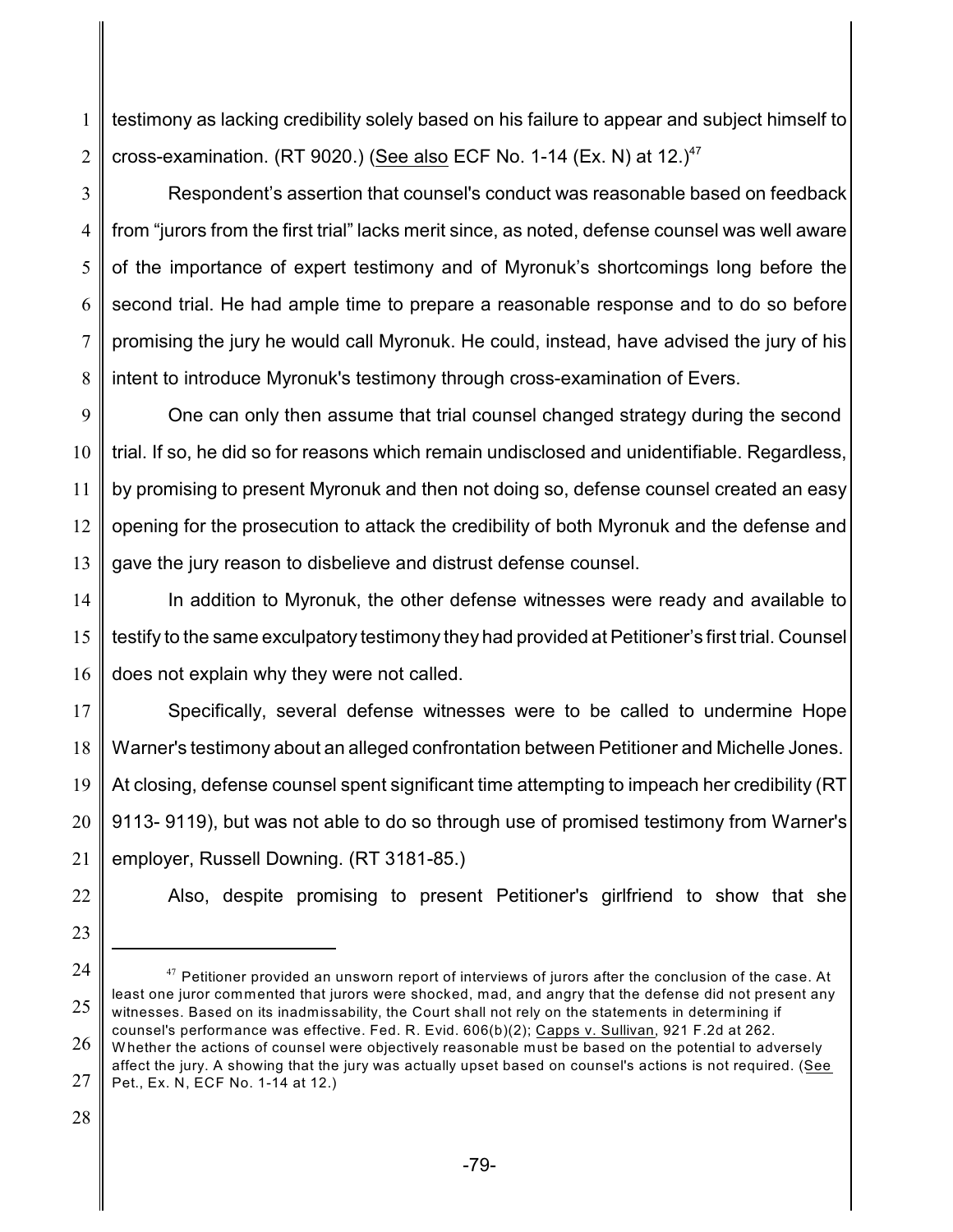testimony as lacking credibility solely based on his failure to appear and subject himself to cross-examination. (RT 9020.) (See also ECF No. 1-14 (Ex. N) at 12.)[47]

Respondent's assertion that counsel's conduct was reasonable based on feedback from "jurors from the first trial" lacks merit since, as noted, defense counsel was well aware of the importance of expert testimony and of Myronuk's shortcomings long before the second trial. He had ample time to prepare a reasonable response and to do so before promising the jury he would call Myronuk. He could, instead, have advised the jury of his intent to introduce Myronuk's testimony through cross-examination of Evers.

One can only then assume that trial counsel changed strategy during the second trial. If so, he did so for reasons which remain undisclosed and unidentifiable. Regardless, by promising to present Myronuk and then not doing so, defense counsel created an easy opening for the prosecution to attack the credibility of both Myronuk and the defense and gave the jury reason to disbelieve and distrust defense counsel.

In addition to Myronuk, the other defense witnesses were ready and available to testify to the same exculpatory testimony they had provided at Petitioner's first trial. Counsel does not explain why they were not called.

Specifically, several defense witnesses were to be called to undermine Hope Warner's testimony about an alleged confrontation between Petitioner and Michelle Jones. At closing, defense counsel spent significant time attempting to impeach her credibility (RT 9113- 9119), but was not able to do so through use of promised testimony from Warner's employer, Russell Downing. (RT 3181-85.)

Also, despite promising to present Petitioner's girlfriend to show that she

---

[47] Petitioner provided an unsworn report of interviews of jurors after the conclusion of the case. At least one juror commented that jurors were shocked, mad, and angry that the defense did not present any witnesses. Based on its inadmissability, the Court shall not rely on the statements in determining if counsel's performance was effective. Fed. R. Evid. 606(b)(2); Capps v. Sullivan, 921 F.2d at 262. Whether the actions of counsel were objectively reasonable must be based on the potential to adversely affect the jury. A showing that the jury was actually upset based on counsel's actions is not required. (See Pet., Ex. N, ECF No. 1-14 at 12.)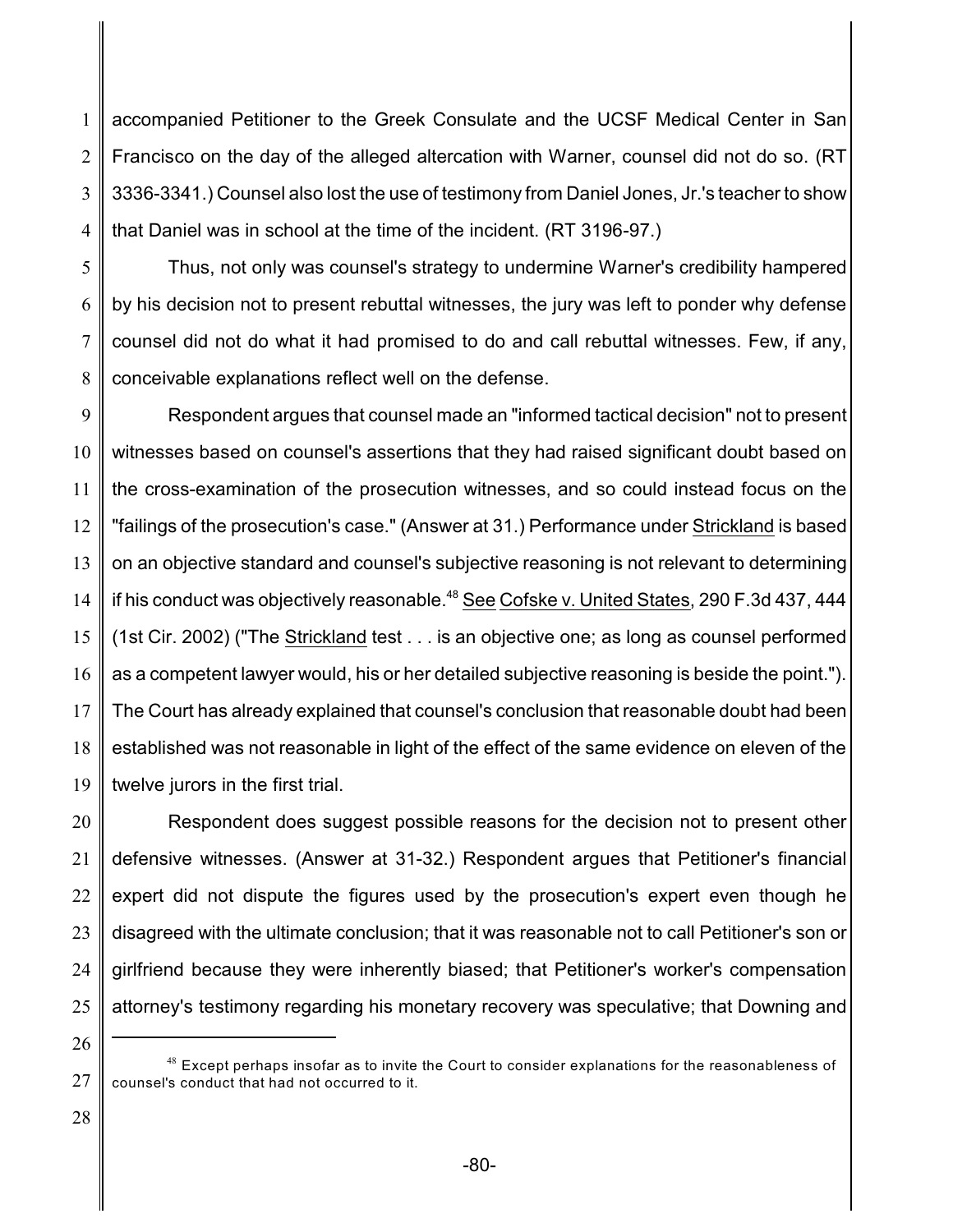accompanied Petitioner to the Greek Consulate and the UCSF Medical Center in San Francisco on the day of the alleged altercation with Warner, counsel did not do so. (RT 3336-3341.) Counsel also lost the use of testimony from Daniel Jones, Jr.'s teacher to show that Daniel was in school at the time of the incident. (RT 3196-97.)

Thus, not only was counsel's strategy to undermine Warner's credibility hampered by his decision not to present rebuttal witnesses, the jury was left to ponder why defense counsel did not do what it had promised to do and call rebuttal witnesses. Few, if any, conceivable explanations reflect well on the defense.

Respondent argues that counsel made an "informed tactical decision" not to present witnesses based on counsel's assertions that they had raised significant doubt based on the cross-examination of the prosecution witnesses, and so could instead focus on the "failings of the prosecution's case." (Answer at 31.) Performance under Strickland is based on an objective standard and counsel's subjective reasoning is not relevant to determining if his conduct was objectively reasonable.[48] See Cofske v. United States, 290 F.3d 437, 444 (1st Cir. 2002) ("The Strickland test . . . is an objective one; as long as counsel performed as a competent lawyer would, his or her detailed subjective reasoning is beside the point."). The Court has already explained that counsel's conclusion that reasonable doubt had been established was not reasonable in light of the effect of the same evidence on eleven of the twelve jurors in the first trial.

Respondent does suggest possible reasons for the decision not to present other defensive witnesses. (Answer at 31-32.) Respondent argues that Petitioner's financial expert did not dispute the figures used by the prosecution's expert even though he disagreed with the ultimate conclusion; that it was reasonable not to call Petitioner's son or girlfriend because they were inherently biased; that Petitioner's worker's compensation attorney's testimony regarding his monetary recovery was speculative; that Downing and

[48] Except perhaps insofar as to invite the Court to consider explanations for the reasonableness of counsel's conduct that had not occurred to it.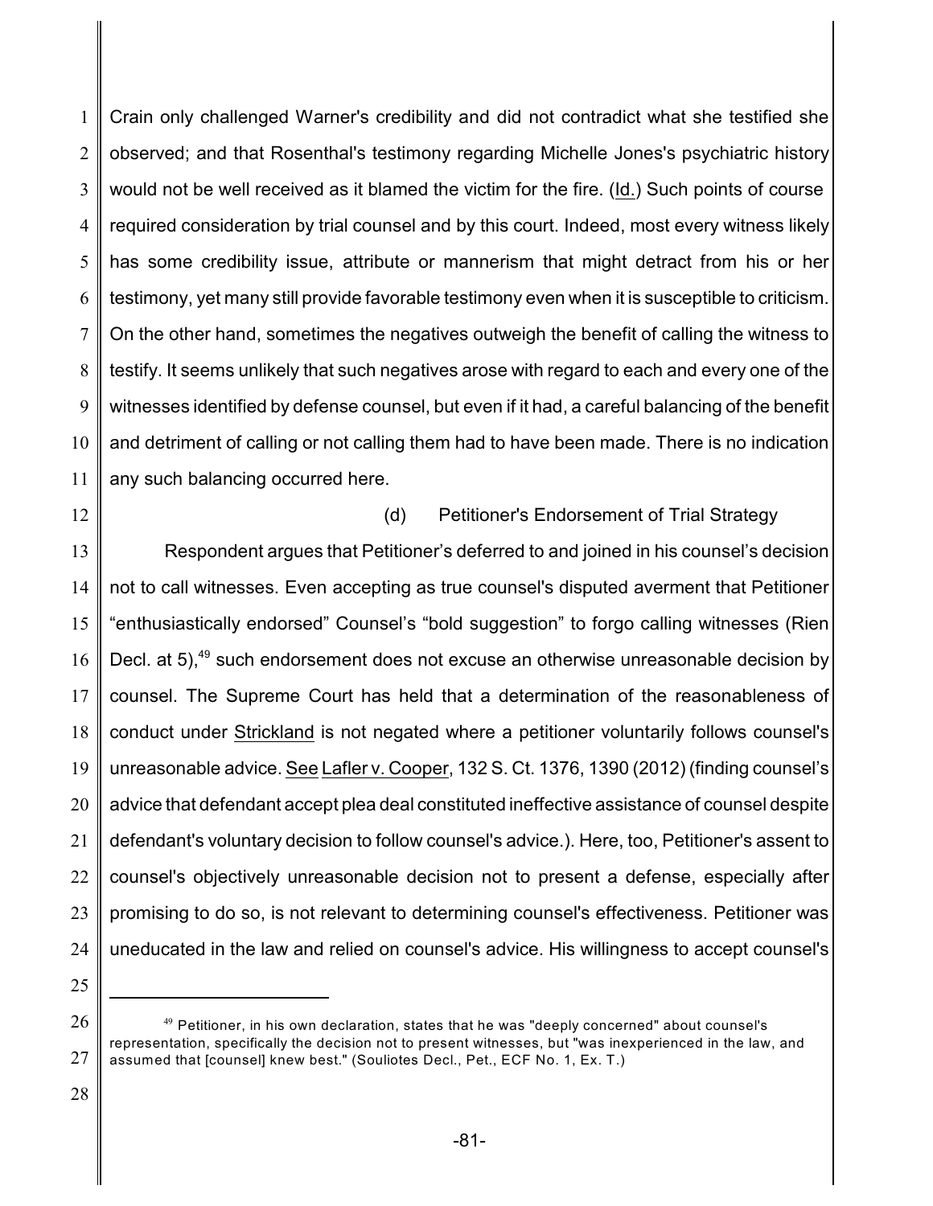Crain only challenged Warner's credibility and did not contradict what she testified she observed; and that Rosenthal's testimony regarding Michelle Jones's psychiatric history would not be well received as it blamed the victim for the fire. (Id.) Such points of course required consideration by trial counsel and by this court. Indeed, most every witness likely has some credibility issue, attribute or mannerism that might detract from his or her testimony, yet many still provide favorable testimony even when it is susceptible to criticism. On the other hand, sometimes the negatives outweigh the benefit of calling the witness to testify. It seems unlikely that such negatives arose with regard to each and every one of the witnesses identified by defense counsel, but even if it had, a careful balancing of the benefit and detriment of calling or not calling them had to have been made. There is no indication any such balancing occurred here.

(d) Petitioner's Endorsement of Trial Strategy

Respondent argues that Petitioner's deferred to and joined in his counsel's decision not to call witnesses. Even accepting as true counsel's disputed averment that Petitioner "enthusiastically endorsed" Counsel's "bold suggestion" to forgo calling witnesses (Rien Decl. at 5),[49] such endorsement does not excuse an otherwise unreasonable decision by counsel. The Supreme Court has held that a determination of the reasonableness of conduct under Strickland is not negated where a petitioner voluntarily follows counsel's unreasonable advice. See Lafler v. Cooper, 132 S. Ct. 1376, 1390 (2012) (finding counsel's advice that defendant accept plea deal constituted ineffective assistance of counsel despite defendant's voluntary decision to follow counsel's advice.). Here, too, Petitioner's assent to counsel's objectively unreasonable decision not to present a defense, especially after promising to do so, is not relevant to determining counsel's effectiveness. Petitioner was uneducated in the law and relied on counsel's advice. His willingness to accept counsel's

[49] Petitioner, in his own declaration, states that he was "deeply concerned" about counsel's representation, specifically the decision not to present witnesses, but "was inexperienced in the law, and assumed that [counsel] knew best." (Souliotes Decl., Pet., ECF No. 1, Ex. T.)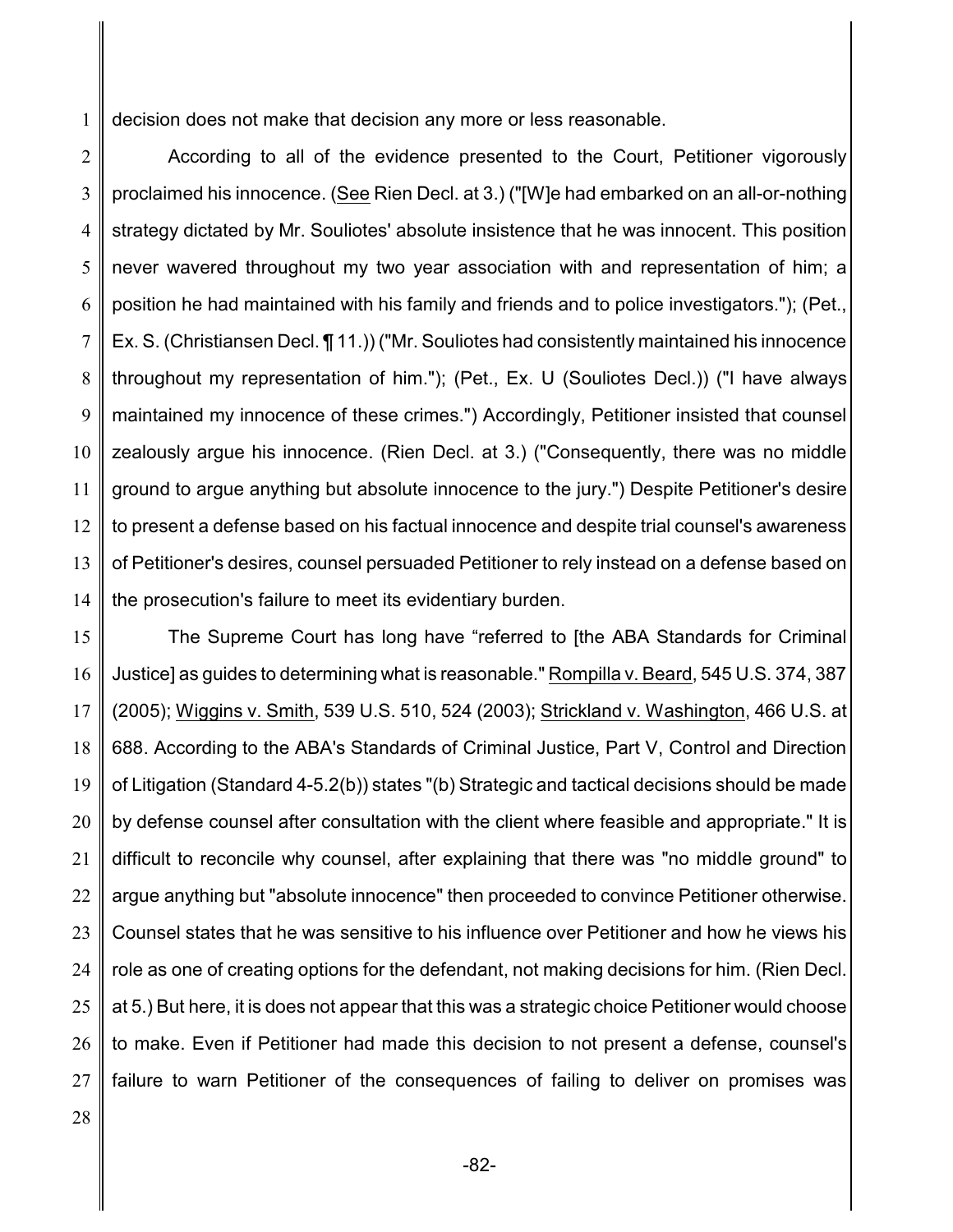decision does not make that decision any more or less reasonable.

According to all of the evidence presented to the Court, Petitioner vigorously proclaimed his innocence. (See Rien Decl. at 3.) ("[W]e had embarked on an all-or-nothing strategy dictated by Mr. Souliotes' absolute insistence that he was innocent. This position never wavered throughout my two year association with and representation of him; a position he had maintained with his family and friends and to police investigators."); (Pet., Ex. S. (Christiansen Decl. ¶ 11.)) ("Mr. Souliotes had consistently maintained his innocence throughout my representation of him."); (Pet., Ex. U (Souliotes Decl.)) ("I have always maintained my innocence of these crimes.") Accordingly, Petitioner insisted that counsel zealously argue his innocence. (Rien Decl. at 3.) ("Consequently, there was no middle ground to argue anything but absolute innocence to the jury.") Despite Petitioner's desire to present a defense based on his factual innocence and despite trial counsel's awareness of Petitioner's desires, counsel persuaded Petitioner to rely instead on a defense based on the prosecution's failure to meet its evidentiary burden.

The Supreme Court has long have "referred to [the ABA Standards for Criminal Justice] as guides to determining what is reasonable." Rompilla v. Beard, 545 U.S. 374, 387 (2005); Wiggins v. Smith, 539 U.S. 510, 524 (2003); Strickland v. Washington, 466 U.S. at 688. According to the ABA's Standards of Criminal Justice, Part V, Control and Direction of Litigation (Standard 4-5.2(b)) states "(b) Strategic and tactical decisions should be made by defense counsel after consultation with the client where feasible and appropriate." It is difficult to reconcile why counsel, after explaining that there was "no middle ground" to argue anything but "absolute innocence" then proceeded to convince Petitioner otherwise. Counsel states that he was sensitive to his influence over Petitioner and how he views his role as one of creating options for the defendant, not making decisions for him. (Rien Decl. at 5.) But here, it is does not appear that this was a strategic choice Petitioner would choose to make. Even if Petitioner had made this decision to not present a defense, counsel's failure to warn Petitioner of the consequences of failing to deliver on promises was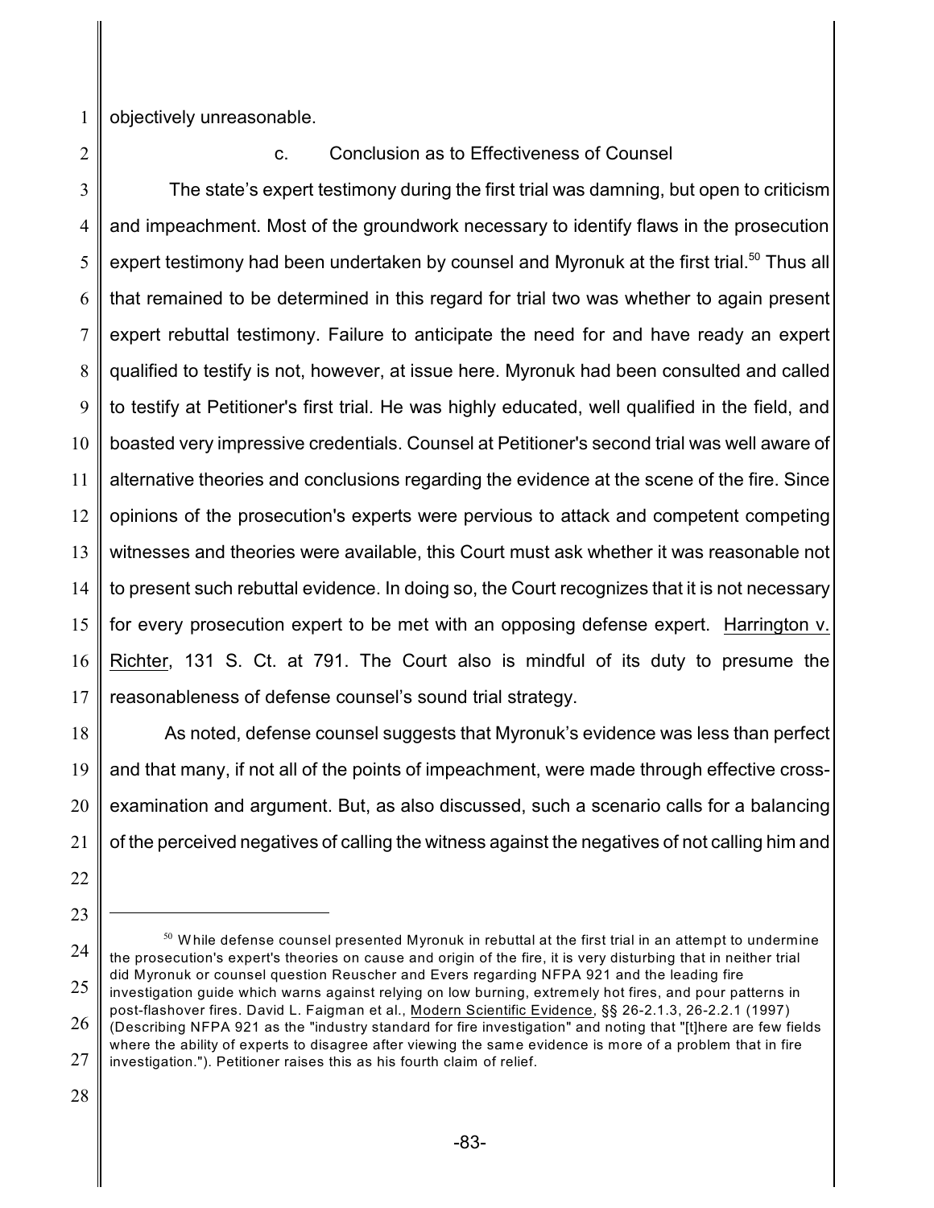objectively unreasonable.

c. Conclusion as to Effectiveness of Counsel

The state's expert testimony during the first trial was damning, but open to criticism and impeachment. Most of the groundwork necessary to identify flaws in the prosecution expert testimony had been undertaken by counsel and Myronuk at the first trial.[50] Thus all that remained to be determined in this regard for trial two was whether to again present expert rebuttal testimony. Failure to anticipate the need for and have ready an expert qualified to testify is not, however, at issue here. Myronuk had been consulted and called to testify at Petitioner's first trial. He was highly educated, well qualified in the field, and boasted very impressive credentials. Counsel at Petitioner's second trial was well aware of alternative theories and conclusions regarding the evidence at the scene of the fire. Since opinions of the prosecution's experts were pervious to attack and competent competing witnesses and theories were available, this Court must ask whether it was reasonable not to present such rebuttal evidence. In doing so, the Court recognizes that it is not necessary for every prosecution expert to be met with an opposing defense expert. Harrington v. Richter, 131 S. Ct. at 791. The Court also is mindful of its duty to presume the reasonableness of defense counsel's sound trial strategy.

As noted, defense counsel suggests that Myronuk's evidence was less than perfect and that many, if not all of the points of impeachment, were made through effective cross-examination and argument. But, as also discussed, such a scenario calls for a balancing of the perceived negatives of calling the witness against the negatives of not calling him and

---

[50] While defense counsel presented Myronuk in rebuttal at the first trial in an attempt to undermine the prosecution's expert's theories on cause and origin of the fire, it is very disturbing that in neither trial did Myronuk or counsel question Reuscher and Evers regarding NFPA 921 and the leading fire investigation guide which warns against relying on low burning, extremely hot fires, and pour patterns in post-flashover fires. David L. Faigman et al., Modern Scientific Evidence, §§ 26-2.1.3, 26-2.2.1 (1997) (Describing NFPA 921 as the "industry standard for fire investigation" and noting that "[t]here are few fields where the ability of experts to disagree after viewing the same evidence is more of a problem that in fire investigation."). Petitioner raises this as his fourth claim of relief.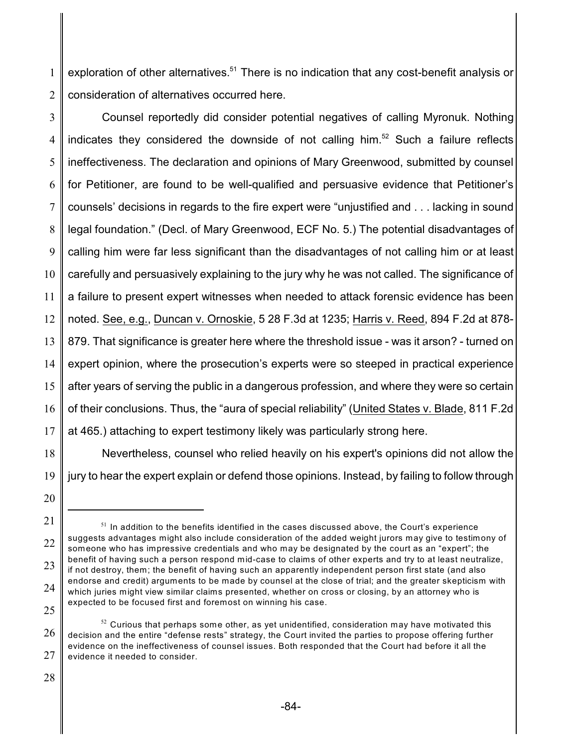exploration of other alternatives.[51] There is no indication that any cost-benefit analysis or consideration of alternatives occurred here.

Counsel reportedly did consider potential negatives of calling Myronuk. Nothing indicates they considered the downside of not calling him.[52] Such a failure reflects ineffectiveness. The declaration and opinions of Mary Greenwood, submitted by counsel for Petitioner, are found to be well-qualified and persuasive evidence that Petitioner's counsels' decisions in regards to the fire expert were "unjustified and . . . lacking in sound legal foundation." (Decl. of Mary Greenwood, ECF No. 5.) The potential disadvantages of calling him were far less significant than the disadvantages of not calling him or at least carefully and persuasively explaining to the jury why he was not called. The significance of a failure to present expert witnesses when needed to attack forensic evidence has been noted. See, e.g., Duncan v. Ornoskie, 5 28 F.3d at 1235; Harris v. Reed, 894 F.2d at 878-879. That significance is greater here where the threshold issue - was it arson? - turned on expert opinion, where the prosecution's experts were so steeped in practical experience after years of serving the public in a dangerous profession, and where they were so certain of their conclusions. Thus, the "aura of special reliability" (United States v. Blade, 811 F.2d at 465.) attaching to expert testimony likely was particularly strong here.

Nevertheless, counsel who relied heavily on his expert's opinions did not allow the jury to hear the expert explain or defend those opinions. Instead, by failing to follow through

---

[51] In addition to the benefits identified in the cases discussed above, the Court's experience suggests advantages might also include consideration of the added weight jurors may give to testimony of someone who has impressive credentials and who may be designated by the court as an "expert"; the benefit of having such a person respond mid-case to claims of other experts and try to at least neutralize, if not destroy, them; the benefit of having such an apparently independent person first state (and also endorse and credit) arguments to be made by counsel at the close of trial; and the greater skepticism with which juries might view similar claims presented, whether on cross or closing, by an attorney who is expected to be focused first and foremost on winning his case.

[52] Curious that perhaps some other, as yet unidentified, consideration may have motivated this decision and the entire "defense rests" strategy, the Court invited the parties to propose offering further evidence on the ineffectiveness of counsel issues. Both responded that the Court had before it all the evidence it needed to consider.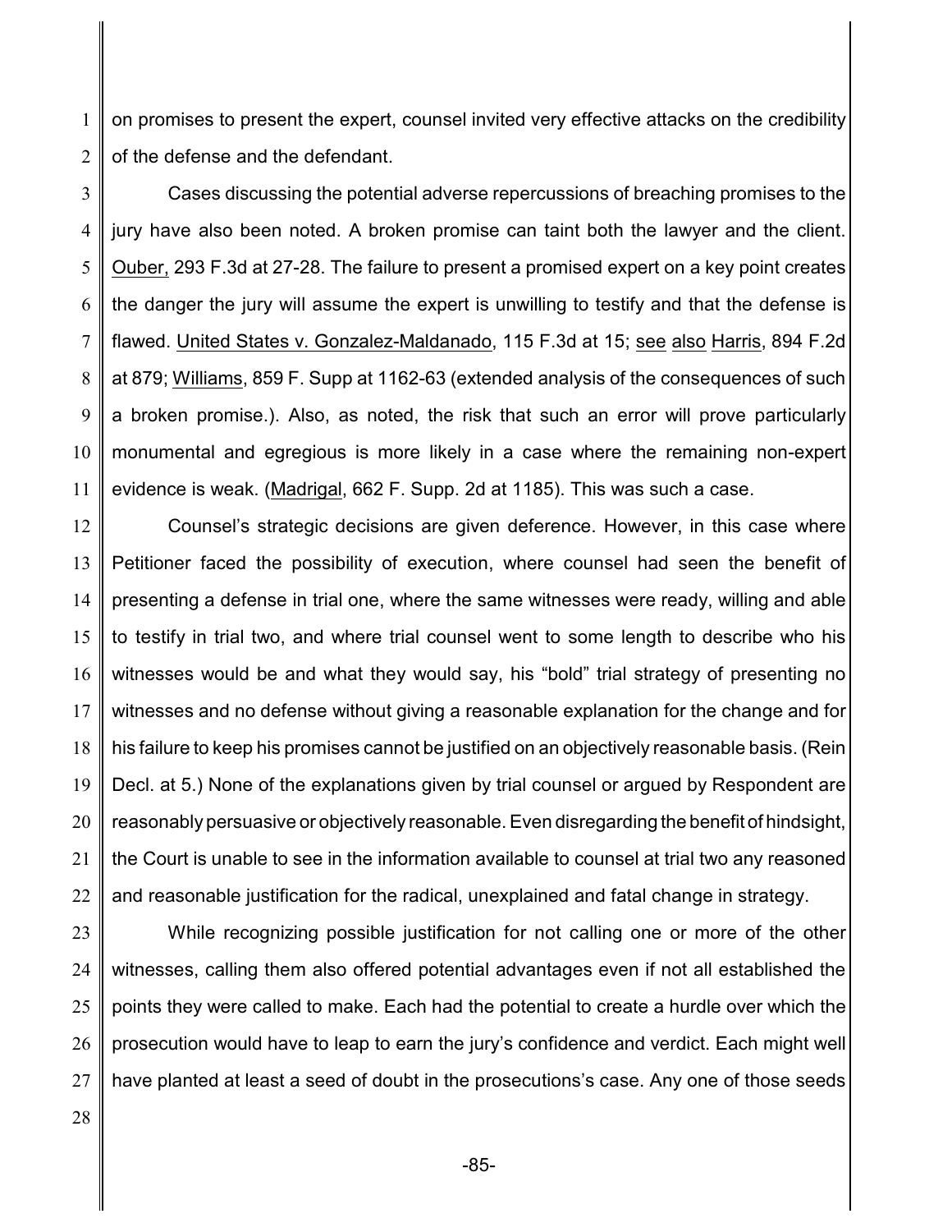on promises to present the expert, counsel invited very effective attacks on the credibility of the defense and the defendant.

Cases discussing the potential adverse repercussions of breaching promises to the jury have also been noted. A broken promise can taint both the lawyer and the client. Ouber, 293 F.3d at 27-28. The failure to present a promised expert on a key point creates the danger the jury will assume the expert is unwilling to testify and that the defense is flawed. United States v. Gonzalez-Maldanado, 115 F.3d at 15; see also Harris, 894 F.2d at 879; Williams, 859 F. Supp at 1162-63 (extended analysis of the consequences of such a broken promise.). Also, as noted, the risk that such an error will prove particularly monumental and egregious is more likely in a case where the remaining non-expert evidence is weak. (Madrigal, 662 F. Supp. 2d at 1185). This was such a case.

Counsel's strategic decisions are given deference. However, in this case where Petitioner faced the possibility of execution, where counsel had seen the benefit of presenting a defense in trial one, where the same witnesses were ready, willing and able to testify in trial two, and where trial counsel went to some length to describe who his witnesses would be and what they would say, his "bold" trial strategy of presenting no witnesses and no defense without giving a reasonable explanation for the change and for his failure to keep his promises cannot be justified on an objectively reasonable basis. (Rein Decl. at 5.) None of the explanations given by trial counsel or argued by Respondent are reasonably persuasive or objectively reasonable. Even disregarding the benefit of hindsight, the Court is unable to see in the information available to counsel at trial two any reasoned and reasonable justification for the radical, unexplained and fatal change in strategy.

While recognizing possible justification for not calling one or more of the other witnesses, calling them also offered potential advantages even if not all established the points they were called to make. Each had the potential to create a hurdle over which the prosecution would have to leap to earn the jury's confidence and verdict. Each might well have planted at least a seed of doubt in the prosecutions's case. Any one of those seeds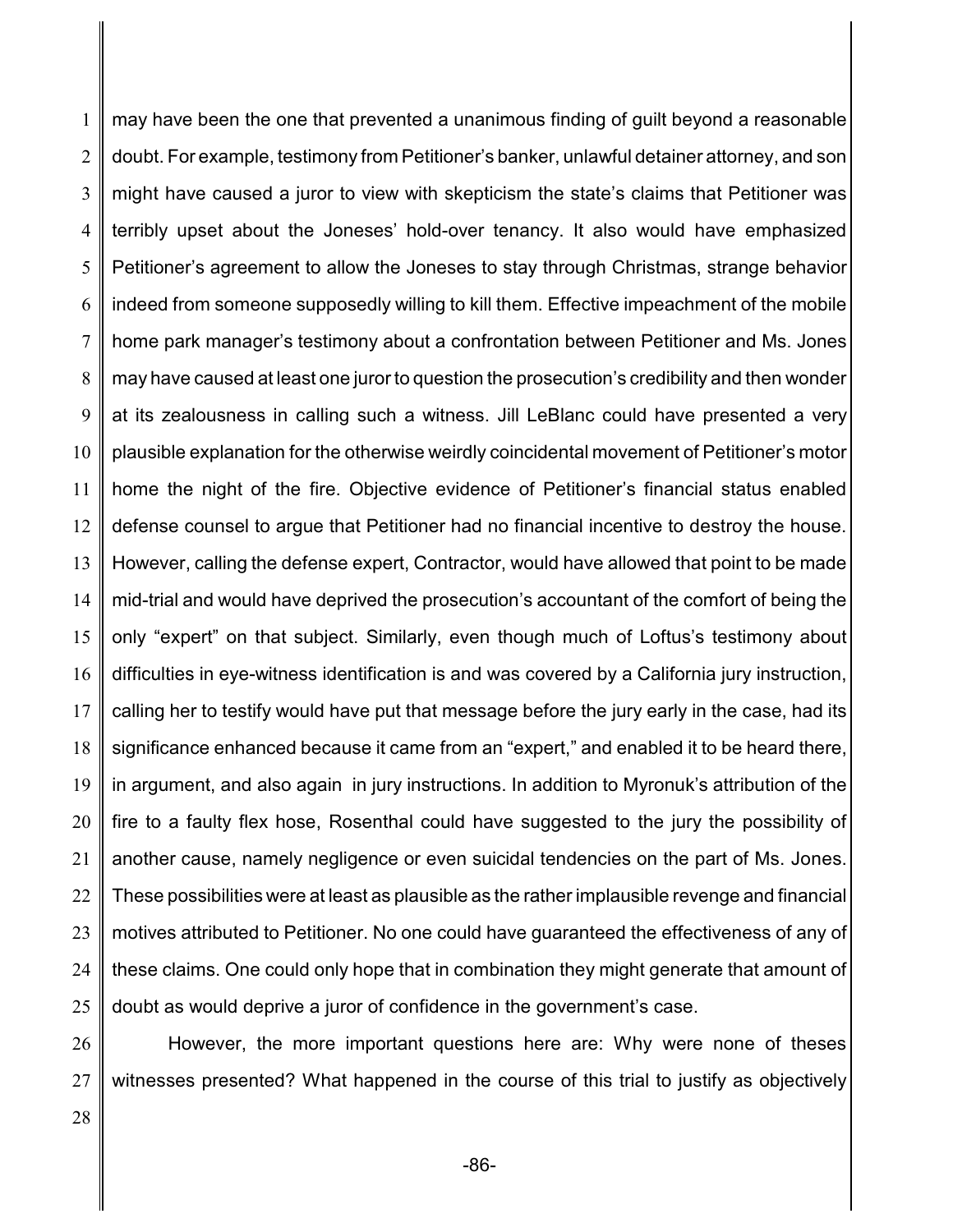may have been the one that prevented a unanimous finding of guilt beyond a reasonable doubt. For example, testimony from Petitioner's banker, unlawful detainer attorney, and son might have caused a juror to view with skepticism the state's claims that Petitioner was terribly upset about the Joneses' hold-over tenancy. It also would have emphasized Petitioner's agreement to allow the Joneses to stay through Christmas, strange behavior indeed from someone supposedly willing to kill them. Effective impeachment of the mobile home park manager's testimony about a confrontation between Petitioner and Ms. Jones may have caused at least one juror to question the prosecution's credibility and then wonder at its zealousness in calling such a witness. Jill LeBlanc could have presented a very plausible explanation for the otherwise weirdly coincidental movement of Petitioner's motor home the night of the fire. Objective evidence of Petitioner's financial status enabled defense counsel to argue that Petitioner had no financial incentive to destroy the house. However, calling the defense expert, Contractor, would have allowed that point to be made mid-trial and would have deprived the prosecution's accountant of the comfort of being the only "expert" on that subject. Similarly, even though much of Loftus's testimony about difficulties in eye-witness identification is and was covered by a California jury instruction, calling her to testify would have put that message before the jury early in the case, had its significance enhanced because it came from an "expert," and enabled it to be heard there, in argument, and also again in jury instructions. In addition to Myronuk's attribution of the fire to a faulty flex hose, Rosenthal could have suggested to the jury the possibility of another cause, namely negligence or even suicidal tendencies on the part of Ms. Jones. These possibilities were at least as plausible as the rather implausible revenge and financial motives attributed to Petitioner. No one could have guaranteed the effectiveness of any of these claims. One could only hope that in combination they might generate that amount of doubt as would deprive a juror of confidence in the government's case.

However, the more important questions here are: Why were none of theses witnesses presented? What happened in the course of this trial to justify as objectively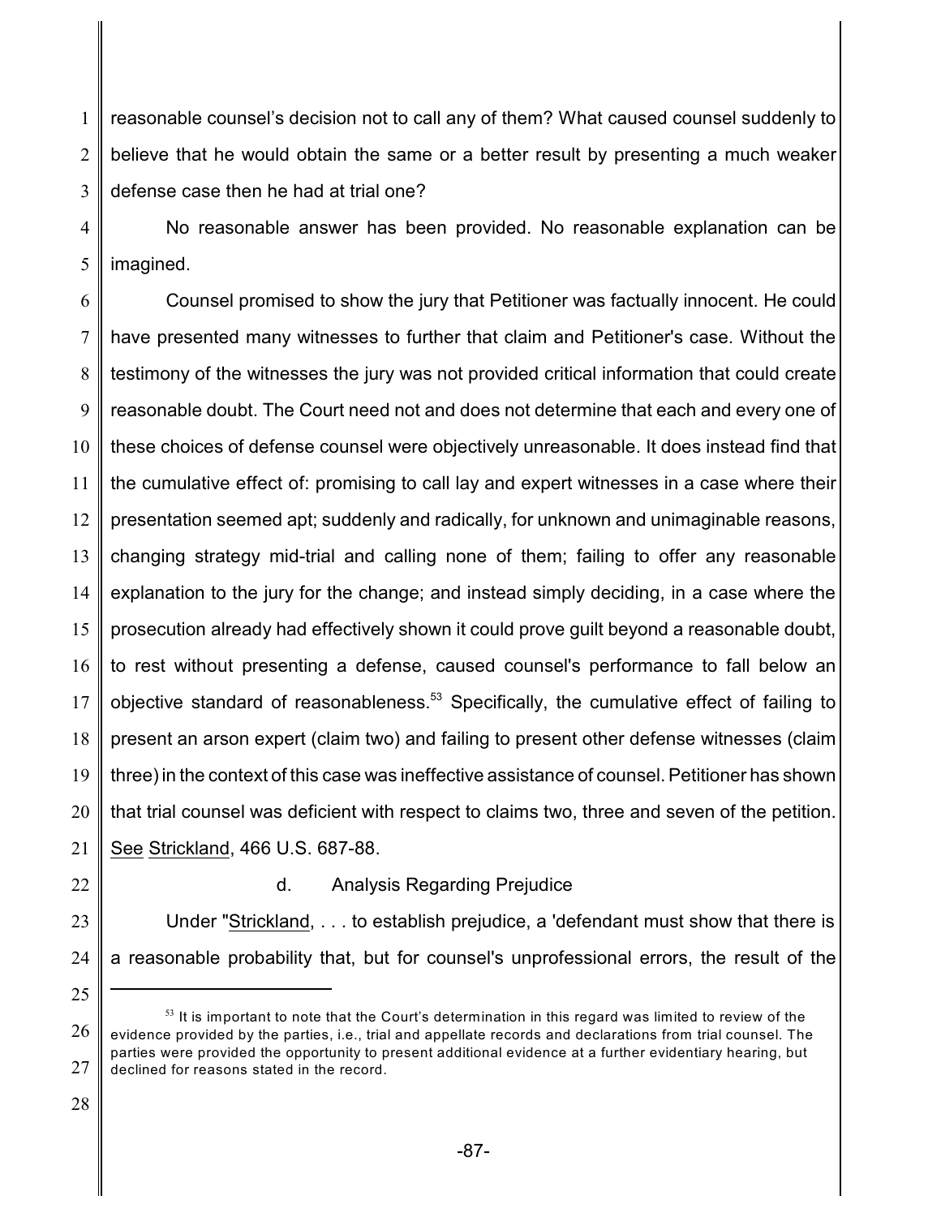reasonable counsel's decision not to call any of them? What caused counsel suddenly to believe that he would obtain the same or a better result by presenting a much weaker defense case then he had at trial one?

No reasonable answer has been provided. No reasonable explanation can be imagined.

Counsel promised to show the jury that Petitioner was factually innocent. He could have presented many witnesses to further that claim and Petitioner's case. Without the testimony of the witnesses the jury was not provided critical information that could create reasonable doubt. The Court need not and does not determine that each and every one of these choices of defense counsel were objectively unreasonable. It does instead find that the cumulative effect of: promising to call lay and expert witnesses in a case where their presentation seemed apt; suddenly and radically, for unknown and unimaginable reasons, changing strategy mid-trial and calling none of them; failing to offer any reasonable explanation to the jury for the change; and instead simply deciding, in a case where the prosecution already had effectively shown it could prove guilt beyond a reasonable doubt, to rest without presenting a defense, caused counsel's performance to fall below an objective standard of reasonableness.[53] Specifically, the cumulative effect of failing to present an arson expert (claim two) and failing to present other defense witnesses (claim three) in the context of this case was ineffective assistance of counsel. Petitioner has shown that trial counsel was deficient with respect to claims two, three and seven of the petition. See Strickland, 466 U.S. 687-88.

d. Analysis Regarding Prejudice

Under "Strickland, . . . to establish prejudice, a 'defendant must show that there is a reasonable probability that, but for counsel's unprofessional errors, the result of the

[53] It is important to note that the Court's determination in this regard was limited to review of the evidence provided by the parties, i.e., trial and appellate records and declarations from trial counsel. The parties were provided the opportunity to present additional evidence at a further evidentiary hearing, but declined for reasons stated in the record.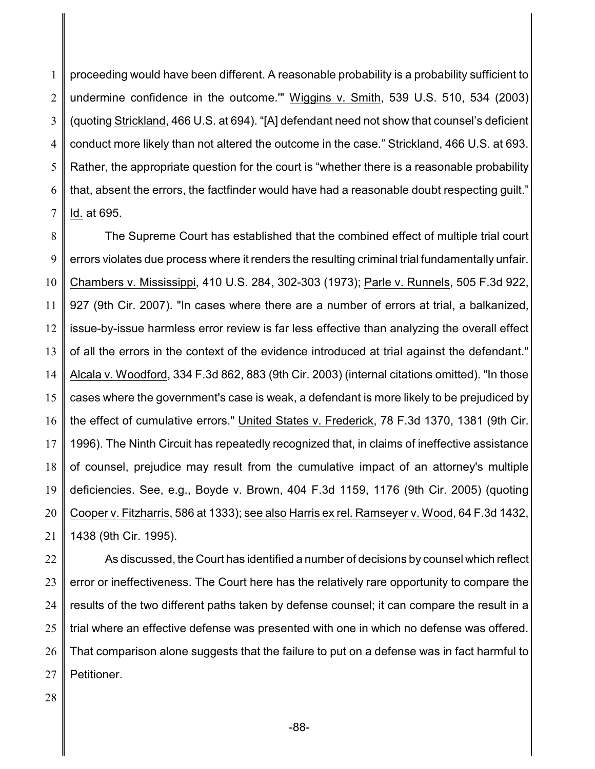proceeding would have been different. A reasonable probability is a probability sufficient to undermine confidence in the outcome.'" Wiggins v. Smith, 539 U.S. 510, 534 (2003) (quoting Strickland, 466 U.S. at 694). "[A] defendant need not show that counsel's deficient conduct more likely than not altered the outcome in the case." Strickland, 466 U.S. at 693. Rather, the appropriate question for the court is "whether there is a reasonable probability that, absent the errors, the factfinder would have had a reasonable doubt respecting guilt." Id. at 695.

The Supreme Court has established that the combined effect of multiple trial court errors violates due process where it renders the resulting criminal trial fundamentally unfair. Chambers v. Mississippi, 410 U.S. 284, 302-303 (1973); Parle v. Runnels, 505 F.3d 922, 927 (9th Cir. 2007). "In cases where there are a number of errors at trial, a balkanized, issue-by-issue harmless error review is far less effective than analyzing the overall effect of all the errors in the context of the evidence introduced at trial against the defendant." Alcala v. Woodford, 334 F.3d 862, 883 (9th Cir. 2003) (internal citations omitted). "In those cases where the government's case is weak, a defendant is more likely to be prejudiced by the effect of cumulative errors." United States v. Frederick, 78 F.3d 1370, 1381 (9th Cir. 1996). The Ninth Circuit has repeatedly recognized that, in claims of ineffective assistance of counsel, prejudice may result from the cumulative impact of an attorney's multiple deficiencies. See, e.g., Boyde v. Brown, 404 F.3d 1159, 1176 (9th Cir. 2005) (quoting Cooper v. Fitzharris, 586 at 1333); see also Harris ex rel. Ramseyer v. Wood, 64 F.3d 1432, 1438 (9th Cir. 1995).

As discussed, the Court has identified a number of decisions by counsel which reflect error or ineffectiveness. The Court here has the relatively rare opportunity to compare the results of the two different paths taken by defense counsel; it can compare the result in a trial where an effective defense was presented with one in which no defense was offered. That comparison alone suggests that the failure to put on a defense was in fact harmful to Petitioner.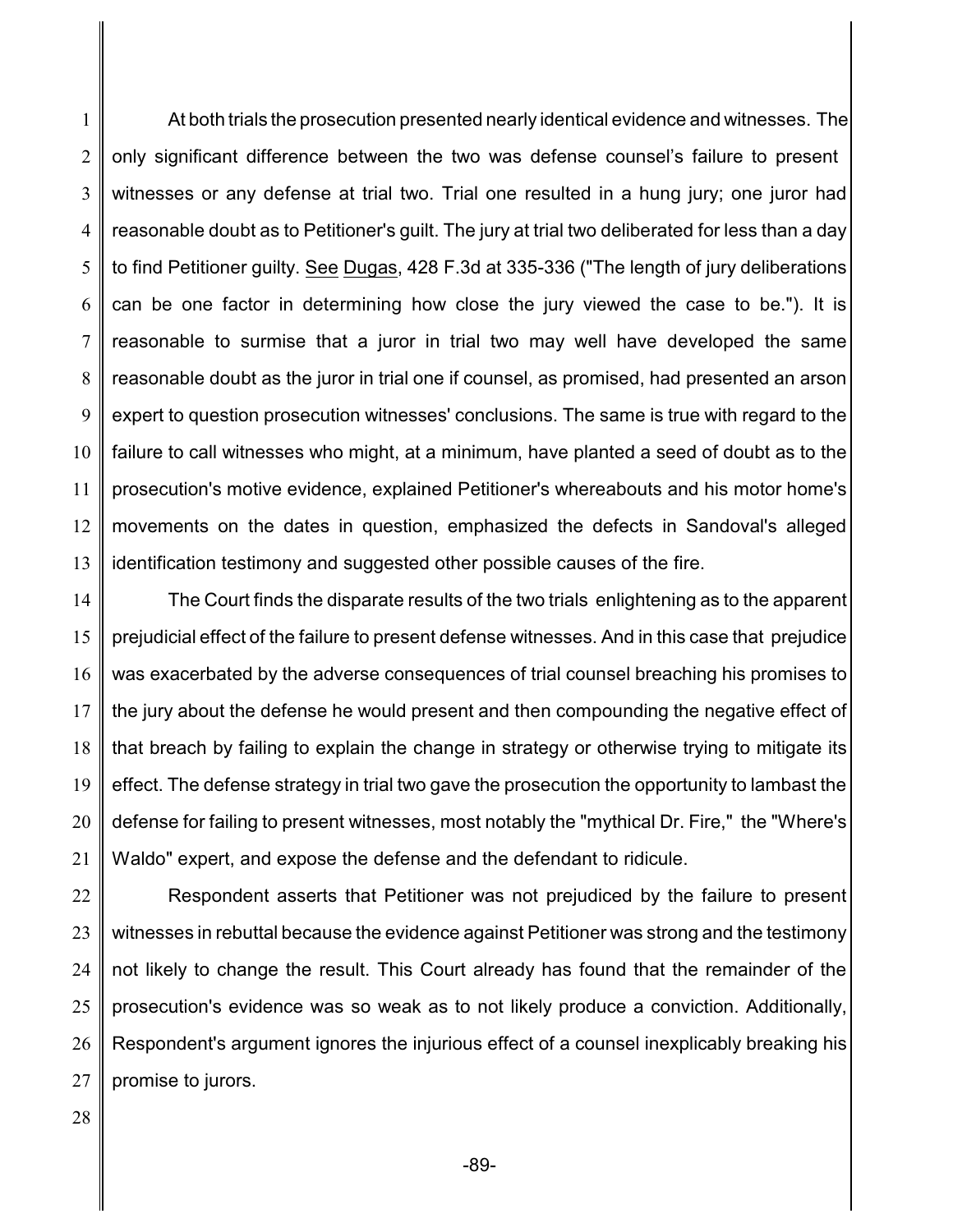At both trials the prosecution presented nearly identical evidence and witnesses. The only significant difference between the two was defense counsel's failure to present witnesses or any defense at trial two. Trial one resulted in a hung jury; one juror had reasonable doubt as to Petitioner's guilt. The jury at trial two deliberated for less than a day to find Petitioner guilty. See Dugas, 428 F.3d at 335-336 ("The length of jury deliberations can be one factor in determining how close the jury viewed the case to be."). It is reasonable to surmise that a juror in trial two may well have developed the same reasonable doubt as the juror in trial one if counsel, as promised, had presented an arson expert to question prosecution witnesses' conclusions. The same is true with regard to the failure to call witnesses who might, at a minimum, have planted a seed of doubt as to the prosecution's motive evidence, explained Petitioner's whereabouts and his motor home's movements on the dates in question, emphasized the defects in Sandoval's alleged identification testimony and suggested other possible causes of the fire.

The Court finds the disparate results of the two trials enlightening as to the apparent prejudicial effect of the failure to present defense witnesses. And in this case that prejudice was exacerbated by the adverse consequences of trial counsel breaching his promises to the jury about the defense he would present and then compounding the negative effect of that breach by failing to explain the change in strategy or otherwise trying to mitigate its effect. The defense strategy in trial two gave the prosecution the opportunity to lambast the defense for failing to present witnesses, most notably the "mythical Dr. Fire," the "Where's Waldo" expert, and expose the defense and the defendant to ridicule.

Respondent asserts that Petitioner was not prejudiced by the failure to present witnesses in rebuttal because the evidence against Petitioner was strong and the testimony not likely to change the result. This Court already has found that the remainder of the prosecution's evidence was so weak as to not likely produce a conviction. Additionally, Respondent's argument ignores the injurious effect of a counsel inexplicably breaking his promise to jurors.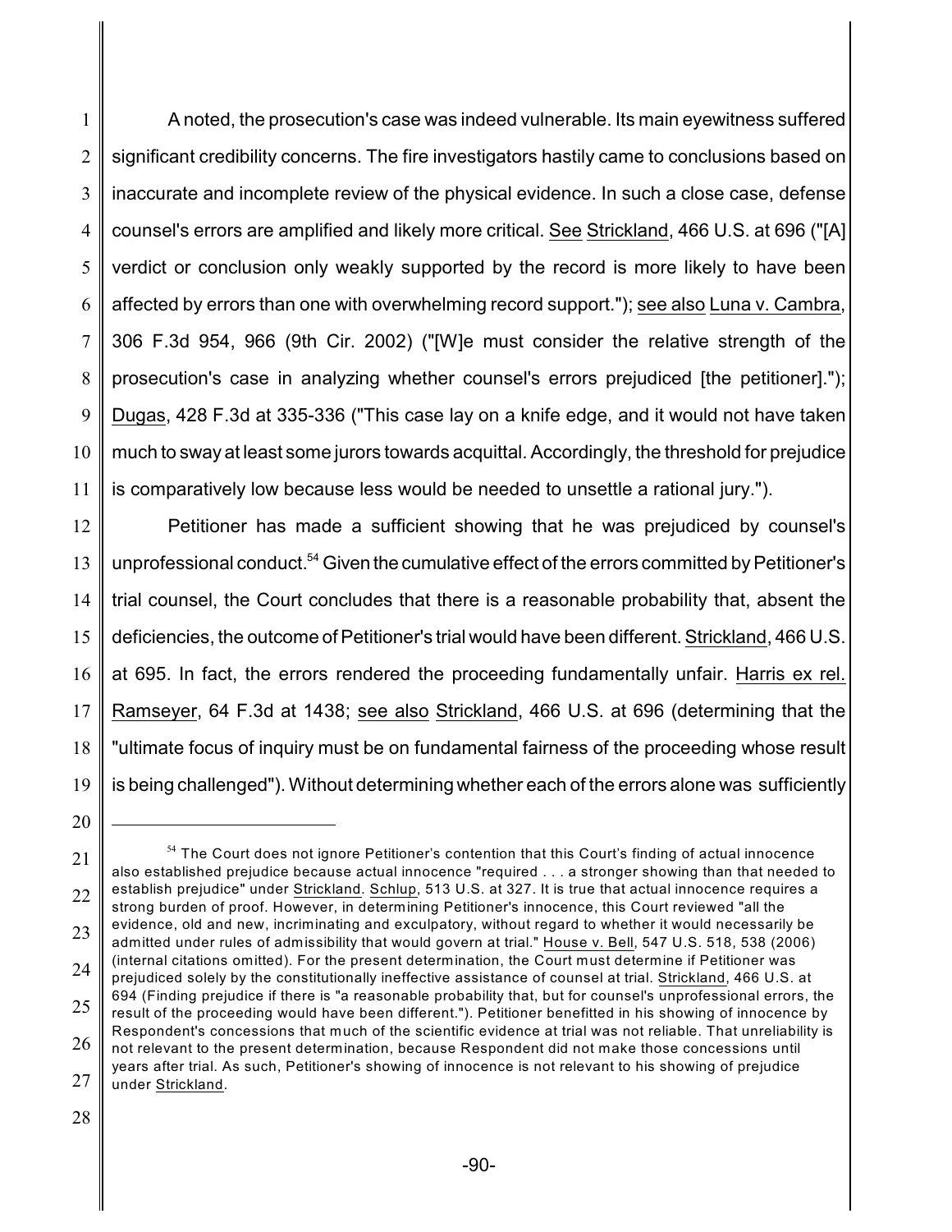A noted, the prosecution's case was indeed vulnerable. Its main eyewitness suffered significant credibility concerns. The fire investigators hastily came to conclusions based on inaccurate and incomplete review of the physical evidence. In such a close case, defense counsel's errors are amplified and likely more critical. See Strickland, 466 U.S. at 696 ("[A] verdict or conclusion only weakly supported by the record is more likely to have been affected by errors than one with overwhelming record support."); see also Luna v. Cambra, 306 F.3d 954, 966 (9th Cir. 2002) ("[W]e must consider the relative strength of the prosecution's case in analyzing whether counsel's errors prejudiced [the petitioner]."); Dugas, 428 F.3d at 335-336 ("This case lay on a knife edge, and it would not have taken much to sway at least some jurors towards acquittal. Accordingly, the threshold for prejudice is comparatively low because less would be needed to unsettle a rational jury.").

Petitioner has made a sufficient showing that he was prejudiced by counsel's unprofessional conduct.[54] Given the cumulative effect of the errors committed by Petitioner's trial counsel, the Court concludes that there is a reasonable probability that, absent the deficiencies, the outcome of Petitioner's trial would have been different. Strickland, 466 U.S. at 695. In fact, the errors rendered the proceeding fundamentally unfair. Harris ex rel. Ramseyer, 64 F.3d at 1438; see also Strickland, 466 U.S. at 696 (determining that the "ultimate focus of inquiry must be on fundamental fairness of the proceeding whose result is being challenged"). Without determining whether each of the errors alone was sufficiently

---

[54] The Court does not ignore Petitioner's contention that this Court's finding of actual innocence also established prejudice because actual innocence "required . . . a stronger showing than that needed to establish prejudice" under Strickland. Schlup, 513 U.S. at 327. It is true that actual innocence requires a strong burden of proof. However, in determining Petitioner's innocence, this Court reviewed "all the evidence, old and new, incriminating and exculpatory, without regard to whether it would necessarily be admitted under rules of admissibility that would govern at trial." House v. Bell, 547 U.S. 518, 538 (2006) (internal citations omitted). For the present determination, the Court must determine if Petitioner was prejudiced solely by the constitutionally ineffective assistance of counsel at trial. Strickland, 466 U.S. at 694 (Finding prejudice if there is "a reasonable probability that, but for counsel's unprofessional errors, the result of the proceeding would have been different."). Petitioner benefitted in his showing of innocence by Respondent's concessions that much of the scientific evidence at trial was not reliable. That unreliability is not relevant to the present determination, because Respondent did not make those concessions until years after trial. As such, Petitioner's showing of innocence is not relevant to his showing of prejudice under Strickland.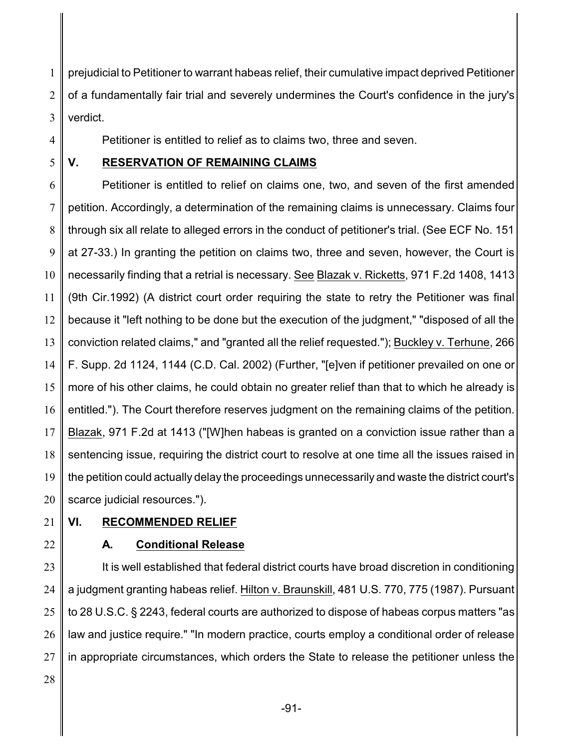prejudicial to Petitioner to warrant habeas relief, their cumulative impact deprived Petitioner of a fundamentally fair trial and severely undermines the Court's confidence in the jury's verdict.

Petitioner is entitled to relief as to claims two, three and seven.

## V. RESERVATION OF REMAINING CLAIMS

Petitioner is entitled to relief on claims one, two, and seven of the first amended petition. Accordingly, a determination of the remaining claims is unnecessary. Claims four through six all relate to alleged errors in the conduct of petitioner's trial. (See ECF No. 151 at 27-33.) In granting the petition on claims two, three and seven, however, the Court is necessarily finding that a retrial is necessary. See Blazak v. Ricketts, 971 F.2d 1408, 1413 (9th Cir.1992) (A district court order requiring the state to retry the Petitioner was final because it "left nothing to be done but the execution of the judgment," "disposed of all the conviction related claims," and "granted all the relief requested."); Buckley v. Terhune, 266 F. Supp. 2d 1124, 1144 (C.D. Cal. 2002) (Further, "[e]ven if petitioner prevailed on one or more of his other claims, he could obtain no greater relief than that to which he already is entitled."). The Court therefore reserves judgment on the remaining claims of the petition. Blazak, 971 F.2d at 1413 ("[W]hen habeas is granted on a conviction issue rather than a sentencing issue, requiring the district court to resolve at one time all the issues raised in the petition could actually delay the proceedings unnecessarily and waste the district court's scarce judicial resources.").

## VI. RECOMMENDED RELIEF

### A. Conditional Release

It is well established that federal district courts have broad discretion in conditioning a judgment granting habeas relief. Hilton v. Braunskill, 481 U.S. 770, 775 (1987). Pursuant to 28 U.S.C. § 2243, federal courts are authorized to dispose of habeas corpus matters "as law and justice require." "In modern practice, courts employ a conditional order of release in appropriate circumstances, which orders the State to release the petitioner unless the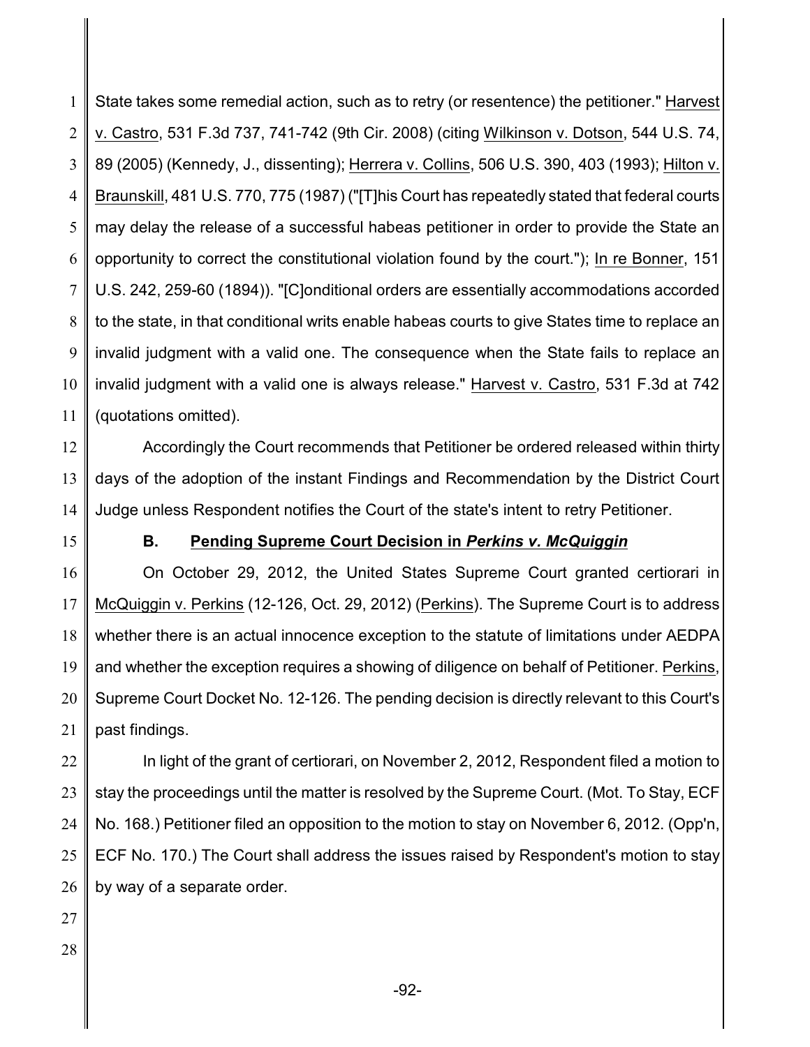State takes some remedial action, such as to retry (or resentence) the petitioner." Harvest v. Castro, 531 F.3d 737, 741-742 (9th Cir. 2008) (citing Wilkinson v. Dotson, 544 U.S. 74, 89 (2005) (Kennedy, J., dissenting); Herrera v. Collins, 506 U.S. 390, 403 (1993); Hilton v. Braunskill, 481 U.S. 770, 775 (1987) ("[T]his Court has repeatedly stated that federal courts may delay the release of a successful habeas petitioner in order to provide the State an opportunity to correct the constitutional violation found by the court."); In re Bonner, 151 U.S. 242, 259-60 (1894)). "[C]onditional orders are essentially accommodations accorded to the state, in that conditional writs enable habeas courts to give States time to replace an invalid judgment with a valid one. The consequence when the State fails to replace an invalid judgment with a valid one is always release." Harvest v. Castro, 531 F.3d at 742 (quotations omitted).

Accordingly the Court recommends that Petitioner be ordered released within thirty days of the adoption of the instant Findings and Recommendation by the District Court Judge unless Respondent notifies the Court of the state's intent to retry Petitioner.

### B. Pending Supreme Court Decision in *Perkins v. McQuiggin*

On October 29, 2012, the United States Supreme Court granted certiorari in McQuiggin v. Perkins (12-126, Oct. 29, 2012) (Perkins). The Supreme Court is to address whether there is an actual innocence exception to the statute of limitations under AEDPA and whether the exception requires a showing of diligence on behalf of Petitioner. Perkins, Supreme Court Docket No. 12-126. The pending decision is directly relevant to this Court's past findings.

In light of the grant of certiorari, on November 2, 2012, Respondent filed a motion to stay the proceedings until the matter is resolved by the Supreme Court. (Mot. To Stay, ECF No. 168.) Petitioner filed an opposition to the motion to stay on November 6, 2012. (Opp'n, ECF No. 170.) The Court shall address the issues raised by Respondent's motion to stay by way of a separate order.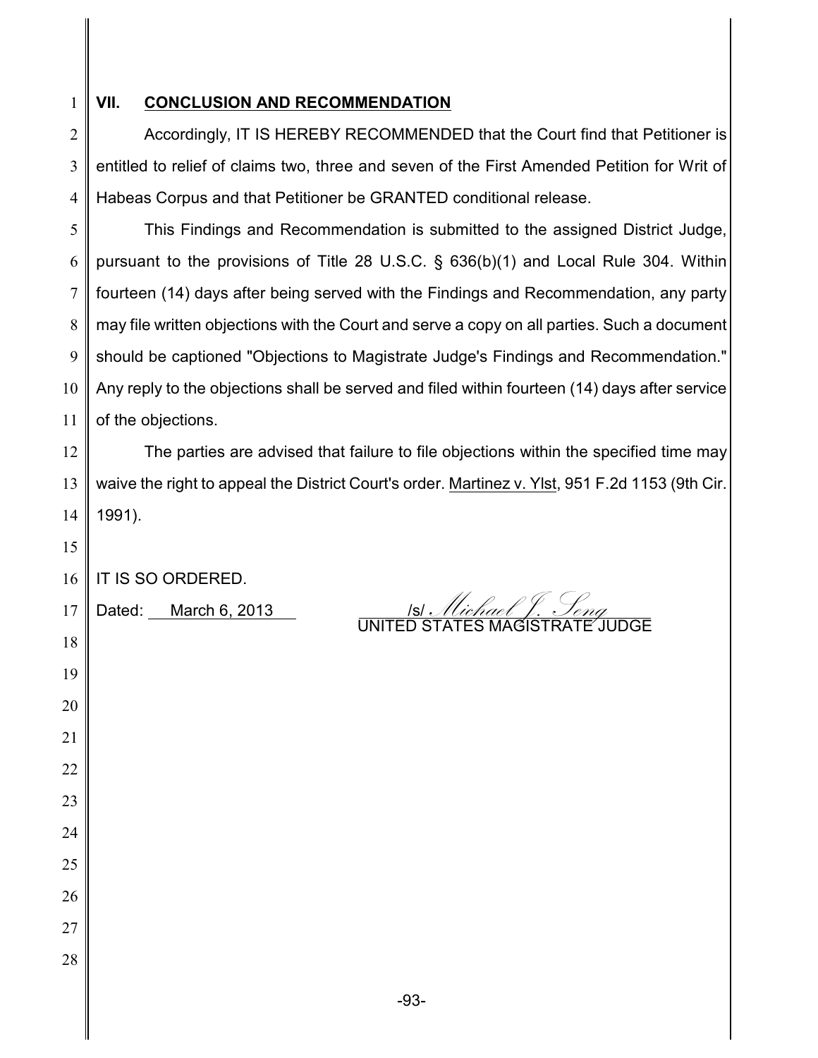## VII. CONCLUSION AND RECOMMENDATION

Accordingly, IT IS HEREBY RECOMMENDED that the Court find that Petitioner is entitled to relief of claims two, three and seven of the First Amended Petition for Writ of Habeas Corpus and that Petitioner be GRANTED conditional release.

This Findings and Recommendation is submitted to the assigned District Judge, pursuant to the provisions of Title 28 U.S.C. § 636(b)(1) and Local Rule 304. Within fourteen (14) days after being served with the Findings and Recommendation, any party may file written objections with the Court and serve a copy on all parties. Such a document should be captioned "Objections to Magistrate Judge's Findings and Recommendation." Any reply to the objections shall be served and filed within fourteen (14) days after service of the objections.

The parties are advised that failure to file objections within the specified time may waive the right to appeal the District Court's order. Martinez v. Ylst, 951 F.2d 1153 (9th Cir. 1991).

IT IS SO ORDERED.

Dated: March 6, 2013

/s/ *Michael J. Seng*
UNITED STATES MAGISTRATE JUDGE